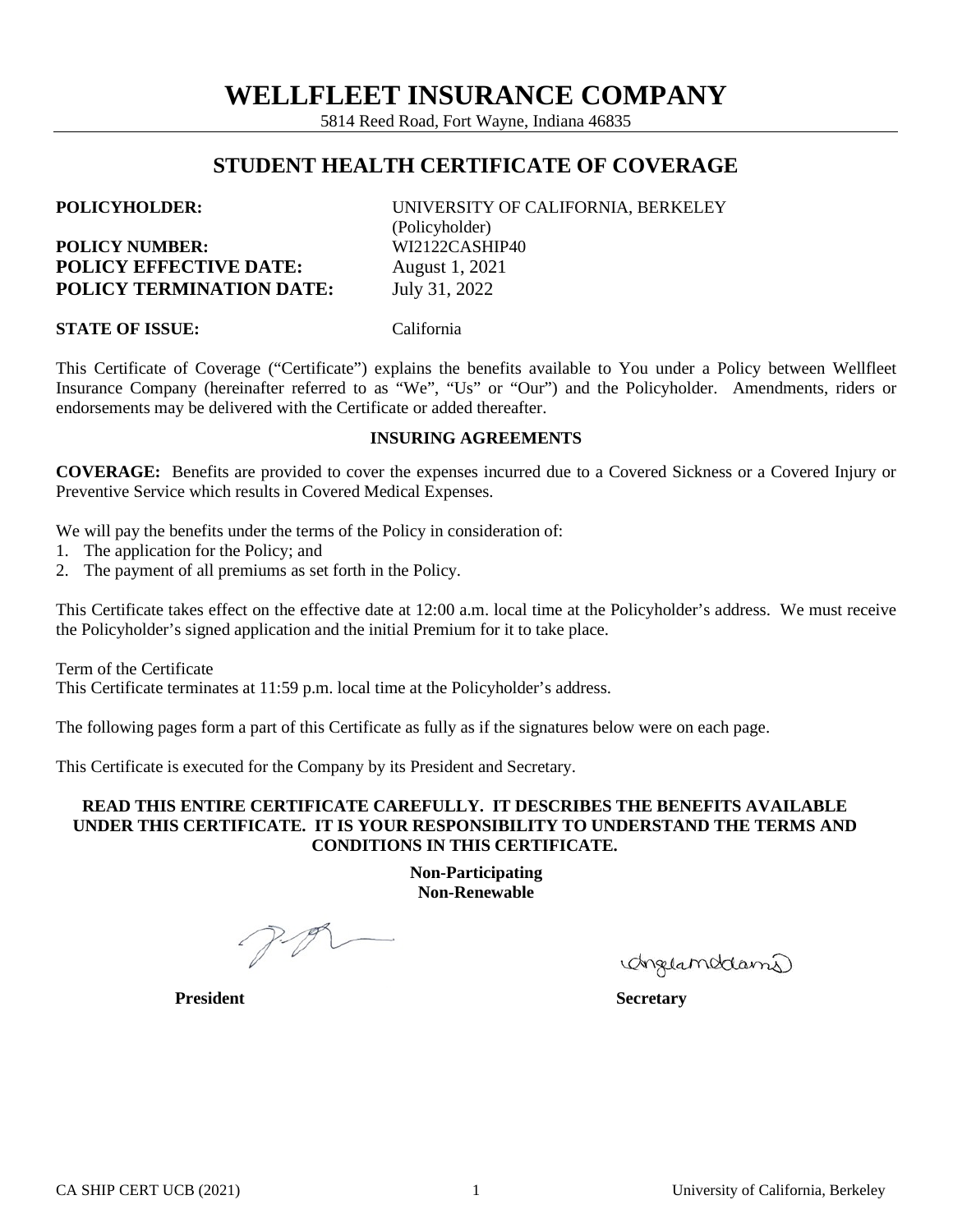# WELLFLEET INSURANCE COMPANY

5814 Reed Road, Fort Wayne, Indiana 46835

## STUDENT HEALTH CERTIFICATE OF COVERAGE

| | |
|---|---|
| **POLICYHOLDER:** | UNIVERSITY OF CALIFORNIA, BERKELEY (Policyholder) |
| **POLICY NUMBER:** | WI2122CASHIP40 |
| **POLICY EFFECTIVE DATE:** | August 1, 2021 |
| **POLICY TERMINATION DATE:** | July 31, 2022 |
| **STATE OF ISSUE:** | California |

This Certificate of Coverage ("Certificate") explains the benefits available to You under a Policy between Wellfleet Insurance Company (hereinafter referred to as "We", "Us" or "Our") and the Policyholder. Amendments, riders or endorsements may be delivered with the Certificate or added thereafter.

### INSURING AGREEMENTS

**COVERAGE:** Benefits are provided to cover the expenses incurred due to a Covered Sickness or a Covered Injury or Preventive Service which results in Covered Medical Expenses.

We will pay the benefits under the terms of the Policy in consideration of:

1. The application for the Policy; and
2. The payment of all premiums as set forth in the Policy.

This Certificate takes effect on the effective date at 12:00 a.m. local time at the Policyholder's address. We must receive the Policyholder's signed application and the initial Premium for it to take place.

Term of the Certificate
This Certificate terminates at 11:59 p.m. local time at the Policyholder's address.

The following pages form a part of this Certificate as fully as if the signatures below were on each page.

This Certificate is executed for the Company by its President and Secretary.

**READ THIS ENTIRE CERTIFICATE CAREFULLY. IT DESCRIBES THE BENEFITS AVAILABLE UNDER THIS CERTIFICATE. IT IS YOUR RESPONSIBILITY TO UNDERSTAND THE TERMS AND CONDITIONS IN THIS CERTIFICATE.**

**Non-Participating**
**Non-Renewable**

**President** **Secretary**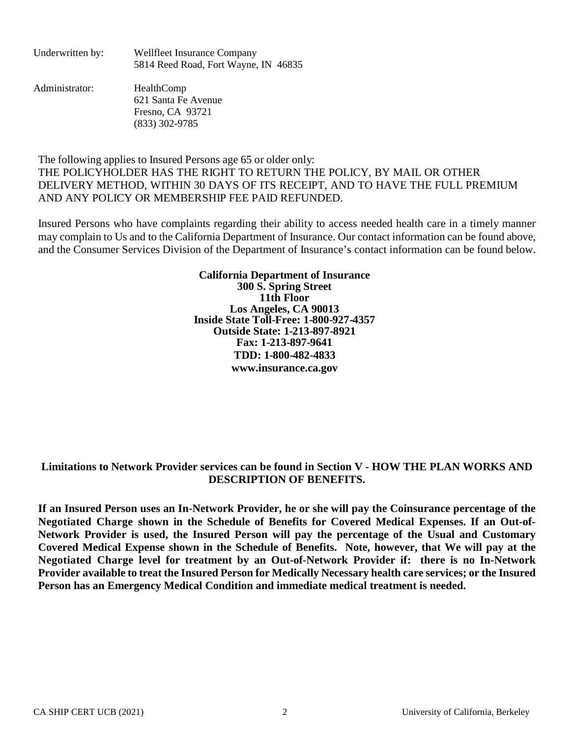Underwritten by: Wellfleet Insurance Company
5814 Reed Road, Fort Wayne, IN 46835

Administrator: HealthComp
621 Santa Fe Avenue
Fresno, CA 93721
(833) 302-9785

The following applies to Insured Persons age 65 or older only:
THE POLICYHOLDER HAS THE RIGHT TO RETURN THE POLICY, BY MAIL OR OTHER DELIVERY METHOD, WITHIN 30 DAYS OF ITS RECEIPT, AND TO HAVE THE FULL PREMIUM AND ANY POLICY OR MEMBERSHIP FEE PAID REFUNDED.

Insured Persons who have complaints regarding their ability to access needed health care in a timely manner may complain to Us and to the California Department of Insurance. Our contact information can be found above, and the Consumer Services Division of the Department of Insurance's contact information can be found below.

**California Department of Insurance**
**300 S. Spring Street**
**11th Floor**
**Los Angeles, CA 90013**
**Inside State Toll-Free: 1-800-927-4357**
**Outside State: 1-213-897-8921**
**Fax: 1-213-897-9641**
**TDD: 1-800-482-4833**
**www.insurance.ca.gov**

**Limitations to Network Provider services can be found in Section V - HOW THE PLAN WORKS AND DESCRIPTION OF BENEFITS.**

**If an Insured Person uses an In-Network Provider, he or she will pay the Coinsurance percentage of the Negotiated Charge shown in the Schedule of Benefits for Covered Medical Expenses. If an Out-of-Network Provider is used, the Insured Person will pay the percentage of the Usual and Customary Covered Medical Expense shown in the Schedule of Benefits. Note, however, that We will pay at the Negotiated Charge level for treatment by an Out-of-Network Provider if: there is no In-Network Provider available to treat the Insured Person for Medically Necessary health care services; or the Insured Person has an Emergency Medical Condition and immediate medical treatment is needed.**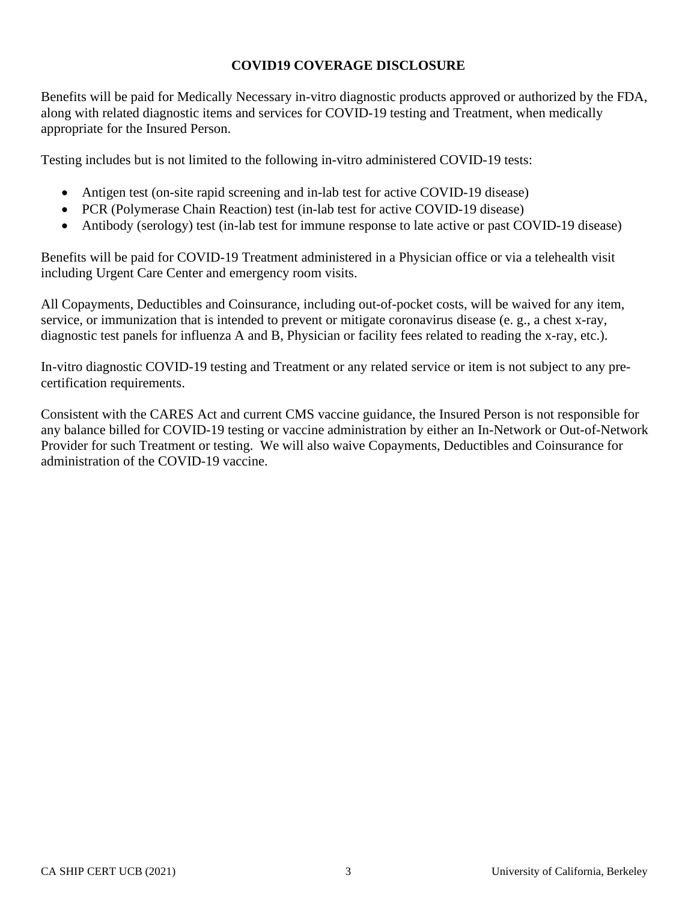# COVID19 COVERAGE DISCLOSURE

Benefits will be paid for Medically Necessary in-vitro diagnostic products approved or authorized by the FDA, along with related diagnostic items and services for COVID-19 testing and Treatment, when medically appropriate for the Insured Person.

Testing includes but is not limited to the following in-vitro administered COVID-19 tests:

- Antigen test (on-site rapid screening and in-lab test for active COVID-19 disease)
- PCR (Polymerase Chain Reaction) test (in-lab test for active COVID-19 disease)
- Antibody (serology) test (in-lab test for immune response to late active or past COVID-19 disease)

Benefits will be paid for COVID-19 Treatment administered in a Physician office or via a telehealth visit including Urgent Care Center and emergency room visits.

All Copayments, Deductibles and Coinsurance, including out-of-pocket costs, will be waived for any item, service, or immunization that is intended to prevent or mitigate coronavirus disease (e. g., a chest x-ray, diagnostic test panels for influenza A and B, Physician or facility fees related to reading the x-ray, etc.).

In-vitro diagnostic COVID-19 testing and Treatment or any related service or item is not subject to any pre-certification requirements.

Consistent with the CARES Act and current CMS vaccine guidance, the Insured Person is not responsible for any balance billed for COVID-19 testing or vaccine administration by either an In-Network or Out-of-Network Provider for such Treatment or testing. We will also waive Copayments, Deductibles and Coinsurance for administration of the COVID-19 vaccine.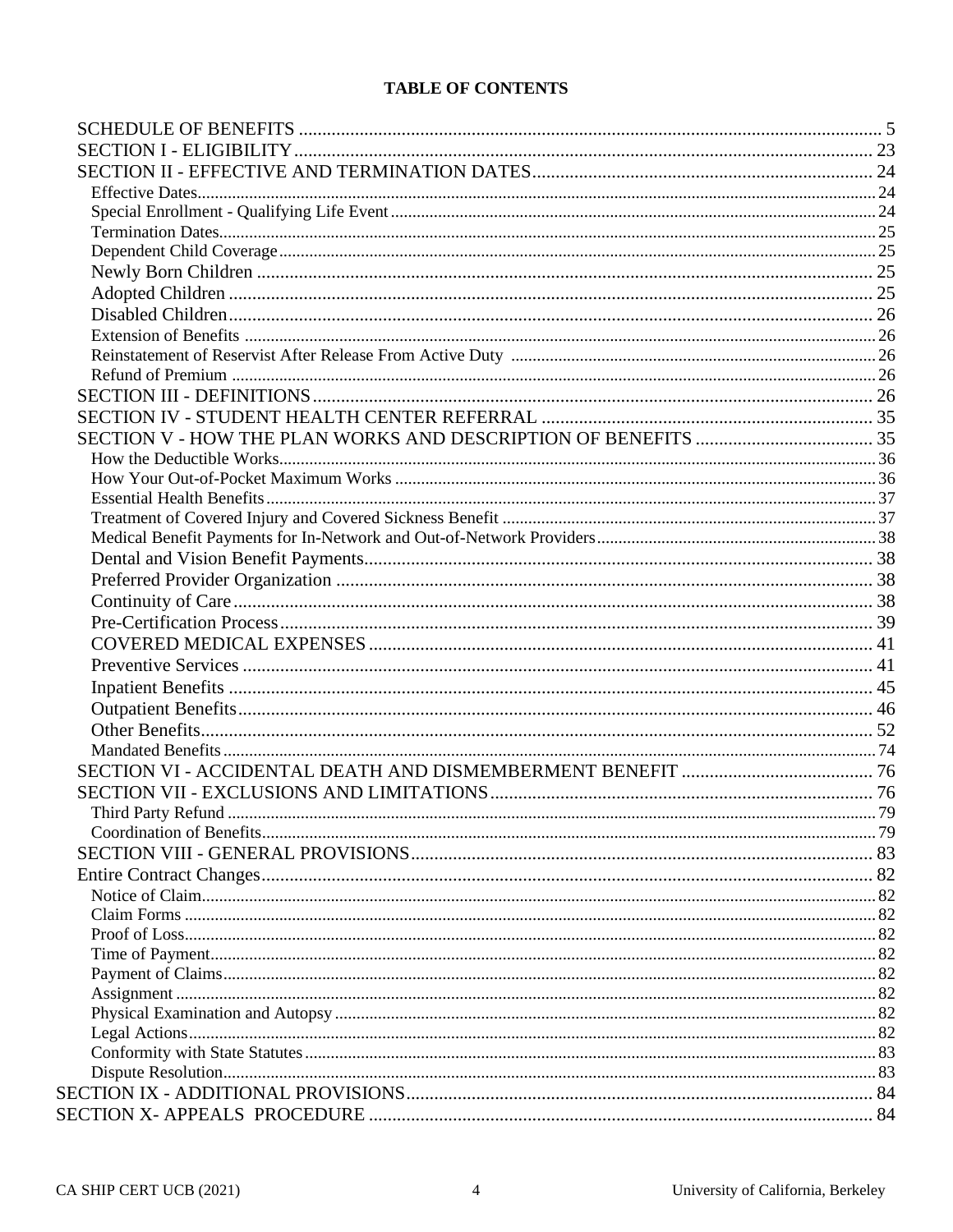**TABLE OF CONTENTS**

- SCHEDULE OF BENEFITS ..... 5
- SECTION I - ELIGIBILITY ..... 23
- SECTION II - EFFECTIVE AND TERMINATION DATES ..... 24
  - Effective Dates ..... 24
  - Special Enrollment - Qualifying Life Event ..... 24
  - Termination Dates ..... 25
  - Dependent Child Coverage ..... 25
  - Newly Born Children ..... 25
  - Adopted Children ..... 25
  - Disabled Children ..... 26
  - Extension of Benefits ..... 26
  - Reinstatement of Reservist After Release From Active Duty ..... 26
  - Refund of Premium ..... 26
- SECTION III - DEFINITIONS ..... 26
- SECTION IV - STUDENT HEALTH CENTER REFERRAL ..... 35
- SECTION V - HOW THE PLAN WORKS AND DESCRIPTION OF BENEFITS ..... 35
  - How the Deductible Works ..... 36
  - How Your Out-of-Pocket Maximum Works ..... 36
  - Essential Health Benefits ..... 37
  - Treatment of Covered Injury and Covered Sickness Benefit ..... 37
  - Medical Benefit Payments for In-Network and Out-of-Network Providers ..... 38
  - Dental and Vision Benefit Payments ..... 38
  - Preferred Provider Organization ..... 38
  - Continuity of Care ..... 38
  - Pre-Certification Process ..... 39
  - COVERED MEDICAL EXPENSES ..... 41
  - Preventive Services ..... 41
  - Inpatient Benefits ..... 45
  - Outpatient Benefits ..... 46
  - Other Benefits ..... 52
  - Mandated Benefits ..... 74
- SECTION VI - ACCIDENTAL DEATH AND DISMEMBERMENT BENEFIT ..... 76
- SECTION VII - EXCLUSIONS AND LIMITATIONS ..... 76
  - Third Party Refund ..... 79
  - Coordination of Benefits ..... 79
- SECTION VIII - GENERAL PROVISIONS ..... 83
- Entire Contract Changes ..... 82
  - Notice of Claim ..... 82
  - Claim Forms ..... 82
  - Proof of Loss ..... 82
  - Time of Payment ..... 82
  - Payment of Claims ..... 82
  - Assignment ..... 82
  - Physical Examination and Autopsy ..... 82
  - Legal Actions ..... 82
  - Conformity with State Statutes ..... 83
  - Dispute Resolution ..... 83
- SECTION IX - ADDITIONAL PROVISIONS ..... 84
- SECTION X- APPEALS PROCEDURE ..... 84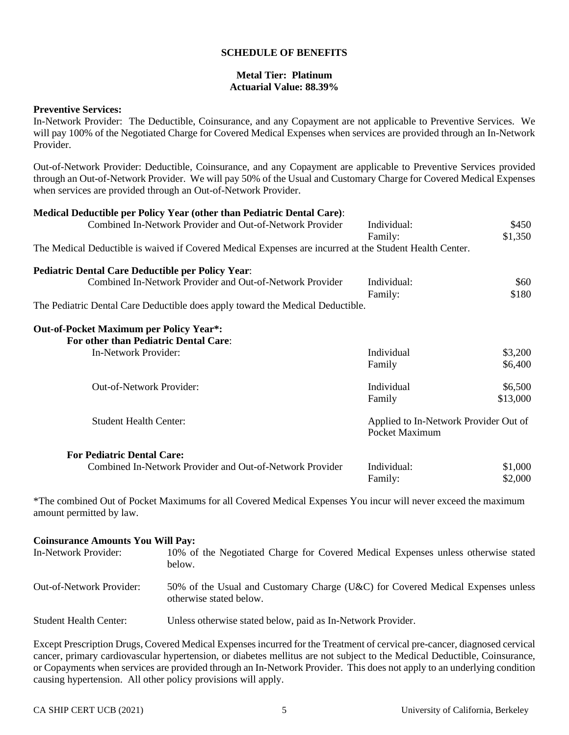## SCHEDULE OF BENEFITS

**Metal Tier: Platinum**
**Actuarial Value: 88.39%**

**Preventive Services:**
In-Network Provider: The Deductible, Coinsurance, and any Copayment are not applicable to Preventive Services. We will pay 100% of the Negotiated Charge for Covered Medical Expenses when services are provided through an In-Network Provider.

Out-of-Network Provider: Deductible, Coinsurance, and any Copayment are applicable to Preventive Services provided through an Out-of-Network Provider. We will pay 50% of the Usual and Customary Charge for Covered Medical Expenses when services are provided through an Out-of-Network Provider.

**Medical Deductible per Policy Year (other than Pediatric Dental Care)**:

| | | |
|---|---|---|
| Combined In-Network Provider and Out-of-Network Provider | Individual: | $450 |
| | Family: | $1,350 |

The Medical Deductible is waived if Covered Medical Expenses are incurred at the Student Health Center.

**Pediatric Dental Care Deductible per Policy Year**:

| | | |
|---|---|---|
| Combined In-Network Provider and Out-of-Network Provider | Individual: | $60 |
| | Family: | $180 |

The Pediatric Dental Care Deductible does apply toward the Medical Deductible.

**Out-of-Pocket Maximum per Policy Year*:**

**For other than Pediatric Dental Care**:

| | | |
|---|---|---|
| In-Network Provider: | Individual | $3,200 |
| | Family | $6,400 |
| Out-of-Network Provider: | Individual | $6,500 |
| | Family | $13,000 |
| Student Health Center: | Applied to In-Network Provider Out of Pocket Maximum | |

**For Pediatric Dental Care:**

| | | |
|---|---|---|
| Combined In-Network Provider and Out-of-Network Provider | Individual: | $1,000 |
| | Family: | $2,000 |

*The combined Out of Pocket Maximums for all Covered Medical Expenses You incur will never exceed the maximum amount permitted by law.

**Coinsurance Amounts You Will Pay:**

| | |
|---|---|
| In-Network Provider: | 10% of the Negotiated Charge for Covered Medical Expenses unless otherwise stated below. |
| Out-of-Network Provider: | 50% of the Usual and Customary Charge (U&C) for Covered Medical Expenses unless otherwise stated below. |
| Student Health Center: | Unless otherwise stated below, paid as In-Network Provider. |

Except Prescription Drugs, Covered Medical Expenses incurred for the Treatment of cervical pre-cancer, diagnosed cervical cancer, primary cardiovascular hypertension, or diabetes mellitus are not subject to the Medical Deductible, Coinsurance, or Copayments when services are provided through an In-Network Provider. This does not apply to an underlying condition causing hypertension. All other policy provisions will apply.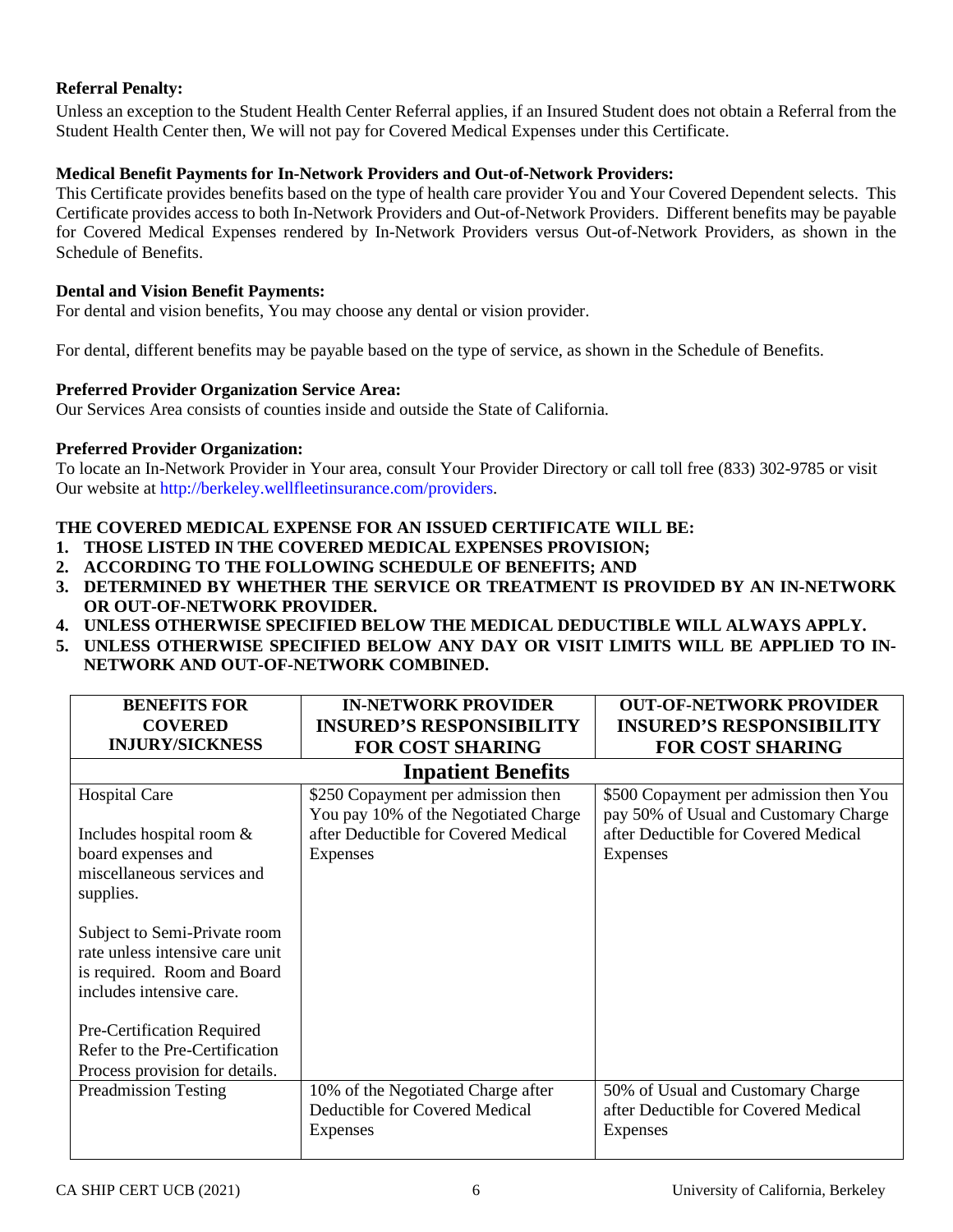**Referral Penalty:**

Unless an exception to the Student Health Center Referral applies, if an Insured Student does not obtain a Referral from the Student Health Center then, We will not pay for Covered Medical Expenses under this Certificate.

**Medical Benefit Payments for In-Network Providers and Out-of-Network Providers:**

This Certificate provides benefits based on the type of health care provider You and Your Covered Dependent selects. This Certificate provides access to both In-Network Providers and Out-of-Network Providers. Different benefits may be payable for Covered Medical Expenses rendered by In-Network Providers versus Out-of-Network Providers, as shown in the Schedule of Benefits.

**Dental and Vision Benefit Payments:**

For dental and vision benefits, You may choose any dental or vision provider.

For dental, different benefits may be payable based on the type of service, as shown in the Schedule of Benefits.

**Preferred Provider Organization Service Area:**

Our Services Area consists of counties inside and outside the State of California.

**Preferred Provider Organization:**

To locate an In-Network Provider in Your area, consult Your Provider Directory or call toll free (833) 302-9785 or visit Our website at http://berkeley.wellfleetinsurance.com/providers.

**THE COVERED MEDICAL EXPENSE FOR AN ISSUED CERTIFICATE WILL BE:**

1. **THOSE LISTED IN THE COVERED MEDICAL EXPENSES PROVISION;**
2. **ACCORDING TO THE FOLLOWING SCHEDULE OF BENEFITS; AND**
3. **DETERMINED BY WHETHER THE SERVICE OR TREATMENT IS PROVIDED BY AN IN-NETWORK OR OUT-OF-NETWORK PROVIDER.**
4. **UNLESS OTHERWISE SPECIFIED BELOW THE MEDICAL DEDUCTIBLE WILL ALWAYS APPLY.**
5. **UNLESS OTHERWISE SPECIFIED BELOW ANY DAY OR VISIT LIMITS WILL BE APPLIED TO IN-NETWORK AND OUT-OF-NETWORK COMBINED.**

| BENEFITS FOR COVERED INJURY/SICKNESS | IN-NETWORK PROVIDER INSURED'S RESPONSIBILITY FOR COST SHARING | OUT-OF-NETWORK PROVIDER INSURED'S RESPONSIBILITY FOR COST SHARING |
|---|---|---|
| **Inpatient Benefits** | | |
| Hospital Care<br><br>Includes hospital room & board expenses and miscellaneous services and supplies.<br><br>Subject to Semi-Private room rate unless intensive care unit is required. Room and Board includes intensive care.<br><br>Pre-Certification Required Refer to the Pre-Certification Process provision for details. | $250 Copayment per admission then You pay 10% of the Negotiated Charge after Deductible for Covered Medical Expenses | $500 Copayment per admission then You pay 50% of Usual and Customary Charge after Deductible for Covered Medical Expenses |
| Preadmission Testing | 10% of the Negotiated Charge after Deductible for Covered Medical Expenses | 50% of Usual and Customary Charge after Deductible for Covered Medical Expenses |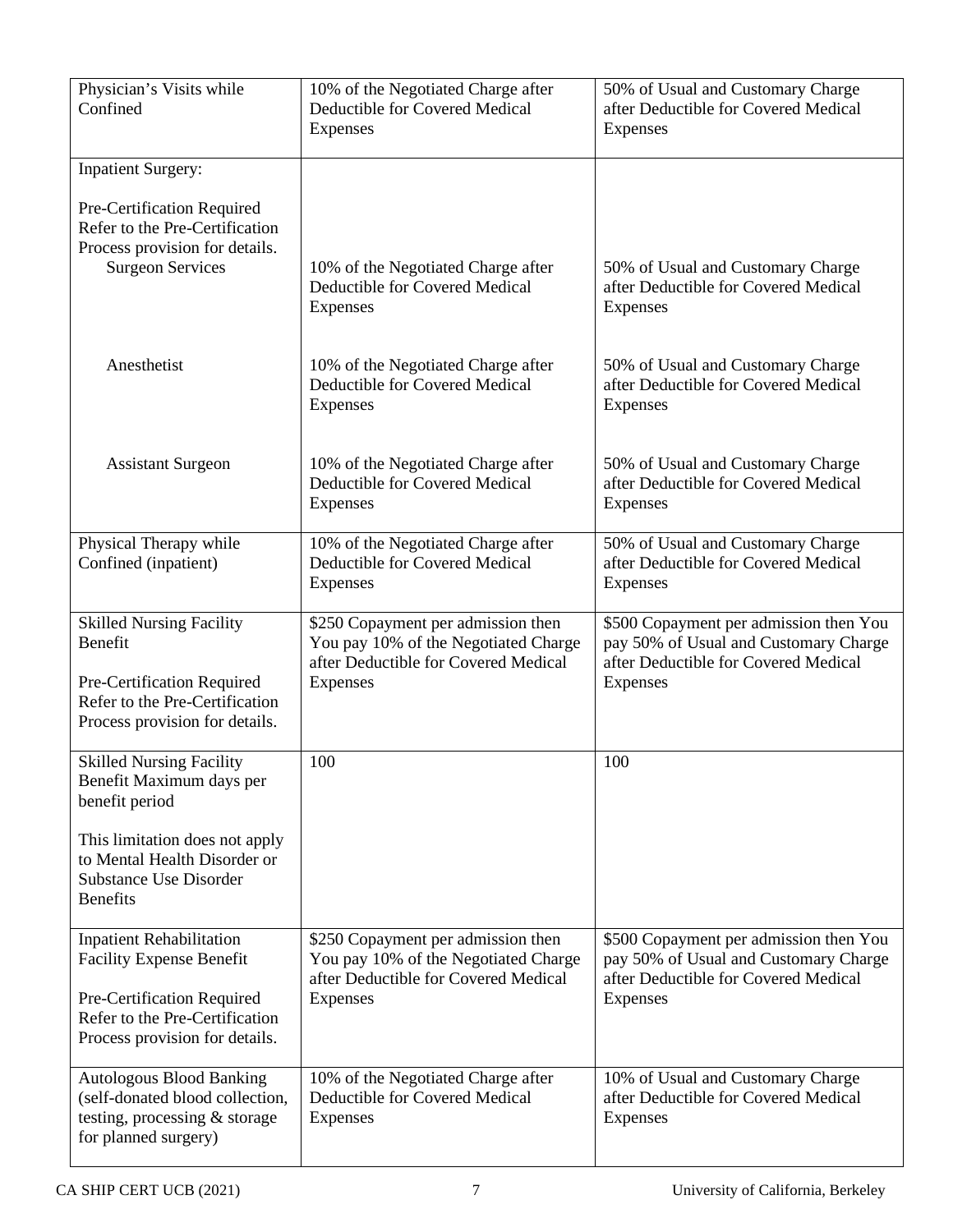| | | |
|---|---|---|
| Physician's Visits while Confined | 10% of the Negotiated Charge after Deductible for Covered Medical Expenses | 50% of Usual and Customary Charge after Deductible for Covered Medical Expenses |
| Inpatient Surgery:<br><br>Pre-Certification Required Refer to the Pre-Certification Process provision for details. | | |
| Surgeon Services | 10% of the Negotiated Charge after Deductible for Covered Medical Expenses | 50% of Usual and Customary Charge after Deductible for Covered Medical Expenses |
| Anesthetist | 10% of the Negotiated Charge after Deductible for Covered Medical Expenses | 50% of Usual and Customary Charge after Deductible for Covered Medical Expenses |
| Assistant Surgeon | 10% of the Negotiated Charge after Deductible for Covered Medical Expenses | 50% of Usual and Customary Charge after Deductible for Covered Medical Expenses |
| Physical Therapy while Confined (inpatient) | 10% of the Negotiated Charge after Deductible for Covered Medical Expenses | 50% of Usual and Customary Charge after Deductible for Covered Medical Expenses |
| Skilled Nursing Facility Benefit<br><br>Pre-Certification Required Refer to the Pre-Certification Process provision for details. | $250 Copayment per admission then You pay 10% of the Negotiated Charge after Deductible for Covered Medical Expenses | $500 Copayment per admission then You pay 50% of Usual and Customary Charge after Deductible for Covered Medical Expenses |
| Skilled Nursing Facility Benefit Maximum days per benefit period<br><br>This limitation does not apply to Mental Health Disorder or Substance Use Disorder Benefits | 100 | 100 |
| Inpatient Rehabilitation Facility Expense Benefit<br><br>Pre-Certification Required Refer to the Pre-Certification Process provision for details. | $250 Copayment per admission then You pay 10% of the Negotiated Charge after Deductible for Covered Medical Expenses | $500 Copayment per admission then You pay 50% of Usual and Customary Charge after Deductible for Covered Medical Expenses |
| Autologous Blood Banking (self-donated blood collection, testing, processing & storage for planned surgery) | 10% of the Negotiated Charge after Deductible for Covered Medical Expenses | 10% of Usual and Customary Charge after Deductible for Covered Medical Expenses |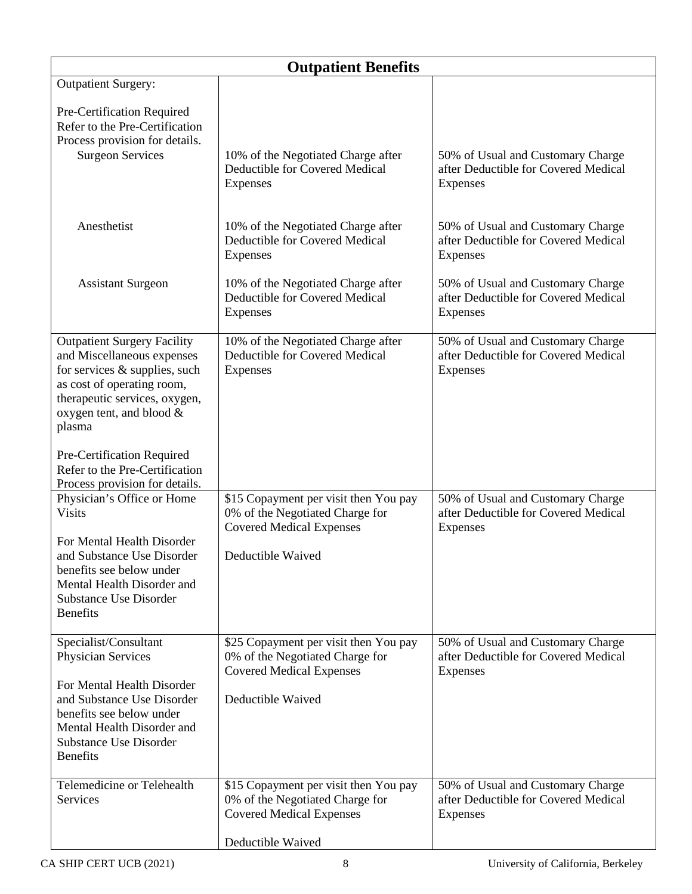| Outpatient Benefits | | |
|---|---|---|
| Outpatient Surgery:<br><br>Pre-Certification Required Refer to the Pre-Certification Process provision for details.<br>Surgeon Services | 10% of the Negotiated Charge after Deductible for Covered Medical Expenses | 50% of Usual and Customary Charge after Deductible for Covered Medical Expenses |
| Anesthetist | 10% of the Negotiated Charge after Deductible for Covered Medical Expenses | 50% of Usual and Customary Charge after Deductible for Covered Medical Expenses |
| Assistant Surgeon | 10% of the Negotiated Charge after Deductible for Covered Medical Expenses | 50% of Usual and Customary Charge after Deductible for Covered Medical Expenses |
| Outpatient Surgery Facility and Miscellaneous expenses for services & supplies, such as cost of operating room, therapeutic services, oxygen, oxygen tent, and blood & plasma<br><br>Pre-Certification Required Refer to the Pre-Certification Process provision for details. | 10% of the Negotiated Charge after Deductible for Covered Medical Expenses | 50% of Usual and Customary Charge after Deductible for Covered Medical Expenses |
| Physician's Office or Home Visits<br><br>For Mental Health Disorder and Substance Use Disorder benefits see below under Mental Health Disorder and Substance Use Disorder Benefits | $15 Copayment per visit then You pay 0% of the Negotiated Charge for Covered Medical Expenses<br><br>Deductible Waived | 50% of Usual and Customary Charge after Deductible for Covered Medical Expenses |
| Specialist/Consultant Physician Services<br><br>For Mental Health Disorder and Substance Use Disorder benefits see below under Mental Health Disorder and Substance Use Disorder Benefits | $25 Copayment per visit then You pay 0% of the Negotiated Charge for Covered Medical Expenses<br><br>Deductible Waived | 50% of Usual and Customary Charge after Deductible for Covered Medical Expenses |
| Telemedicine or Telehealth Services | $15 Copayment per visit then You pay 0% of the Negotiated Charge for Covered Medical Expenses<br><br>Deductible Waived | 50% of Usual and Customary Charge after Deductible for Covered Medical Expenses |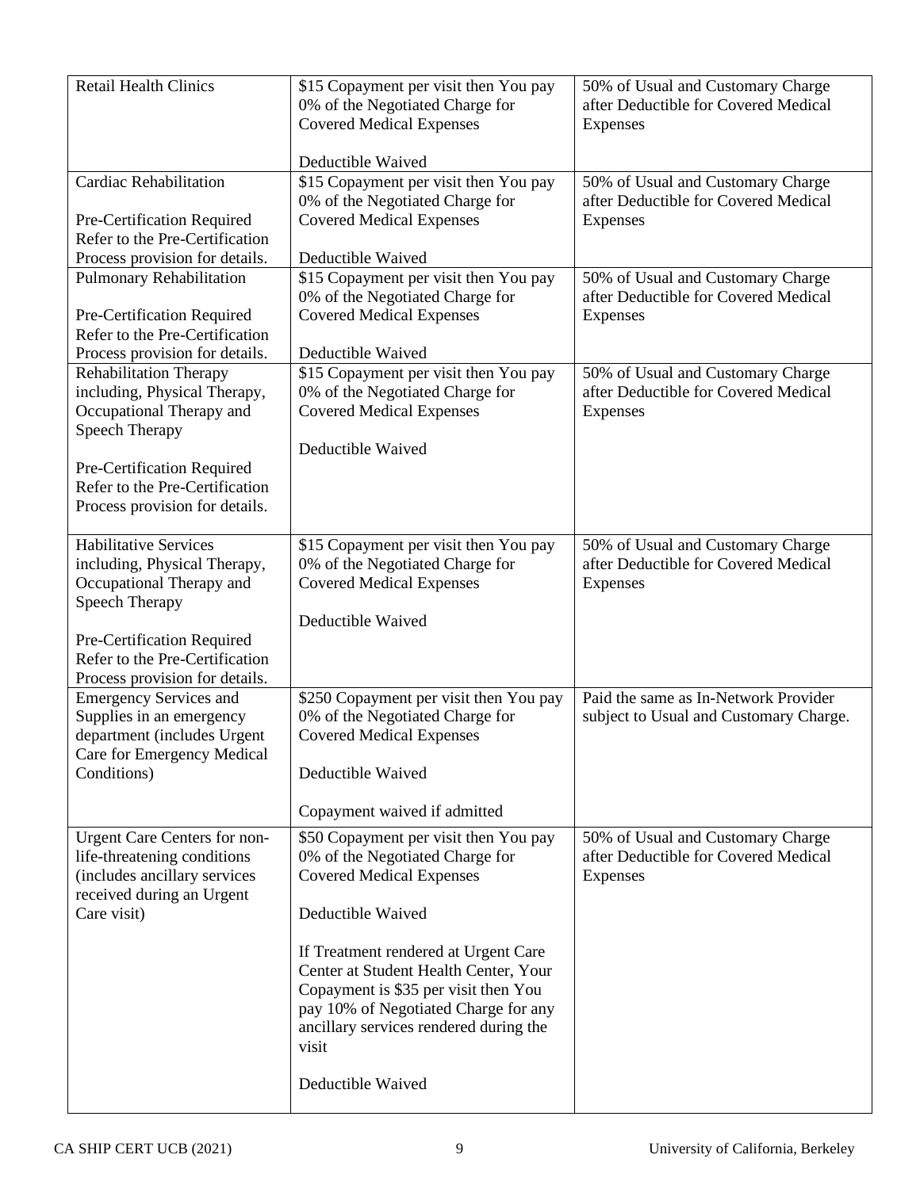| | | |
|---|---|---|
| Retail Health Clinics | \$15 Copayment per visit then You pay 0% of the Negotiated Charge for Covered Medical Expenses<br><br>Deductible Waived | 50% of Usual and Customary Charge after Deductible for Covered Medical Expenses |
| Cardiac Rehabilitation<br><br>Pre-Certification Required Refer to the Pre-Certification Process provision for details. | \$15 Copayment per visit then You pay 0% of the Negotiated Charge for Covered Medical Expenses<br><br>Deductible Waived | 50% of Usual and Customary Charge after Deductible for Covered Medical Expenses |
| Pulmonary Rehabilitation<br><br>Pre-Certification Required Refer to the Pre-Certification Process provision for details. | \$15 Copayment per visit then You pay 0% of the Negotiated Charge for Covered Medical Expenses<br><br>Deductible Waived | 50% of Usual and Customary Charge after Deductible for Covered Medical Expenses |
| Rehabilitation Therapy including, Physical Therapy, Occupational Therapy and Speech Therapy<br><br>Pre-Certification Required Refer to the Pre-Certification Process provision for details. | \$15 Copayment per visit then You pay 0% of the Negotiated Charge for Covered Medical Expenses<br><br>Deductible Waived | 50% of Usual and Customary Charge after Deductible for Covered Medical Expenses |
| Habilitative Services including, Physical Therapy, Occupational Therapy and Speech Therapy<br><br>Pre-Certification Required Refer to the Pre-Certification Process provision for details. | \$15 Copayment per visit then You pay 0% of the Negotiated Charge for Covered Medical Expenses<br><br>Deductible Waived | 50% of Usual and Customary Charge after Deductible for Covered Medical Expenses |
| Emergency Services and Supplies in an emergency department (includes Urgent Care for Emergency Medical Conditions) | \$250 Copayment per visit then You pay 0% of the Negotiated Charge for Covered Medical Expenses<br><br>Deductible Waived<br><br>Copayment waived if admitted | Paid the same as In-Network Provider subject to Usual and Customary Charge. |
| Urgent Care Centers for non-life-threatening conditions (includes ancillary services received during an Urgent Care visit) | \$50 Copayment per visit then You pay 0% of the Negotiated Charge for Covered Medical Expenses<br><br>Deductible Waived<br><br>If Treatment rendered at Urgent Care Center at Student Health Center, Your Copayment is \$35 per visit then You pay 10% of Negotiated Charge for any ancillary services rendered during the visit<br><br>Deductible Waived | 50% of Usual and Customary Charge after Deductible for Covered Medical Expenses |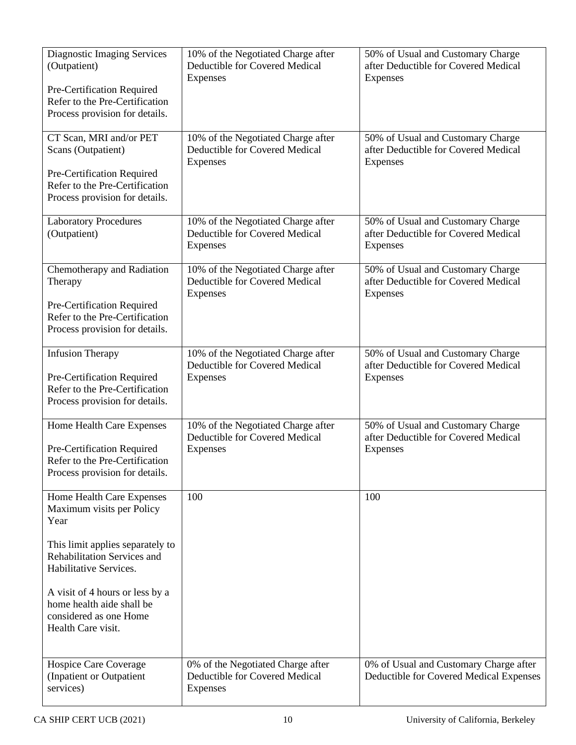| | | |
|---|---|---|
| Diagnostic Imaging Services (Outpatient)<br><br>Pre-Certification Required Refer to the Pre-Certification Process provision for details. | 10% of the Negotiated Charge after Deductible for Covered Medical Expenses | 50% of Usual and Customary Charge after Deductible for Covered Medical Expenses |
| CT Scan, MRI and/or PET Scans (Outpatient)<br><br>Pre-Certification Required Refer to the Pre-Certification Process provision for details. | 10% of the Negotiated Charge after Deductible for Covered Medical Expenses | 50% of Usual and Customary Charge after Deductible for Covered Medical Expenses |
| Laboratory Procedures (Outpatient) | 10% of the Negotiated Charge after Deductible for Covered Medical Expenses | 50% of Usual and Customary Charge after Deductible for Covered Medical Expenses |
| Chemotherapy and Radiation Therapy<br><br>Pre-Certification Required Refer to the Pre-Certification Process provision for details. | 10% of the Negotiated Charge after Deductible for Covered Medical Expenses | 50% of Usual and Customary Charge after Deductible for Covered Medical Expenses |
| Infusion Therapy<br><br>Pre-Certification Required Refer to the Pre-Certification Process provision for details. | 10% of the Negotiated Charge after Deductible for Covered Medical Expenses | 50% of Usual and Customary Charge after Deductible for Covered Medical Expenses |
| Home Health Care Expenses<br><br>Pre-Certification Required Refer to the Pre-Certification Process provision for details. | 10% of the Negotiated Charge after Deductible for Covered Medical Expenses | 50% of Usual and Customary Charge after Deductible for Covered Medical Expenses |
| Home Health Care Expenses Maximum visits per Policy Year<br><br>This limit applies separately to Rehabilitation Services and Habilitative Services.<br><br>A visit of 4 hours or less by a home health aide shall be considered as one Home Health Care visit. | 100 | 100 |
| Hospice Care Coverage (Inpatient or Outpatient services) | 0% of the Negotiated Charge after Deductible for Covered Medical Expenses | 0% of Usual and Customary Charge after Deductible for Covered Medical Expenses |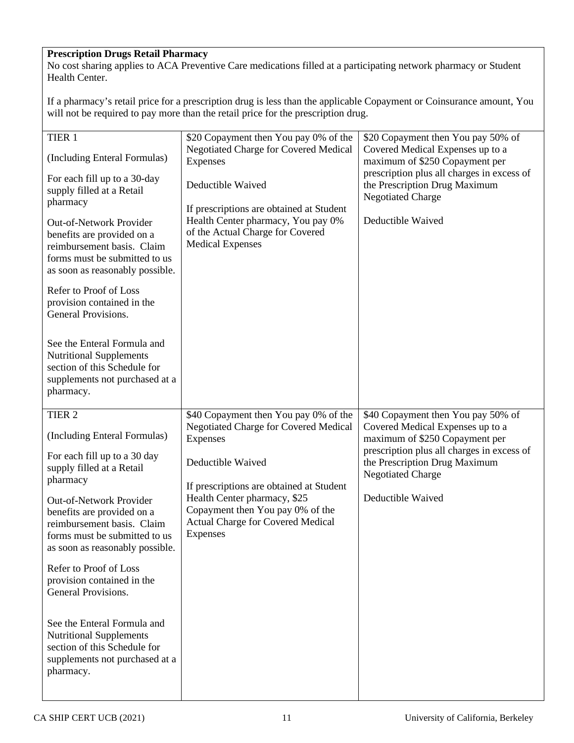**Prescription Drugs Retail Pharmacy**

No cost sharing applies to ACA Preventive Care medications filled at a participating network pharmacy or Student Health Center.

If a pharmacy's retail price for a prescription drug is less than the applicable Copayment or Coinsurance amount, You will not be required to pay more than the retail price for the prescription drug.

| | | |
|---|---|---|
| TIER 1<br><br>(Including Enteral Formulas)<br><br>For each fill up to a 30-day supply filled at a Retail pharmacy<br><br>Out-of-Network Provider benefits are provided on a reimbursement basis. Claim forms must be submitted to us as soon as reasonably possible.<br><br>Refer to Proof of Loss provision contained in the General Provisions.<br><br>See the Enteral Formula and Nutritional Supplements section of this Schedule for supplements not purchased at a pharmacy. | $20 Copayment then You pay 0% of the Negotiated Charge for Covered Medical Expenses<br><br>Deductible Waived<br><br>If prescriptions are obtained at Student Health Center pharmacy, You pay 0% of the Actual Charge for Covered Medical Expenses | $20 Copayment then You pay 50% of Covered Medical Expenses up to a maximum of $250 Copayment per prescription plus all charges in excess of the Prescription Drug Maximum Negotiated Charge<br><br>Deductible Waived |
| TIER 2<br><br>(Including Enteral Formulas)<br><br>For each fill up to a 30 day supply filled at a Retail pharmacy<br><br>Out-of-Network Provider benefits are provided on a reimbursement basis. Claim forms must be submitted to us as soon as reasonably possible.<br><br>Refer to Proof of Loss provision contained in the General Provisions.<br><br>See the Enteral Formula and Nutritional Supplements section of this Schedule for supplements not purchased at a pharmacy. | $40 Copayment then You pay 0% of the Negotiated Charge for Covered Medical Expenses<br><br>Deductible Waived<br><br>If prescriptions are obtained at Student Health Center pharmacy, $25 Copayment then You pay 0% of the Actual Charge for Covered Medical Expenses | $40 Copayment then You pay 50% of Covered Medical Expenses up to a maximum of $250 Copayment per prescription plus all charges in excess of the Prescription Drug Maximum Negotiated Charge<br><br>Deductible Waived |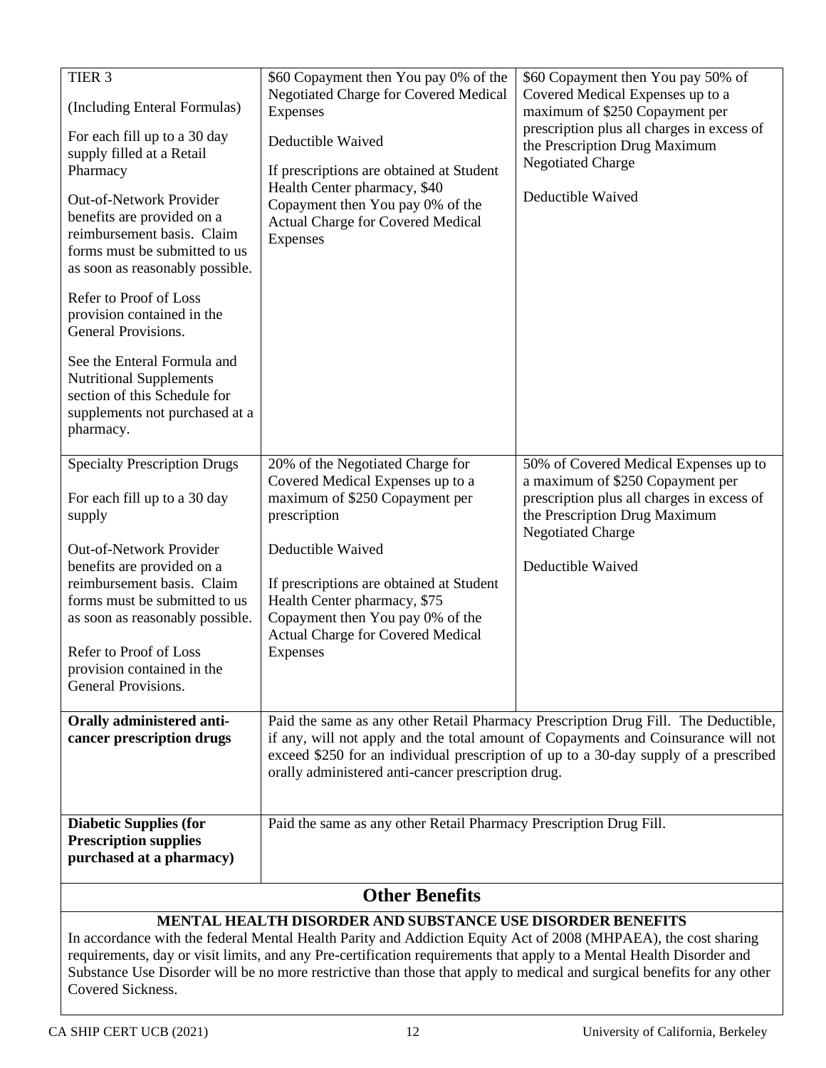| | | |
|---|---|---|
| TIER 3<br><br>(Including Enteral Formulas)<br><br>For each fill up to a 30 day supply filled at a Retail Pharmacy<br><br>Out-of-Network Provider benefits are provided on a reimbursement basis. Claim forms must be submitted to us as soon as reasonably possible.<br><br>Refer to Proof of Loss provision contained in the General Provisions.<br><br>See the Enteral Formula and Nutritional Supplements section of this Schedule for supplements not purchased at a pharmacy. | $60 Copayment then You pay 0% of the Negotiated Charge for Covered Medical Expenses<br><br>Deductible Waived<br><br>If prescriptions are obtained at Student Health Center pharmacy, $40 Copayment then You pay 0% of the Actual Charge for Covered Medical Expenses | $60 Copayment then You pay 50% of Covered Medical Expenses up to a maximum of $250 Copayment per prescription plus all charges in excess of the Prescription Drug Maximum Negotiated Charge<br><br>Deductible Waived |
| Specialty Prescription Drugs<br><br>For each fill up to a 30 day supply<br><br>Out-of-Network Provider benefits are provided on a reimbursement basis. Claim forms must be submitted to us as soon as reasonably possible.<br><br>Refer to Proof of Loss provision contained in the General Provisions. | 20% of the Negotiated Charge for Covered Medical Expenses up to a maximum of $250 Copayment per prescription<br><br>Deductible Waived<br><br>If prescriptions are obtained at Student Health Center pharmacy, $75 Copayment then You pay 0% of the Actual Charge for Covered Medical Expenses | 50% of Covered Medical Expenses up to a maximum of $250 Copayment per prescription plus all charges in excess of the Prescription Drug Maximum Negotiated Charge<br><br>Deductible Waived |
| **Orally administered anti-cancer prescription drugs** | Paid the same as any other Retail Pharmacy Prescription Drug Fill. The Deductible, if any, will not apply and the total amount of Copayments and Coinsurance will not exceed $250 for an individual prescription of up to a 30-day supply of a prescribed orally administered anti-cancer prescription drug. | |
| **Diabetic Supplies (for Prescription supplies purchased at a pharmacy)** | Paid the same as any other Retail Pharmacy Prescription Drug Fill. | |

## Other Benefits

**MENTAL HEALTH DISORDER AND SUBSTANCE USE DISORDER BENEFITS**

In accordance with the federal Mental Health Parity and Addiction Equity Act of 2008 (MHPAEA), the cost sharing requirements, day or visit limits, and any Pre-certification requirements that apply to a Mental Health Disorder and Substance Use Disorder will be no more restrictive than those that apply to medical and surgical benefits for any other Covered Sickness.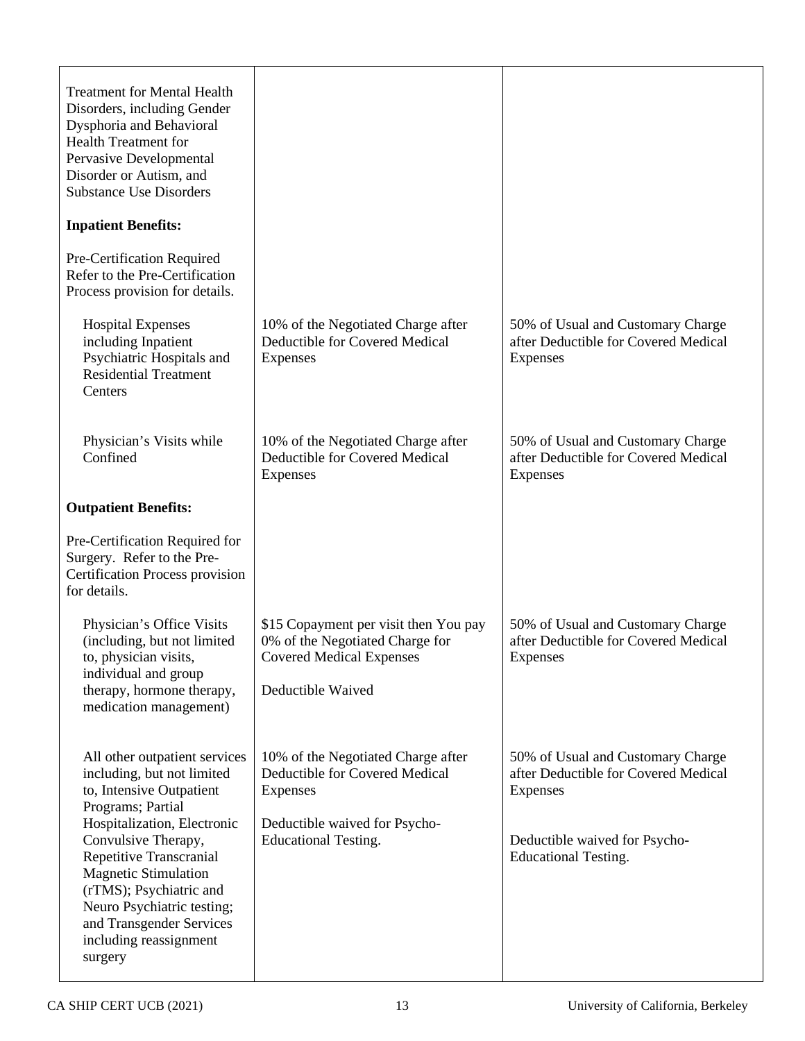| | | |
|---|---|---|
| Treatment for Mental Health Disorders, including Gender Dysphoria and Behavioral Health Treatment for Pervasive Developmental Disorder or Autism, and Substance Use Disorders | | |
| **Inpatient Benefits:** | | |
| Pre-Certification Required Refer to the Pre-Certification Process provision for details. | | |
| Hospital Expenses including Inpatient Psychiatric Hospitals and Residential Treatment Centers | 10% of the Negotiated Charge after Deductible for Covered Medical Expenses | 50% of Usual and Customary Charge after Deductible for Covered Medical Expenses |
| Physician's Visits while Confined | 10% of the Negotiated Charge after Deductible for Covered Medical Expenses | 50% of Usual and Customary Charge after Deductible for Covered Medical Expenses |
| **Outpatient Benefits:** | | |
| Pre-Certification Required for Surgery. Refer to the Pre-Certification Process provision for details. | | |
| Physician's Office Visits (including, but not limited to, physician visits, individual and group therapy, hormone therapy, medication management) | \$15 Copayment per visit then You pay 0% of the Negotiated Charge for Covered Medical Expenses<br><br>Deductible Waived | 50% of Usual and Customary Charge after Deductible for Covered Medical Expenses |
| All other outpatient services including, but not limited to, Intensive Outpatient Programs; Partial Hospitalization, Electronic Convulsive Therapy, Repetitive Transcranial Magnetic Stimulation (rTMS); Psychiatric and Neuro Psychiatric testing; and Transgender Services including reassignment surgery | 10% of the Negotiated Charge after Deductible for Covered Medical Expenses<br><br>Deductible waived for Psycho-Educational Testing. | 50% of Usual and Customary Charge after Deductible for Covered Medical Expenses<br><br>Deductible waived for Psycho-Educational Testing. |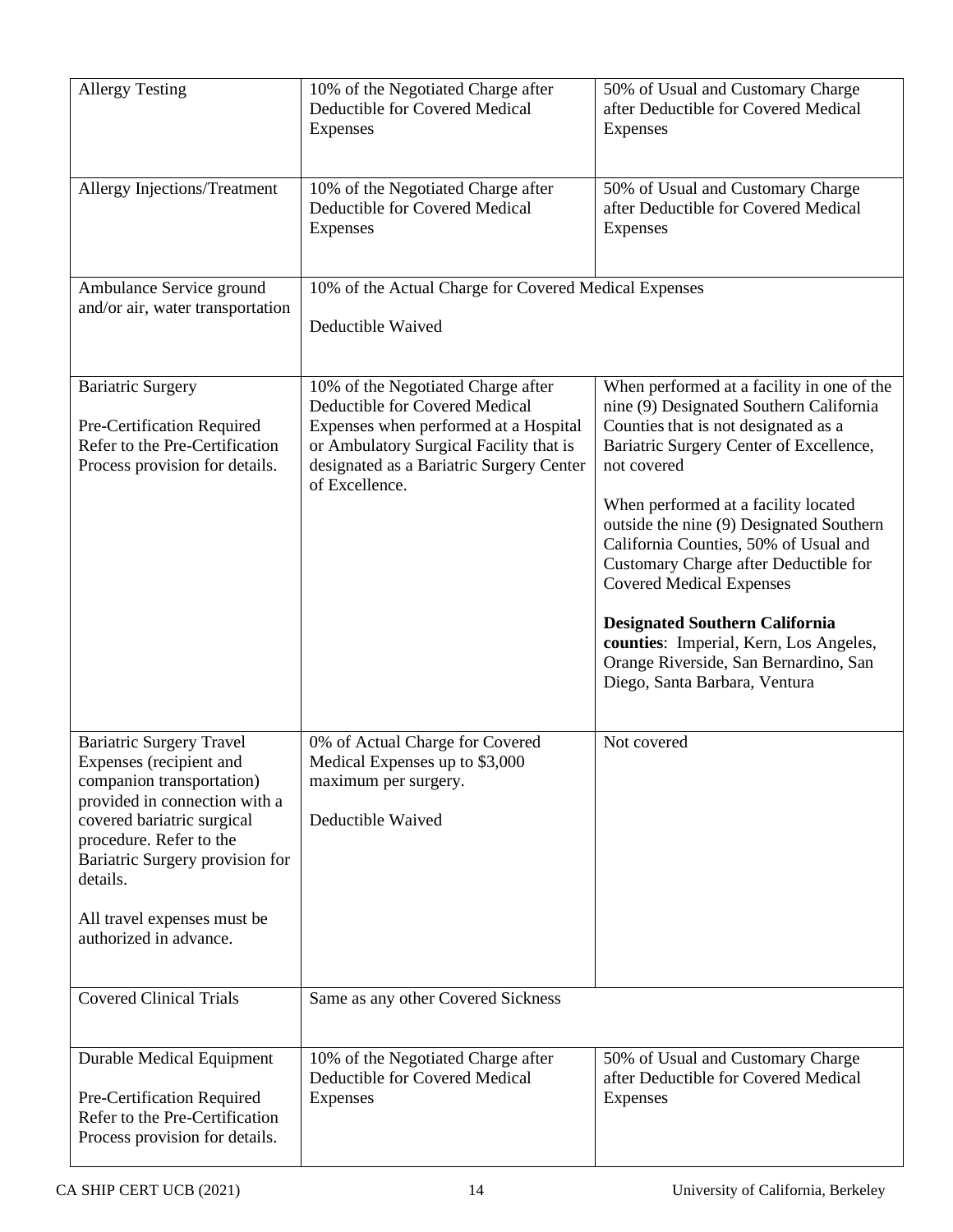| | | |
|---|---|---|
| Allergy Testing | 10% of the Negotiated Charge after Deductible for Covered Medical Expenses | 50% of Usual and Customary Charge after Deductible for Covered Medical Expenses |
| Allergy Injections/Treatment | 10% of the Negotiated Charge after Deductible for Covered Medical Expenses | 50% of Usual and Customary Charge after Deductible for Covered Medical Expenses |
| Ambulance Service ground and/or air, water transportation | 10% of the Actual Charge for Covered Medical Expenses<br><br>Deductible Waived | |
| Bariatric Surgery<br><br>Pre-Certification Required Refer to the Pre-Certification Process provision for details. | 10% of the Negotiated Charge after Deductible for Covered Medical Expenses when performed at a Hospital or Ambulatory Surgical Facility that is designated as a Bariatric Surgery Center of Excellence. | When performed at a facility in one of the nine (9) Designated Southern California Counties that is not designated as a Bariatric Surgery Center of Excellence, not covered<br><br>When performed at a facility located outside the nine (9) Designated Southern California Counties, 50% of Usual and Customary Charge after Deductible for Covered Medical Expenses<br><br>**Designated Southern California counties**: Imperial, Kern, Los Angeles, Orange Riverside, San Bernardino, San Diego, Santa Barbara, Ventura |
| Bariatric Surgery Travel Expenses (recipient and companion transportation) provided in connection with a covered bariatric surgical procedure. Refer to the Bariatric Surgery provision for details.<br><br>All travel expenses must be authorized in advance. | 0% of Actual Charge for Covered Medical Expenses up to $3,000 maximum per surgery.<br><br>Deductible Waived | Not covered |
| Covered Clinical Trials | Same as any other Covered Sickness | |
| Durable Medical Equipment<br><br>Pre-Certification Required Refer to the Pre-Certification Process provision for details. | 10% of the Negotiated Charge after Deductible for Covered Medical Expenses | 50% of Usual and Customary Charge after Deductible for Covered Medical Expenses |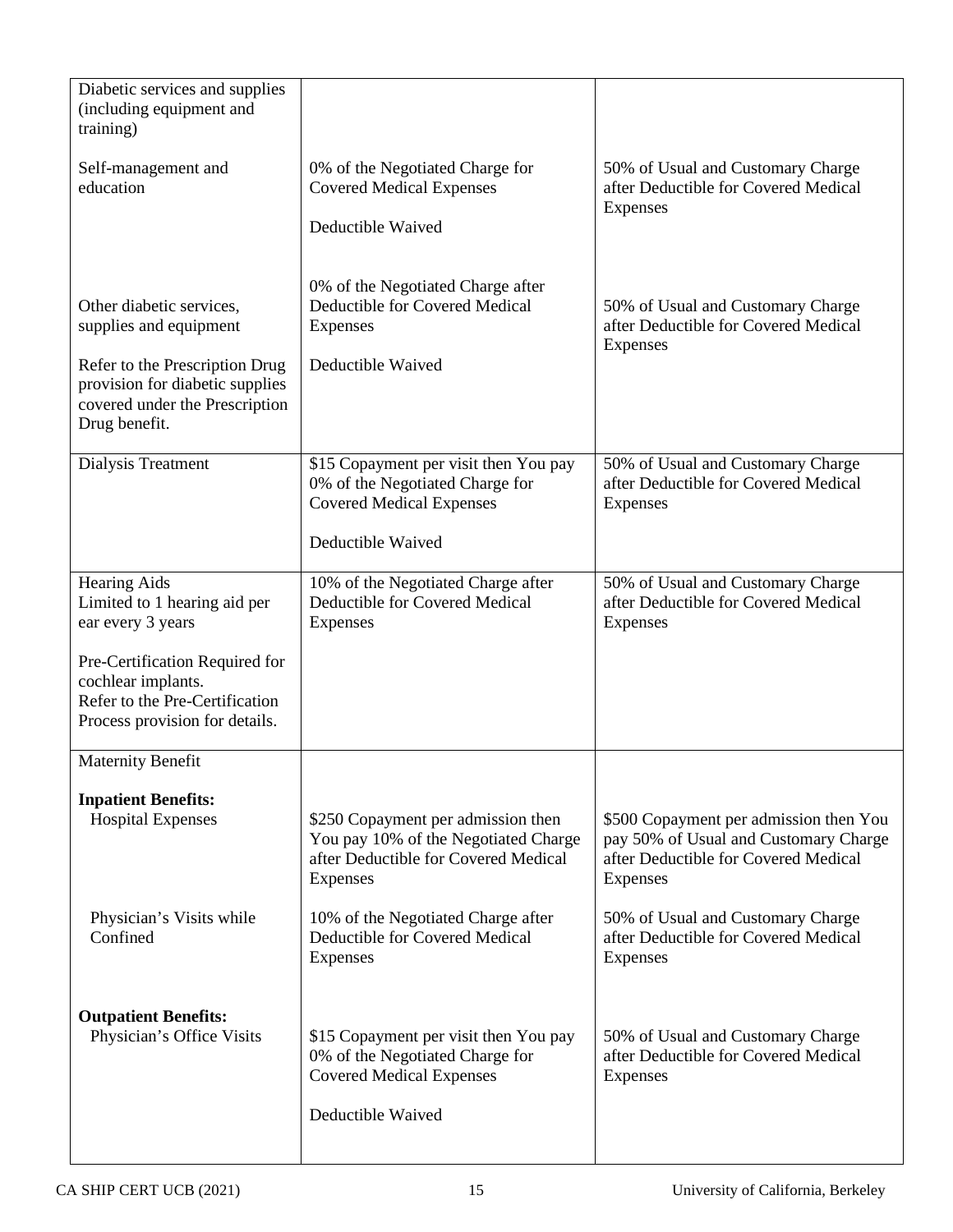| | | |
|---|---|---|
| Diabetic services and supplies (including equipment and training)<br><br>Self-management and education | <br><br><br>0% of the Negotiated Charge for Covered Medical Expenses<br><br>Deductible Waived | <br><br><br>50% of Usual and Customary Charge after Deductible for Covered Medical Expenses |
| Other diabetic services, supplies and equipment<br><br>Refer to the Prescription Drug provision for diabetic supplies covered under the Prescription Drug benefit. | 0% of the Negotiated Charge after Deductible for Covered Medical Expenses<br><br>Deductible Waived | 50% of Usual and Customary Charge after Deductible for Covered Medical Expenses |
| Dialysis Treatment | $15 Copayment per visit then You pay 0% of the Negotiated Charge for Covered Medical Expenses<br><br>Deductible Waived | 50% of Usual and Customary Charge after Deductible for Covered Medical Expenses |
| Hearing Aids<br>Limited to 1 hearing aid per ear every 3 years<br><br>Pre-Certification Required for cochlear implants.<br>Refer to the Pre-Certification Process provision for details. | 10% of the Negotiated Charge after Deductible for Covered Medical Expenses | 50% of Usual and Customary Charge after Deductible for Covered Medical Expenses |
| Maternity Benefit<br><br>**Inpatient Benefits:**<br>Hospital Expenses | <br><br><br>$250 Copayment per admission then You pay 10% of the Negotiated Charge after Deductible for Covered Medical Expenses | <br><br><br>$500 Copayment per admission then You pay 50% of Usual and Customary Charge after Deductible for Covered Medical Expenses |
| Physician's Visits while Confined | 10% of the Negotiated Charge after Deductible for Covered Medical Expenses | 50% of Usual and Customary Charge after Deductible for Covered Medical Expenses |
| **Outpatient Benefits:**<br>Physician's Office Visits | <br>$15 Copayment per visit then You pay 0% of the Negotiated Charge for Covered Medical Expenses<br><br>Deductible Waived | <br>50% of Usual and Customary Charge after Deductible for Covered Medical Expenses |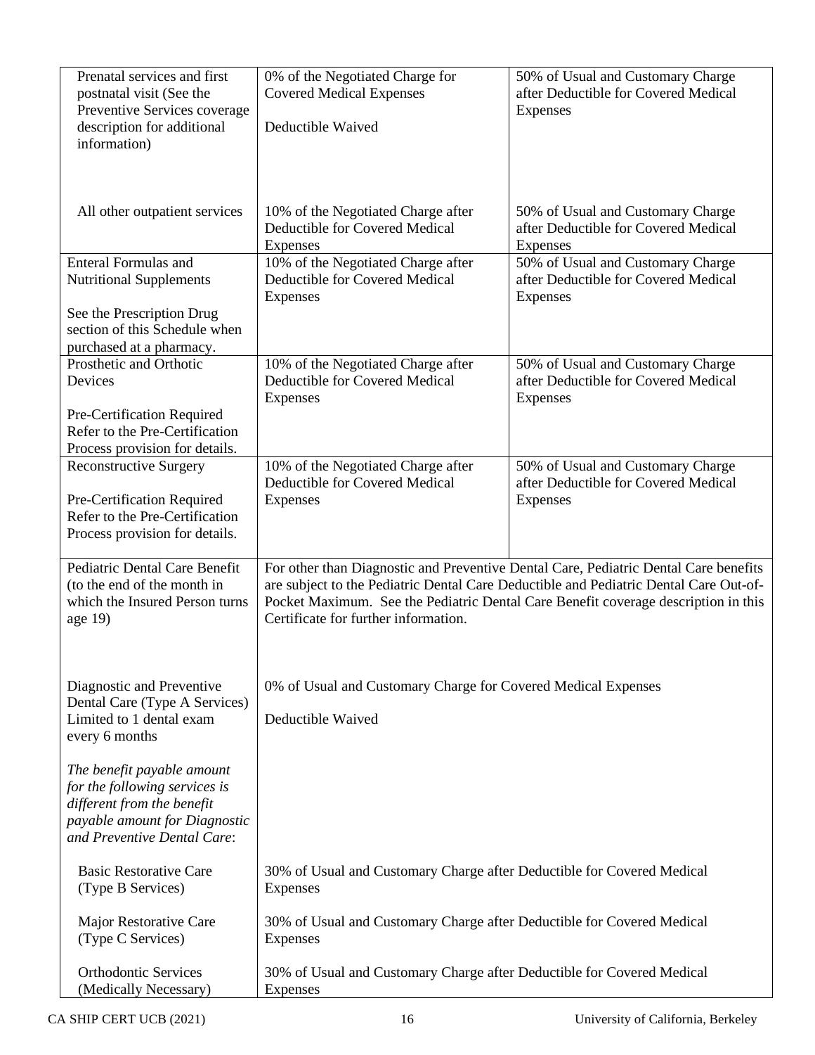| | | |
|---|---|---|
| Prenatal services and first postnatal visit (See the Preventive Services coverage description for additional information) | 0% of the Negotiated Charge for Covered Medical Expenses<br><br>Deductible Waived | 50% of Usual and Customary Charge after Deductible for Covered Medical Expenses |
| All other outpatient services | 10% of the Negotiated Charge after Deductible for Covered Medical Expenses | 50% of Usual and Customary Charge after Deductible for Covered Medical Expenses |
| Enteral Formulas and Nutritional Supplements<br><br>See the Prescription Drug section of this Schedule when purchased at a pharmacy. | 10% of the Negotiated Charge after Deductible for Covered Medical Expenses | 50% of Usual and Customary Charge after Deductible for Covered Medical Expenses |
| Prosthetic and Orthotic Devices<br><br>Pre-Certification Required Refer to the Pre-Certification Process provision for details. | 10% of the Negotiated Charge after Deductible for Covered Medical Expenses | 50% of Usual and Customary Charge after Deductible for Covered Medical Expenses |
| Reconstructive Surgery<br><br>Pre-Certification Required Refer to the Pre-Certification Process provision for details. | 10% of the Negotiated Charge after Deductible for Covered Medical Expenses | 50% of Usual and Customary Charge after Deductible for Covered Medical Expenses |
| Pediatric Dental Care Benefit (to the end of the month in which the Insured Person turns age 19) | For other than Diagnostic and Preventive Dental Care, Pediatric Dental Care benefits are subject to the Pediatric Dental Care Deductible and Pediatric Dental Care Out-of-Pocket Maximum. See the Pediatric Dental Care Benefit coverage description in this Certificate for further information. | |
| Diagnostic and Preventive Dental Care (Type A Services) Limited to 1 dental exam every 6 months<br><br>*The benefit payable amount for the following services is different from the benefit payable amount for Diagnostic and Preventive Dental Care*: | 0% of Usual and Customary Charge for Covered Medical Expenses<br><br>Deductible Waived | |
| Basic Restorative Care (Type B Services) | 30% of Usual and Customary Charge after Deductible for Covered Medical Expenses | |
| Major Restorative Care (Type C Services) | 30% of Usual and Customary Charge after Deductible for Covered Medical Expenses | |
| Orthodontic Services (Medically Necessary) | 30% of Usual and Customary Charge after Deductible for Covered Medical Expenses | |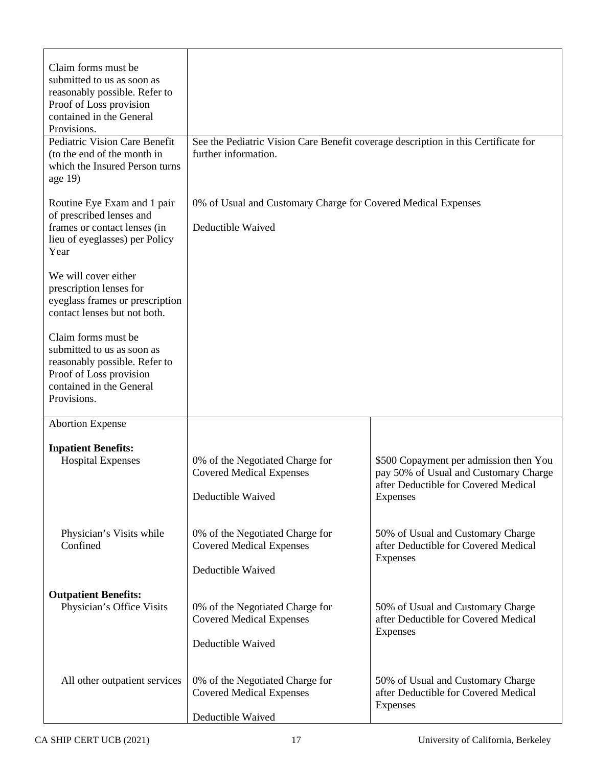| | | |
|---|---|---|
| Claim forms must be submitted to us as soon as reasonably possible. Refer to Proof of Loss provision contained in the General Provisions. | | |
| Pediatric Vision Care Benefit (to the end of the month in which the Insured Person turns age 19)<br><br>Routine Eye Exam and 1 pair of prescribed lenses and frames or contact lenses (in lieu of eyeglasses) per Policy Year<br><br>We will cover either prescription lenses for eyeglass frames or prescription contact lenses but not both.<br><br>Claim forms must be submitted to us as soon as reasonably possible. Refer to Proof of Loss provision contained in the General Provisions. | See the Pediatric Vision Care Benefit coverage description in this Certificate for further information.<br><br>0% of Usual and Customary Charge for Covered Medical Expenses<br><br>Deductible Waived | |
| Abortion Expense | | |
| **Inpatient Benefits:** | | |
| Hospital Expenses | 0% of the Negotiated Charge for Covered Medical Expenses<br><br>Deductible Waived | \$500 Copayment per admission then You pay 50% of Usual and Customary Charge after Deductible for Covered Medical Expenses |
| Physician's Visits while Confined | 0% of the Negotiated Charge for Covered Medical Expenses<br><br>Deductible Waived | 50% of Usual and Customary Charge after Deductible for Covered Medical Expenses |
| **Outpatient Benefits:** | | |
| Physician's Office Visits | 0% of the Negotiated Charge for Covered Medical Expenses<br><br>Deductible Waived | 50% of Usual and Customary Charge after Deductible for Covered Medical Expenses |
| All other outpatient services | 0% of the Negotiated Charge for Covered Medical Expenses<br><br>Deductible Waived | 50% of Usual and Customary Charge after Deductible for Covered Medical Expenses |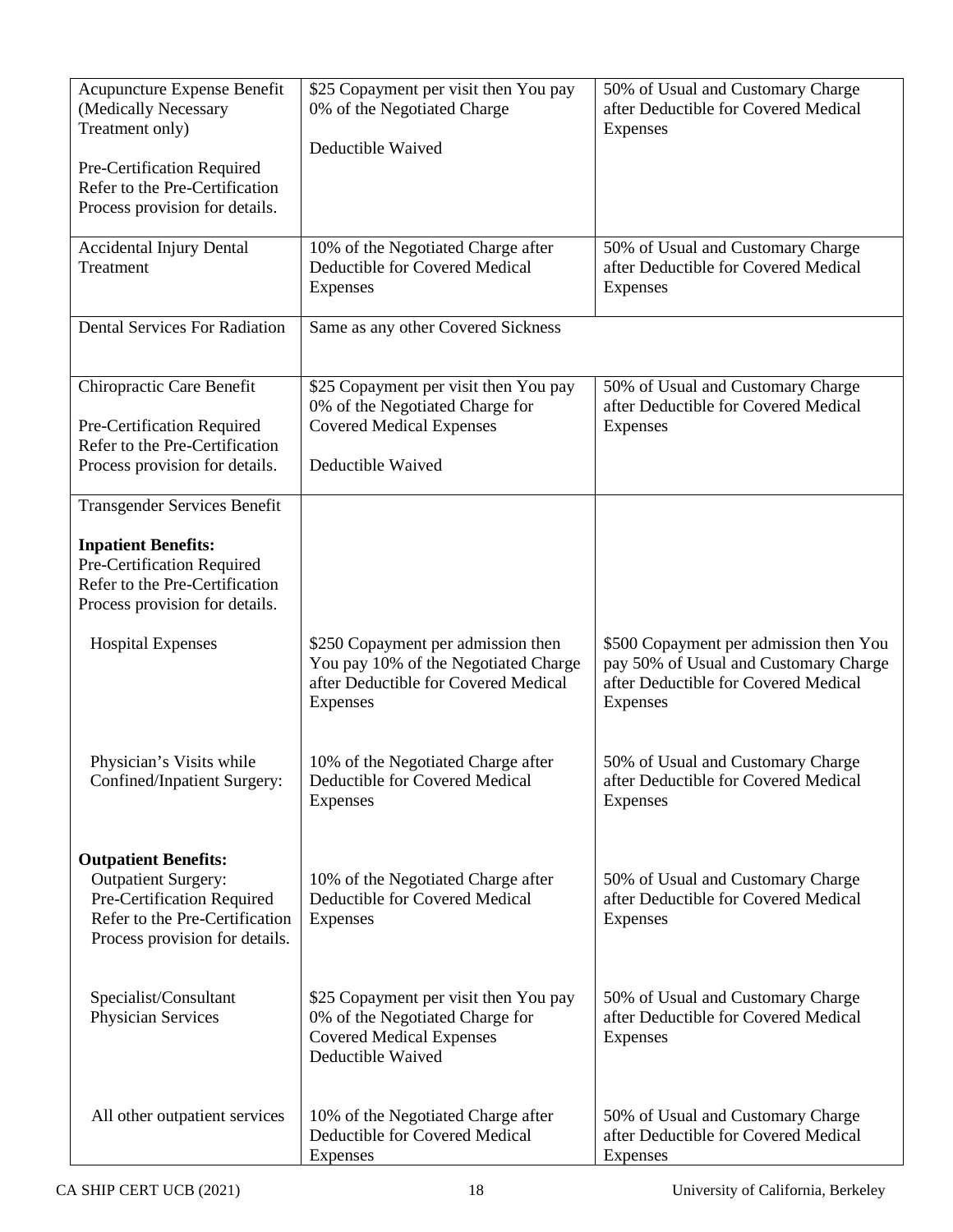| | | |
|---|---|---|
| Acupuncture Expense Benefit (Medically Necessary Treatment only)<br><br>Pre-Certification Required Refer to the Pre-Certification Process provision for details. | $25 Copayment per visit then You pay 0% of the Negotiated Charge<br><br>Deductible Waived | 50% of Usual and Customary Charge after Deductible for Covered Medical Expenses |
| Accidental Injury Dental Treatment | 10% of the Negotiated Charge after Deductible for Covered Medical Expenses | 50% of Usual and Customary Charge after Deductible for Covered Medical Expenses |
| Dental Services For Radiation | Same as any other Covered Sickness | |
| Chiropractic Care Benefit<br><br>Pre-Certification Required Refer to the Pre-Certification Process provision for details. | $25 Copayment per visit then You pay 0% of the Negotiated Charge for Covered Medical Expenses<br><br>Deductible Waived | 50% of Usual and Customary Charge after Deductible for Covered Medical Expenses |
| Transgender Services Benefit<br><br>**Inpatient Benefits:**<br>Pre-Certification Required Refer to the Pre-Certification Process provision for details. | | |
| Hospital Expenses | $250 Copayment per admission then You pay 10% of the Negotiated Charge after Deductible for Covered Medical Expenses | $500 Copayment per admission then You pay 50% of Usual and Customary Charge after Deductible for Covered Medical Expenses |
| Physician's Visits while Confined/Inpatient Surgery: | 10% of the Negotiated Charge after Deductible for Covered Medical Expenses | 50% of Usual and Customary Charge after Deductible for Covered Medical Expenses |
| **Outpatient Benefits:**<br>Outpatient Surgery:<br>Pre-Certification Required Refer to the Pre-Certification Process provision for details. | 10% of the Negotiated Charge after Deductible for Covered Medical Expenses | 50% of Usual and Customary Charge after Deductible for Covered Medical Expenses |
| Specialist/Consultant Physician Services | $25 Copayment per visit then You pay 0% of the Negotiated Charge for Covered Medical Expenses<br>Deductible Waived | 50% of Usual and Customary Charge after Deductible for Covered Medical Expenses |
| All other outpatient services | 10% of the Negotiated Charge after Deductible for Covered Medical Expenses | 50% of Usual and Customary Charge after Deductible for Covered Medical Expenses |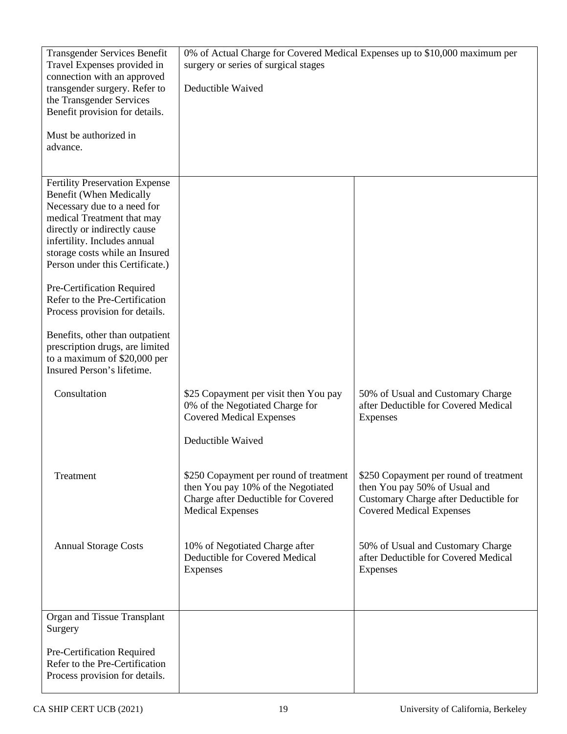| | | |
|---|---|---|
| Transgender Services Benefit Travel Expenses provided in connection with an approved transgender surgery. Refer to the Transgender Services Benefit provision for details.<br><br>Must be authorized in advance. | 0% of Actual Charge for Covered Medical Expenses up to $10,000 maximum per surgery or series of surgical stages<br><br>Deductible Waived | |
| Fertility Preservation Expense Benefit (When Medically Necessary due to a need for medical Treatment that may directly or indirectly cause infertility. Includes annual storage costs while an Insured Person under this Certificate.)<br><br>Pre-Certification Required Refer to the Pre-Certification Process provision for details.<br><br>Benefits, other than outpatient prescription drugs, are limited to a maximum of $20,000 per Insured Person's lifetime. | | |
| Consultation | $25 Copayment per visit then You pay 0% of the Negotiated Charge for Covered Medical Expenses<br><br>Deductible Waived | 50% of Usual and Customary Charge after Deductible for Covered Medical Expenses |
| Treatment | $250 Copayment per round of treatment then You pay 10% of the Negotiated Charge after Deductible for Covered Medical Expenses | $250 Copayment per round of treatment then You pay 50% of Usual and Customary Charge after Deductible for Covered Medical Expenses |
| Annual Storage Costs | 10% of Negotiated Charge after Deductible for Covered Medical Expenses | 50% of Usual and Customary Charge after Deductible for Covered Medical Expenses |
| Organ and Tissue Transplant Surgery<br><br>Pre-Certification Required Refer to the Pre-Certification Process provision for details. | | |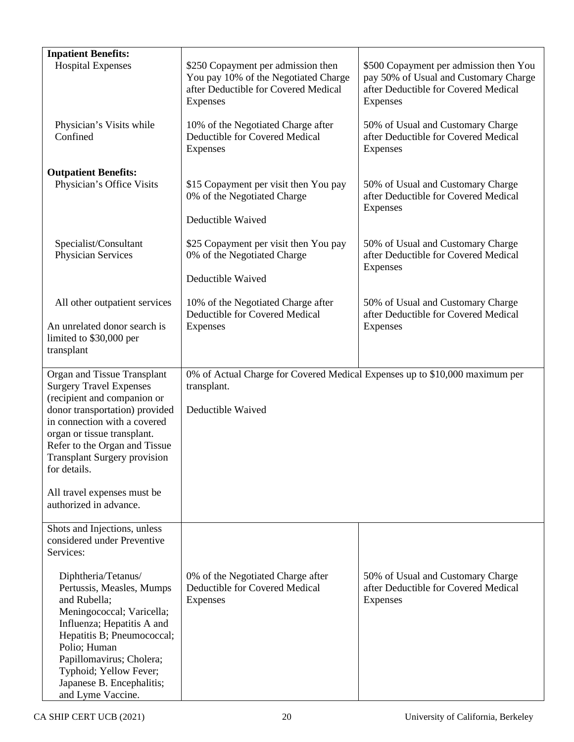| | | |
|---|---|---|
| **Inpatient Benefits:**<br>Hospital Expenses | \$250 Copayment per admission then You pay 10% of the Negotiated Charge after Deductible for Covered Medical Expenses | \$500 Copayment per admission then You pay 50% of Usual and Customary Charge after Deductible for Covered Medical Expenses |
| Physician's Visits while Confined | 10% of the Negotiated Charge after Deductible for Covered Medical Expenses | 50% of Usual and Customary Charge after Deductible for Covered Medical Expenses |
| **Outpatient Benefits:**<br>Physician's Office Visits | \$15 Copayment per visit then You pay 0% of the Negotiated Charge<br><br>Deductible Waived | 50% of Usual and Customary Charge after Deductible for Covered Medical Expenses |
| Specialist/Consultant Physician Services | \$25 Copayment per visit then You pay 0% of the Negotiated Charge<br><br>Deductible Waived | 50% of Usual and Customary Charge after Deductible for Covered Medical Expenses |
| All other outpatient services<br><br>An unrelated donor search is limited to \$30,000 per transplant | 10% of the Negotiated Charge after Deductible for Covered Medical Expenses | 50% of Usual and Customary Charge after Deductible for Covered Medical Expenses |
| Organ and Tissue Transplant Surgery Travel Expenses (recipient and companion or donor transportation) provided in connection with a covered organ or tissue transplant. Refer to the Organ and Tissue Transplant Surgery provision for details.<br><br>All travel expenses must be authorized in advance. | 0% of Actual Charge for Covered Medical Expenses up to \$10,000 maximum per transplant.<br><br>Deductible Waived | |
| Shots and Injections, unless considered under Preventive Services:<br><br>Diphtheria/Tetanus/ Pertussis, Measles, Mumps and Rubella; Meningococcal; Varicella; Influenza; Hepatitis A and Hepatitis B; Pneumococcal; Polio; Human Papillomavirus; Cholera; Typhoid; Yellow Fever; Japanese B. Encephalitis; and Lyme Vaccine. | 0% of the Negotiated Charge after Deductible for Covered Medical Expenses | 50% of Usual and Customary Charge after Deductible for Covered Medical Expenses |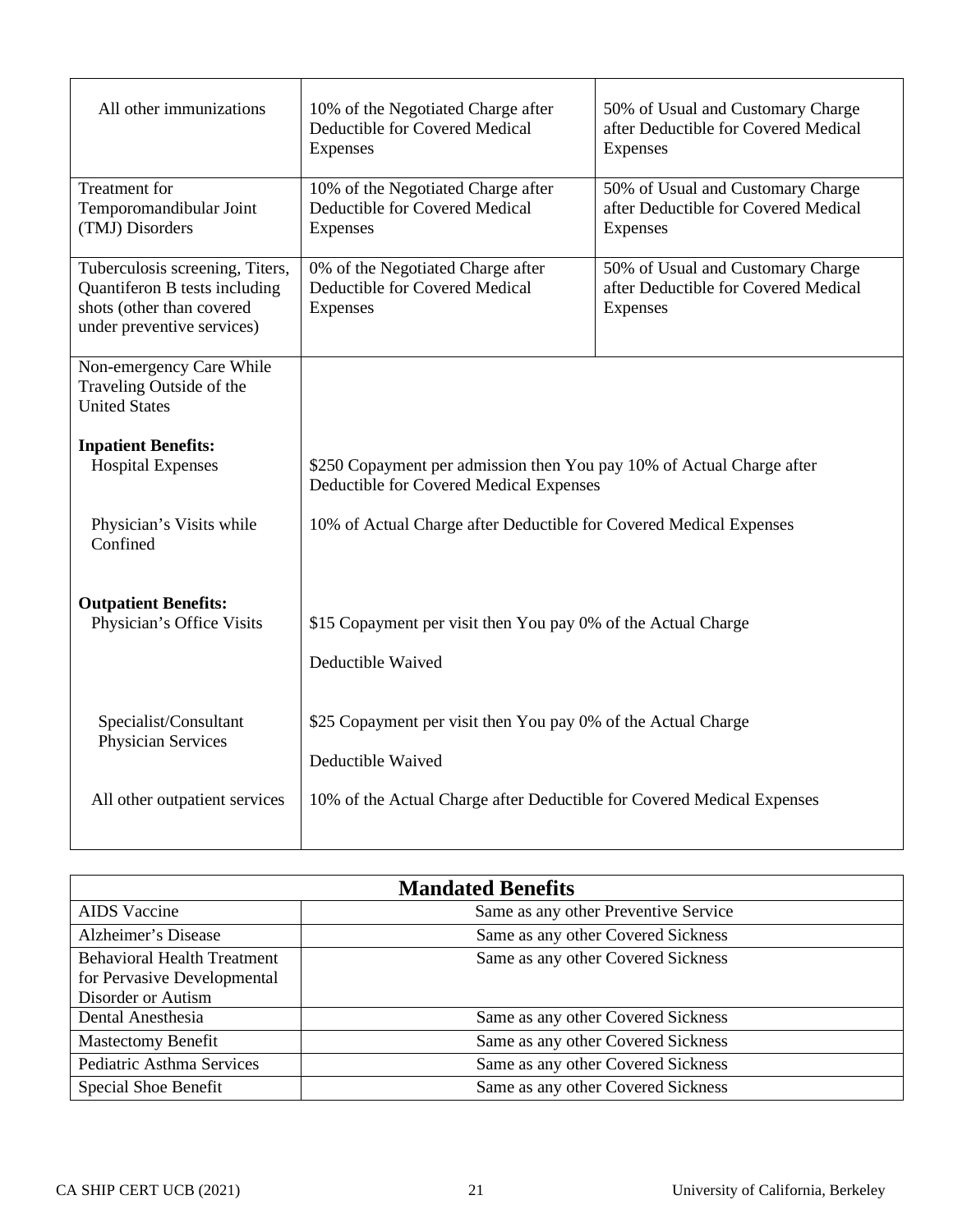| | | |
|---|---|---|
| All other immunizations | 10% of the Negotiated Charge after Deductible for Covered Medical Expenses | 50% of Usual and Customary Charge after Deductible for Covered Medical Expenses |
| Treatment for Temporomandibular Joint (TMJ) Disorders | 10% of the Negotiated Charge after Deductible for Covered Medical Expenses | 50% of Usual and Customary Charge after Deductible for Covered Medical Expenses |
| Tuberculosis screening, Titers, Quantiferon B tests including shots (other than covered under preventive services) | 0% of the Negotiated Charge after Deductible for Covered Medical Expenses | 50% of Usual and Customary Charge after Deductible for Covered Medical Expenses |
| Non-emergency Care While Traveling Outside of the United States | | |
| **Inpatient Benefits:** | | |
| Hospital Expenses | $250 Copayment per admission then You pay 10% of Actual Charge after Deductible for Covered Medical Expenses | |
| Physician's Visits while Confined | 10% of Actual Charge after Deductible for Covered Medical Expenses | |
| **Outpatient Benefits:** | | |
| Physician's Office Visits | $15 Copayment per visit then You pay 0% of the Actual Charge<br><br>Deductible Waived | |
| Specialist/Consultant Physician Services | $25 Copayment per visit then You pay 0% of the Actual Charge<br><br>Deductible Waived | |
| All other outpatient services | 10% of the Actual Charge after Deductible for Covered Medical Expenses | |

| Mandated Benefits | |
|---|---|
| AIDS Vaccine | Same as any other Preventive Service |
| Alzheimer's Disease | Same as any other Covered Sickness |
| Behavioral Health Treatment for Pervasive Developmental Disorder or Autism | Same as any other Covered Sickness |
| Dental Anesthesia | Same as any other Covered Sickness |
| Mastectomy Benefit | Same as any other Covered Sickness |
| Pediatric Asthma Services | Same as any other Covered Sickness |
| Special Shoe Benefit | Same as any other Covered Sickness |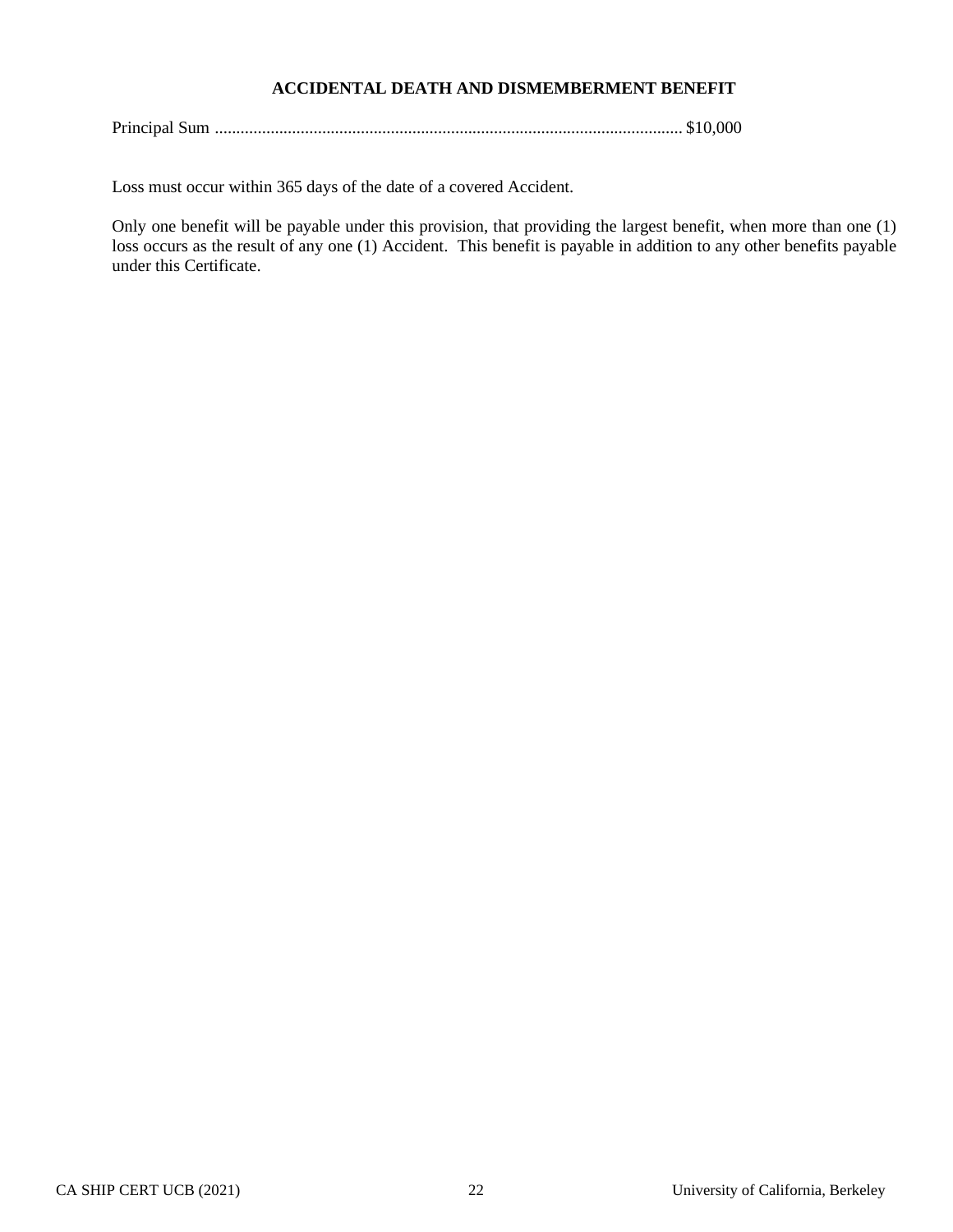## ACCIDENTAL DEATH AND DISMEMBERMENT BENEFIT

Principal Sum ............................................................................................................ $10,000

Loss must occur within 365 days of the date of a covered Accident.

Only one benefit will be payable under this provision, that providing the largest benefit, when more than one (1) loss occurs as the result of any one (1) Accident. This benefit is payable in addition to any other benefits payable under this Certificate.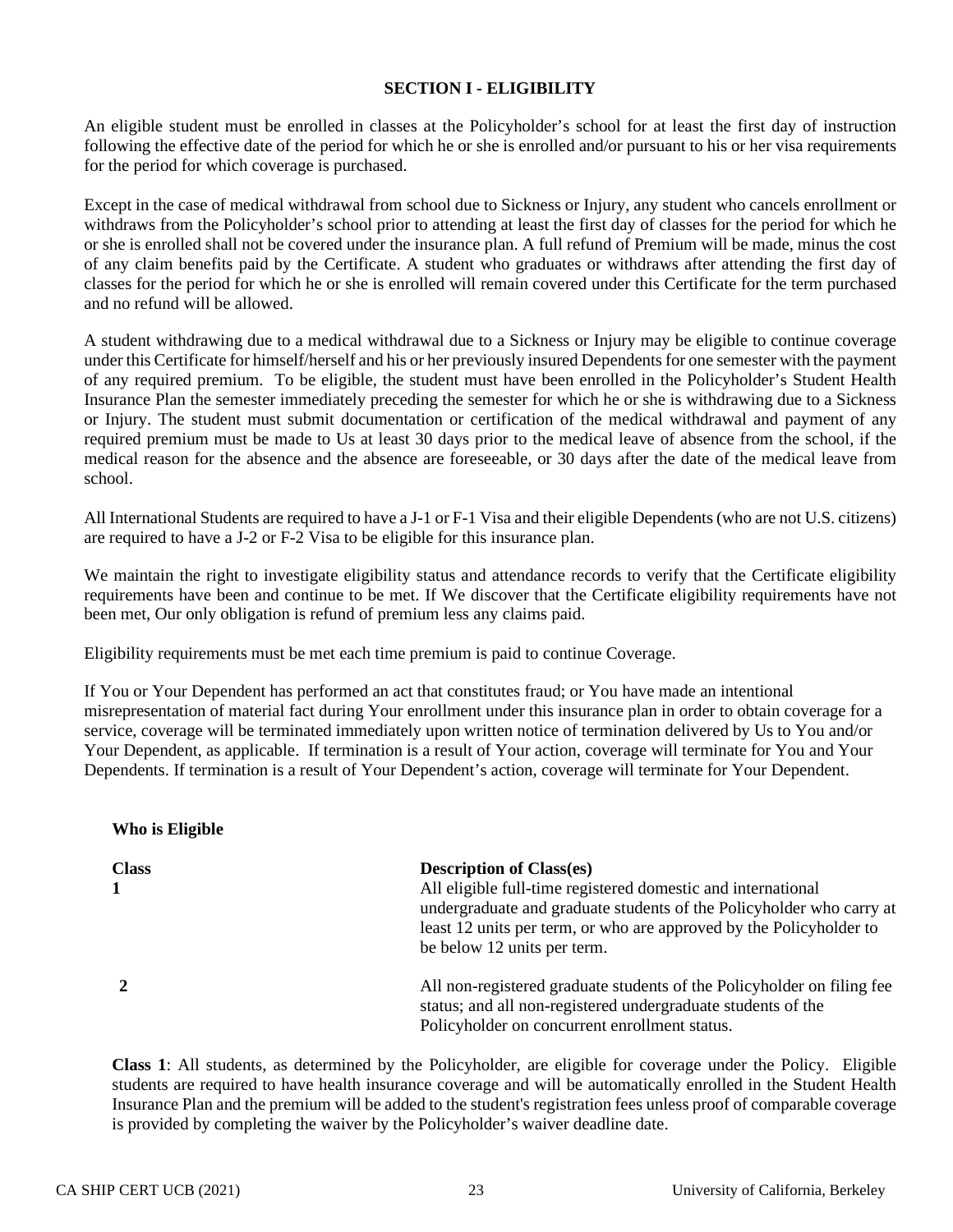## SECTION I - ELIGIBILITY

An eligible student must be enrolled in classes at the Policyholder's school for at least the first day of instruction following the effective date of the period for which he or she is enrolled and/or pursuant to his or her visa requirements for the period for which coverage is purchased.

Except in the case of medical withdrawal from school due to Sickness or Injury, any student who cancels enrollment or withdraws from the Policyholder's school prior to attending at least the first day of classes for the period for which he or she is enrolled shall not be covered under the insurance plan. A full refund of Premium will be made, minus the cost of any claim benefits paid by the Certificate. A student who graduates or withdraws after attending the first day of classes for the period for which he or she is enrolled will remain covered under this Certificate for the term purchased and no refund will be allowed.

A student withdrawing due to a medical withdrawal due to a Sickness or Injury may be eligible to continue coverage under this Certificate for himself/herself and his or her previously insured Dependents for one semester with the payment of any required premium. To be eligible, the student must have been enrolled in the Policyholder's Student Health Insurance Plan the semester immediately preceding the semester for which he or she is withdrawing due to a Sickness or Injury. The student must submit documentation or certification of the medical withdrawal and payment of any required premium must be made to Us at least 30 days prior to the medical leave of absence from the school, if the medical reason for the absence and the absence are foreseeable, or 30 days after the date of the medical leave from school.

All International Students are required to have a J-1 or F-1 Visa and their eligible Dependents (who are not U.S. citizens) are required to have a J-2 or F-2 Visa to be eligible for this insurance plan.

We maintain the right to investigate eligibility status and attendance records to verify that the Certificate eligibility requirements have been and continue to be met. If We discover that the Certificate eligibility requirements have not been met, Our only obligation is refund of premium less any claims paid.

Eligibility requirements must be met each time premium is paid to continue Coverage.

If You or Your Dependent has performed an act that constitutes fraud; or You have made an intentional misrepresentation of material fact during Your enrollment under this insurance plan in order to obtain coverage for a service, coverage will be terminated immediately upon written notice of termination delivered by Us to You and/or Your Dependent, as applicable. If termination is a result of Your action, coverage will terminate for You and Your Dependents. If termination is a result of Your Dependent's action, coverage will terminate for Your Dependent.

**Who is Eligible**

| Class | Description of Class(es) |
|---|---|
| 1 | All eligible full-time registered domestic and international undergraduate and graduate students of the Policyholder who carry at least 12 units per term, or who are approved by the Policyholder to be below 12 units per term. |
| 2 | All non-registered graduate students of the Policyholder on filing fee status; and all non-registered undergraduate students of the Policyholder on concurrent enrollment status. |

**Class 1**: All students, as determined by the Policyholder, are eligible for coverage under the Policy. Eligible students are required to have health insurance coverage and will be automatically enrolled in the Student Health Insurance Plan and the premium will be added to the student's registration fees unless proof of comparable coverage is provided by completing the waiver by the Policyholder's waiver deadline date.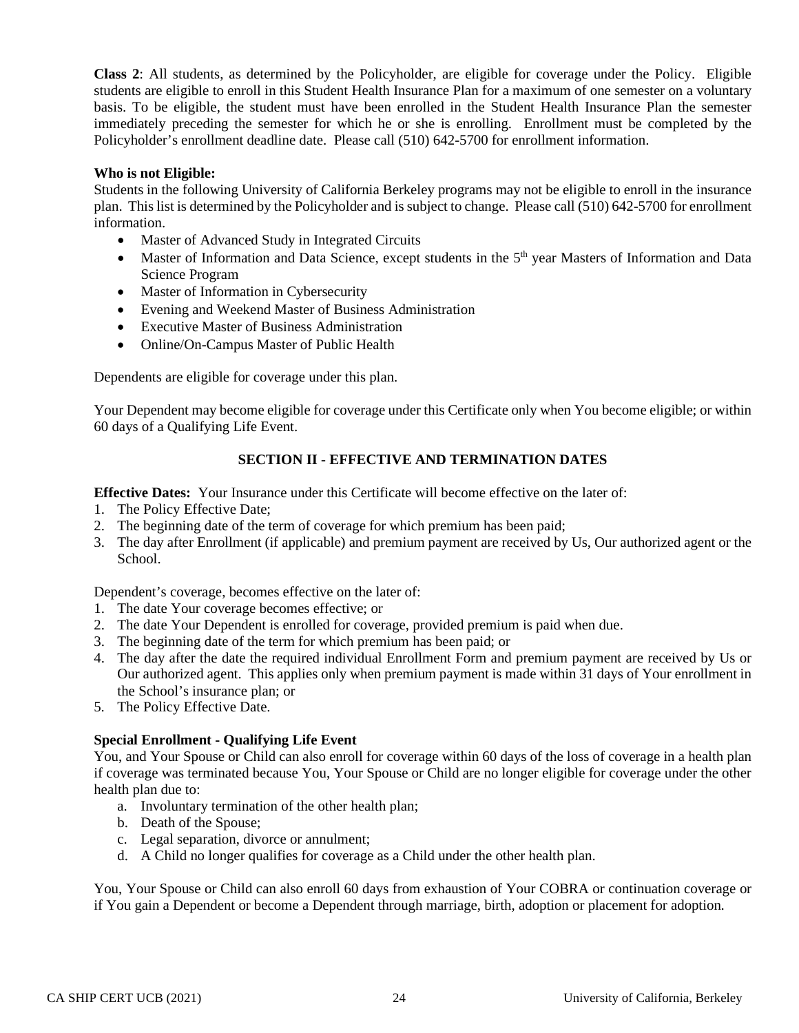**Class 2**: All students, as determined by the Policyholder, are eligible for coverage under the Policy. Eligible students are eligible to enroll in this Student Health Insurance Plan for a maximum of one semester on a voluntary basis. To be eligible, the student must have been enrolled in the Student Health Insurance Plan the semester immediately preceding the semester for which he or she is enrolling. Enrollment must be completed by the Policyholder's enrollment deadline date. Please call (510) 642-5700 for enrollment information.

**Who is not Eligible:**
Students in the following University of California Berkeley programs may not be eligible to enroll in the insurance plan. This list is determined by the Policyholder and is subject to change. Please call (510) 642-5700 for enrollment information.

- Master of Advanced Study in Integrated Circuits
- Master of Information and Data Science, except students in the 5th year Masters of Information and Data Science Program
- Master of Information in Cybersecurity
- Evening and Weekend Master of Business Administration
- Executive Master of Business Administration
- Online/On-Campus Master of Public Health

Dependents are eligible for coverage under this plan.

Your Dependent may become eligible for coverage under this Certificate only when You become eligible; or within 60 days of a Qualifying Life Event.

## SECTION II - EFFECTIVE AND TERMINATION DATES

**Effective Dates:** Your Insurance under this Certificate will become effective on the later of:

1. The Policy Effective Date;
2. The beginning date of the term of coverage for which premium has been paid;
3. The day after Enrollment (if applicable) and premium payment are received by Us, Our authorized agent or the School.

Dependent's coverage, becomes effective on the later of:

1. The date Your coverage becomes effective; or
2. The date Your Dependent is enrolled for coverage, provided premium is paid when due.
3. The beginning date of the term for which premium has been paid; or
4. The day after the date the required individual Enrollment Form and premium payment are received by Us or Our authorized agent. This applies only when premium payment is made within 31 days of Your enrollment in the School's insurance plan; or
5. The Policy Effective Date.

**Special Enrollment - Qualifying Life Event**
You, and Your Spouse or Child can also enroll for coverage within 60 days of the loss of coverage in a health plan if coverage was terminated because You, Your Spouse or Child are no longer eligible for coverage under the other health plan due to:

a. Involuntary termination of the other health plan;
b. Death of the Spouse;
c. Legal separation, divorce or annulment;
d. A Child no longer qualifies for coverage as a Child under the other health plan.

You, Your Spouse or Child can also enroll 60 days from exhaustion of Your COBRA or continuation coverage or if You gain a Dependent or become a Dependent through marriage, birth, adoption or placement for adoption.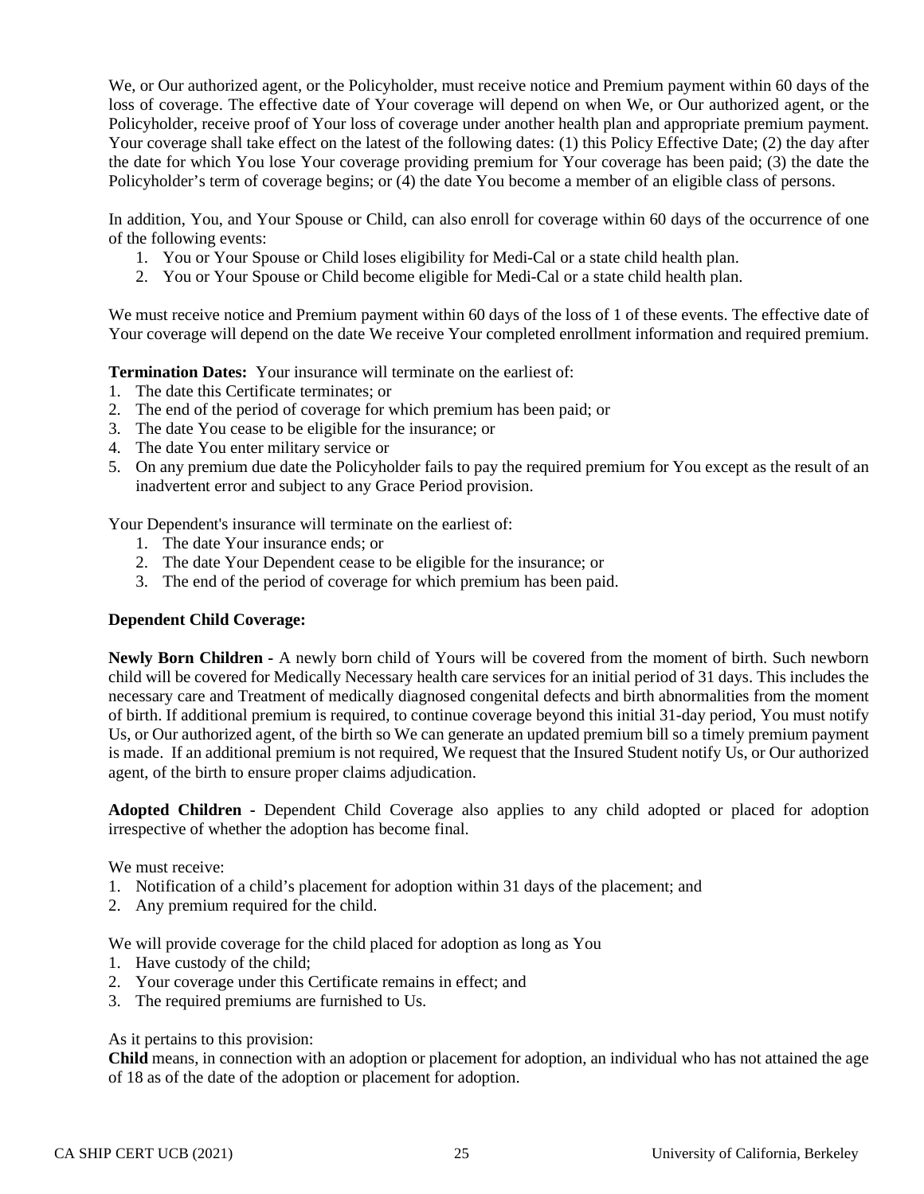We, or Our authorized agent, or the Policyholder, must receive notice and Premium payment within 60 days of the loss of coverage. The effective date of Your coverage will depend on when We, or Our authorized agent, or the Policyholder, receive proof of Your loss of coverage under another health plan and appropriate premium payment. Your coverage shall take effect on the latest of the following dates: (1) this Policy Effective Date; (2) the day after the date for which You lose Your coverage providing premium for Your coverage has been paid; (3) the date the Policyholder's term of coverage begins; or (4) the date You become a member of an eligible class of persons.

In addition, You, and Your Spouse or Child, can also enroll for coverage within 60 days of the occurrence of one of the following events:

1. You or Your Spouse or Child loses eligibility for Medi-Cal or a state child health plan.
2. You or Your Spouse or Child become eligible for Medi-Cal or a state child health plan.

We must receive notice and Premium payment within 60 days of the loss of 1 of these events. The effective date of Your coverage will depend on the date We receive Your completed enrollment information and required premium.

**Termination Dates:** Your insurance will terminate on the earliest of:

1. The date this Certificate terminates; or
2. The end of the period of coverage for which premium has been paid; or
3. The date You cease to be eligible for the insurance; or
4. The date You enter military service or
5. On any premium due date the Policyholder fails to pay the required premium for You except as the result of an inadvertent error and subject to any Grace Period provision.

Your Dependent's insurance will terminate on the earliest of:

1. The date Your insurance ends; or
2. The date Your Dependent cease to be eligible for the insurance; or
3. The end of the period of coverage for which premium has been paid.

**Dependent Child Coverage:**

**Newly Born Children -** A newly born child of Yours will be covered from the moment of birth. Such newborn child will be covered for Medically Necessary health care services for an initial period of 31 days. This includes the necessary care and Treatment of medically diagnosed congenital defects and birth abnormalities from the moment of birth. If additional premium is required, to continue coverage beyond this initial 31-day period, You must notify Us, or Our authorized agent, of the birth so We can generate an updated premium bill so a timely premium payment is made. If an additional premium is not required, We request that the Insured Student notify Us, or Our authorized agent, of the birth to ensure proper claims adjudication.

**Adopted Children -** Dependent Child Coverage also applies to any child adopted or placed for adoption irrespective of whether the adoption has become final.

We must receive:

1. Notification of a child's placement for adoption within 31 days of the placement; and
2. Any premium required for the child.

We will provide coverage for the child placed for adoption as long as You

1. Have custody of the child;
2. Your coverage under this Certificate remains in effect; and
3. The required premiums are furnished to Us.

As it pertains to this provision:

**Child** means, in connection with an adoption or placement for adoption, an individual who has not attained the age of 18 as of the date of the adoption or placement for adoption.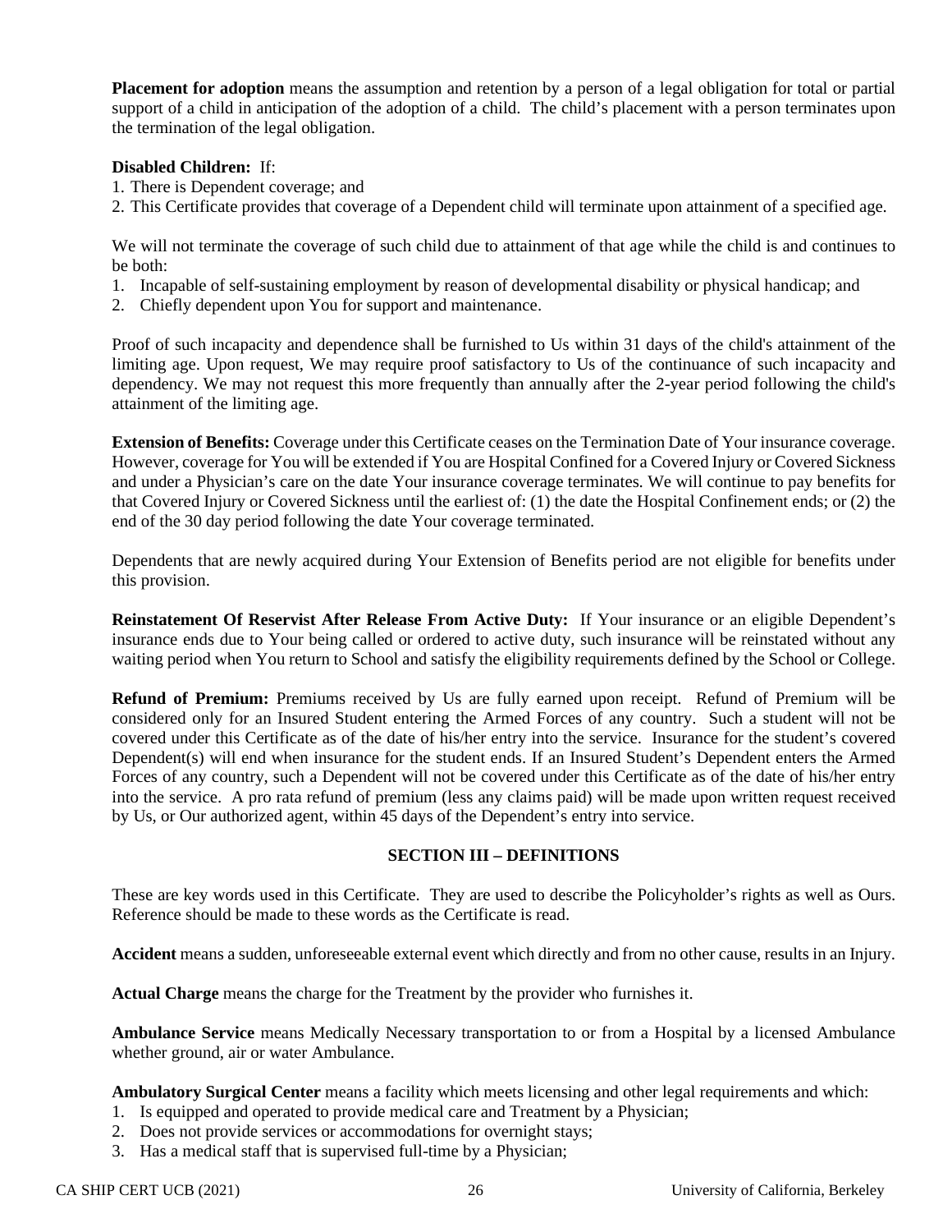**Placement for adoption** means the assumption and retention by a person of a legal obligation for total or partial support of a child in anticipation of the adoption of a child. The child's placement with a person terminates upon the termination of the legal obligation.

**Disabled Children:** If:

1. There is Dependent coverage; and
2. This Certificate provides that coverage of a Dependent child will terminate upon attainment of a specified age.

We will not terminate the coverage of such child due to attainment of that age while the child is and continues to be both:

1. Incapable of self-sustaining employment by reason of developmental disability or physical handicap; and
2. Chiefly dependent upon You for support and maintenance.

Proof of such incapacity and dependence shall be furnished to Us within 31 days of the child's attainment of the limiting age. Upon request, We may require proof satisfactory to Us of the continuance of such incapacity and dependency. We may not request this more frequently than annually after the 2-year period following the child's attainment of the limiting age.

**Extension of Benefits:** Coverage under this Certificate ceases on the Termination Date of Your insurance coverage. However, coverage for You will be extended if You are Hospital Confined for a Covered Injury or Covered Sickness and under a Physician's care on the date Your insurance coverage terminates. We will continue to pay benefits for that Covered Injury or Covered Sickness until the earliest of: (1) the date the Hospital Confinement ends; or (2) the end of the 30 day period following the date Your coverage terminated.

Dependents that are newly acquired during Your Extension of Benefits period are not eligible for benefits under this provision.

**Reinstatement Of Reservist After Release From Active Duty:** If Your insurance or an eligible Dependent's insurance ends due to Your being called or ordered to active duty, such insurance will be reinstated without any waiting period when You return to School and satisfy the eligibility requirements defined by the School or College.

**Refund of Premium:** Premiums received by Us are fully earned upon receipt. Refund of Premium will be considered only for an Insured Student entering the Armed Forces of any country. Such a student will not be covered under this Certificate as of the date of his/her entry into the service. Insurance for the student's covered Dependent(s) will end when insurance for the student ends. If an Insured Student's Dependent enters the Armed Forces of any country, such a Dependent will not be covered under this Certificate as of the date of his/her entry into the service. A pro rata refund of premium (less any claims paid) will be made upon written request received by Us, or Our authorized agent, within 45 days of the Dependent's entry into service.

## SECTION III – DEFINITIONS

These are key words used in this Certificate. They are used to describe the Policyholder's rights as well as Ours. Reference should be made to these words as the Certificate is read.

**Accident** means a sudden, unforeseeable external event which directly and from no other cause, results in an Injury.

**Actual Charge** means the charge for the Treatment by the provider who furnishes it.

**Ambulance Service** means Medically Necessary transportation to or from a Hospital by a licensed Ambulance whether ground, air or water Ambulance.

**Ambulatory Surgical Center** means a facility which meets licensing and other legal requirements and which:

1. Is equipped and operated to provide medical care and Treatment by a Physician;
2. Does not provide services or accommodations for overnight stays;
3. Has a medical staff that is supervised full-time by a Physician;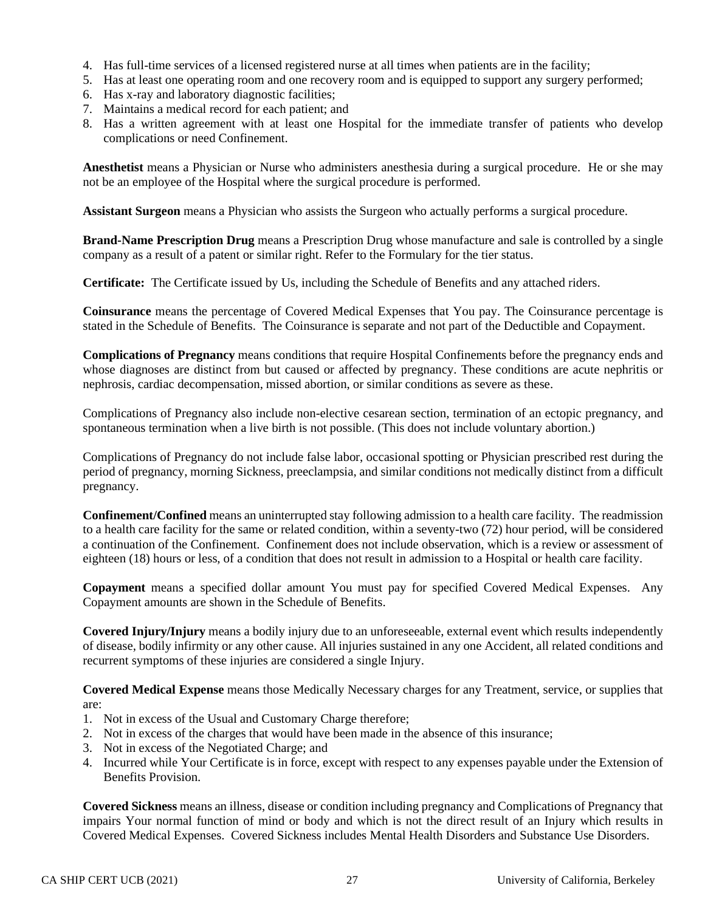4. Has full-time services of a licensed registered nurse at all times when patients are in the facility;
5. Has at least one operating room and one recovery room and is equipped to support any surgery performed;
6. Has x-ray and laboratory diagnostic facilities;
7. Maintains a medical record for each patient; and
8. Has a written agreement with at least one Hospital for the immediate transfer of patients who develop complications or need Confinement.

**Anesthetist** means a Physician or Nurse who administers anesthesia during a surgical procedure. He or she may not be an employee of the Hospital where the surgical procedure is performed.

**Assistant Surgeon** means a Physician who assists the Surgeon who actually performs a surgical procedure.

**Brand-Name Prescription Drug** means a Prescription Drug whose manufacture and sale is controlled by a single company as a result of a patent or similar right. Refer to the Formulary for the tier status.

**Certificate:** The Certificate issued by Us, including the Schedule of Benefits and any attached riders.

**Coinsurance** means the percentage of Covered Medical Expenses that You pay. The Coinsurance percentage is stated in the Schedule of Benefits. The Coinsurance is separate and not part of the Deductible and Copayment.

**Complications of Pregnancy** means conditions that require Hospital Confinements before the pregnancy ends and whose diagnoses are distinct from but caused or affected by pregnancy. These conditions are acute nephritis or nephrosis, cardiac decompensation, missed abortion, or similar conditions as severe as these.

Complications of Pregnancy also include non-elective cesarean section, termination of an ectopic pregnancy, and spontaneous termination when a live birth is not possible. (This does not include voluntary abortion.)

Complications of Pregnancy do not include false labor, occasional spotting or Physician prescribed rest during the period of pregnancy, morning Sickness, preeclampsia, and similar conditions not medically distinct from a difficult pregnancy.

**Confinement/Confined** means an uninterrupted stay following admission to a health care facility. The readmission to a health care facility for the same or related condition, within a seventy-two (72) hour period, will be considered a continuation of the Confinement. Confinement does not include observation, which is a review or assessment of eighteen (18) hours or less, of a condition that does not result in admission to a Hospital or health care facility.

**Copayment** means a specified dollar amount You must pay for specified Covered Medical Expenses. Any Copayment amounts are shown in the Schedule of Benefits.

**Covered Injury/Injury** means a bodily injury due to an unforeseeable, external event which results independently of disease, bodily infirmity or any other cause. All injuries sustained in any one Accident, all related conditions and recurrent symptoms of these injuries are considered a single Injury.

**Covered Medical Expense** means those Medically Necessary charges for any Treatment, service, or supplies that are:

1. Not in excess of the Usual and Customary Charge therefore;
2. Not in excess of the charges that would have been made in the absence of this insurance;
3. Not in excess of the Negotiated Charge; and
4. Incurred while Your Certificate is in force, except with respect to any expenses payable under the Extension of Benefits Provision.

**Covered Sickness** means an illness, disease or condition including pregnancy and Complications of Pregnancy that impairs Your normal function of mind or body and which is not the direct result of an Injury which results in Covered Medical Expenses. Covered Sickness includes Mental Health Disorders and Substance Use Disorders.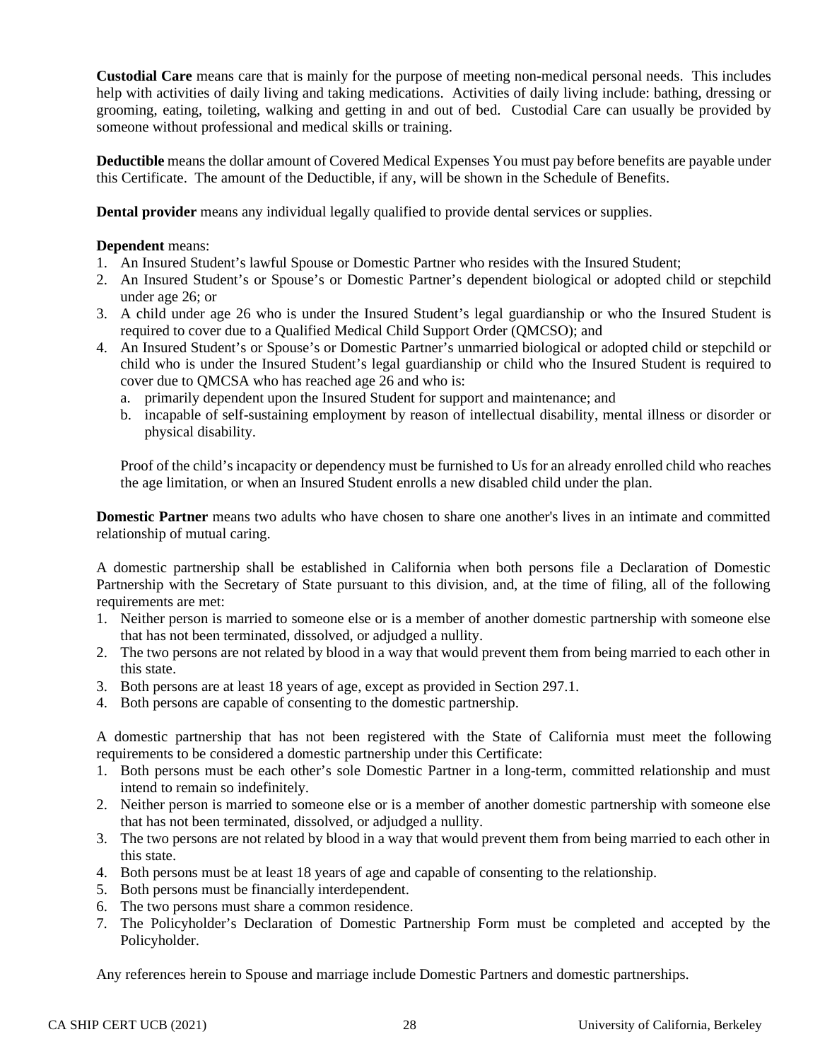**Custodial Care** means care that is mainly for the purpose of meeting non-medical personal needs. This includes help with activities of daily living and taking medications. Activities of daily living include: bathing, dressing or grooming, eating, toileting, walking and getting in and out of bed. Custodial Care can usually be provided by someone without professional and medical skills or training.

**Deductible** means the dollar amount of Covered Medical Expenses You must pay before benefits are payable under this Certificate. The amount of the Deductible, if any, will be shown in the Schedule of Benefits.

**Dental provider** means any individual legally qualified to provide dental services or supplies.

**Dependent** means:

1. An Insured Student's lawful Spouse or Domestic Partner who resides with the Insured Student;
2. An Insured Student's or Spouse's or Domestic Partner's dependent biological or adopted child or stepchild under age 26; or
3. A child under age 26 who is under the Insured Student's legal guardianship or who the Insured Student is required to cover due to a Qualified Medical Child Support Order (QMCSO); and
4. An Insured Student's or Spouse's or Domestic Partner's unmarried biological or adopted child or stepchild or child who is under the Insured Student's legal guardianship or child who the Insured Student is required to cover due to QMCSA who has reached age 26 and who is:
   a. primarily dependent upon the Insured Student for support and maintenance; and
   b. incapable of self-sustaining employment by reason of intellectual disability, mental illness or disorder or physical disability.

   Proof of the child's incapacity or dependency must be furnished to Us for an already enrolled child who reaches the age limitation, or when an Insured Student enrolls a new disabled child under the plan.

**Domestic Partner** means two adults who have chosen to share one another's lives in an intimate and committed relationship of mutual caring.

A domestic partnership shall be established in California when both persons file a Declaration of Domestic Partnership with the Secretary of State pursuant to this division, and, at the time of filing, all of the following requirements are met:

1. Neither person is married to someone else or is a member of another domestic partnership with someone else that has not been terminated, dissolved, or adjudged a nullity.
2. The two persons are not related by blood in a way that would prevent them from being married to each other in this state.
3. Both persons are at least 18 years of age, except as provided in Section 297.1.
4. Both persons are capable of consenting to the domestic partnership.

A domestic partnership that has not been registered with the State of California must meet the following requirements to be considered a domestic partnership under this Certificate:

1. Both persons must be each other's sole Domestic Partner in a long-term, committed relationship and must intend to remain so indefinitely.
2. Neither person is married to someone else or is a member of another domestic partnership with someone else that has not been terminated, dissolved, or adjudged a nullity.
3. The two persons are not related by blood in a way that would prevent them from being married to each other in this state.
4. Both persons must be at least 18 years of age and capable of consenting to the relationship.
5. Both persons must be financially interdependent.
6. The two persons must share a common residence.
7. The Policyholder's Declaration of Domestic Partnership Form must be completed and accepted by the Policyholder.

Any references herein to Spouse and marriage include Domestic Partners and domestic partnerships.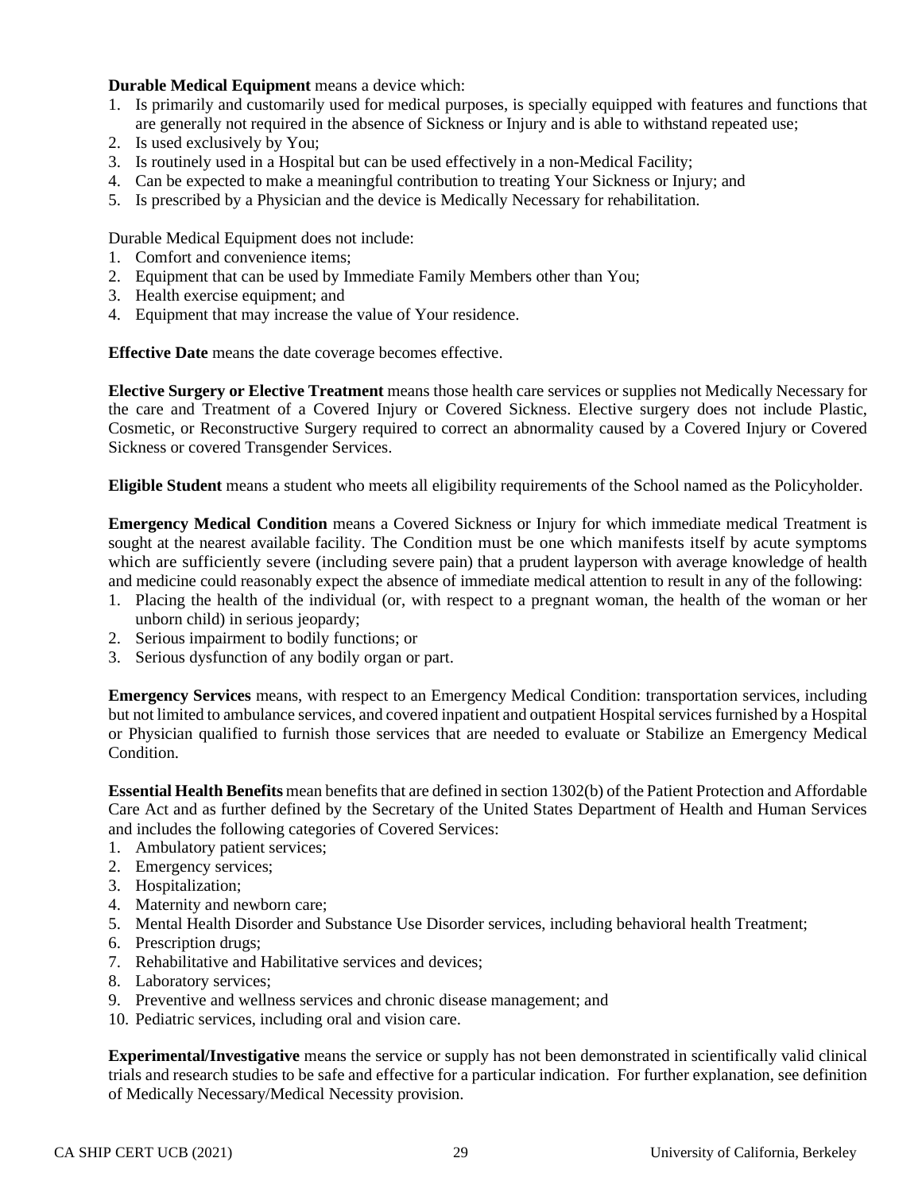**Durable Medical Equipment** means a device which:

1. Is primarily and customarily used for medical purposes, is specially equipped with features and functions that are generally not required in the absence of Sickness or Injury and is able to withstand repeated use;
2. Is used exclusively by You;
3. Is routinely used in a Hospital but can be used effectively in a non-Medical Facility;
4. Can be expected to make a meaningful contribution to treating Your Sickness or Injury; and
5. Is prescribed by a Physician and the device is Medically Necessary for rehabilitation.

Durable Medical Equipment does not include:

1. Comfort and convenience items;
2. Equipment that can be used by Immediate Family Members other than You;
3. Health exercise equipment; and
4. Equipment that may increase the value of Your residence.

**Effective Date** means the date coverage becomes effective.

**Elective Surgery or Elective Treatment** means those health care services or supplies not Medically Necessary for the care and Treatment of a Covered Injury or Covered Sickness. Elective surgery does not include Plastic, Cosmetic, or Reconstructive Surgery required to correct an abnormality caused by a Covered Injury or Covered Sickness or covered Transgender Services.

**Eligible Student** means a student who meets all eligibility requirements of the School named as the Policyholder.

**Emergency Medical Condition** means a Covered Sickness or Injury for which immediate medical Treatment is sought at the nearest available facility. The Condition must be one which manifests itself by acute symptoms which are sufficiently severe (including severe pain) that a prudent layperson with average knowledge of health and medicine could reasonably expect the absence of immediate medical attention to result in any of the following:

1. Placing the health of the individual (or, with respect to a pregnant woman, the health of the woman or her unborn child) in serious jeopardy;
2. Serious impairment to bodily functions; or
3. Serious dysfunction of any bodily organ or part.

**Emergency Services** means, with respect to an Emergency Medical Condition: transportation services, including but not limited to ambulance services, and covered inpatient and outpatient Hospital services furnished by a Hospital or Physician qualified to furnish those services that are needed to evaluate or Stabilize an Emergency Medical Condition.

**Essential Health Benefits** mean benefits that are defined in section 1302(b) of the Patient Protection and Affordable Care Act and as further defined by the Secretary of the United States Department of Health and Human Services and includes the following categories of Covered Services:

1. Ambulatory patient services;
2. Emergency services;
3. Hospitalization;
4. Maternity and newborn care;
5. Mental Health Disorder and Substance Use Disorder services, including behavioral health Treatment;
6. Prescription drugs;
7. Rehabilitative and Habilitative services and devices;
8. Laboratory services;
9. Preventive and wellness services and chronic disease management; and
10. Pediatric services, including oral and vision care.

**Experimental/Investigative** means the service or supply has not been demonstrated in scientifically valid clinical trials and research studies to be safe and effective for a particular indication. For further explanation, see definition of Medically Necessary/Medical Necessity provision.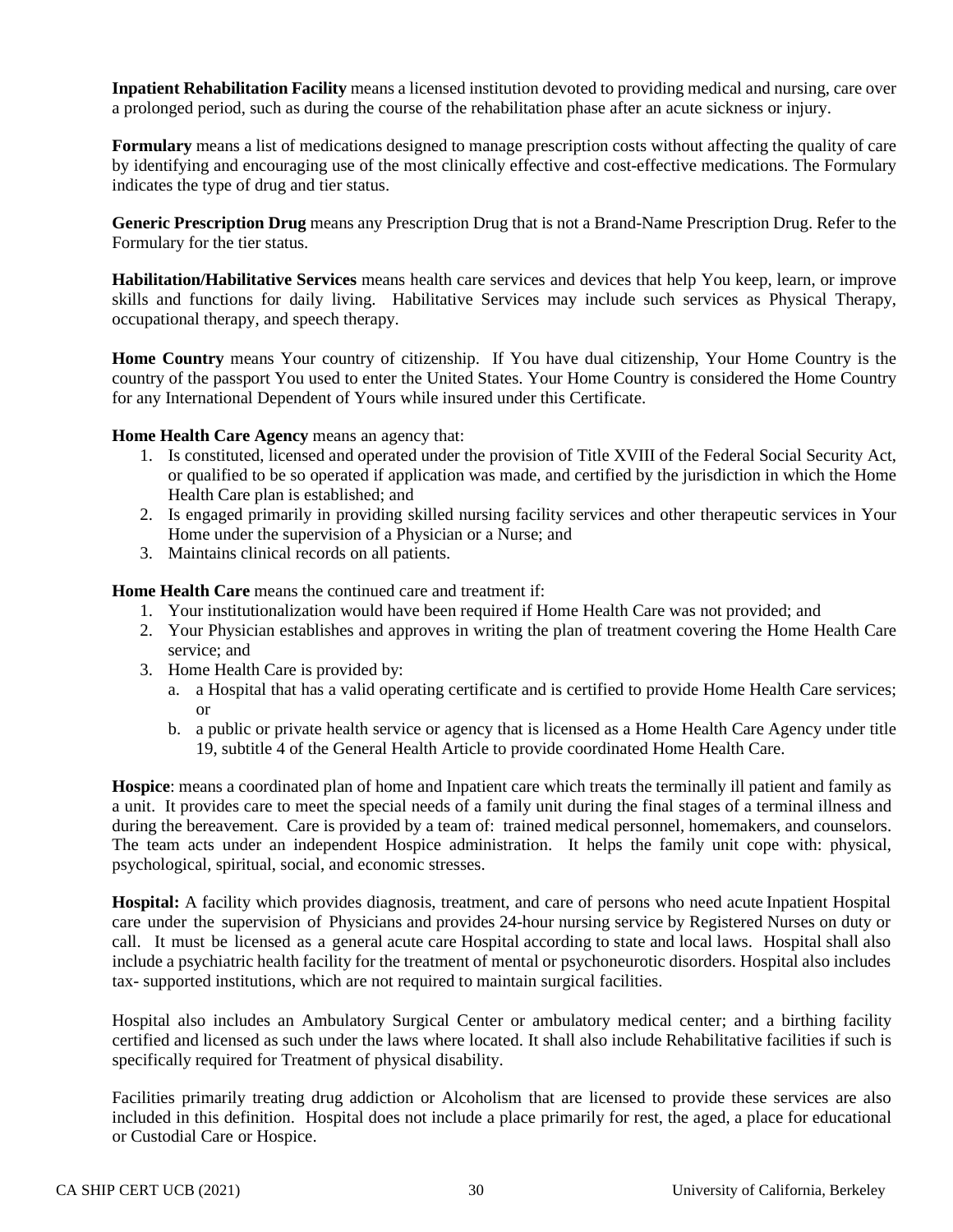**Inpatient Rehabilitation Facility** means a licensed institution devoted to providing medical and nursing, care over a prolonged period, such as during the course of the rehabilitation phase after an acute sickness or injury.

**Formulary** means a list of medications designed to manage prescription costs without affecting the quality of care by identifying and encouraging use of the most clinically effective and cost-effective medications. The Formulary indicates the type of drug and tier status.

**Generic Prescription Drug** means any Prescription Drug that is not a Brand-Name Prescription Drug. Refer to the Formulary for the tier status.

**Habilitation/Habilitative Services** means health care services and devices that help You keep, learn, or improve skills and functions for daily living. Habilitative Services may include such services as Physical Therapy, occupational therapy, and speech therapy.

**Home Country** means Your country of citizenship. If You have dual citizenship, Your Home Country is the country of the passport You used to enter the United States. Your Home Country is considered the Home Country for any International Dependent of Yours while insured under this Certificate.

**Home Health Care Agency** means an agency that:

1. Is constituted, licensed and operated under the provision of Title XVIII of the Federal Social Security Act, or qualified to be so operated if application was made, and certified by the jurisdiction in which the Home Health Care plan is established; and
2. Is engaged primarily in providing skilled nursing facility services and other therapeutic services in Your Home under the supervision of a Physician or a Nurse; and
3. Maintains clinical records on all patients.

**Home Health Care** means the continued care and treatment if:

1. Your institutionalization would have been required if Home Health Care was not provided; and
2. Your Physician establishes and approves in writing the plan of treatment covering the Home Health Care service; and
3. Home Health Care is provided by:
   a. a Hospital that has a valid operating certificate and is certified to provide Home Health Care services; or
   b. a public or private health service or agency that is licensed as a Home Health Care Agency under title 19, subtitle 4 of the General Health Article to provide coordinated Home Health Care.

**Hospice**: means a coordinated plan of home and Inpatient care which treats the terminally ill patient and family as a unit. It provides care to meet the special needs of a family unit during the final stages of a terminal illness and during the bereavement. Care is provided by a team of: trained medical personnel, homemakers, and counselors. The team acts under an independent Hospice administration. It helps the family unit cope with: physical, psychological, spiritual, social, and economic stresses.

**Hospital:** A facility which provides diagnosis, treatment, and care of persons who need acute Inpatient Hospital care under the supervision of Physicians and provides 24-hour nursing service by Registered Nurses on duty or call. It must be licensed as a general acute care Hospital according to state and local laws. Hospital shall also include a psychiatric health facility for the treatment of mental or psychoneurotic disorders. Hospital also includes tax- supported institutions, which are not required to maintain surgical facilities.

Hospital also includes an Ambulatory Surgical Center or ambulatory medical center; and a birthing facility certified and licensed as such under the laws where located. It shall also include Rehabilitative facilities if such is specifically required for Treatment of physical disability.

Facilities primarily treating drug addiction or Alcoholism that are licensed to provide these services are also included in this definition. Hospital does not include a place primarily for rest, the aged, a place for educational or Custodial Care or Hospice.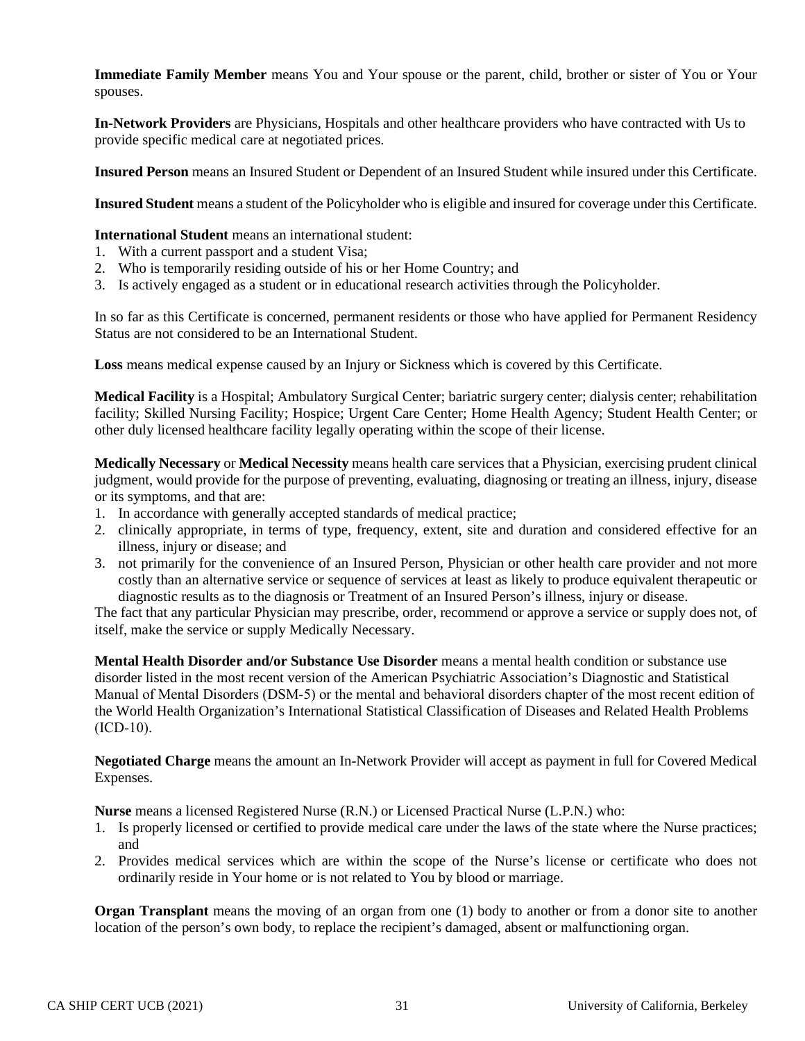**Immediate Family Member** means You and Your spouse or the parent, child, brother or sister of You or Your spouses.

**In-Network Providers** are Physicians, Hospitals and other healthcare providers who have contracted with Us to provide specific medical care at negotiated prices.

**Insured Person** means an Insured Student or Dependent of an Insured Student while insured under this Certificate.

**Insured Student** means a student of the Policyholder who is eligible and insured for coverage under this Certificate.

**International Student** means an international student:

1. With a current passport and a student Visa;
2. Who is temporarily residing outside of his or her Home Country; and
3. Is actively engaged as a student or in educational research activities through the Policyholder.

In so far as this Certificate is concerned, permanent residents or those who have applied for Permanent Residency Status are not considered to be an International Student.

**Loss** means medical expense caused by an Injury or Sickness which is covered by this Certificate.

**Medical Facility** is a Hospital; Ambulatory Surgical Center; bariatric surgery center; dialysis center; rehabilitation facility; Skilled Nursing Facility; Hospice; Urgent Care Center; Home Health Agency; Student Health Center; or other duly licensed healthcare facility legally operating within the scope of their license.

**Medically Necessary** or **Medical Necessity** means health care services that a Physician, exercising prudent clinical judgment, would provide for the purpose of preventing, evaluating, diagnosing or treating an illness, injury, disease or its symptoms, and that are:

1. In accordance with generally accepted standards of medical practice;
2. clinically appropriate, in terms of type, frequency, extent, site and duration and considered effective for an illness, injury or disease; and
3. not primarily for the convenience of an Insured Person, Physician or other health care provider and not more costly than an alternative service or sequence of services at least as likely to produce equivalent therapeutic or diagnostic results as to the diagnosis or Treatment of an Insured Person's illness, injury or disease.

The fact that any particular Physician may prescribe, order, recommend or approve a service or supply does not, of itself, make the service or supply Medically Necessary.

**Mental Health Disorder and/or Substance Use Disorder** means a mental health condition or substance use disorder listed in the most recent version of the American Psychiatric Association's Diagnostic and Statistical Manual of Mental Disorders (DSM-5) or the mental and behavioral disorders chapter of the most recent edition of the World Health Organization's International Statistical Classification of Diseases and Related Health Problems (ICD-10).

**Negotiated Charge** means the amount an In-Network Provider will accept as payment in full for Covered Medical Expenses.

**Nurse** means a licensed Registered Nurse (R.N.) or Licensed Practical Nurse (L.P.N.) who:

1. Is properly licensed or certified to provide medical care under the laws of the state where the Nurse practices; and
2. Provides medical services which are within the scope of the Nurse's license or certificate who does not ordinarily reside in Your home or is not related to You by blood or marriage.

**Organ Transplant** means the moving of an organ from one (1) body to another or from a donor site to another location of the person's own body, to replace the recipient's damaged, absent or malfunctioning organ.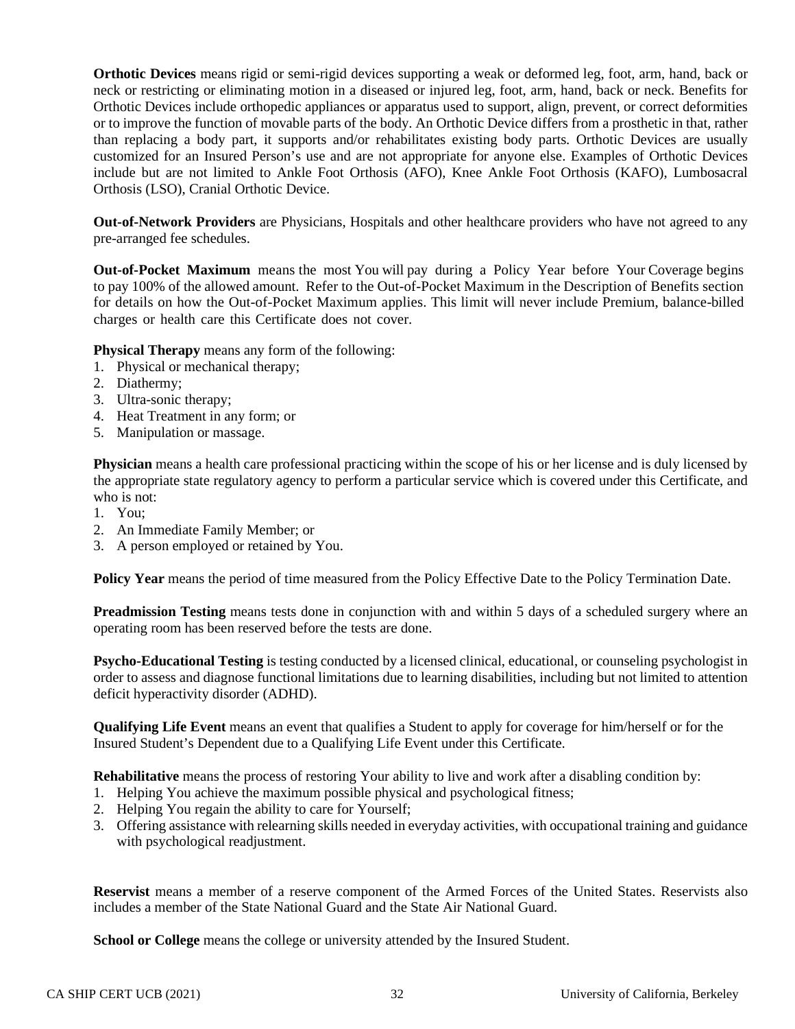**Orthotic Devices** means rigid or semi-rigid devices supporting a weak or deformed leg, foot, arm, hand, back or neck or restricting or eliminating motion in a diseased or injured leg, foot, arm, hand, back or neck. Benefits for Orthotic Devices include orthopedic appliances or apparatus used to support, align, prevent, or correct deformities or to improve the function of movable parts of the body. An Orthotic Device differs from a prosthetic in that, rather than replacing a body part, it supports and/or rehabilitates existing body parts. Orthotic Devices are usually customized for an Insured Person's use and are not appropriate for anyone else. Examples of Orthotic Devices include but are not limited to Ankle Foot Orthosis (AFO), Knee Ankle Foot Orthosis (KAFO), Lumbosacral Orthosis (LSO), Cranial Orthotic Device.

**Out-of-Network Providers** are Physicians, Hospitals and other healthcare providers who have not agreed to any pre-arranged fee schedules.

**Out-of-Pocket Maximum** means the most You will pay during a Policy Year before Your Coverage begins to pay 100% of the allowed amount. Refer to the Out-of-Pocket Maximum in the Description of Benefits section for details on how the Out-of-Pocket Maximum applies. This limit will never include Premium, balance-billed charges or health care this Certificate does not cover.

**Physical Therapy** means any form of the following:

1. Physical or mechanical therapy;
2. Diathermy;
3. Ultra-sonic therapy;
4. Heat Treatment in any form; or
5. Manipulation or massage.

**Physician** means a health care professional practicing within the scope of his or her license and is duly licensed by the appropriate state regulatory agency to perform a particular service which is covered under this Certificate, and who is not:

1. You;
2. An Immediate Family Member; or
3. A person employed or retained by You.

**Policy Year** means the period of time measured from the Policy Effective Date to the Policy Termination Date.

**Preadmission Testing** means tests done in conjunction with and within 5 days of a scheduled surgery where an operating room has been reserved before the tests are done.

**Psycho-Educational Testing** is testing conducted by a licensed clinical, educational, or counseling psychologist in order to assess and diagnose functional limitations due to learning disabilities, including but not limited to attention deficit hyperactivity disorder (ADHD).

**Qualifying Life Event** means an event that qualifies a Student to apply for coverage for him/herself or for the Insured Student's Dependent due to a Qualifying Life Event under this Certificate.

**Rehabilitative** means the process of restoring Your ability to live and work after a disabling condition by:

1. Helping You achieve the maximum possible physical and psychological fitness;
2. Helping You regain the ability to care for Yourself;
3. Offering assistance with relearning skills needed in everyday activities, with occupational training and guidance with psychological readjustment.

**Reservist** means a member of a reserve component of the Armed Forces of the United States. Reservists also includes a member of the State National Guard and the State Air National Guard.

**School or College** means the college or university attended by the Insured Student.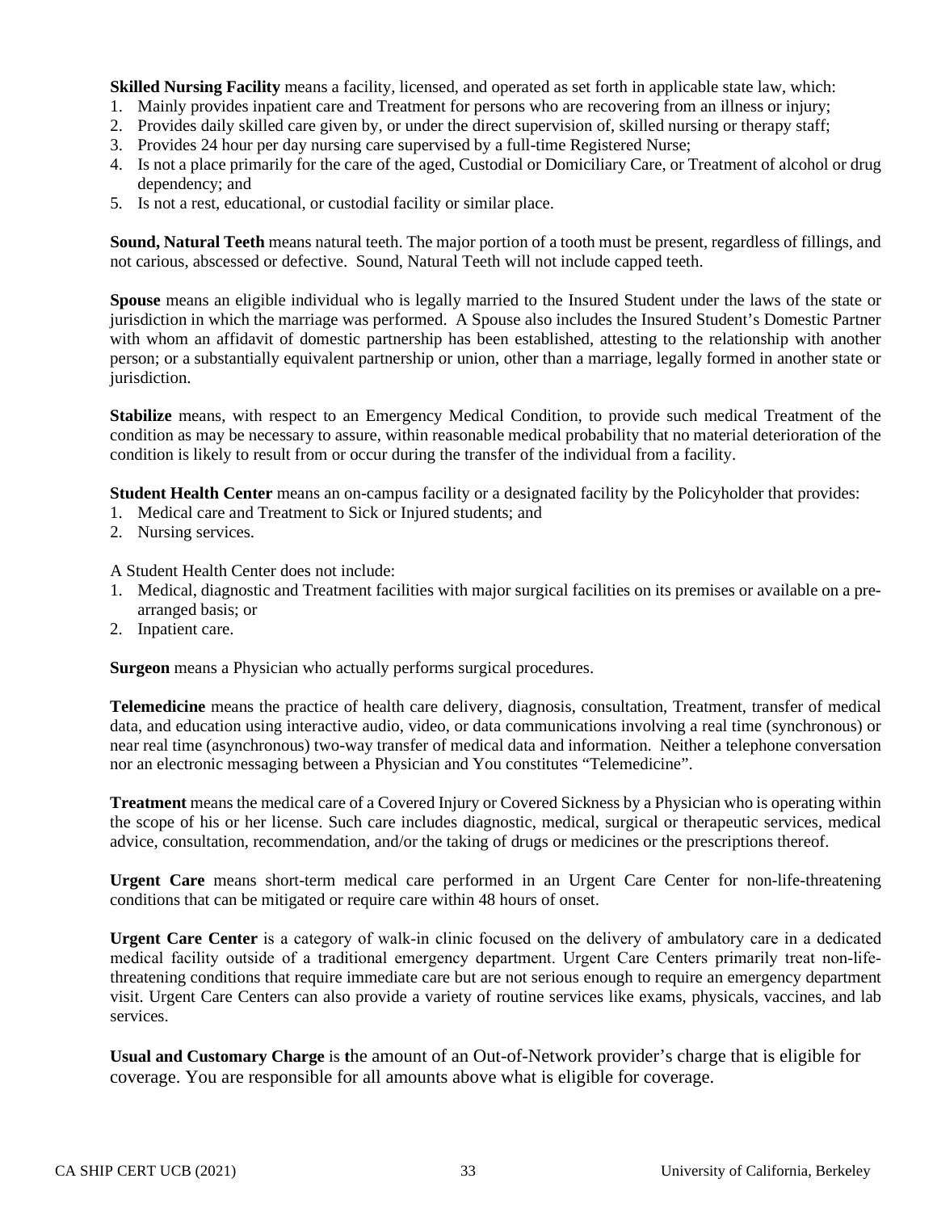**Skilled Nursing Facility** means a facility, licensed, and operated as set forth in applicable state law, which:

1. Mainly provides inpatient care and Treatment for persons who are recovering from an illness or injury;
2. Provides daily skilled care given by, or under the direct supervision of, skilled nursing or therapy staff;
3. Provides 24 hour per day nursing care supervised by a full-time Registered Nurse;
4. Is not a place primarily for the care of the aged, Custodial or Domiciliary Care, or Treatment of alcohol or drug dependency; and
5. Is not a rest, educational, or custodial facility or similar place.

**Sound, Natural Teeth** means natural teeth. The major portion of a tooth must be present, regardless of fillings, and not carious, abscessed or defective. Sound, Natural Teeth will not include capped teeth.

**Spouse** means an eligible individual who is legally married to the Insured Student under the laws of the state or jurisdiction in which the marriage was performed. A Spouse also includes the Insured Student's Domestic Partner with whom an affidavit of domestic partnership has been established, attesting to the relationship with another person; or a substantially equivalent partnership or union, other than a marriage, legally formed in another state or jurisdiction.

**Stabilize** means, with respect to an Emergency Medical Condition, to provide such medical Treatment of the condition as may be necessary to assure, within reasonable medical probability that no material deterioration of the condition is likely to result from or occur during the transfer of the individual from a facility.

**Student Health Center** means an on-campus facility or a designated facility by the Policyholder that provides:

1. Medical care and Treatment to Sick or Injured students; and
2. Nursing services.

A Student Health Center does not include:

1. Medical, diagnostic and Treatment facilities with major surgical facilities on its premises or available on a pre-arranged basis; or
2. Inpatient care.

**Surgeon** means a Physician who actually performs surgical procedures.

**Telemedicine** means the practice of health care delivery, diagnosis, consultation, Treatment, transfer of medical data, and education using interactive audio, video, or data communications involving a real time (synchronous) or near real time (asynchronous) two-way transfer of medical data and information. Neither a telephone conversation nor an electronic messaging between a Physician and You constitutes "Telemedicine".

**Treatment** means the medical care of a Covered Injury or Covered Sickness by a Physician who is operating within the scope of his or her license. Such care includes diagnostic, medical, surgical or therapeutic services, medical advice, consultation, recommendation, and/or the taking of drugs or medicines or the prescriptions thereof.

**Urgent Care** means short-term medical care performed in an Urgent Care Center for non-life-threatening conditions that can be mitigated or require care within 48 hours of onset.

**Urgent Care Center** is a category of walk-in clinic focused on the delivery of ambulatory care in a dedicated medical facility outside of a traditional emergency department. Urgent Care Centers primarily treat non-life-threatening conditions that require immediate care but are not serious enough to require an emergency department visit. Urgent Care Centers can also provide a variety of routine services like exams, physicals, vaccines, and lab services.

**Usual and Customary Charge** is the amount of an Out-of-Network provider's charge that is eligible for coverage. You are responsible for all amounts above what is eligible for coverage.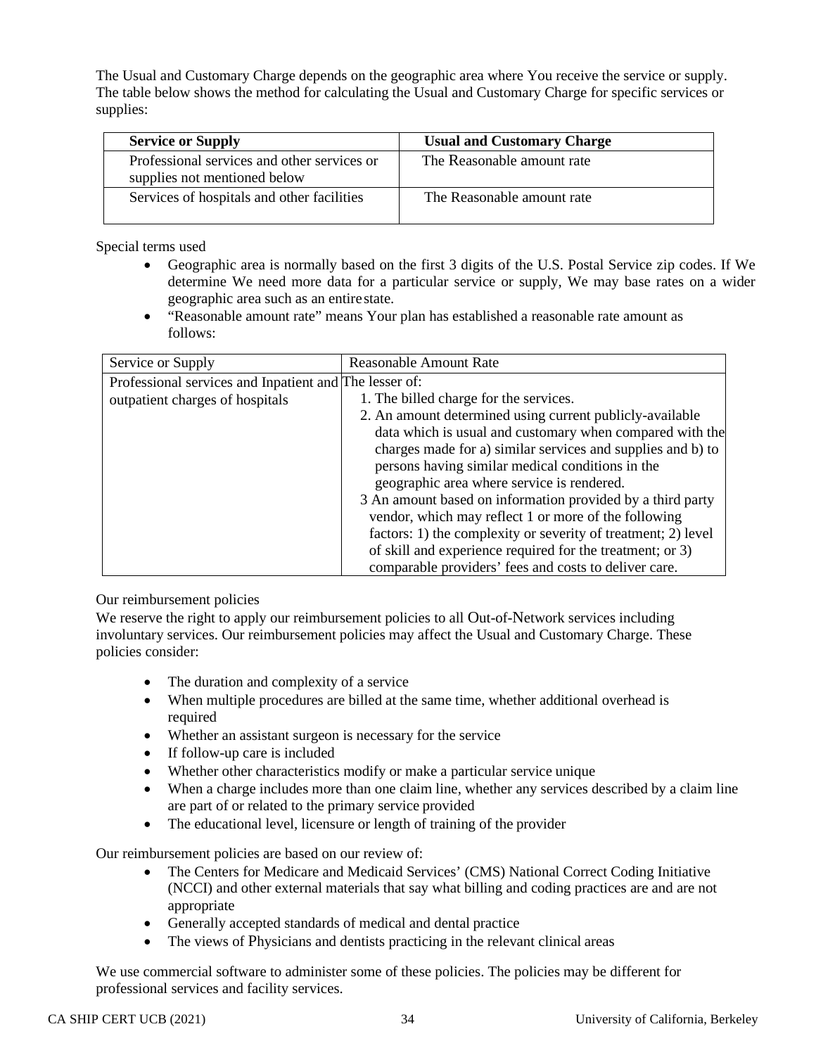The Usual and Customary Charge depends on the geographic area where You receive the service or supply. The table below shows the method for calculating the Usual and Customary Charge for specific services or supplies:

| **Service or Supply** | **Usual and Customary Charge** |
|---|---|
| Professional services and other services or supplies not mentioned below | The Reasonable amount rate |
| Services of hospitals and other facilities | The Reasonable amount rate |

Special terms used

- Geographic area is normally based on the first 3 digits of the U.S. Postal Service zip codes. If We determine We need more data for a particular service or supply, We may base rates on a wider geographic area such as an entire state.
- "Reasonable amount rate" means Your plan has established a reasonable rate amount as follows:

| Service or Supply | Reasonable Amount Rate |
|---|---|
| Professional services and Inpatient and outpatient charges of hospitals | The lesser of:<br>1. The billed charge for the services.<br>2. An amount determined using current publicly-available data which is usual and customary when compared with the charges made for a) similar services and supplies and b) to persons having similar medical conditions in the geographic area where service is rendered.<br>3 An amount based on information provided by a third party vendor, which may reflect 1 or more of the following factors: 1) the complexity or severity of treatment; 2) level of skill and experience required for the treatment; or 3) comparable providers' fees and costs to deliver care. |

Our reimbursement policies

We reserve the right to apply our reimbursement policies to all Out-of-Network services including involuntary services. Our reimbursement policies may affect the Usual and Customary Charge. These policies consider:

- The duration and complexity of a service
- When multiple procedures are billed at the same time, whether additional overhead is required
- Whether an assistant surgeon is necessary for the service
- If follow-up care is included
- Whether other characteristics modify or make a particular service unique
- When a charge includes more than one claim line, whether any services described by a claim line are part of or related to the primary service provided
- The educational level, licensure or length of training of the provider

Our reimbursement policies are based on our review of:

- The Centers for Medicare and Medicaid Services' (CMS) National Correct Coding Initiative (NCCI) and other external materials that say what billing and coding practices are and are not appropriate
- Generally accepted standards of medical and dental practice
- The views of Physicians and dentists practicing in the relevant clinical areas

We use commercial software to administer some of these policies. The policies may be different for professional services and facility services.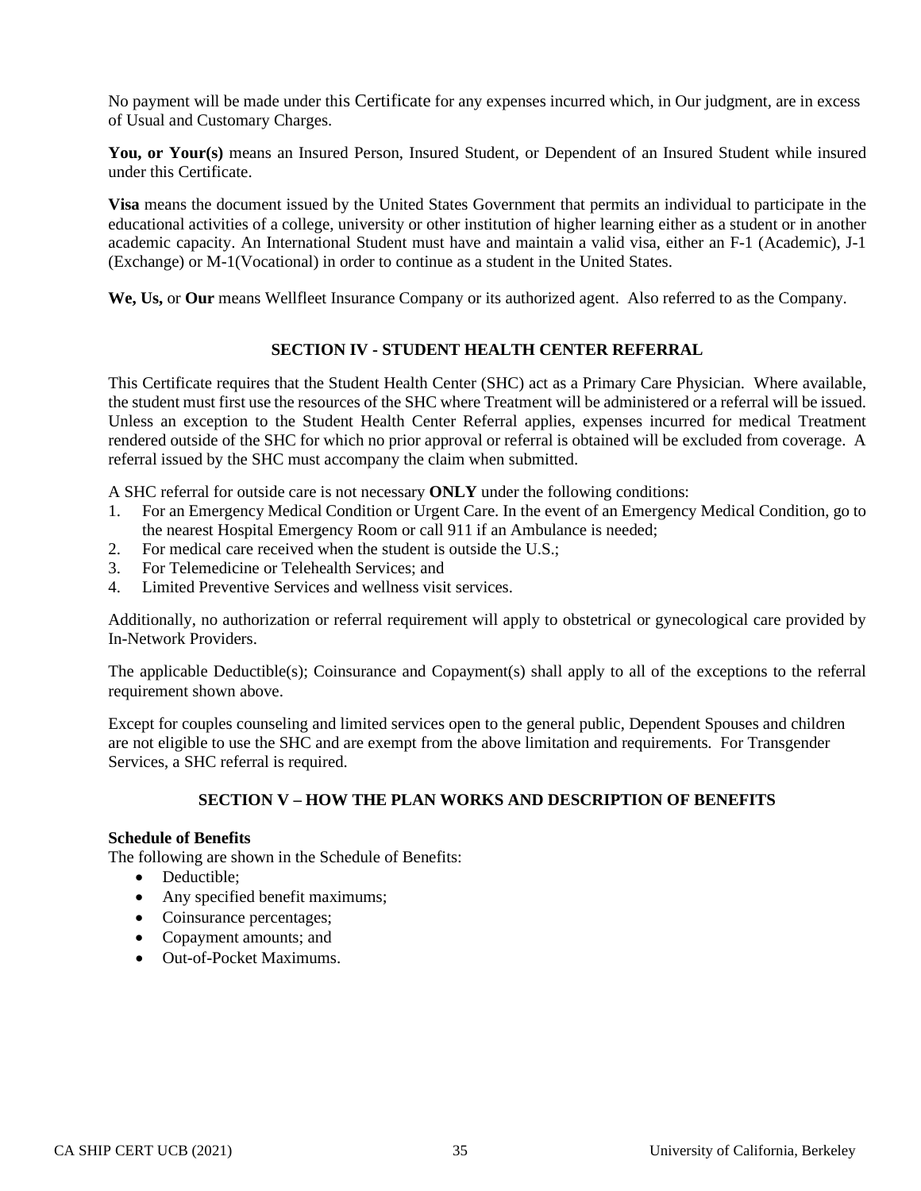No payment will be made under this Certificate for any expenses incurred which, in Our judgment, are in excess of Usual and Customary Charges.

**You, or Your(s)** means an Insured Person, Insured Student, or Dependent of an Insured Student while insured under this Certificate.

**Visa** means the document issued by the United States Government that permits an individual to participate in the educational activities of a college, university or other institution of higher learning either as a student or in another academic capacity. An International Student must have and maintain a valid visa, either an F-1 (Academic), J-1 (Exchange) or M-1(Vocational) in order to continue as a student in the United States.

**We, Us,** or **Our** means Wellfleet Insurance Company or its authorized agent. Also referred to as the Company.

## SECTION IV - STUDENT HEALTH CENTER REFERRAL

This Certificate requires that the Student Health Center (SHC) act as a Primary Care Physician. Where available, the student must first use the resources of the SHC where Treatment will be administered or a referral will be issued. Unless an exception to the Student Health Center Referral applies, expenses incurred for medical Treatment rendered outside of the SHC for which no prior approval or referral is obtained will be excluded from coverage. A referral issued by the SHC must accompany the claim when submitted.

A SHC referral for outside care is not necessary **ONLY** under the following conditions:

1. For an Emergency Medical Condition or Urgent Care. In the event of an Emergency Medical Condition, go to the nearest Hospital Emergency Room or call 911 if an Ambulance is needed;
2. For medical care received when the student is outside the U.S.;
3. For Telemedicine or Telehealth Services; and
4. Limited Preventive Services and wellness visit services.

Additionally, no authorization or referral requirement will apply to obstetrical or gynecological care provided by In-Network Providers.

The applicable Deductible(s); Coinsurance and Copayment(s) shall apply to all of the exceptions to the referral requirement shown above.

Except for couples counseling and limited services open to the general public, Dependent Spouses and children are not eligible to use the SHC and are exempt from the above limitation and requirements. For Transgender Services, a SHC referral is required.

## SECTION V – HOW THE PLAN WORKS AND DESCRIPTION OF BENEFITS

**Schedule of Benefits**

The following are shown in the Schedule of Benefits:

- Deductible;
- Any specified benefit maximums;
- Coinsurance percentages;
- Copayment amounts; and
- Out-of-Pocket Maximums.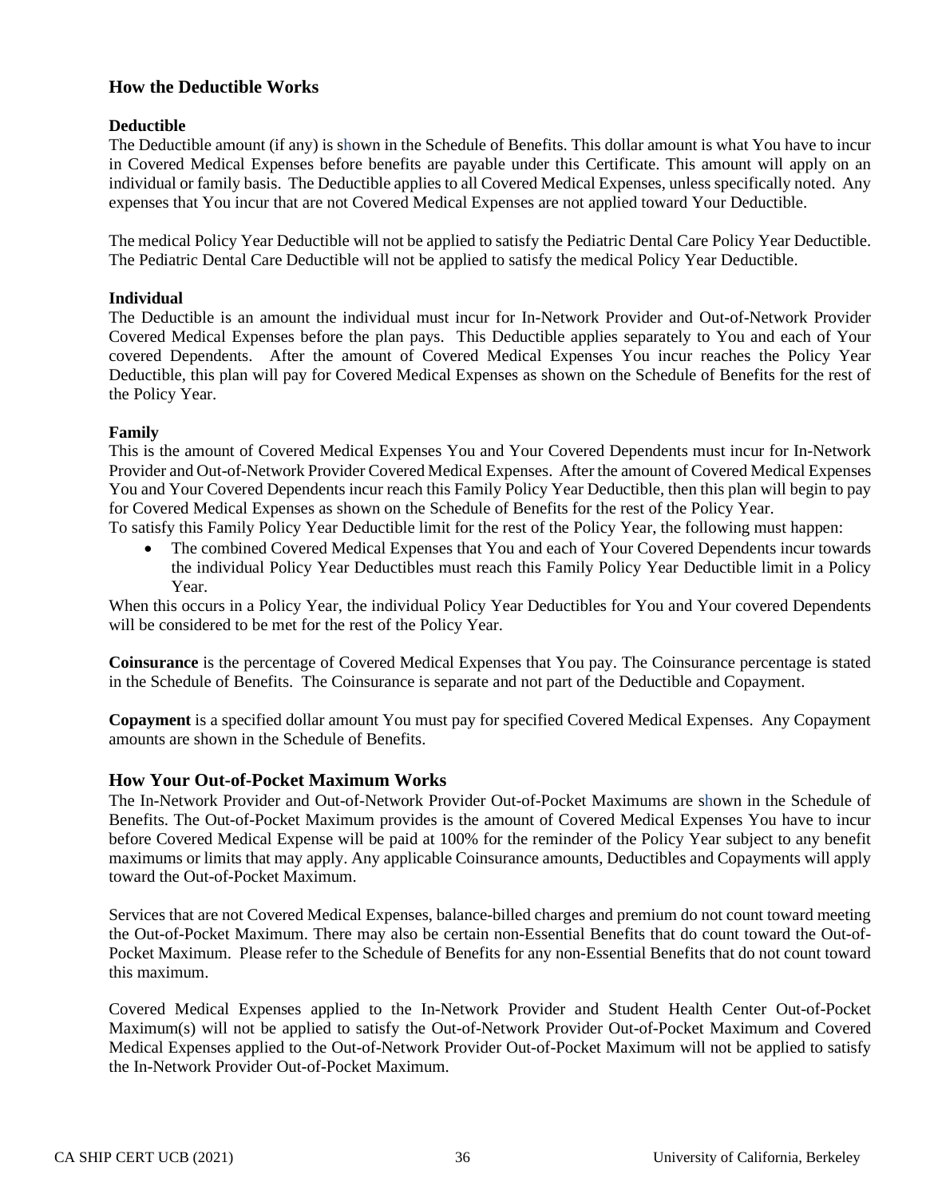## How the Deductible Works

### Deductible

The Deductible amount (if any) is shown in the Schedule of Benefits. This dollar amount is what You have to incur in Covered Medical Expenses before benefits are payable under this Certificate. This amount will apply on an individual or family basis. The Deductible applies to all Covered Medical Expenses, unless specifically noted. Any expenses that You incur that are not Covered Medical Expenses are not applied toward Your Deductible.

The medical Policy Year Deductible will not be applied to satisfy the Pediatric Dental Care Policy Year Deductible. The Pediatric Dental Care Deductible will not be applied to satisfy the medical Policy Year Deductible.

### Individual

The Deductible is an amount the individual must incur for In-Network Provider and Out-of-Network Provider Covered Medical Expenses before the plan pays. This Deductible applies separately to You and each of Your covered Dependents. After the amount of Covered Medical Expenses You incur reaches the Policy Year Deductible, this plan will pay for Covered Medical Expenses as shown on the Schedule of Benefits for the rest of the Policy Year.

### Family

This is the amount of Covered Medical Expenses You and Your Covered Dependents must incur for In-Network Provider and Out-of-Network Provider Covered Medical Expenses. After the amount of Covered Medical Expenses You and Your Covered Dependents incur reach this Family Policy Year Deductible, then this plan will begin to pay for Covered Medical Expenses as shown on the Schedule of Benefits for the rest of the Policy Year.
To satisfy this Family Policy Year Deductible limit for the rest of the Policy Year, the following must happen:

- The combined Covered Medical Expenses that You and each of Your Covered Dependents incur towards the individual Policy Year Deductibles must reach this Family Policy Year Deductible limit in a Policy Year.

When this occurs in a Policy Year, the individual Policy Year Deductibles for You and Your covered Dependents will be considered to be met for the rest of the Policy Year.

**Coinsurance** is the percentage of Covered Medical Expenses that You pay. The Coinsurance percentage is stated in the Schedule of Benefits. The Coinsurance is separate and not part of the Deductible and Copayment.

**Copayment** is a specified dollar amount You must pay for specified Covered Medical Expenses. Any Copayment amounts are shown in the Schedule of Benefits.

## How Your Out-of-Pocket Maximum Works

The In-Network Provider and Out-of-Network Provider Out-of-Pocket Maximums are shown in the Schedule of Benefits. The Out-of-Pocket Maximum provides is the amount of Covered Medical Expenses You have to incur before Covered Medical Expense will be paid at 100% for the reminder of the Policy Year subject to any benefit maximums or limits that may apply. Any applicable Coinsurance amounts, Deductibles and Copayments will apply toward the Out-of-Pocket Maximum.

Services that are not Covered Medical Expenses, balance-billed charges and premium do not count toward meeting the Out-of-Pocket Maximum. There may also be certain non-Essential Benefits that do count toward the Out-of-Pocket Maximum. Please refer to the Schedule of Benefits for any non-Essential Benefits that do not count toward this maximum.

Covered Medical Expenses applied to the In-Network Provider and Student Health Center Out-of-Pocket Maximum(s) will not be applied to satisfy the Out-of-Network Provider Out-of-Pocket Maximum and Covered Medical Expenses applied to the Out-of-Network Provider Out-of-Pocket Maximum will not be applied to satisfy the In-Network Provider Out-of-Pocket Maximum.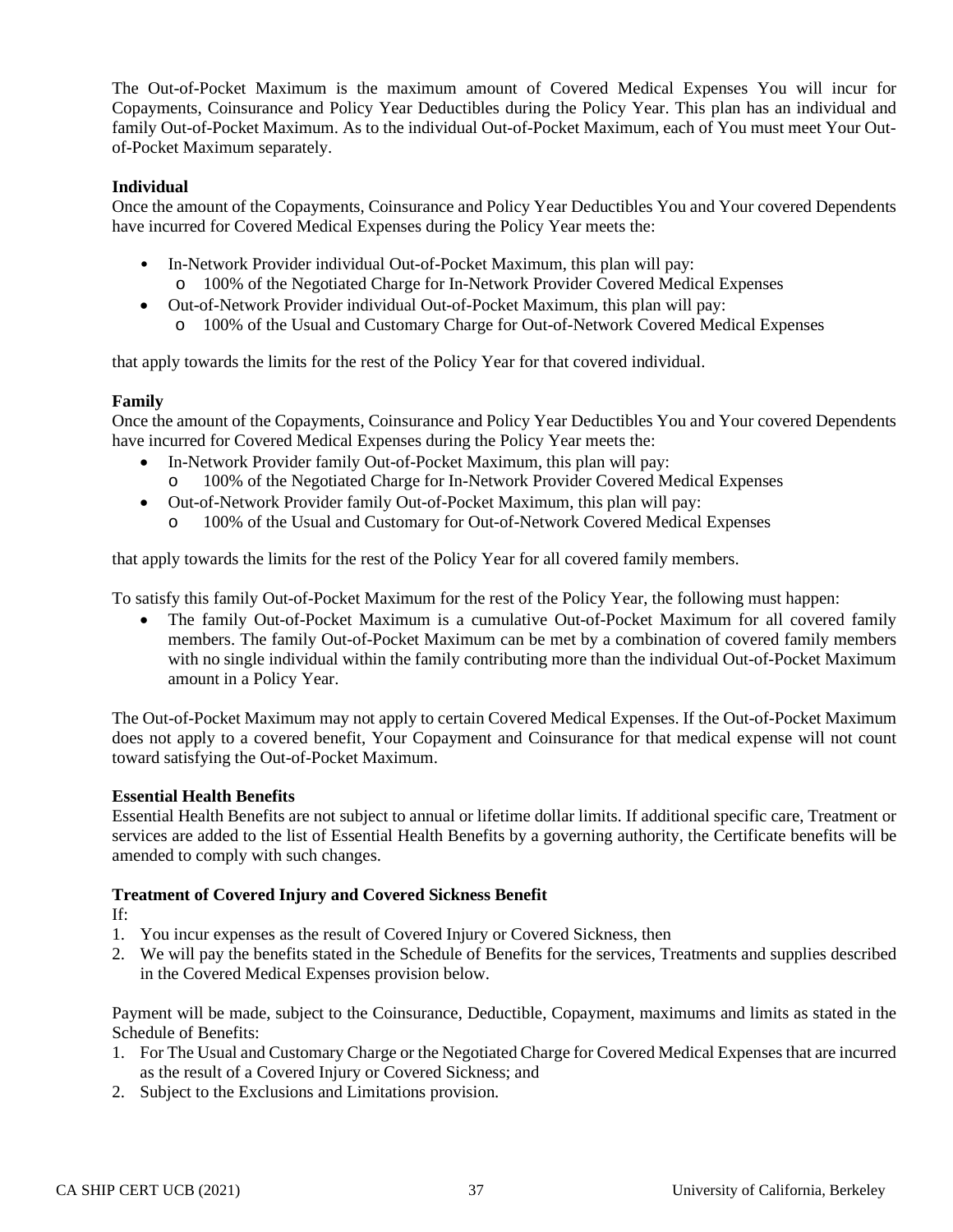The Out-of-Pocket Maximum is the maximum amount of Covered Medical Expenses You will incur for Copayments, Coinsurance and Policy Year Deductibles during the Policy Year. This plan has an individual and family Out-of-Pocket Maximum. As to the individual Out-of-Pocket Maximum, each of You must meet Your Out-of-Pocket Maximum separately.

**Individual**

Once the amount of the Copayments, Coinsurance and Policy Year Deductibles You and Your covered Dependents have incurred for Covered Medical Expenses during the Policy Year meets the:

- In-Network Provider individual Out-of-Pocket Maximum, this plan will pay:
  - 100% of the Negotiated Charge for In-Network Provider Covered Medical Expenses
- Out-of-Network Provider individual Out-of-Pocket Maximum, this plan will pay:
  - 100% of the Usual and Customary Charge for Out-of-Network Covered Medical Expenses

that apply towards the limits for the rest of the Policy Year for that covered individual.

**Family**

Once the amount of the Copayments, Coinsurance and Policy Year Deductibles You and Your covered Dependents have incurred for Covered Medical Expenses during the Policy Year meets the:

- In-Network Provider family Out-of-Pocket Maximum, this plan will pay:
  - 100% of the Negotiated Charge for In-Network Provider Covered Medical Expenses
- Out-of-Network Provider family Out-of-Pocket Maximum, this plan will pay:
  - 100% of the Usual and Customary for Out-of-Network Covered Medical Expenses

that apply towards the limits for the rest of the Policy Year for all covered family members.

To satisfy this family Out-of-Pocket Maximum for the rest of the Policy Year, the following must happen:

- The family Out-of-Pocket Maximum is a cumulative Out-of-Pocket Maximum for all covered family members. The family Out-of-Pocket Maximum can be met by a combination of covered family members with no single individual within the family contributing more than the individual Out-of-Pocket Maximum amount in a Policy Year.

The Out-of-Pocket Maximum may not apply to certain Covered Medical Expenses. If the Out-of-Pocket Maximum does not apply to a covered benefit, Your Copayment and Coinsurance for that medical expense will not count toward satisfying the Out-of-Pocket Maximum.

**Essential Health Benefits**

Essential Health Benefits are not subject to annual or lifetime dollar limits. If additional specific care, Treatment or services are added to the list of Essential Health Benefits by a governing authority, the Certificate benefits will be amended to comply with such changes.

**Treatment of Covered Injury and Covered Sickness Benefit**

If:

1. You incur expenses as the result of Covered Injury or Covered Sickness, then
2. We will pay the benefits stated in the Schedule of Benefits for the services, Treatments and supplies described in the Covered Medical Expenses provision below.

Payment will be made, subject to the Coinsurance, Deductible, Copayment, maximums and limits as stated in the Schedule of Benefits:

1. For The Usual and Customary Charge or the Negotiated Charge for Covered Medical Expenses that are incurred as the result of a Covered Injury or Covered Sickness; and
2. Subject to the Exclusions and Limitations provision.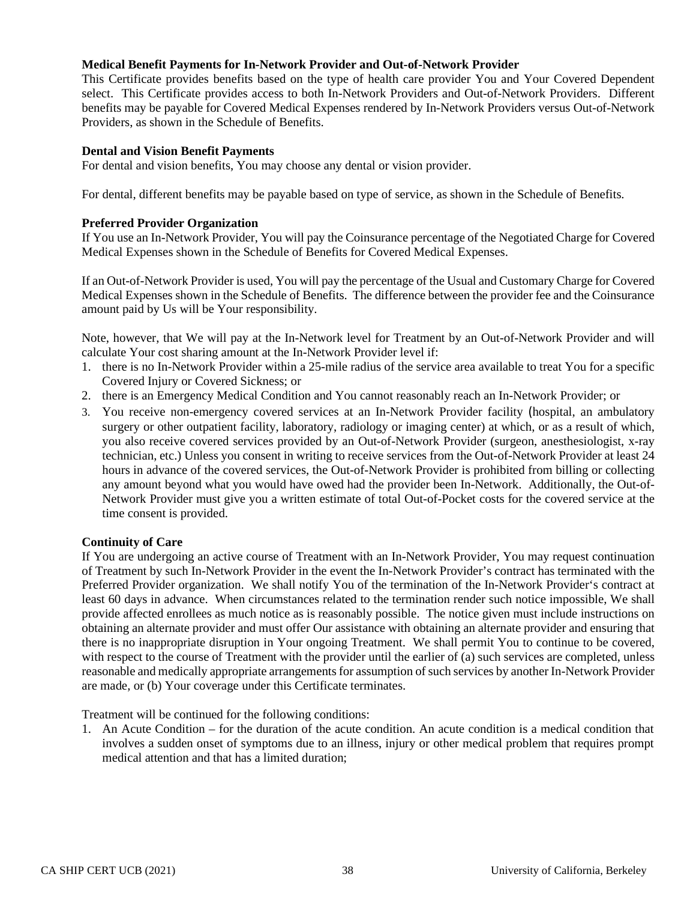**Medical Benefit Payments for In-Network Provider and Out-of-Network Provider**

This Certificate provides benefits based on the type of health care provider You and Your Covered Dependent select. This Certificate provides access to both In-Network Providers and Out-of-Network Providers. Different benefits may be payable for Covered Medical Expenses rendered by In-Network Providers versus Out-of-Network Providers, as shown in the Schedule of Benefits.

**Dental and Vision Benefit Payments**

For dental and vision benefits, You may choose any dental or vision provider.

For dental, different benefits may be payable based on type of service, as shown in the Schedule of Benefits.

**Preferred Provider Organization**

If You use an In-Network Provider, You will pay the Coinsurance percentage of the Negotiated Charge for Covered Medical Expenses shown in the Schedule of Benefits for Covered Medical Expenses.

If an Out-of-Network Provider is used, You will pay the percentage of the Usual and Customary Charge for Covered Medical Expenses shown in the Schedule of Benefits. The difference between the provider fee and the Coinsurance amount paid by Us will be Your responsibility.

Note, however, that We will pay at the In-Network level for Treatment by an Out-of-Network Provider and will calculate Your cost sharing amount at the In-Network Provider level if:

1. there is no In-Network Provider within a 25-mile radius of the service area available to treat You for a specific Covered Injury or Covered Sickness; or
2. there is an Emergency Medical Condition and You cannot reasonably reach an In-Network Provider; or
3. You receive non-emergency covered services at an In-Network Provider facility (hospital, an ambulatory surgery or other outpatient facility, laboratory, radiology or imaging center) at which, or as a result of which, you also receive covered services provided by an Out-of-Network Provider (surgeon, anesthesiologist, x-ray technician, etc.) Unless you consent in writing to receive services from the Out-of-Network Provider at least 24 hours in advance of the covered services, the Out-of-Network Provider is prohibited from billing or collecting any amount beyond what you would have owed had the provider been In-Network. Additionally, the Out-of-Network Provider must give you a written estimate of total Out-of-Pocket costs for the covered service at the time consent is provided.

**Continuity of Care**

If You are undergoing an active course of Treatment with an In-Network Provider, You may request continuation of Treatment by such In-Network Provider in the event the In-Network Provider's contract has terminated with the Preferred Provider organization. We shall notify You of the termination of the In-Network Provider's contract at least 60 days in advance. When circumstances related to the termination render such notice impossible, We shall provide affected enrollees as much notice as is reasonably possible. The notice given must include instructions on obtaining an alternate provider and must offer Our assistance with obtaining an alternate provider and ensuring that there is no inappropriate disruption in Your ongoing Treatment. We shall permit You to continue to be covered, with respect to the course of Treatment with the provider until the earlier of (a) such services are completed, unless reasonable and medically appropriate arrangements for assumption of such services by another In-Network Provider are made, or (b) Your coverage under this Certificate terminates.

Treatment will be continued for the following conditions:

1. An Acute Condition – for the duration of the acute condition. An acute condition is a medical condition that involves a sudden onset of symptoms due to an illness, injury or other medical problem that requires prompt medical attention and that has a limited duration;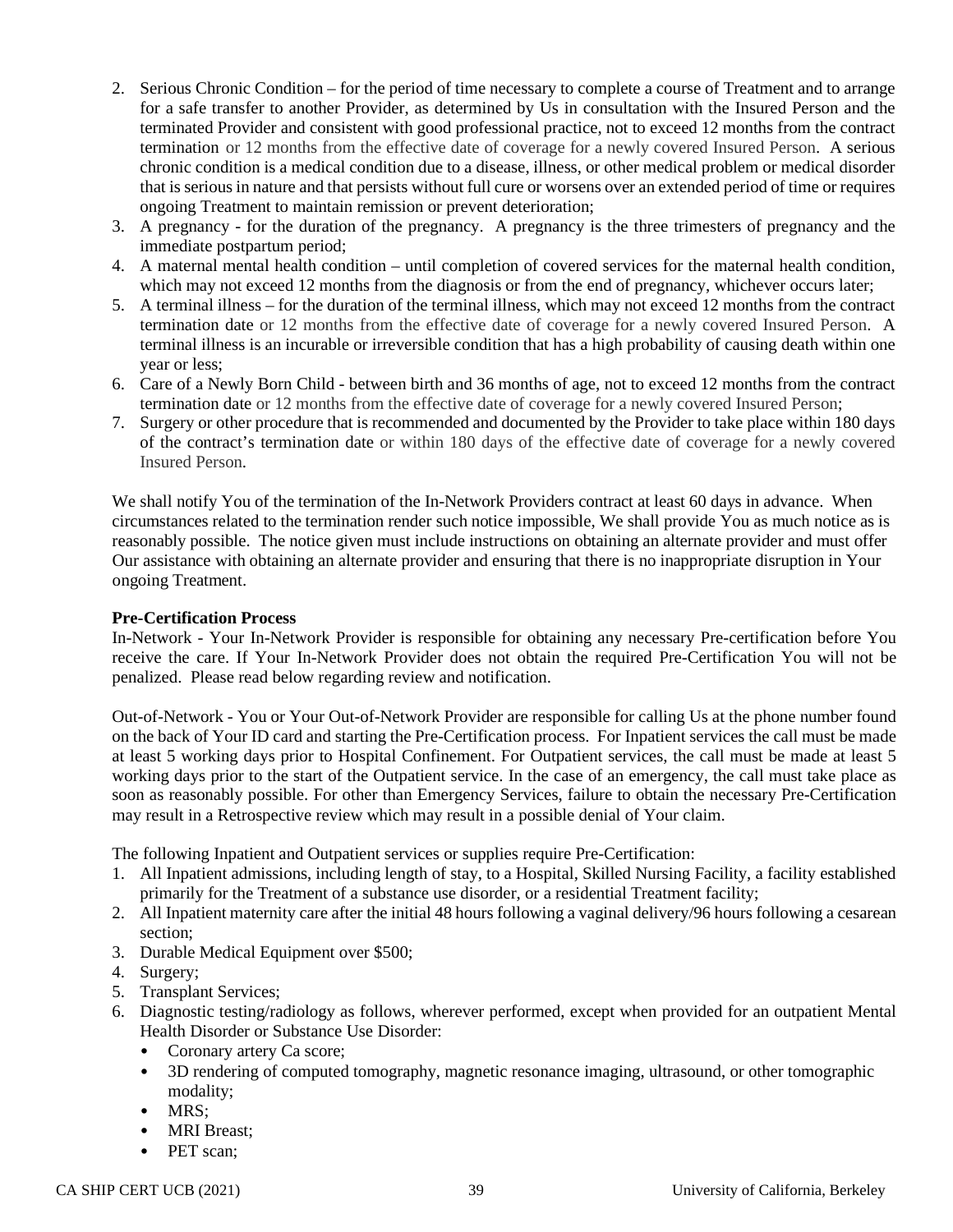2. Serious Chronic Condition – for the period of time necessary to complete a course of Treatment and to arrange for a safe transfer to another Provider, as determined by Us in consultation with the Insured Person and the terminated Provider and consistent with good professional practice, not to exceed 12 months from the contract termination or 12 months from the effective date of coverage for a newly covered Insured Person. A serious chronic condition is a medical condition due to a disease, illness, or other medical problem or medical disorder that is serious in nature and that persists without full cure or worsens over an extended period of time or requires ongoing Treatment to maintain remission or prevent deterioration;
3. A pregnancy - for the duration of the pregnancy. A pregnancy is the three trimesters of pregnancy and the immediate postpartum period;
4. A maternal mental health condition – until completion of covered services for the maternal health condition, which may not exceed 12 months from the diagnosis or from the end of pregnancy, whichever occurs later;
5. A terminal illness – for the duration of the terminal illness, which may not exceed 12 months from the contract termination date or 12 months from the effective date of coverage for a newly covered Insured Person. A terminal illness is an incurable or irreversible condition that has a high probability of causing death within one year or less;
6. Care of a Newly Born Child - between birth and 36 months of age, not to exceed 12 months from the contract termination date or 12 months from the effective date of coverage for a newly covered Insured Person;
7. Surgery or other procedure that is recommended and documented by the Provider to take place within 180 days of the contract's termination date or within 180 days of the effective date of coverage for a newly covered Insured Person.

We shall notify You of the termination of the In-Network Providers contract at least 60 days in advance. When circumstances related to the termination render such notice impossible, We shall provide You as much notice as is reasonably possible. The notice given must include instructions on obtaining an alternate provider and must offer Our assistance with obtaining an alternate provider and ensuring that there is no inappropriate disruption in Your ongoing Treatment.

**Pre-Certification Process**

In-Network - Your In-Network Provider is responsible for obtaining any necessary Pre-certification before You receive the care. If Your In-Network Provider does not obtain the required Pre-Certification You will not be penalized. Please read below regarding review and notification.

Out-of-Network - You or Your Out-of-Network Provider are responsible for calling Us at the phone number found on the back of Your ID card and starting the Pre-Certification process. For Inpatient services the call must be made at least 5 working days prior to Hospital Confinement. For Outpatient services, the call must be made at least 5 working days prior to the start of the Outpatient service. In the case of an emergency, the call must take place as soon as reasonably possible. For other than Emergency Services, failure to obtain the necessary Pre-Certification may result in a Retrospective review which may result in a possible denial of Your claim.

The following Inpatient and Outpatient services or supplies require Pre-Certification:

1. All Inpatient admissions, including length of stay, to a Hospital, Skilled Nursing Facility, a facility established primarily for the Treatment of a substance use disorder, or a residential Treatment facility;
2. All Inpatient maternity care after the initial 48 hours following a vaginal delivery/96 hours following a cesarean section;
3. Durable Medical Equipment over $500;
4. Surgery;
5. Transplant Services;
6. Diagnostic testing/radiology as follows, wherever performed, except when provided for an outpatient Mental Health Disorder or Substance Use Disorder:
   - Coronary artery Ca score;
   - 3D rendering of computed tomography, magnetic resonance imaging, ultrasound, or other tomographic modality;
   - MRS;
   - MRI Breast;
   - PET scan;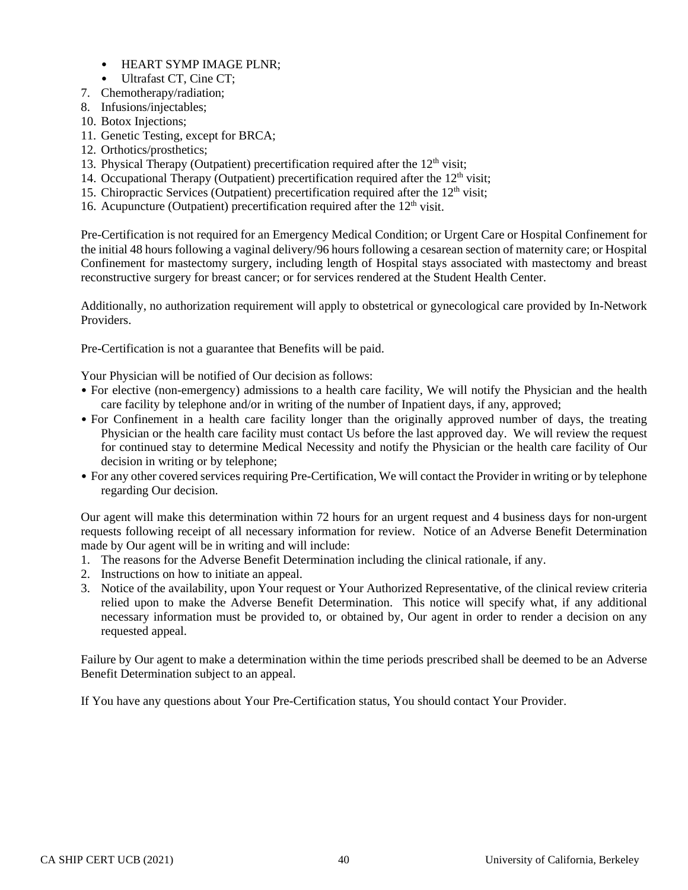- HEART SYMP IMAGE PLNR;
- Ultrafast CT, Cine CT;

7. Chemotherapy/radiation;
8. Infusions/injectables;
10. Botox Injections;
11. Genetic Testing, except for BRCA;
12. Orthotics/prosthetics;
13. Physical Therapy (Outpatient) precertification required after the 12th visit;
14. Occupational Therapy (Outpatient) precertification required after the 12th visit;
15. Chiropractic Services (Outpatient) precertification required after the 12th visit;
16. Acupuncture (Outpatient) precertification required after the 12th visit.

Pre-Certification is not required for an Emergency Medical Condition; or Urgent Care or Hospital Confinement for the initial 48 hours following a vaginal delivery/96 hours following a cesarean section of maternity care; or Hospital Confinement for mastectomy surgery, including length of Hospital stays associated with mastectomy and breast reconstructive surgery for breast cancer; or for services rendered at the Student Health Center.

Additionally, no authorization requirement will apply to obstetrical or gynecological care provided by In-Network Providers.

Pre-Certification is not a guarantee that Benefits will be paid.

Your Physician will be notified of Our decision as follows:

- For elective (non-emergency) admissions to a health care facility, We will notify the Physician and the health care facility by telephone and/or in writing of the number of Inpatient days, if any, approved;
- For Confinement in a health care facility longer than the originally approved number of days, the treating Physician or the health care facility must contact Us before the last approved day. We will review the request for continued stay to determine Medical Necessity and notify the Physician or the health care facility of Our decision in writing or by telephone;
- For any other covered services requiring Pre-Certification, We will contact the Provider in writing or by telephone regarding Our decision.

Our agent will make this determination within 72 hours for an urgent request and 4 business days for non-urgent requests following receipt of all necessary information for review. Notice of an Adverse Benefit Determination made by Our agent will be in writing and will include:

1. The reasons for the Adverse Benefit Determination including the clinical rationale, if any.
2. Instructions on how to initiate an appeal.
3. Notice of the availability, upon Your request or Your Authorized Representative, of the clinical review criteria relied upon to make the Adverse Benefit Determination. This notice will specify what, if any additional necessary information must be provided to, or obtained by, Our agent in order to render a decision on any requested appeal.

Failure by Our agent to make a determination within the time periods prescribed shall be deemed to be an Adverse Benefit Determination subject to an appeal.

If You have any questions about Your Pre-Certification status, You should contact Your Provider.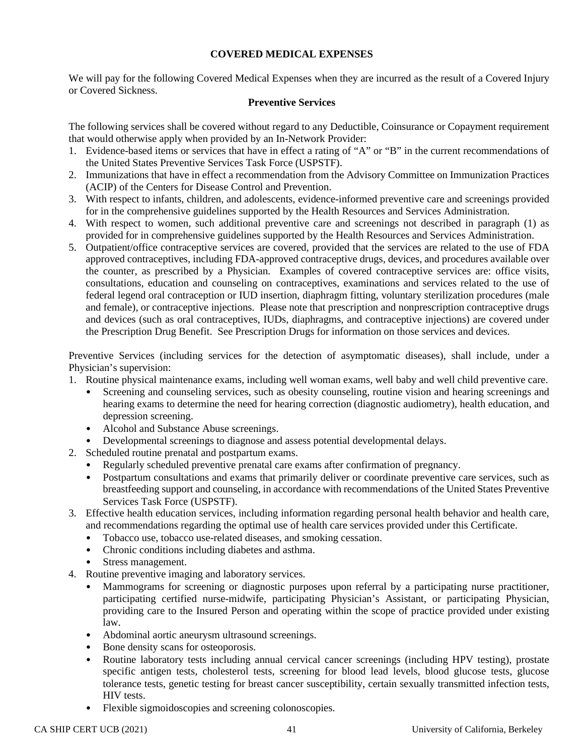## COVERED MEDICAL EXPENSES

We will pay for the following Covered Medical Expenses when they are incurred as the result of a Covered Injury or Covered Sickness.

### Preventive Services

The following services shall be covered without regard to any Deductible, Coinsurance or Copayment requirement that would otherwise apply when provided by an In-Network Provider:

1. Evidence-based items or services that have in effect a rating of "A" or "B" in the current recommendations of the United States Preventive Services Task Force (USPSTF).
2. Immunizations that have in effect a recommendation from the Advisory Committee on Immunization Practices (ACIP) of the Centers for Disease Control and Prevention.
3. With respect to infants, children, and adolescents, evidence-informed preventive care and screenings provided for in the comprehensive guidelines supported by the Health Resources and Services Administration.
4. With respect to women, such additional preventive care and screenings not described in paragraph (1) as provided for in comprehensive guidelines supported by the Health Resources and Services Administration.
5. Outpatient/office contraceptive services are covered, provided that the services are related to the use of FDA approved contraceptives, including FDA-approved contraceptive drugs, devices, and procedures available over the counter, as prescribed by a Physician. Examples of covered contraceptive services are: office visits, consultations, education and counseling on contraceptives, examinations and services related to the use of federal legend oral contraception or IUD insertion, diaphragm fitting, voluntary sterilization procedures (male and female), or contraceptive injections. Please note that prescription and nonprescription contraceptive drugs and devices (such as oral contraceptives, IUDs, diaphragms, and contraceptive injections) are covered under the Prescription Drug Benefit. See Prescription Drugs for information on those services and devices.

Preventive Services (including services for the detection of asymptomatic diseases), shall include, under a Physician's supervision:

1. Routine physical maintenance exams, including well woman exams, well baby and well child preventive care.
   - Screening and counseling services, such as obesity counseling, routine vision and hearing screenings and hearing exams to determine the need for hearing correction (diagnostic audiometry), health education, and depression screening.
   - Alcohol and Substance Abuse screenings.
   - Developmental screenings to diagnose and assess potential developmental delays.
2. Scheduled routine prenatal and postpartum exams.
   - Regularly scheduled preventive prenatal care exams after confirmation of pregnancy.
   - Postpartum consultations and exams that primarily deliver or coordinate preventive care services, such as breastfeeding support and counseling, in accordance with recommendations of the United States Preventive Services Task Force (USPSTF).
3. Effective health education services, including information regarding personal health behavior and health care, and recommendations regarding the optimal use of health care services provided under this Certificate.
   - Tobacco use, tobacco use-related diseases, and smoking cessation.
   - Chronic conditions including diabetes and asthma.
   - Stress management.
4. Routine preventive imaging and laboratory services.
   - Mammograms for screening or diagnostic purposes upon referral by a participating nurse practitioner, participating certified nurse-midwife, participating Physician's Assistant, or participating Physician, providing care to the Insured Person and operating within the scope of practice provided under existing law.
   - Abdominal aortic aneurysm ultrasound screenings.
   - Bone density scans for osteoporosis.
   - Routine laboratory tests including annual cervical cancer screenings (including HPV testing), prostate specific antigen tests, cholesterol tests, screening for blood lead levels, blood glucose tests, glucose tolerance tests, genetic testing for breast cancer susceptibility, certain sexually transmitted infection tests, HIV tests.
   - Flexible sigmoidoscopies and screening colonoscopies.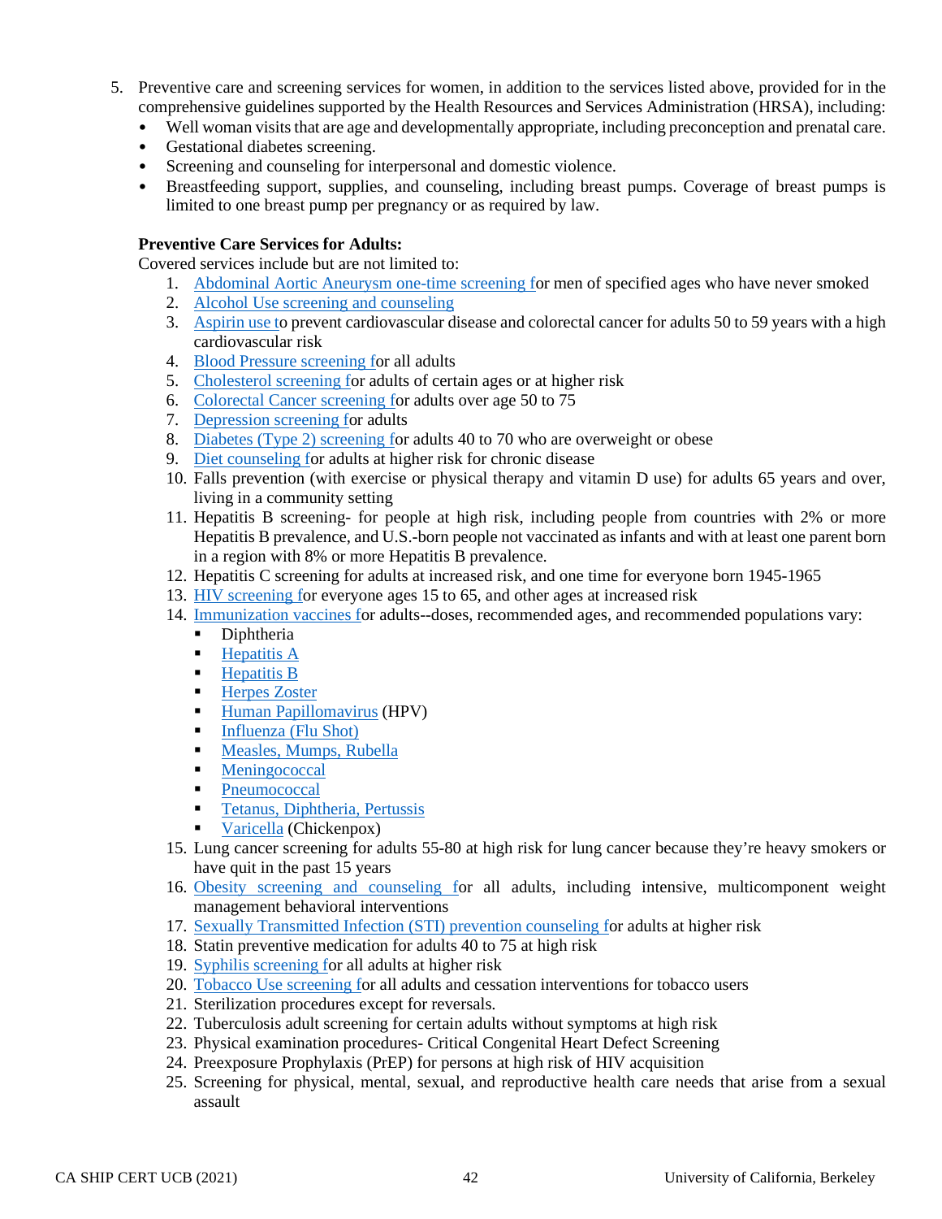5. Preventive care and screening services for women, in addition to the services listed above, provided for in the comprehensive guidelines supported by the Health Resources and Services Administration (HRSA), including:
   - Well woman visits that are age and developmentally appropriate, including preconception and prenatal care.
   - Gestational diabetes screening.
   - Screening and counseling for interpersonal and domestic violence.
   - Breastfeeding support, supplies, and counseling, including breast pumps. Coverage of breast pumps is limited to one breast pump per pregnancy or as required by law.

**Preventive Care Services for Adults:**

Covered services include but are not limited to:

1. Abdominal Aortic Aneurysm one-time screening for men of specified ages who have never smoked
2. Alcohol Use screening and counseling
3. Aspirin use to prevent cardiovascular disease and colorectal cancer for adults 50 to 59 years with a high cardiovascular risk
4. Blood Pressure screening for all adults
5. Cholesterol screening for adults of certain ages or at higher risk
6. Colorectal Cancer screening for adults over age 50 to 75
7. Depression screening for adults
8. Diabetes (Type 2) screening for adults 40 to 70 who are overweight or obese
9. Diet counseling for adults at higher risk for chronic disease
10. Falls prevention (with exercise or physical therapy and vitamin D use) for adults 65 years and over, living in a community setting
11. Hepatitis B screening- for people at high risk, including people from countries with 2% or more Hepatitis B prevalence, and U.S.-born people not vaccinated as infants and with at least one parent born in a region with 8% or more Hepatitis B prevalence.
12. Hepatitis C screening for adults at increased risk, and one time for everyone born 1945-1965
13. HIV screening for everyone ages 15 to 65, and other ages at increased risk
14. Immunization vaccines for adults--doses, recommended ages, and recommended populations vary:
    - Diphtheria
    - Hepatitis A
    - Hepatitis B
    - Herpes Zoster
    - Human Papillomavirus (HPV)
    - Influenza (Flu Shot)
    - Measles, Mumps, Rubella
    - Meningococcal
    - Pneumococcal
    - Tetanus, Diphtheria, Pertussis
    - Varicella (Chickenpox)
15. Lung cancer screening for adults 55-80 at high risk for lung cancer because they're heavy smokers or have quit in the past 15 years
16. Obesity screening and counseling for all adults, including intensive, multicomponent weight management behavioral interventions
17. Sexually Transmitted Infection (STI) prevention counseling for adults at higher risk
18. Statin preventive medication for adults 40 to 75 at high risk
19. Syphilis screening for all adults at higher risk
20. Tobacco Use screening for all adults and cessation interventions for tobacco users
21. Sterilization procedures except for reversals.
22. Tuberculosis adult screening for certain adults without symptoms at high risk
23. Physical examination procedures- Critical Congenital Heart Defect Screening
24. Preexposure Prophylaxis (PrEP) for persons at high risk of HIV acquisition
25. Screening for physical, mental, sexual, and reproductive health care needs that arise from a sexual assault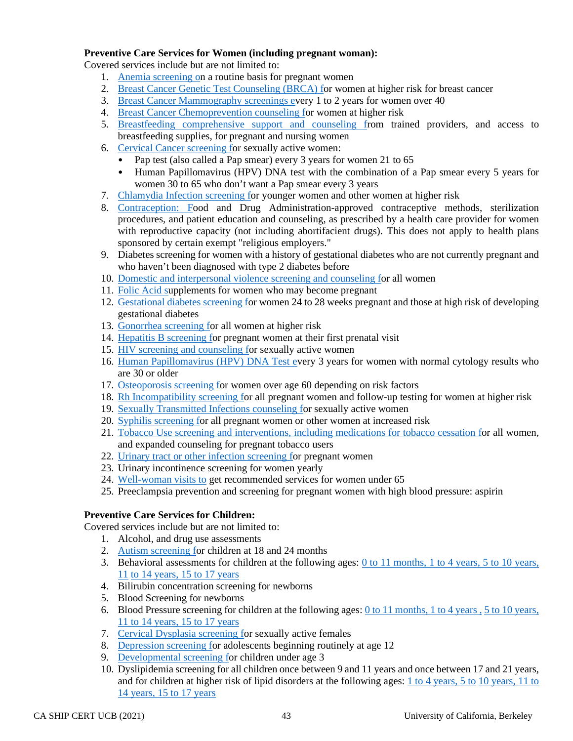**Preventive Care Services for Women (including pregnant woman):**

Covered services include but are not limited to:

1. Anemia screening on a routine basis for pregnant women
2. Breast Cancer Genetic Test Counseling (BRCA) for women at higher risk for breast cancer
3. Breast Cancer Mammography screenings every 1 to 2 years for women over 40
4. Breast Cancer Chemoprevention counseling for women at higher risk
5. Breastfeeding comprehensive support and counseling from trained providers, and access to breastfeeding supplies, for pregnant and nursing women
6. Cervical Cancer screening for sexually active women:
   - Pap test (also called a Pap smear) every 3 years for women 21 to 65
   - Human Papillomavirus (HPV) DNA test with the combination of a Pap smear every 5 years for women 30 to 65 who don't want a Pap smear every 3 years
7. Chlamydia Infection screening for younger women and other women at higher risk
8. Contraception: Food and Drug Administration-approved contraceptive methods, sterilization procedures, and patient education and counseling, as prescribed by a health care provider for women with reproductive capacity (not including abortifacient drugs). This does not apply to health plans sponsored by certain exempt "religious employers."
9. Diabetes screening for women with a history of gestational diabetes who are not currently pregnant and who haven't been diagnosed with type 2 diabetes before
10. Domestic and interpersonal violence screening and counseling for all women
11. Folic Acid supplements for women who may become pregnant
12. Gestational diabetes screening for women 24 to 28 weeks pregnant and those at high risk of developing gestational diabetes
13. Gonorrhea screening for all women at higher risk
14. Hepatitis B screening for pregnant women at their first prenatal visit
15. HIV screening and counseling for sexually active women
16. Human Papillomavirus (HPV) DNA Test every 3 years for women with normal cytology results who are 30 or older
17. Osteoporosis screening for women over age 60 depending on risk factors
18. Rh Incompatibility screening for all pregnant women and follow-up testing for women at higher risk
19. Sexually Transmitted Infections counseling for sexually active women
20. Syphilis screening for all pregnant women or other women at increased risk
21. Tobacco Use screening and interventions, including medications for tobacco cessation for all women, and expanded counseling for pregnant tobacco users
22. Urinary tract or other infection screening for pregnant women
23. Urinary incontinence screening for women yearly
24. Well-woman visits to get recommended services for women under 65
25. Preeclampsia prevention and screening for pregnant women with high blood pressure: aspirin

**Preventive Care Services for Children:**

Covered services include but are not limited to:

1. Alcohol, and drug use assessments
2. Autism screening for children at 18 and 24 months
3. Behavioral assessments for children at the following ages: 0 to 11 months, 1 to 4 years, 5 to 10 years, 11 to 14 years, 15 to 17 years
4. Bilirubin concentration screening for newborns
5. Blood Screening for newborns
6. Blood Pressure screening for children at the following ages: 0 to 11 months, 1 to 4 years , 5 to 10 years, 11 to 14 years, 15 to 17 years
7. Cervical Dysplasia screening for sexually active females
8. Depression screening for adolescents beginning routinely at age 12
9. Developmental screening for children under age 3
10. Dyslipidemia screening for all children once between 9 and 11 years and once between 17 and 21 years, and for children at higher risk of lipid disorders at the following ages: 1 to 4 years, 5 to 10 years, 11 to 14 years, 15 to 17 years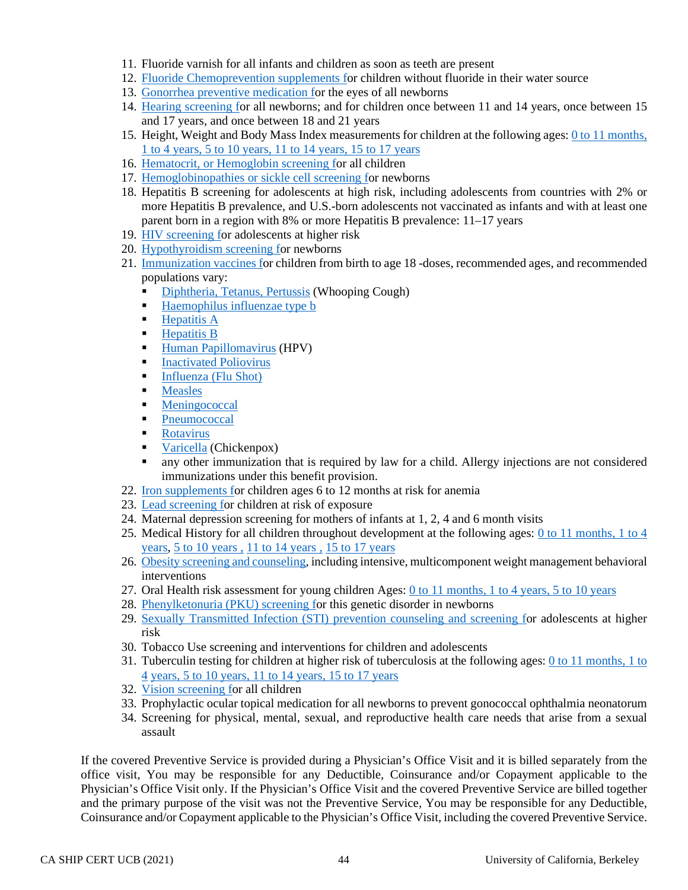11. Fluoride varnish for all infants and children as soon as teeth are present
12. Fluoride Chemoprevention supplements for children without fluoride in their water source
13. Gonorrhea preventive medication for the eyes of all newborns
14. Hearing screening for all newborns; and for children once between 11 and 14 years, once between 15 and 17 years, and once between 18 and 21 years
15. Height, Weight and Body Mass Index measurements for children at the following ages: 0 to 11 months, 1 to 4 years, 5 to 10 years, 11 to 14 years, 15 to 17 years
16. Hematocrit, or Hemoglobin screening for all children
17. Hemoglobinopathies or sickle cell screening for newborns
18. Hepatitis B screening for adolescents at high risk, including adolescents from countries with 2% or more Hepatitis B prevalence, and U.S.-born adolescents not vaccinated as infants and with at least one parent born in a region with 8% or more Hepatitis B prevalence: 11–17 years
19. HIV screening for adolescents at higher risk
20. Hypothyroidism screening for newborns
21. Immunization vaccines for children from birth to age 18 -doses, recommended ages, and recommended populations vary:
    - Diphtheria, Tetanus, Pertussis (Whooping Cough)
    - Haemophilus influenzae type b
    - Hepatitis A
    - Hepatitis B
    - Human Papillomavirus (HPV)
    - Inactivated Poliovirus
    - Influenza (Flu Shot)
    - Measles
    - Meningococcal
    - Pneumococcal
    - Rotavirus
    - Varicella (Chickenpox)
    - any other immunization that is required by law for a child. Allergy injections are not considered immunizations under this benefit provision.
22. Iron supplements for children ages 6 to 12 months at risk for anemia
23. Lead screening for children at risk of exposure
24. Maternal depression screening for mothers of infants at 1, 2, 4 and 6 month visits
25. Medical History for all children throughout development at the following ages: 0 to 11 months, 1 to 4 years, 5 to 10 years , 11 to 14 years , 15 to 17 years
26. Obesity screening and counseling, including intensive, multicomponent weight management behavioral interventions
27. Oral Health risk assessment for young children Ages: 0 to 11 months, 1 to 4 years, 5 to 10 years
28. Phenylketonuria (PKU) screening for this genetic disorder in newborns
29. Sexually Transmitted Infection (STI) prevention counseling and screening for adolescents at higher risk
30. Tobacco Use screening and interventions for children and adolescents
31. Tuberculin testing for children at higher risk of tuberculosis at the following ages: 0 to 11 months, 1 to 4 years, 5 to 10 years, 11 to 14 years, 15 to 17 years
32. Vision screening for all children
33. Prophylactic ocular topical medication for all newborns to prevent gonococcal ophthalmia neonatorum
34. Screening for physical, mental, sexual, and reproductive health care needs that arise from a sexual assault

If the covered Preventive Service is provided during a Physician's Office Visit and it is billed separately from the office visit, You may be responsible for any Deductible, Coinsurance and/or Copayment applicable to the Physician's Office Visit only. If the Physician's Office Visit and the covered Preventive Service are billed together and the primary purpose of the visit was not the Preventive Service, You may be responsible for any Deductible, Coinsurance and/or Copayment applicable to the Physician's Office Visit, including the covered Preventive Service.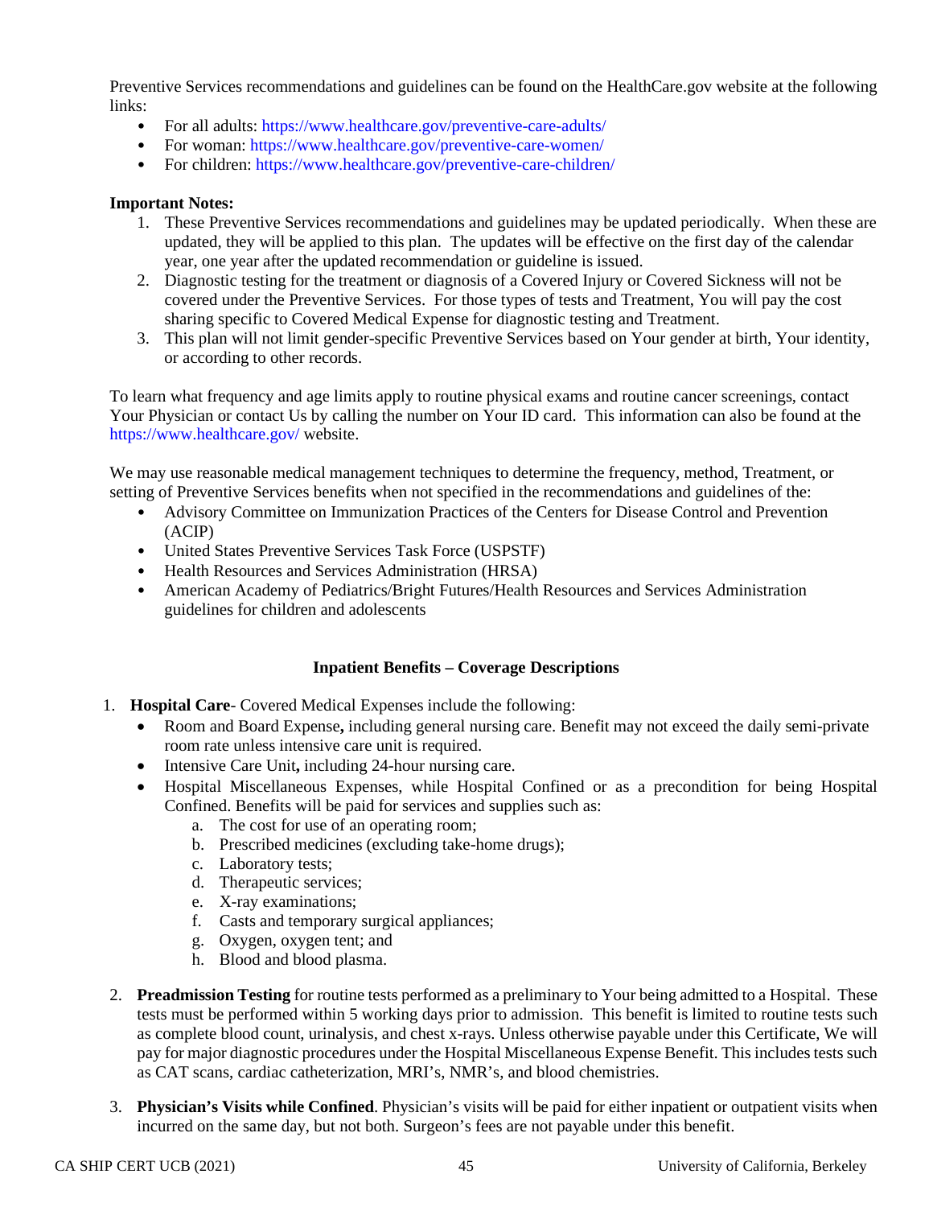Preventive Services recommendations and guidelines can be found on the HealthCare.gov website at the following links:

- For all adults: https://www.healthcare.gov/preventive-care-adults/
- For woman: https://www.healthcare.gov/preventive-care-women/
- For children: https://www.healthcare.gov/preventive-care-children/

**Important Notes:**

1. These Preventive Services recommendations and guidelines may be updated periodically. When these are updated, they will be applied to this plan. The updates will be effective on the first day of the calendar year, one year after the updated recommendation or guideline is issued.
2. Diagnostic testing for the treatment or diagnosis of a Covered Injury or Covered Sickness will not be covered under the Preventive Services. For those types of tests and Treatment, You will pay the cost sharing specific to Covered Medical Expense for diagnostic testing and Treatment.
3. This plan will not limit gender-specific Preventive Services based on Your gender at birth, Your identity, or according to other records.

To learn what frequency and age limits apply to routine physical exams and routine cancer screenings, contact Your Physician or contact Us by calling the number on Your ID card. This information can also be found at the https://www.healthcare.gov/ website.

We may use reasonable medical management techniques to determine the frequency, method, Treatment, or setting of Preventive Services benefits when not specified in the recommendations and guidelines of the:

- Advisory Committee on Immunization Practices of the Centers for Disease Control and Prevention (ACIP)
- United States Preventive Services Task Force (USPSTF)
- Health Resources and Services Administration (HRSA)
- American Academy of Pediatrics/Bright Futures/Health Resources and Services Administration guidelines for children and adolescents

## Inpatient Benefits – Coverage Descriptions

1. **Hospital Care**- Covered Medical Expenses include the following:
   - Room and Board Expense**,** including general nursing care. Benefit may not exceed the daily semi-private room rate unless intensive care unit is required.
   - Intensive Care Unit**,** including 24-hour nursing care.
   - Hospital Miscellaneous Expenses, while Hospital Confined or as a precondition for being Hospital Confined. Benefits will be paid for services and supplies such as:
     a. The cost for use of an operating room;
     b. Prescribed medicines (excluding take-home drugs);
     c. Laboratory tests;
     d. Therapeutic services;
     e. X-ray examinations;
     f. Casts and temporary surgical appliances;
     g. Oxygen, oxygen tent; and
     h. Blood and blood plasma.

2. **Preadmission Testing** for routine tests performed as a preliminary to Your being admitted to a Hospital. These tests must be performed within 5 working days prior to admission. This benefit is limited to routine tests such as complete blood count, urinalysis, and chest x-rays. Unless otherwise payable under this Certificate, We will pay for major diagnostic procedures under the Hospital Miscellaneous Expense Benefit. This includes tests such as CAT scans, cardiac catheterization, MRI's, NMR's, and blood chemistries.

3. **Physician's Visits while Confined**. Physician's visits will be paid for either inpatient or outpatient visits when incurred on the same day, but not both. Surgeon's fees are not payable under this benefit.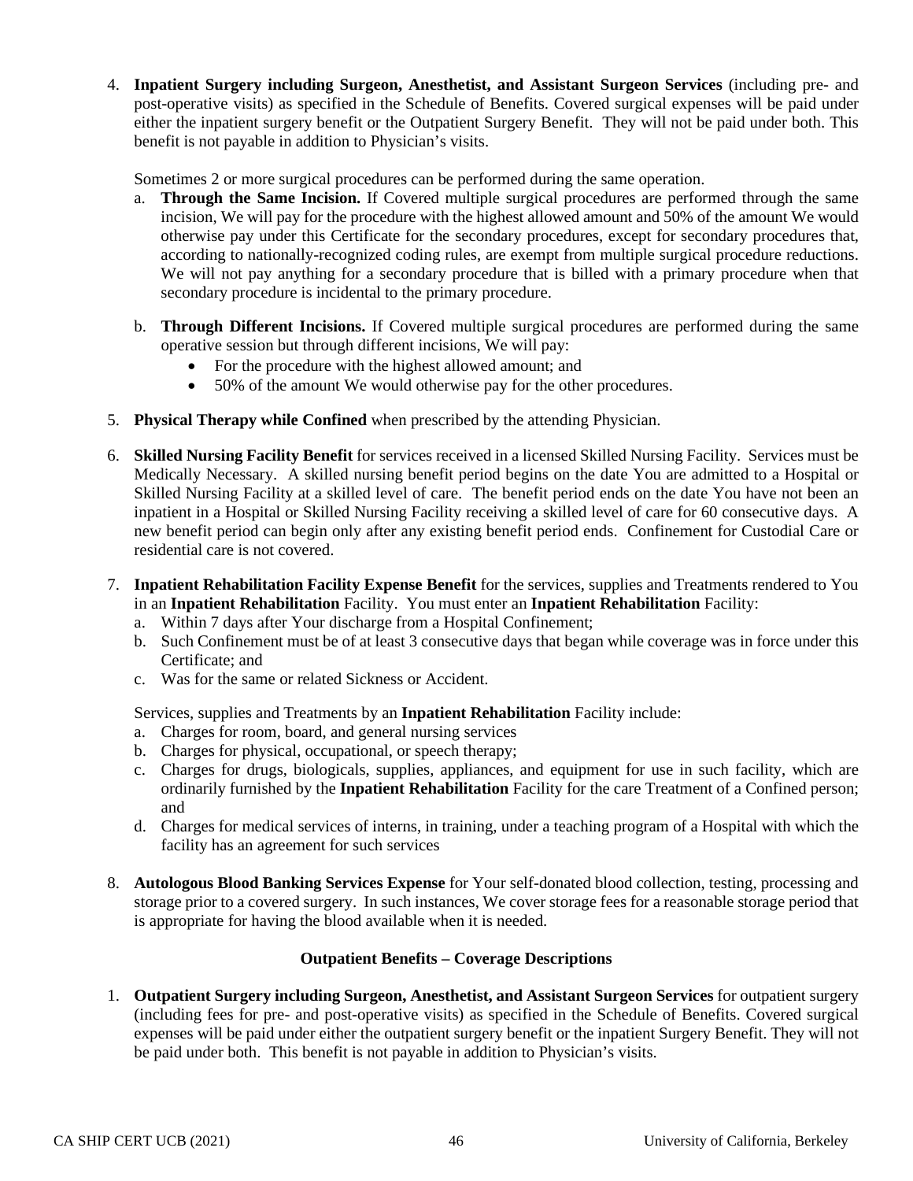4. **Inpatient Surgery including Surgeon, Anesthetist, and Assistant Surgeon Services** (including pre- and post-operative visits) as specified in the Schedule of Benefits. Covered surgical expenses will be paid under either the inpatient surgery benefit or the Outpatient Surgery Benefit. They will not be paid under both. This benefit is not payable in addition to Physician's visits.

   Sometimes 2 or more surgical procedures can be performed during the same operation.

   a. **Through the Same Incision.** If Covered multiple surgical procedures are performed through the same incision, We will pay for the procedure with the highest allowed amount and 50% of the amount We would otherwise pay under this Certificate for the secondary procedures, except for secondary procedures that, according to nationally-recognized coding rules, are exempt from multiple surgical procedure reductions. We will not pay anything for a secondary procedure that is billed with a primary procedure when that secondary procedure is incidental to the primary procedure.

   b. **Through Different Incisions.** If Covered multiple surgical procedures are performed during the same operative session but through different incisions, We will pay:
      - For the procedure with the highest allowed amount; and
      - 50% of the amount We would otherwise pay for the other procedures.

5. **Physical Therapy while Confined** when prescribed by the attending Physician.

6. **Skilled Nursing Facility Benefit** for services received in a licensed Skilled Nursing Facility. Services must be Medically Necessary. A skilled nursing benefit period begins on the date You are admitted to a Hospital or Skilled Nursing Facility at a skilled level of care. The benefit period ends on the date You have not been an inpatient in a Hospital or Skilled Nursing Facility receiving a skilled level of care for 60 consecutive days. A new benefit period can begin only after any existing benefit period ends. Confinement for Custodial Care or residential care is not covered.

7. **Inpatient Rehabilitation Facility Expense Benefit** for the services, supplies and Treatments rendered to You in an **Inpatient Rehabilitation** Facility. You must enter an **Inpatient Rehabilitation** Facility:
   a. Within 7 days after Your discharge from a Hospital Confinement;
   b. Such Confinement must be of at least 3 consecutive days that began while coverage was in force under this Certificate; and
   c. Was for the same or related Sickness or Accident.

   Services, supplies and Treatments by an **Inpatient Rehabilitation** Facility include:
   a. Charges for room, board, and general nursing services
   b. Charges for physical, occupational, or speech therapy;
   c. Charges for drugs, biologicals, supplies, appliances, and equipment for use in such facility, which are ordinarily furnished by the **Inpatient Rehabilitation** Facility for the care Treatment of a Confined person; and
   d. Charges for medical services of interns, in training, under a teaching program of a Hospital with which the facility has an agreement for such services

8. **Autologous Blood Banking Services Expense** for Your self-donated blood collection, testing, processing and storage prior to a covered surgery. In such instances, We cover storage fees for a reasonable storage period that is appropriate for having the blood available when it is needed.

### Outpatient Benefits – Coverage Descriptions

1. **Outpatient Surgery including Surgeon, Anesthetist, and Assistant Surgeon Services** for outpatient surgery (including fees for pre- and post-operative visits) as specified in the Schedule of Benefits. Covered surgical expenses will be paid under either the outpatient surgery benefit or the inpatient Surgery Benefit. They will not be paid under both. This benefit is not payable in addition to Physician's visits.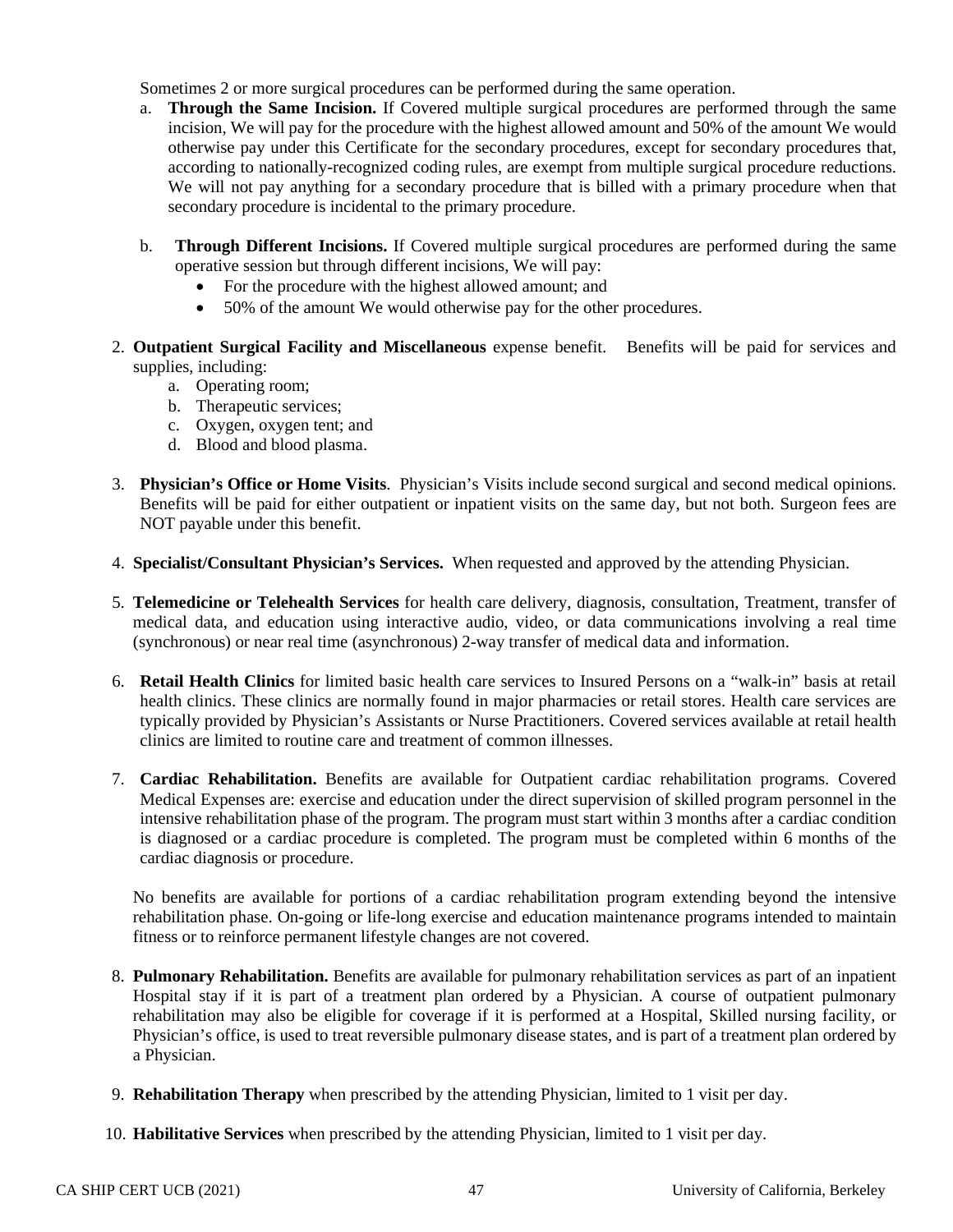Sometimes 2 or more surgical procedures can be performed during the same operation.

a. **Through the Same Incision.** If Covered multiple surgical procedures are performed through the same incision, We will pay for the procedure with the highest allowed amount and 50% of the amount We would otherwise pay under this Certificate for the secondary procedures, except for secondary procedures that, according to nationally-recognized coding rules, are exempt from multiple surgical procedure reductions. We will not pay anything for a secondary procedure that is billed with a primary procedure when that secondary procedure is incidental to the primary procedure.

b. **Through Different Incisions.** If Covered multiple surgical procedures are performed during the same operative session but through different incisions, We will pay:
   - For the procedure with the highest allowed amount; and
   - 50% of the amount We would otherwise pay for the other procedures.

2. **Outpatient Surgical Facility and Miscellaneous** expense benefit. Benefits will be paid for services and supplies, including:
   a. Operating room;
   b. Therapeutic services;
   c. Oxygen, oxygen tent; and
   d. Blood and blood plasma.

3. **Physician's Office or Home Visits**. Physician's Visits include second surgical and second medical opinions. Benefits will be paid for either outpatient or inpatient visits on the same day, but not both. Surgeon fees are NOT payable under this benefit.

4. **Specialist/Consultant Physician's Services.** When requested and approved by the attending Physician.

5. **Telemedicine or Telehealth Services** for health care delivery, diagnosis, consultation, Treatment, transfer of medical data, and education using interactive audio, video, or data communications involving a real time (synchronous) or near real time (asynchronous) 2-way transfer of medical data and information.

6. **Retail Health Clinics** for limited basic health care services to Insured Persons on a "walk-in" basis at retail health clinics. These clinics are normally found in major pharmacies or retail stores. Health care services are typically provided by Physician's Assistants or Nurse Practitioners. Covered services available at retail health clinics are limited to routine care and treatment of common illnesses.

7. **Cardiac Rehabilitation.** Benefits are available for Outpatient cardiac rehabilitation programs. Covered Medical Expenses are: exercise and education under the direct supervision of skilled program personnel in the intensive rehabilitation phase of the program. The program must start within 3 months after a cardiac condition is diagnosed or a cardiac procedure is completed. The program must be completed within 6 months of the cardiac diagnosis or procedure.

   No benefits are available for portions of a cardiac rehabilitation program extending beyond the intensive rehabilitation phase. On-going or life-long exercise and education maintenance programs intended to maintain fitness or to reinforce permanent lifestyle changes are not covered.

8. **Pulmonary Rehabilitation.** Benefits are available for pulmonary rehabilitation services as part of an inpatient Hospital stay if it is part of a treatment plan ordered by a Physician. A course of outpatient pulmonary rehabilitation may also be eligible for coverage if it is performed at a Hospital, Skilled nursing facility, or Physician's office, is used to treat reversible pulmonary disease states, and is part of a treatment plan ordered by a Physician.

9. **Rehabilitation Therapy** when prescribed by the attending Physician, limited to 1 visit per day.

10. **Habilitative Services** when prescribed by the attending Physician, limited to 1 visit per day.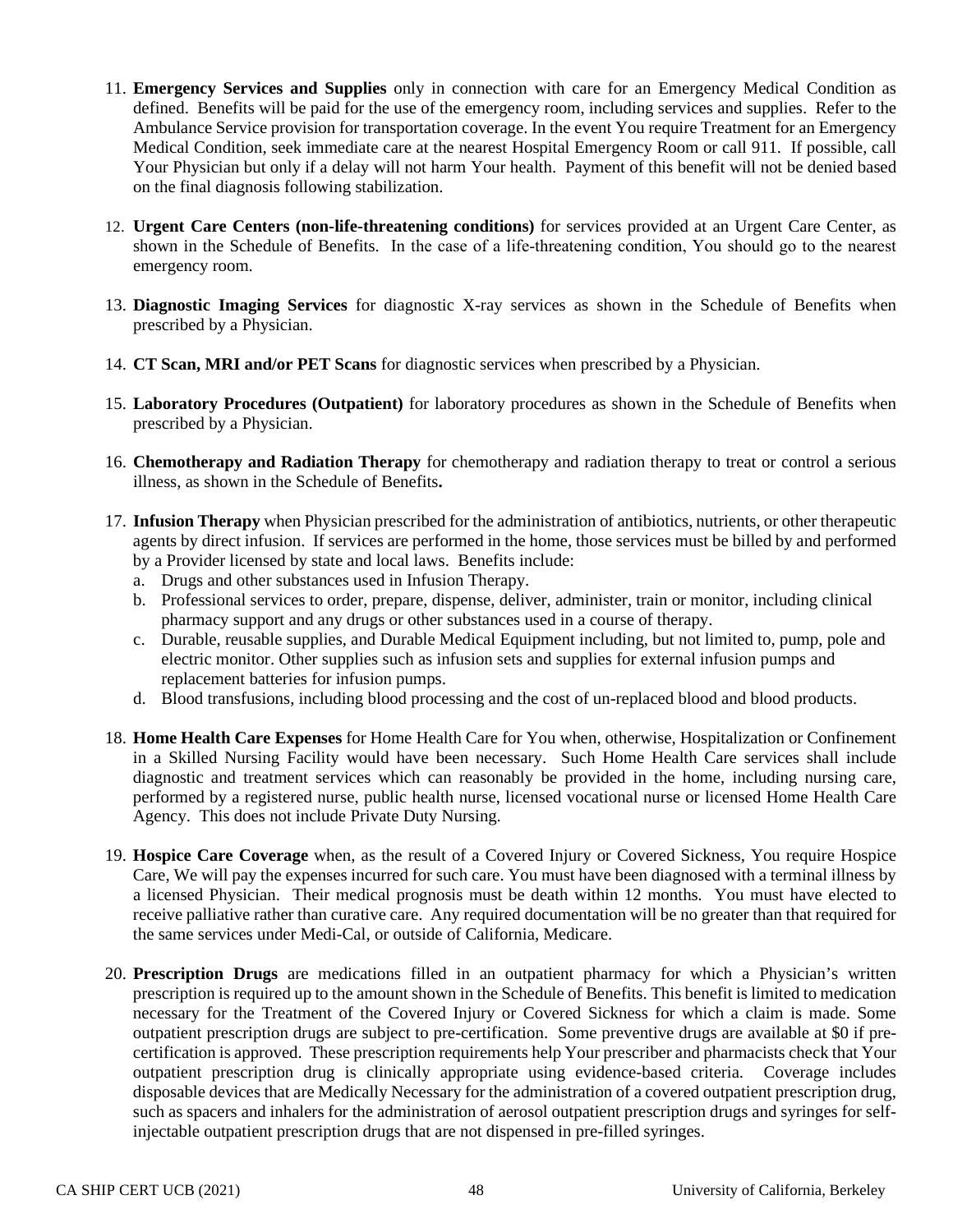11. **Emergency Services and Supplies** only in connection with care for an Emergency Medical Condition as defined. Benefits will be paid for the use of the emergency room, including services and supplies. Refer to the Ambulance Service provision for transportation coverage. In the event You require Treatment for an Emergency Medical Condition, seek immediate care at the nearest Hospital Emergency Room or call 911. If possible, call Your Physician but only if a delay will not harm Your health. Payment of this benefit will not be denied based on the final diagnosis following stabilization.

12. **Urgent Care Centers (non-life-threatening conditions)** for services provided at an Urgent Care Center, as shown in the Schedule of Benefits. In the case of a life-threatening condition, You should go to the nearest emergency room.

13. **Diagnostic Imaging Services** for diagnostic X-ray services as shown in the Schedule of Benefits when prescribed by a Physician.

14. **CT Scan, MRI and/or PET Scans** for diagnostic services when prescribed by a Physician.

15. **Laboratory Procedures (Outpatient)** for laboratory procedures as shown in the Schedule of Benefits when prescribed by a Physician.

16. **Chemotherapy and Radiation Therapy** for chemotherapy and radiation therapy to treat or control a serious illness, as shown in the Schedule of Benefits**.**

17. **Infusion Therapy** when Physician prescribed for the administration of antibiotics, nutrients, or other therapeutic agents by direct infusion. If services are performed in the home, those services must be billed by and performed by a Provider licensed by state and local laws. Benefits include:
    a. Drugs and other substances used in Infusion Therapy.
    b. Professional services to order, prepare, dispense, deliver, administer, train or monitor, including clinical pharmacy support and any drugs or other substances used in a course of therapy.
    c. Durable, reusable supplies, and Durable Medical Equipment including, but not limited to, pump, pole and electric monitor. Other supplies such as infusion sets and supplies for external infusion pumps and replacement batteries for infusion pumps.
    d. Blood transfusions, including blood processing and the cost of un-replaced blood and blood products.

18. **Home Health Care Expenses** for Home Health Care for You when, otherwise, Hospitalization or Confinement in a Skilled Nursing Facility would have been necessary. Such Home Health Care services shall include diagnostic and treatment services which can reasonably be provided in the home, including nursing care, performed by a registered nurse, public health nurse, licensed vocational nurse or licensed Home Health Care Agency. This does not include Private Duty Nursing.

19. **Hospice Care Coverage** when, as the result of a Covered Injury or Covered Sickness, You require Hospice Care, We will pay the expenses incurred for such care. You must have been diagnosed with a terminal illness by a licensed Physician. Their medical prognosis must be death within 12 months. You must have elected to receive palliative rather than curative care. Any required documentation will be no greater than that required for the same services under Medi-Cal, or outside of California, Medicare.

20. **Prescription Drugs** are medications filled in an outpatient pharmacy for which a Physician's written prescription is required up to the amount shown in the Schedule of Benefits. This benefit is limited to medication necessary for the Treatment of the Covered Injury or Covered Sickness for which a claim is made. Some outpatient prescription drugs are subject to pre-certification. Some preventive drugs are available at $0 if pre-certification is approved. These prescription requirements help Your prescriber and pharmacists check that Your outpatient prescription drug is clinically appropriate using evidence-based criteria. Coverage includes disposable devices that are Medically Necessary for the administration of a covered outpatient prescription drug, such as spacers and inhalers for the administration of aerosol outpatient prescription drugs and syringes for self-injectable outpatient prescription drugs that are not dispensed in pre-filled syringes.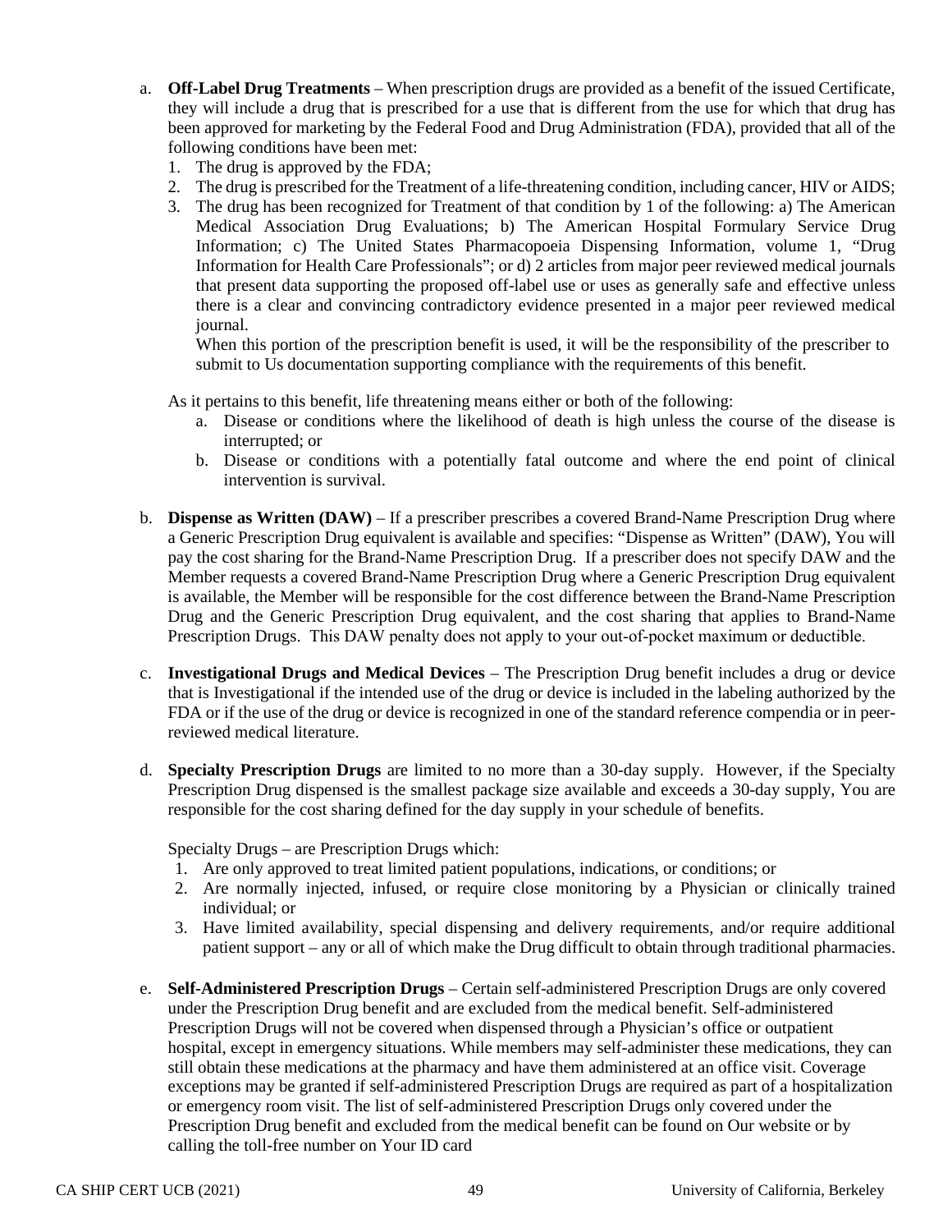a. **Off-Label Drug Treatments** – When prescription drugs are provided as a benefit of the issued Certificate, they will include a drug that is prescribed for a use that is different from the use for which that drug has been approved for marketing by the Federal Food and Drug Administration (FDA), provided that all of the following conditions have been met:
   1. The drug is approved by the FDA;
   2. The drug is prescribed for the Treatment of a life-threatening condition, including cancer, HIV or AIDS;
   3. The drug has been recognized for Treatment of that condition by 1 of the following: a) The American Medical Association Drug Evaluations; b) The American Hospital Formulary Service Drug Information; c) The United States Pharmacopoeia Dispensing Information, volume 1, "Drug Information for Health Care Professionals"; or d) 2 articles from major peer reviewed medical journals that present data supporting the proposed off-label use or uses as generally safe and effective unless there is a clear and convincing contradictory evidence presented in a major peer reviewed medical journal.

      When this portion of the prescription benefit is used, it will be the responsibility of the prescriber to submit to Us documentation supporting compliance with the requirements of this benefit.

   As it pertains to this benefit, life threatening means either or both of the following:
   a. Disease or conditions where the likelihood of death is high unless the course of the disease is interrupted; or
   b. Disease or conditions with a potentially fatal outcome and where the end point of clinical intervention is survival.

b. **Dispense as Written (DAW)** – If a prescriber prescribes a covered Brand-Name Prescription Drug where a Generic Prescription Drug equivalent is available and specifies: "Dispense as Written" (DAW), You will pay the cost sharing for the Brand-Name Prescription Drug. If a prescriber does not specify DAW and the Member requests a covered Brand-Name Prescription Drug where a Generic Prescription Drug equivalent is available, the Member will be responsible for the cost difference between the Brand-Name Prescription Drug and the Generic Prescription Drug equivalent, and the cost sharing that applies to Brand-Name Prescription Drugs. This DAW penalty does not apply to your out-of-pocket maximum or deductible.

c. **Investigational Drugs and Medical Devices** – The Prescription Drug benefit includes a drug or device that is Investigational if the intended use of the drug or device is included in the labeling authorized by the FDA or if the use of the drug or device is recognized in one of the standard reference compendia or in peer-reviewed medical literature.

d. **Specialty Prescription Drugs** are limited to no more than a 30-day supply. However, if the Specialty Prescription Drug dispensed is the smallest package size available and exceeds a 30-day supply, You are responsible for the cost sharing defined for the day supply in your schedule of benefits.

   Specialty Drugs – are Prescription Drugs which:
   1. Are only approved to treat limited patient populations, indications, or conditions; or
   2. Are normally injected, infused, or require close monitoring by a Physician or clinically trained individual; or
   3. Have limited availability, special dispensing and delivery requirements, and/or require additional patient support – any or all of which make the Drug difficult to obtain through traditional pharmacies.

e. **Self-Administered Prescription Drugs** – Certain self-administered Prescription Drugs are only covered under the Prescription Drug benefit and are excluded from the medical benefit. Self-administered Prescription Drugs will not be covered when dispensed through a Physician's office or outpatient hospital, except in emergency situations. While members may self-administer these medications, they can still obtain these medications at the pharmacy and have them administered at an office visit. Coverage exceptions may be granted if self-administered Prescription Drugs are required as part of a hospitalization or emergency room visit. The list of self-administered Prescription Drugs only covered under the Prescription Drug benefit and excluded from the medical benefit can be found on Our website or by calling the toll-free number on Your ID card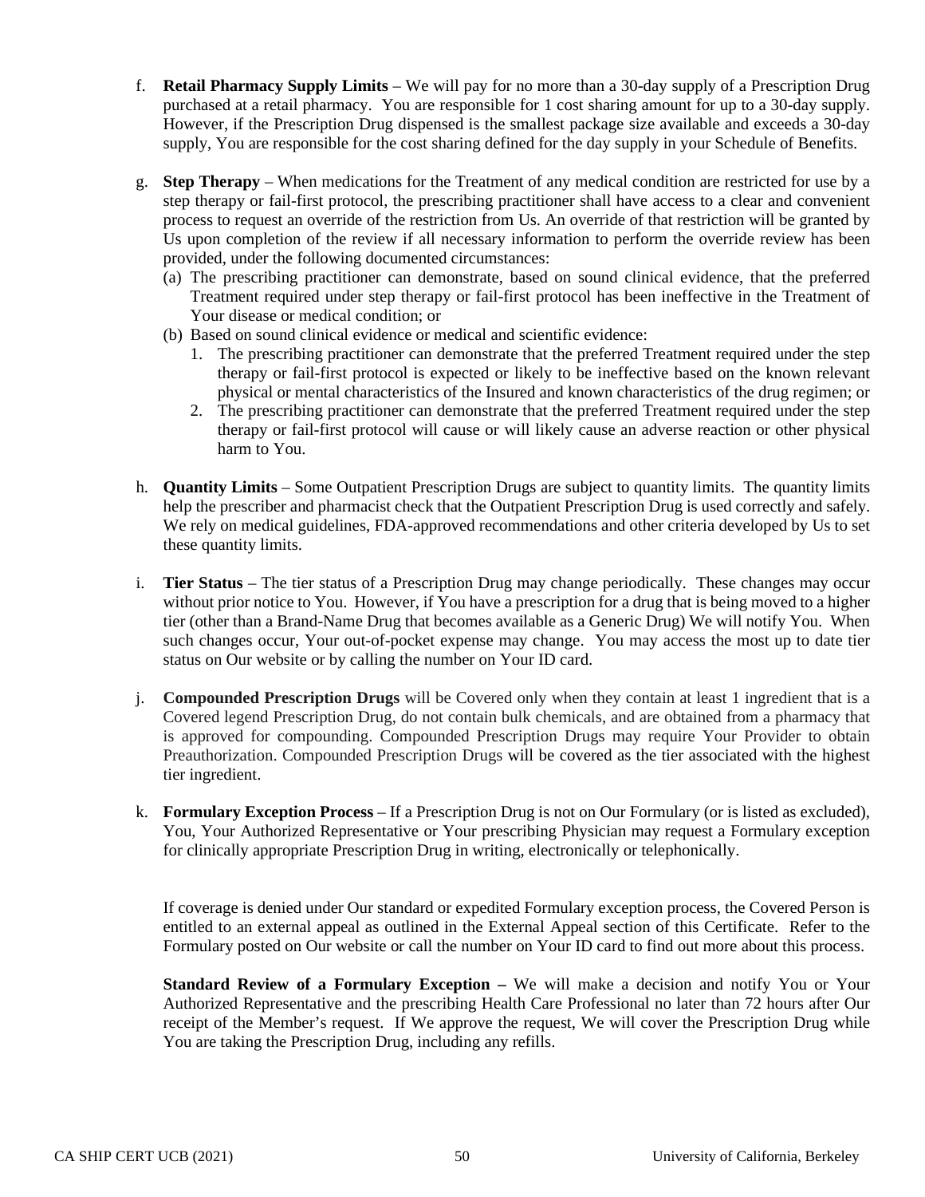f. **Retail Pharmacy Supply Limits** – We will pay for no more than a 30-day supply of a Prescription Drug purchased at a retail pharmacy. You are responsible for 1 cost sharing amount for up to a 30-day supply. However, if the Prescription Drug dispensed is the smallest package size available and exceeds a 30-day supply, You are responsible for the cost sharing defined for the day supply in your Schedule of Benefits.

g. **Step Therapy** – When medications for the Treatment of any medical condition are restricted for use by a step therapy or fail-first protocol, the prescribing practitioner shall have access to a clear and convenient process to request an override of the restriction from Us. An override of that restriction will be granted by Us upon completion of the review if all necessary information to perform the override review has been provided, under the following documented circumstances:

   (a) The prescribing practitioner can demonstrate, based on sound clinical evidence, that the preferred Treatment required under step therapy or fail-first protocol has been ineffective in the Treatment of Your disease or medical condition; or

   (b) Based on sound clinical evidence or medical and scientific evidence:

      1. The prescribing practitioner can demonstrate that the preferred Treatment required under the step therapy or fail-first protocol is expected or likely to be ineffective based on the known relevant physical or mental characteristics of the Insured and known characteristics of the drug regimen; or
      2. The prescribing practitioner can demonstrate that the preferred Treatment required under the step therapy or fail-first protocol will cause or will likely cause an adverse reaction or other physical harm to You.

h. **Quantity Limits** – Some Outpatient Prescription Drugs are subject to quantity limits. The quantity limits help the prescriber and pharmacist check that the Outpatient Prescription Drug is used correctly and safely. We rely on medical guidelines, FDA-approved recommendations and other criteria developed by Us to set these quantity limits.

i. **Tier Status** – The tier status of a Prescription Drug may change periodically. These changes may occur without prior notice to You. However, if You have a prescription for a drug that is being moved to a higher tier (other than a Brand-Name Drug that becomes available as a Generic Drug) We will notify You. When such changes occur, Your out-of-pocket expense may change. You may access the most up to date tier status on Our website or by calling the number on Your ID card.

j. **Compounded Prescription Drugs** will be Covered only when they contain at least 1 ingredient that is a Covered legend Prescription Drug, do not contain bulk chemicals, and are obtained from a pharmacy that is approved for compounding. Compounded Prescription Drugs may require Your Provider to obtain Preauthorization. Compounded Prescription Drugs will be covered as the tier associated with the highest tier ingredient.

k. **Formulary Exception Process** – If a Prescription Drug is not on Our Formulary (or is listed as excluded), You, Your Authorized Representative or Your prescribing Physician may request a Formulary exception for clinically appropriate Prescription Drug in writing, electronically or telephonically.

   If coverage is denied under Our standard or expedited Formulary exception process, the Covered Person is entitled to an external appeal as outlined in the External Appeal section of this Certificate. Refer to the Formulary posted on Our website or call the number on Your ID card to find out more about this process.

   **Standard Review of a Formulary Exception –** We will make a decision and notify You or Your Authorized Representative and the prescribing Health Care Professional no later than 72 hours after Our receipt of the Member's request. If We approve the request, We will cover the Prescription Drug while You are taking the Prescription Drug, including any refills.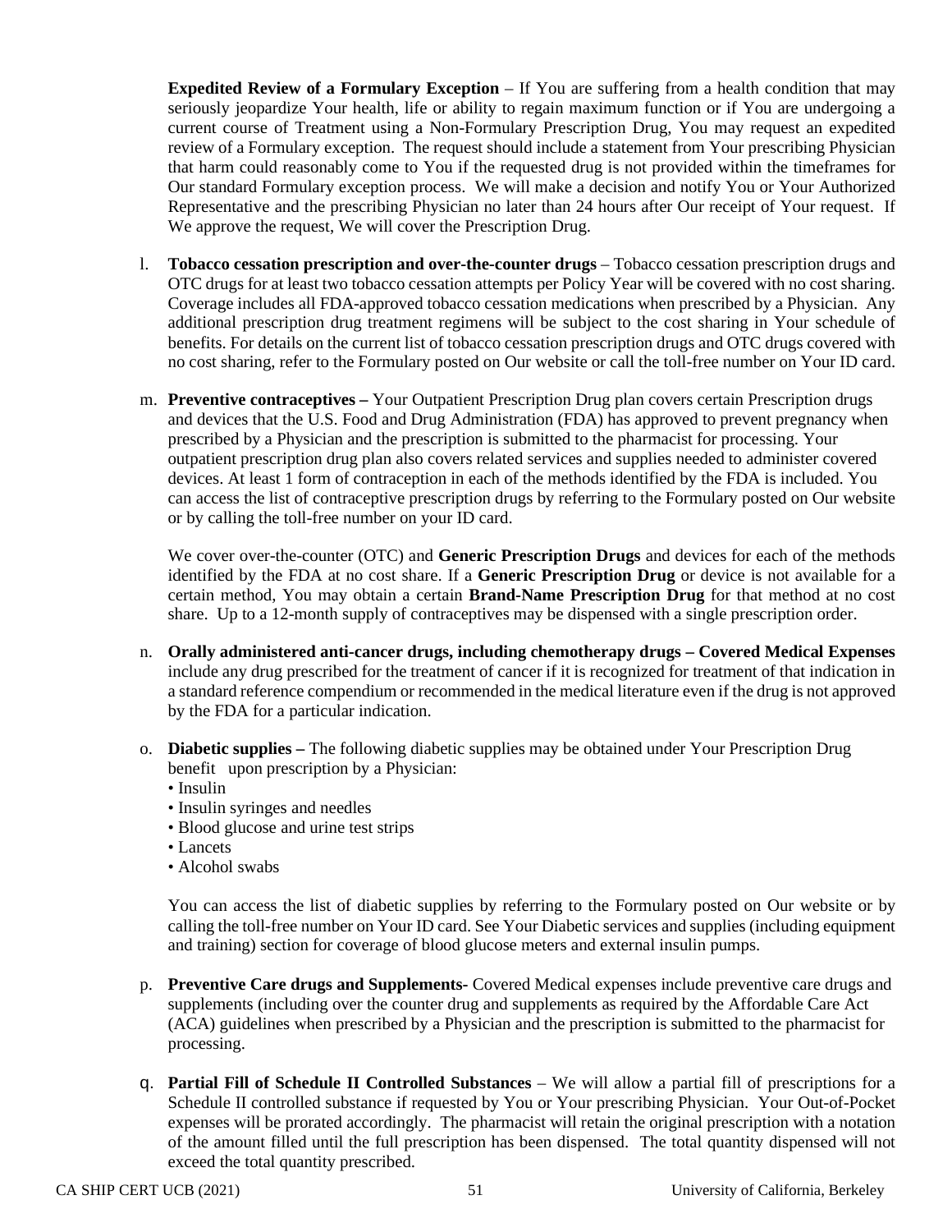**Expedited Review of a Formulary Exception** – If You are suffering from a health condition that may seriously jeopardize Your health, life or ability to regain maximum function or if You are undergoing a current course of Treatment using a Non-Formulary Prescription Drug, You may request an expedited review of a Formulary exception. The request should include a statement from Your prescribing Physician that harm could reasonably come to You if the requested drug is not provided within the timeframes for Our standard Formulary exception process. We will make a decision and notify You or Your Authorized Representative and the prescribing Physician no later than 24 hours after Our receipt of Your request. If We approve the request, We will cover the Prescription Drug.

l. **Tobacco cessation prescription and over-the-counter drugs** – Tobacco cessation prescription drugs and OTC drugs for at least two tobacco cessation attempts per Policy Year will be covered with no cost sharing. Coverage includes all FDA-approved tobacco cessation medications when prescribed by a Physician. Any additional prescription drug treatment regimens will be subject to the cost sharing in Your schedule of benefits. For details on the current list of tobacco cessation prescription drugs and OTC drugs covered with no cost sharing, refer to the Formulary posted on Our website or call the toll-free number on Your ID card.

m. **Preventive contraceptives –** Your Outpatient Prescription Drug plan covers certain Prescription drugs and devices that the U.S. Food and Drug Administration (FDA) has approved to prevent pregnancy when prescribed by a Physician and the prescription is submitted to the pharmacist for processing. Your outpatient prescription drug plan also covers related services and supplies needed to administer covered devices. At least 1 form of contraception in each of the methods identified by the FDA is included. You can access the list of contraceptive prescription drugs by referring to the Formulary posted on Our website or by calling the toll-free number on your ID card.

   We cover over-the-counter (OTC) and **Generic Prescription Drugs** and devices for each of the methods identified by the FDA at no cost share. If a **Generic Prescription Drug** or device is not available for a certain method, You may obtain a certain **Brand-Name Prescription Drug** for that method at no cost share. Up to a 12-month supply of contraceptives may be dispensed with a single prescription order.

n. **Orally administered anti-cancer drugs, including chemotherapy drugs – Covered Medical Expenses** include any drug prescribed for the treatment of cancer if it is recognized for treatment of that indication in a standard reference compendium or recommended in the medical literature even if the drug is not approved by the FDA for a particular indication.

o. **Diabetic supplies –** The following diabetic supplies may be obtained under Your Prescription Drug benefit upon prescription by a Physician:
   - Insulin
   - Insulin syringes and needles
   - Blood glucose and urine test strips
   - Lancets
   - Alcohol swabs

   You can access the list of diabetic supplies by referring to the Formulary posted on Our website or by calling the toll-free number on Your ID card. See Your Diabetic services and supplies (including equipment and training) section for coverage of blood glucose meters and external insulin pumps.

p. **Preventive Care drugs and Supplements-** Covered Medical expenses include preventive care drugs and supplements (including over the counter drug and supplements as required by the Affordable Care Act (ACA) guidelines when prescribed by a Physician and the prescription is submitted to the pharmacist for processing.

q. **Partial Fill of Schedule II Controlled Substances** – We will allow a partial fill of prescriptions for a Schedule II controlled substance if requested by You or Your prescribing Physician. Your Out-of-Pocket expenses will be prorated accordingly. The pharmacist will retain the original prescription with a notation of the amount filled until the full prescription has been dispensed. The total quantity dispensed will not exceed the total quantity prescribed.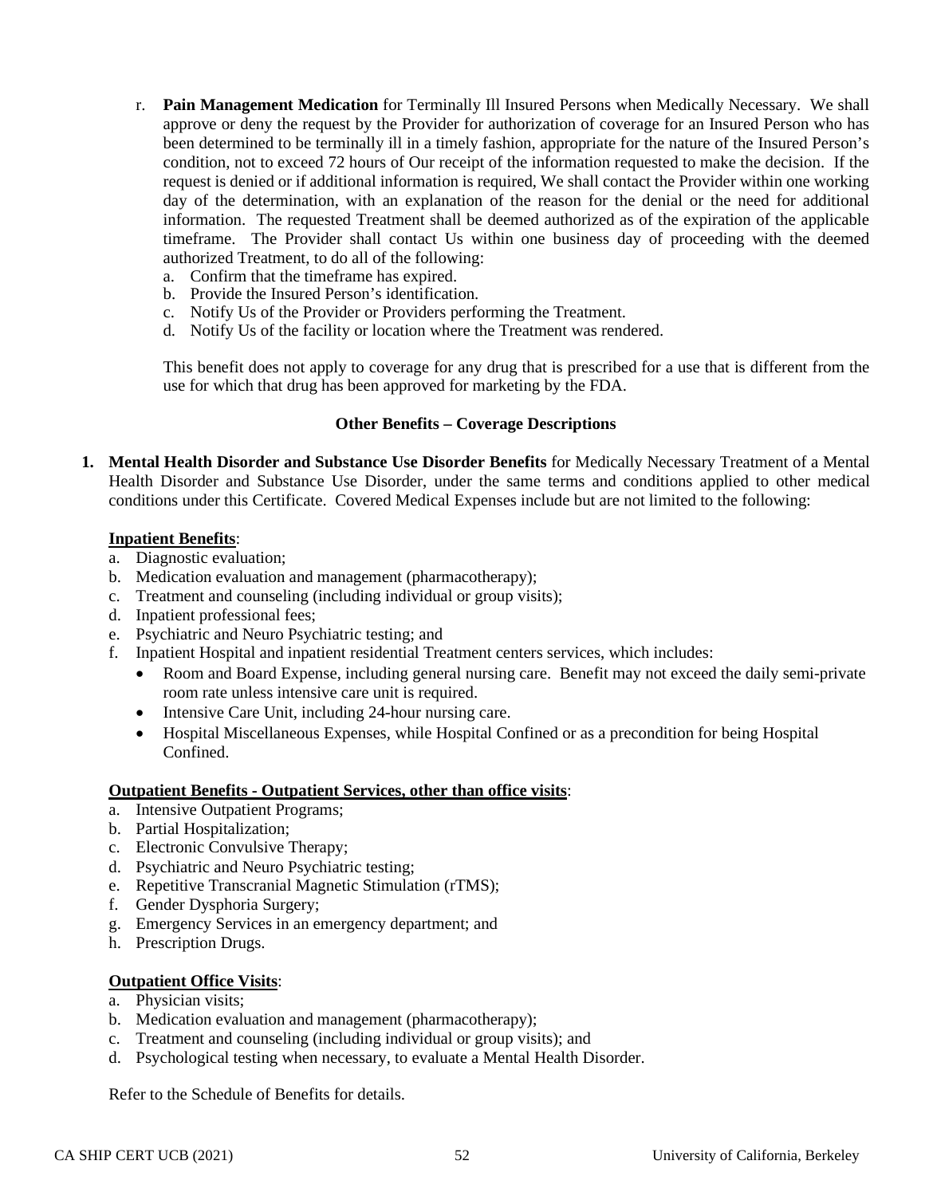r. **Pain Management Medication** for Terminally Ill Insured Persons when Medically Necessary. We shall approve or deny the request by the Provider for authorization of coverage for an Insured Person who has been determined to be terminally ill in a timely fashion, appropriate for the nature of the Insured Person's condition, not to exceed 72 hours of Our receipt of the information requested to make the decision. If the request is denied or if additional information is required, We shall contact the Provider within one working day of the determination, with an explanation of the reason for the denial or the need for additional information. The requested Treatment shall be deemed authorized as of the expiration of the applicable timeframe. The Provider shall contact Us within one business day of proceeding with the deemed authorized Treatment, to do all of the following:
   a. Confirm that the timeframe has expired.
   b. Provide the Insured Person's identification.
   c. Notify Us of the Provider or Providers performing the Treatment.
   d. Notify Us of the facility or location where the Treatment was rendered.

   This benefit does not apply to coverage for any drug that is prescribed for a use that is different from the use for which that drug has been approved for marketing by the FDA.

**Other Benefits – Coverage Descriptions**

1. **Mental Health Disorder and Substance Use Disorder Benefits** for Medically Necessary Treatment of a Mental Health Disorder and Substance Use Disorder, under the same terms and conditions applied to other medical conditions under this Certificate. Covered Medical Expenses include but are not limited to the following:

   **Inpatient Benefits**:
   a. Diagnostic evaluation;
   b. Medication evaluation and management (pharmacotherapy);
   c. Treatment and counseling (including individual or group visits);
   d. Inpatient professional fees;
   e. Psychiatric and Neuro Psychiatric testing; and
   f. Inpatient Hospital and inpatient residential Treatment centers services, which includes:
      - Room and Board Expense, including general nursing care. Benefit may not exceed the daily semi-private room rate unless intensive care unit is required.
      - Intensive Care Unit, including 24-hour nursing care.
      - Hospital Miscellaneous Expenses, while Hospital Confined or as a precondition for being Hospital Confined.

   **Outpatient Benefits - Outpatient Services, other than office visits**:
   a. Intensive Outpatient Programs;
   b. Partial Hospitalization;
   c. Electronic Convulsive Therapy;
   d. Psychiatric and Neuro Psychiatric testing;
   e. Repetitive Transcranial Magnetic Stimulation (rTMS);
   f. Gender Dysphoria Surgery;
   g. Emergency Services in an emergency department; and
   h. Prescription Drugs.

   **Outpatient Office Visits**:
   a. Physician visits;
   b. Medication evaluation and management (pharmacotherapy);
   c. Treatment and counseling (including individual or group visits); and
   d. Psychological testing when necessary, to evaluate a Mental Health Disorder.

   Refer to the Schedule of Benefits for details.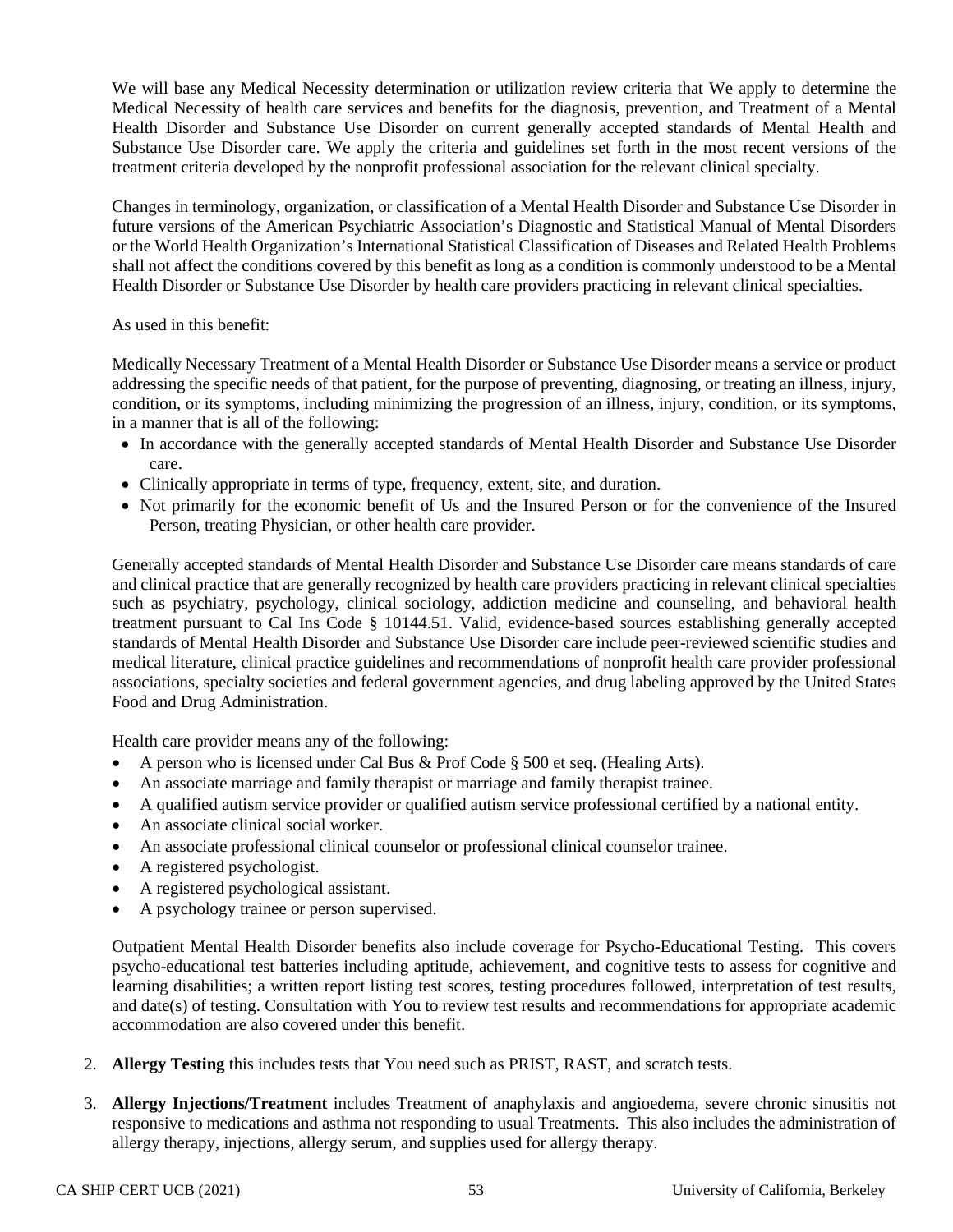We will base any Medical Necessity determination or utilization review criteria that We apply to determine the Medical Necessity of health care services and benefits for the diagnosis, prevention, and Treatment of a Mental Health Disorder and Substance Use Disorder on current generally accepted standards of Mental Health and Substance Use Disorder care. We apply the criteria and guidelines set forth in the most recent versions of the treatment criteria developed by the nonprofit professional association for the relevant clinical specialty.

Changes in terminology, organization, or classification of a Mental Health Disorder and Substance Use Disorder in future versions of the American Psychiatric Association's Diagnostic and Statistical Manual of Mental Disorders or the World Health Organization's International Statistical Classification of Diseases and Related Health Problems shall not affect the conditions covered by this benefit as long as a condition is commonly understood to be a Mental Health Disorder or Substance Use Disorder by health care providers practicing in relevant clinical specialties.

As used in this benefit:

Medically Necessary Treatment of a Mental Health Disorder or Substance Use Disorder means a service or product addressing the specific needs of that patient, for the purpose of preventing, diagnosing, or treating an illness, injury, condition, or its symptoms, including minimizing the progression of an illness, injury, condition, or its symptoms, in a manner that is all of the following:

- In accordance with the generally accepted standards of Mental Health Disorder and Substance Use Disorder care.
- Clinically appropriate in terms of type, frequency, extent, site, and duration.
- Not primarily for the economic benefit of Us and the Insured Person or for the convenience of the Insured Person, treating Physician, or other health care provider.

Generally accepted standards of Mental Health Disorder and Substance Use Disorder care means standards of care and clinical practice that are generally recognized by health care providers practicing in relevant clinical specialties such as psychiatry, psychology, clinical sociology, addiction medicine and counseling, and behavioral health treatment pursuant to Cal Ins Code § 10144.51. Valid, evidence-based sources establishing generally accepted standards of Mental Health Disorder and Substance Use Disorder care include peer-reviewed scientific studies and medical literature, clinical practice guidelines and recommendations of nonprofit health care provider professional associations, specialty societies and federal government agencies, and drug labeling approved by the United States Food and Drug Administration.

Health care provider means any of the following:

- A person who is licensed under Cal Bus & Prof Code § 500 et seq. (Healing Arts).
- An associate marriage and family therapist or marriage and family therapist trainee.
- A qualified autism service provider or qualified autism service professional certified by a national entity.
- An associate clinical social worker.
- An associate professional clinical counselor or professional clinical counselor trainee.
- A registered psychologist.
- A registered psychological assistant.
- A psychology trainee or person supervised.

Outpatient Mental Health Disorder benefits also include coverage for Psycho-Educational Testing. This covers psycho-educational test batteries including aptitude, achievement, and cognitive tests to assess for cognitive and learning disabilities; a written report listing test scores, testing procedures followed, interpretation of test results, and date(s) of testing. Consultation with You to review test results and recommendations for appropriate academic accommodation are also covered under this benefit.

2. **Allergy Testing** this includes tests that You need such as PRIST, RAST, and scratch tests.

3. **Allergy Injections/Treatment** includes Treatment of anaphylaxis and angioedema, severe chronic sinusitis not responsive to medications and asthma not responding to usual Treatments. This also includes the administration of allergy therapy, injections, allergy serum, and supplies used for allergy therapy.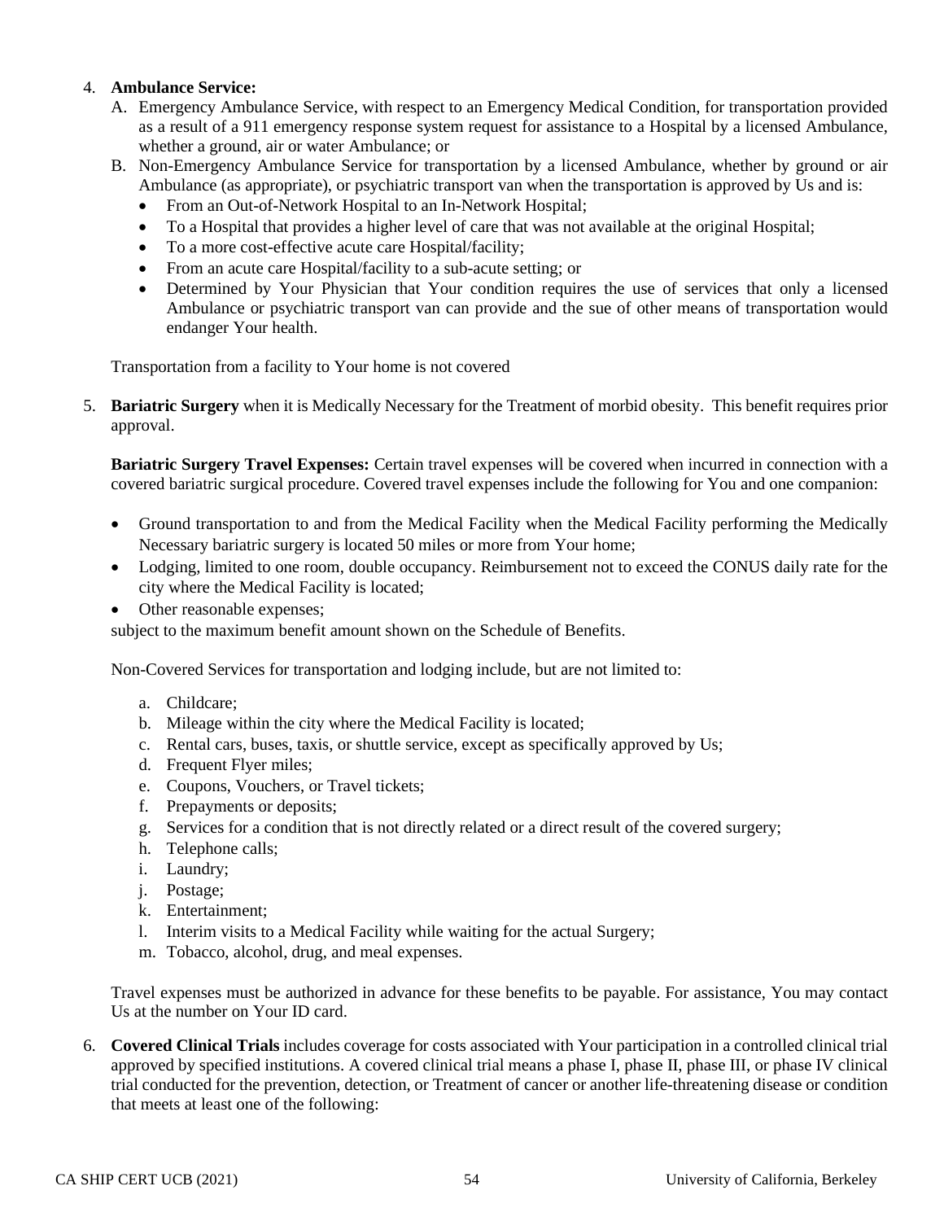4. **Ambulance Service:**
   A. Emergency Ambulance Service, with respect to an Emergency Medical Condition, for transportation provided as a result of a 911 emergency response system request for assistance to a Hospital by a licensed Ambulance, whether a ground, air or water Ambulance; or
   B. Non-Emergency Ambulance Service for transportation by a licensed Ambulance, whether by ground or air Ambulance (as appropriate), or psychiatric transport van when the transportation is approved by Us and is:
      - From an Out-of-Network Hospital to an In-Network Hospital;
      - To a Hospital that provides a higher level of care that was not available at the original Hospital;
      - To a more cost-effective acute care Hospital/facility;
      - From an acute care Hospital/facility to a sub-acute setting; or
      - Determined by Your Physician that Your condition requires the use of services that only a licensed Ambulance or psychiatric transport van can provide and the sue of other means of transportation would endanger Your health.

   Transportation from a facility to Your home is not covered

5. **Bariatric Surgery** when it is Medically Necessary for the Treatment of morbid obesity. This benefit requires prior approval.

   **Bariatric Surgery Travel Expenses:** Certain travel expenses will be covered when incurred in connection with a covered bariatric surgical procedure. Covered travel expenses include the following for You and one companion:

   - Ground transportation to and from the Medical Facility when the Medical Facility performing the Medically Necessary bariatric surgery is located 50 miles or more from Your home;
   - Lodging, limited to one room, double occupancy. Reimbursement not to exceed the CONUS daily rate for the city where the Medical Facility is located;
   - Other reasonable expenses;

   subject to the maximum benefit amount shown on the Schedule of Benefits.

   Non-Covered Services for transportation and lodging include, but are not limited to:

   a. Childcare;
   b. Mileage within the city where the Medical Facility is located;
   c. Rental cars, buses, taxis, or shuttle service, except as specifically approved by Us;
   d. Frequent Flyer miles;
   e. Coupons, Vouchers, or Travel tickets;
   f. Prepayments or deposits;
   g. Services for a condition that is not directly related or a direct result of the covered surgery;
   h. Telephone calls;
   i. Laundry;
   j. Postage;
   k. Entertainment;
   l. Interim visits to a Medical Facility while waiting for the actual Surgery;
   m. Tobacco, alcohol, drug, and meal expenses.

   Travel expenses must be authorized in advance for these benefits to be payable. For assistance, You may contact Us at the number on Your ID card.

6. **Covered Clinical Trials** includes coverage for costs associated with Your participation in a controlled clinical trial approved by specified institutions. A covered clinical trial means a phase I, phase II, phase III, or phase IV clinical trial conducted for the prevention, detection, or Treatment of cancer or another life-threatening disease or condition that meets at least one of the following: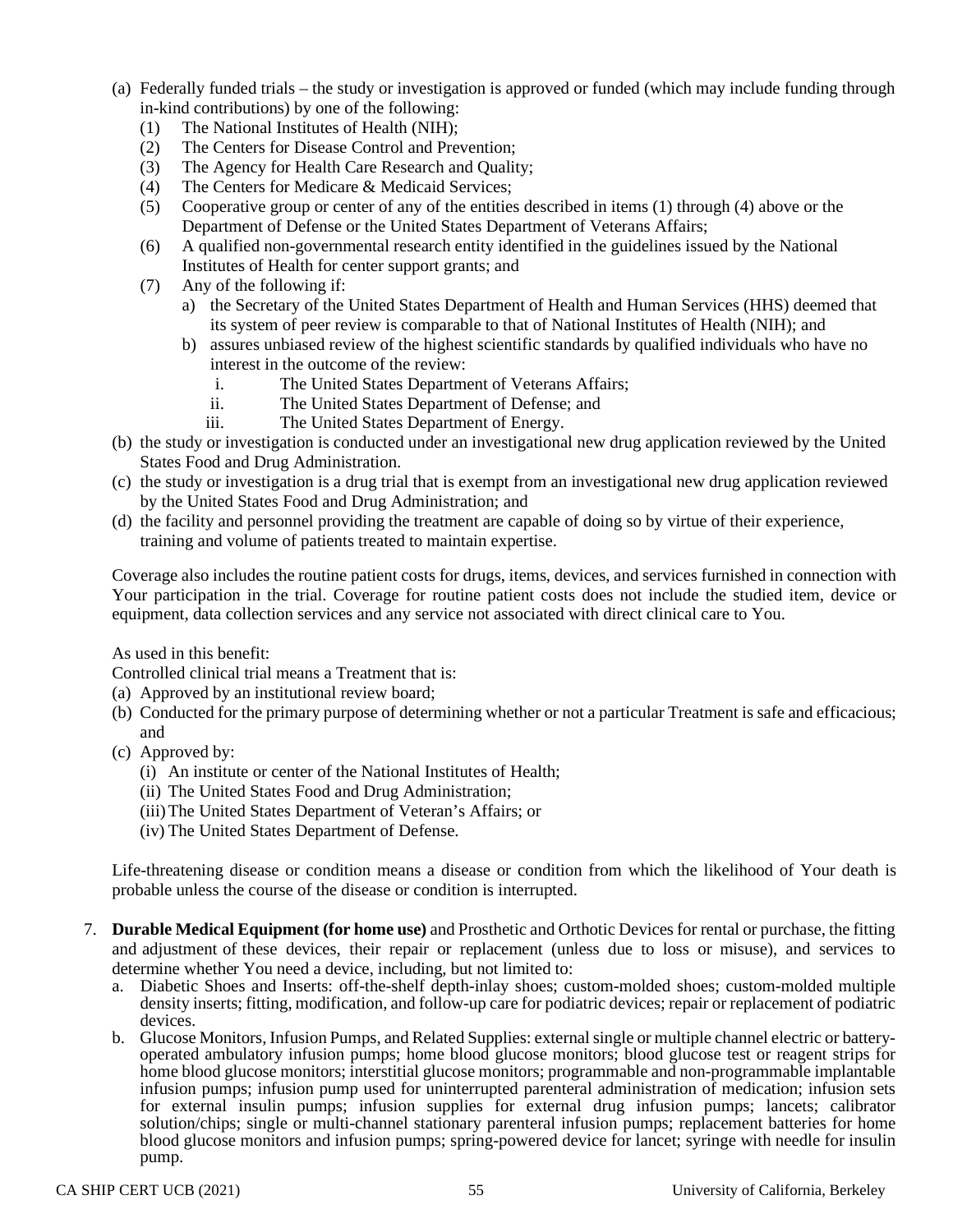(a) Federally funded trials – the study or investigation is approved or funded (which may include funding through in-kind contributions) by one of the following:
   (1) The National Institutes of Health (NIH);
   (2) The Centers for Disease Control and Prevention;
   (3) The Agency for Health Care Research and Quality;
   (4) The Centers for Medicare & Medicaid Services;
   (5) Cooperative group or center of any of the entities described in items (1) through (4) above or the Department of Defense or the United States Department of Veterans Affairs;
   (6) A qualified non-governmental research entity identified in the guidelines issued by the National Institutes of Health for center support grants; and
   (7) Any of the following if:
      a) the Secretary of the United States Department of Health and Human Services (HHS) deemed that its system of peer review is comparable to that of National Institutes of Health (NIH); and
      b) assures unbiased review of the highest scientific standards by qualified individuals who have no interest in the outcome of the review:
         i. The United States Department of Veterans Affairs;
         ii. The United States Department of Defense; and
         iii. The United States Department of Energy.

(b) the study or investigation is conducted under an investigational new drug application reviewed by the United States Food and Drug Administration.

(c) the study or investigation is a drug trial that is exempt from an investigational new drug application reviewed by the United States Food and Drug Administration; and

(d) the facility and personnel providing the treatment are capable of doing so by virtue of their experience, training and volume of patients treated to maintain expertise.

Coverage also includes the routine patient costs for drugs, items, devices, and services furnished in connection with Your participation in the trial. Coverage for routine patient costs does not include the studied item, device or equipment, data collection services and any service not associated with direct clinical care to You.

As used in this benefit:

Controlled clinical trial means a Treatment that is:

(a) Approved by an institutional review board;

(b) Conducted for the primary purpose of determining whether or not a particular Treatment is safe and efficacious; and

(c) Approved by:
   (i) An institute or center of the National Institutes of Health;
   (ii) The United States Food and Drug Administration;
   (iii) The United States Department of Veteran's Affairs; or
   (iv) The United States Department of Defense.

Life-threatening disease or condition means a disease or condition from which the likelihood of Your death is probable unless the course of the disease or condition is interrupted.

7. **Durable Medical Equipment (for home use)** and Prosthetic and Orthotic Devices for rental or purchase, the fitting and adjustment of these devices, their repair or replacement (unless due to loss or misuse), and services to determine whether You need a device, including, but not limited to:
   a. Diabetic Shoes and Inserts: off-the-shelf depth-inlay shoes; custom-molded shoes; custom-molded multiple density inserts; fitting, modification, and follow-up care for podiatric devices; repair or replacement of podiatric devices.
   b. Glucose Monitors, Infusion Pumps, and Related Supplies: external single or multiple channel electric or battery-operated ambulatory infusion pumps; home blood glucose monitors; blood glucose test or reagent strips for home blood glucose monitors; interstitial glucose monitors; programmable and non-programmable implantable infusion pumps; infusion pump used for uninterrupted parenteral administration of medication; infusion sets for external insulin pumps; infusion supplies for external drug infusion pumps; lancets; calibrator solution/chips; single or multi-channel stationary parenteral infusion pumps; replacement batteries for home blood glucose monitors and infusion pumps; spring-powered device for lancet; syringe with needle for insulin pump.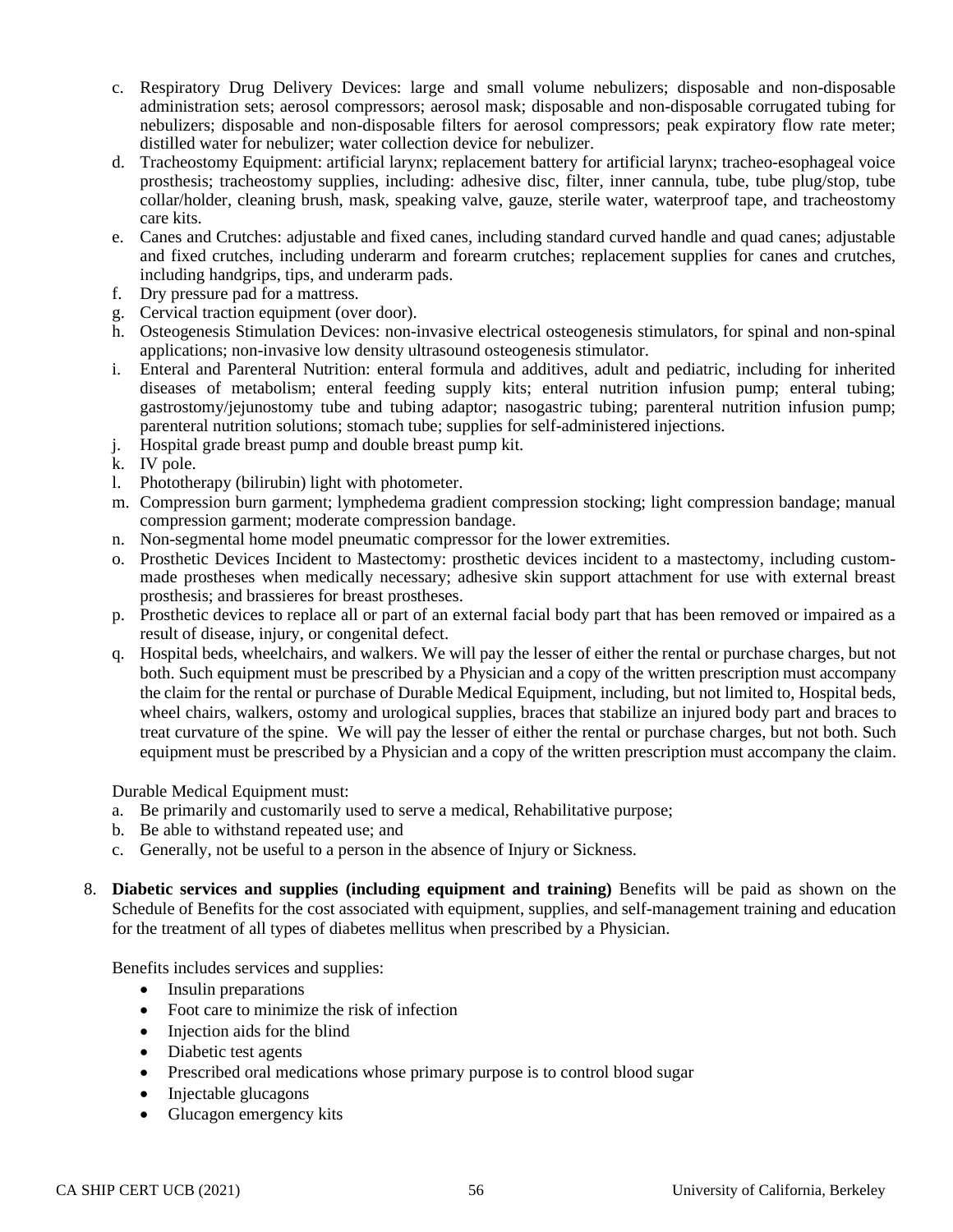c. Respiratory Drug Delivery Devices: large and small volume nebulizers; disposable and non-disposable administration sets; aerosol compressors; aerosol mask; disposable and non-disposable corrugated tubing for nebulizers; disposable and non-disposable filters for aerosol compressors; peak expiratory flow rate meter; distilled water for nebulizer; water collection device for nebulizer.
d. Tracheostomy Equipment: artificial larynx; replacement battery for artificial larynx; tracheo-esophageal voice prosthesis; tracheostomy supplies, including: adhesive disc, filter, inner cannula, tube, tube plug/stop, tube collar/holder, cleaning brush, mask, speaking valve, gauze, sterile water, waterproof tape, and tracheostomy care kits.
e. Canes and Crutches: adjustable and fixed canes, including standard curved handle and quad canes; adjustable and fixed crutches, including underarm and forearm crutches; replacement supplies for canes and crutches, including handgrips, tips, and underarm pads.
f. Dry pressure pad for a mattress.
g. Cervical traction equipment (over door).
h. Osteogenesis Stimulation Devices: non-invasive electrical osteogenesis stimulators, for spinal and non-spinal applications; non-invasive low density ultrasound osteogenesis stimulator.
i. Enteral and Parenteral Nutrition: enteral formula and additives, adult and pediatric, including for inherited diseases of metabolism; enteral feeding supply kits; enteral nutrition infusion pump; enteral tubing; gastrostomy/jejunostomy tube and tubing adaptor; nasogastric tubing; parenteral nutrition infusion pump; parenteral nutrition solutions; stomach tube; supplies for self-administered injections.
j. Hospital grade breast pump and double breast pump kit.
k. IV pole.
l. Phototherapy (bilirubin) light with photometer.
m. Compression burn garment; lymphedema gradient compression stocking; light compression bandage; manual compression garment; moderate compression bandage.
n. Non-segmental home model pneumatic compressor for the lower extremities.
o. Prosthetic Devices Incident to Mastectomy: prosthetic devices incident to a mastectomy, including custom-made prostheses when medically necessary; adhesive skin support attachment for use with external breast prosthesis; and brassieres for breast prostheses.
p. Prosthetic devices to replace all or part of an external facial body part that has been removed or impaired as a result of disease, injury, or congenital defect.
q. Hospital beds, wheelchairs, and walkers. We will pay the lesser of either the rental or purchase charges, but not both. Such equipment must be prescribed by a Physician and a copy of the written prescription must accompany the claim for the rental or purchase of Durable Medical Equipment, including, but not limited to, Hospital beds, wheel chairs, walkers, ostomy and urological supplies, braces that stabilize an injured body part and braces to treat curvature of the spine. We will pay the lesser of either the rental or purchase charges, but not both. Such equipment must be prescribed by a Physician and a copy of the written prescription must accompany the claim.

Durable Medical Equipment must:

a. Be primarily and customarily used to serve a medical, Rehabilitative purpose;
b. Be able to withstand repeated use; and
c. Generally, not be useful to a person in the absence of Injury or Sickness.

8. **Diabetic services and supplies (including equipment and training)** Benefits will be paid as shown on the Schedule of Benefits for the cost associated with equipment, supplies, and self-management training and education for the treatment of all types of diabetes mellitus when prescribed by a Physician.

   Benefits includes services and supplies:

   - Insulin preparations
   - Foot care to minimize the risk of infection
   - Injection aids for the blind
   - Diabetic test agents
   - Prescribed oral medications whose primary purpose is to control blood sugar
   - Injectable glucagons
   - Glucagon emergency kits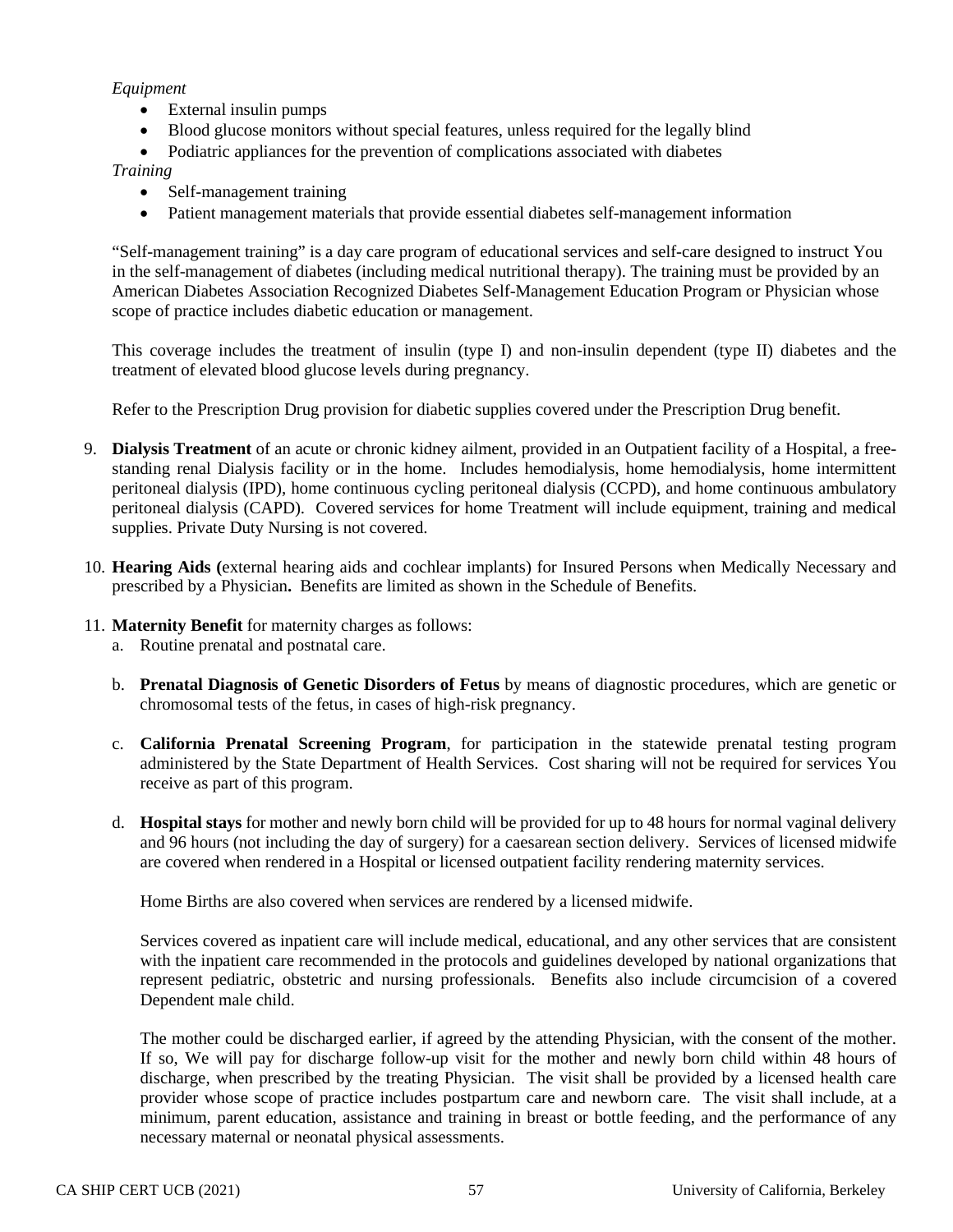*Equipment*

- External insulin pumps
- Blood glucose monitors without special features, unless required for the legally blind
- Podiatric appliances for the prevention of complications associated with diabetes

*Training*

- Self-management training
- Patient management materials that provide essential diabetes self-management information

"Self-management training" is a day care program of educational services and self-care designed to instruct You in the self-management of diabetes (including medical nutritional therapy). The training must be provided by an American Diabetes Association Recognized Diabetes Self-Management Education Program or Physician whose scope of practice includes diabetic education or management.

This coverage includes the treatment of insulin (type I) and non-insulin dependent (type II) diabetes and the treatment of elevated blood glucose levels during pregnancy.

Refer to the Prescription Drug provision for diabetic supplies covered under the Prescription Drug benefit.

9. **Dialysis Treatment** of an acute or chronic kidney ailment, provided in an Outpatient facility of a Hospital, a free-standing renal Dialysis facility or in the home. Includes hemodialysis, home hemodialysis, home intermittent peritoneal dialysis (IPD), home continuous cycling peritoneal dialysis (CCPD), and home continuous ambulatory peritoneal dialysis (CAPD). Covered services for home Treatment will include equipment, training and medical supplies. Private Duty Nursing is not covered.

10. **Hearing Aids (**external hearing aids and cochlear implants) for Insured Persons when Medically Necessary and prescribed by a Physician**.** Benefits are limited as shown in the Schedule of Benefits.

11. **Maternity Benefit** for maternity charges as follows:
    a. Routine prenatal and postnatal care.

    b. **Prenatal Diagnosis of Genetic Disorders of Fetus** by means of diagnostic procedures, which are genetic or chromosomal tests of the fetus, in cases of high-risk pregnancy.

    c. **California Prenatal Screening Program**, for participation in the statewide prenatal testing program administered by the State Department of Health Services. Cost sharing will not be required for services You receive as part of this program.

    d. **Hospital stays** for mother and newly born child will be provided for up to 48 hours for normal vaginal delivery and 96 hours (not including the day of surgery) for a caesarean section delivery. Services of licensed midwife are covered when rendered in a Hospital or licensed outpatient facility rendering maternity services.

       Home Births are also covered when services are rendered by a licensed midwife.

       Services covered as inpatient care will include medical, educational, and any other services that are consistent with the inpatient care recommended in the protocols and guidelines developed by national organizations that represent pediatric, obstetric and nursing professionals. Benefits also include circumcision of a covered Dependent male child.

       The mother could be discharged earlier, if agreed by the attending Physician, with the consent of the mother. If so, We will pay for discharge follow-up visit for the mother and newly born child within 48 hours of discharge, when prescribed by the treating Physician. The visit shall be provided by a licensed health care provider whose scope of practice includes postpartum care and newborn care. The visit shall include, at a minimum, parent education, assistance and training in breast or bottle feeding, and the performance of any necessary maternal or neonatal physical assessments.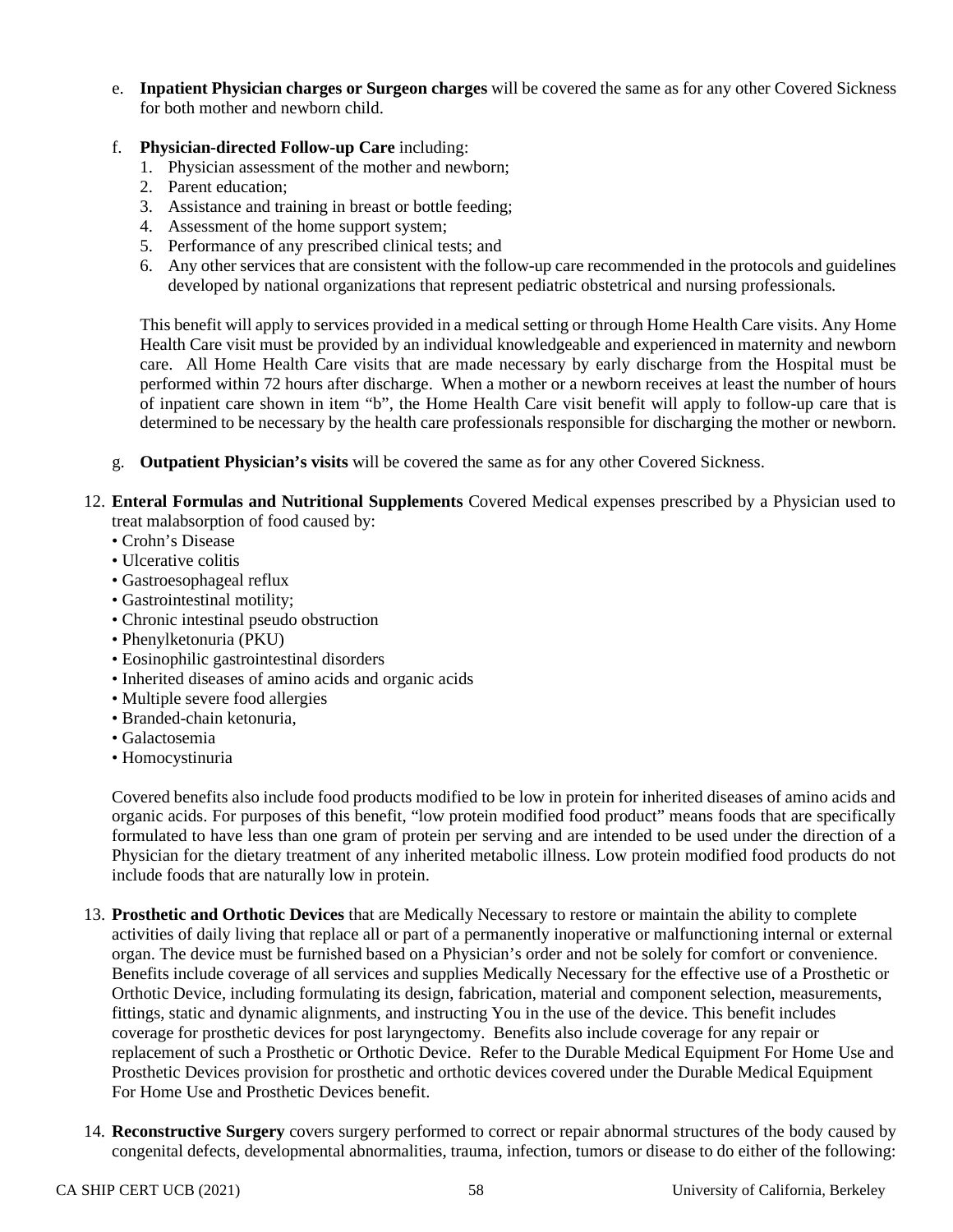e. **Inpatient Physician charges or Surgeon charges** will be covered the same as for any other Covered Sickness for both mother and newborn child.

f. **Physician-directed Follow-up Care** including:
   1. Physician assessment of the mother and newborn;
   2. Parent education;
   3. Assistance and training in breast or bottle feeding;
   4. Assessment of the home support system;
   5. Performance of any prescribed clinical tests; and
   6. Any other services that are consistent with the follow-up care recommended in the protocols and guidelines developed by national organizations that represent pediatric obstetrical and nursing professionals.

   This benefit will apply to services provided in a medical setting or through Home Health Care visits. Any Home Health Care visit must be provided by an individual knowledgeable and experienced in maternity and newborn care. All Home Health Care visits that are made necessary by early discharge from the Hospital must be performed within 72 hours after discharge. When a mother or a newborn receives at least the number of hours of inpatient care shown in item "b", the Home Health Care visit benefit will apply to follow-up care that is determined to be necessary by the health care professionals responsible for discharging the mother or newborn.

g. **Outpatient Physician's visits** will be covered the same as for any other Covered Sickness.

12. **Enteral Formulas and Nutritional Supplements** Covered Medical expenses prescribed by a Physician used to treat malabsorption of food caused by:
    - Crohn's Disease
    - Ulcerative colitis
    - Gastroesophageal reflux
    - Gastrointestinal motility;
    - Chronic intestinal pseudo obstruction
    - Phenylketonuria (PKU)
    - Eosinophilic gastrointestinal disorders
    - Inherited diseases of amino acids and organic acids
    - Multiple severe food allergies
    - Branded-chain ketonuria,
    - Galactosemia
    - Homocystinuria

    Covered benefits also include food products modified to be low in protein for inherited diseases of amino acids and organic acids. For purposes of this benefit, "low protein modified food product" means foods that are specifically formulated to have less than one gram of protein per serving and are intended to be used under the direction of a Physician for the dietary treatment of any inherited metabolic illness. Low protein modified food products do not include foods that are naturally low in protein.

13. **Prosthetic and Orthotic Devices** that are Medically Necessary to restore or maintain the ability to complete activities of daily living that replace all or part of a permanently inoperative or malfunctioning internal or external organ. The device must be furnished based on a Physician's order and not be solely for comfort or convenience. Benefits include coverage of all services and supplies Medically Necessary for the effective use of a Prosthetic or Orthotic Device, including formulating its design, fabrication, material and component selection, measurements, fittings, static and dynamic alignments, and instructing You in the use of the device. This benefit includes coverage for prosthetic devices for post laryngectomy. Benefits also include coverage for any repair or replacement of such a Prosthetic or Orthotic Device. Refer to the Durable Medical Equipment For Home Use and Prosthetic Devices provision for prosthetic and orthotic devices covered under the Durable Medical Equipment For Home Use and Prosthetic Devices benefit.

14. **Reconstructive Surgery** covers surgery performed to correct or repair abnormal structures of the body caused by congenital defects, developmental abnormalities, trauma, infection, tumors or disease to do either of the following: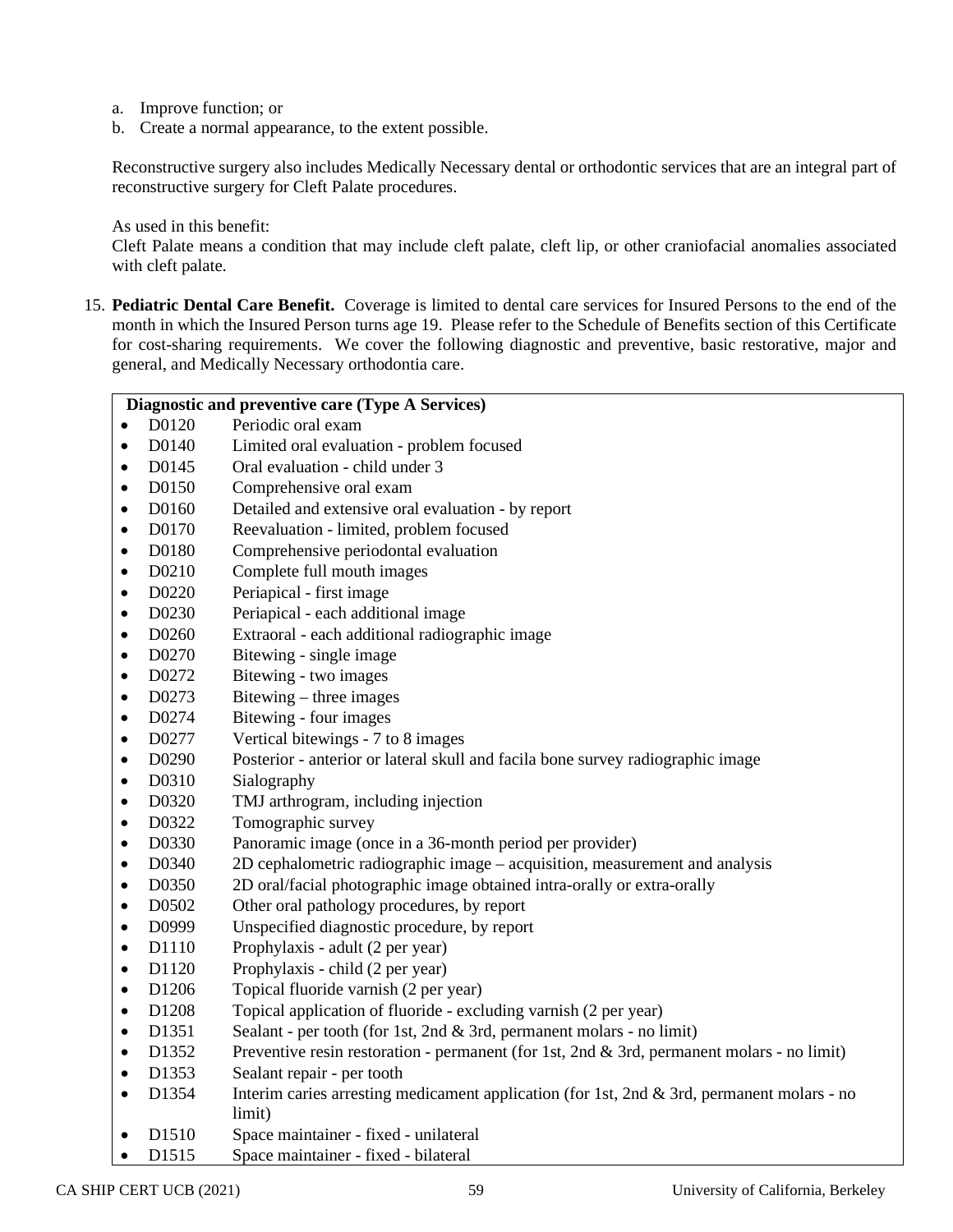a. Improve function; or
b. Create a normal appearance, to the extent possible.

Reconstructive surgery also includes Medically Necessary dental or orthodontic services that are an integral part of reconstructive surgery for Cleft Palate procedures.

As used in this benefit:
Cleft Palate means a condition that may include cleft palate, cleft lip, or other craniofacial anomalies associated with cleft palate.

15. **Pediatric Dental Care Benefit.** Coverage is limited to dental care services for Insured Persons to the end of the month in which the Insured Person turns age 19. Please refer to the Schedule of Benefits section of this Certificate for cost-sharing requirements. We cover the following diagnostic and preventive, basic restorative, major and general, and Medically Necessary orthodontia care.

**Diagnostic and preventive care (Type A Services)**

- D0120 Periodic oral exam
- D0140 Limited oral evaluation - problem focused
- D0145 Oral evaluation - child under 3
- D0150 Comprehensive oral exam
- D0160 Detailed and extensive oral evaluation - by report
- D0170 Reevaluation - limited, problem focused
- D0180 Comprehensive periodontal evaluation
- D0210 Complete full mouth images
- D0220 Periapical - first image
- D0230 Periapical - each additional image
- D0260 Extraoral - each additional radiographic image
- D0270 Bitewing - single image
- D0272 Bitewing - two images
- D0273 Bitewing – three images
- D0274 Bitewing - four images
- D0277 Vertical bitewings - 7 to 8 images
- D0290 Posterior - anterior or lateral skull and facila bone survey radiographic image
- D0310 Sialography
- D0320 TMJ arthrogram, including injection
- D0322 Tomographic survey
- D0330 Panoramic image (once in a 36-month period per provider)
- D0340 2D cephalometric radiographic image – acquisition, measurement and analysis
- D0350 2D oral/facial photographic image obtained intra-orally or extra-orally
- D0502 Other oral pathology procedures, by report
- D0999 Unspecified diagnostic procedure, by report
- D1110 Prophylaxis - adult (2 per year)
- D1120 Prophylaxis - child (2 per year)
- D1206 Topical fluoride varnish (2 per year)
- D1208 Topical application of fluoride - excluding varnish (2 per year)
- D1351 Sealant - per tooth (for 1st, 2nd & 3rd, permanent molars - no limit)
- D1352 Preventive resin restoration - permanent (for 1st, 2nd & 3rd, permanent molars - no limit)
- D1353 Sealant repair - per tooth
- D1354 Interim caries arresting medicament application (for 1st, 2nd & 3rd, permanent molars - no limit)
- D1510 Space maintainer - fixed - unilateral
- D1515 Space maintainer - fixed - bilateral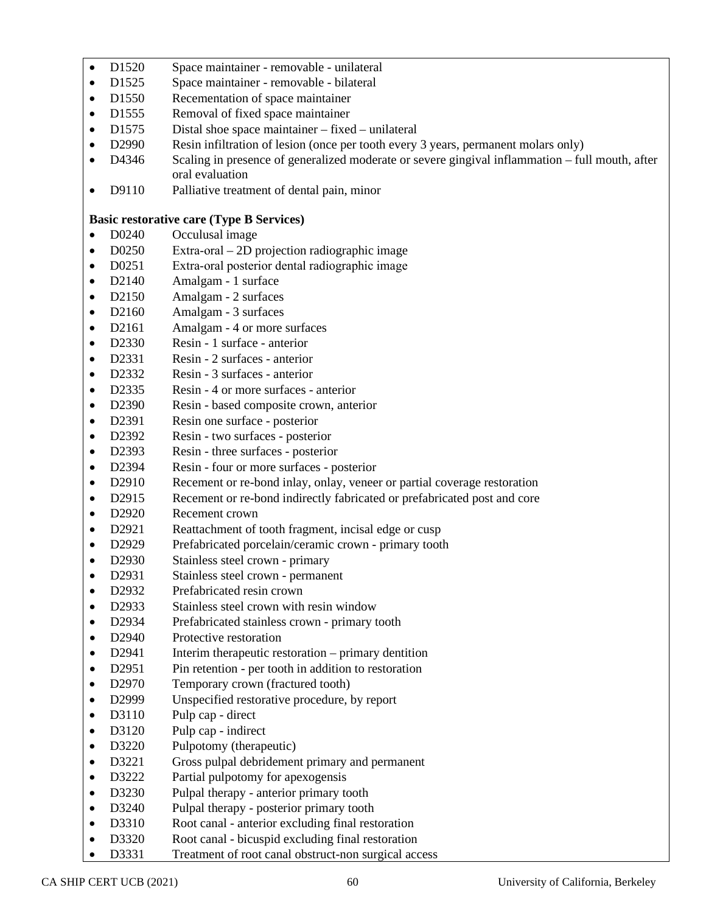- D1520 Space maintainer - removable - unilateral
- D1525 Space maintainer - removable - bilateral
- D1550 Recementation of space maintainer
- D1555 Removal of fixed space maintainer
- D1575 Distal shoe space maintainer – fixed – unilateral
- D2990 Resin infiltration of lesion (once per tooth every 3 years, permanent molars only)
- D4346 Scaling in presence of generalized moderate or severe gingival inflammation – full mouth, after oral evaluation
- D9110 Palliative treatment of dental pain, minor

**Basic restorative care (Type B Services)**

- D0240 Occulusal image
- D0250 Extra-oral – 2D projection radiographic image
- D0251 Extra-oral posterior dental radiographic image
- D2140 Amalgam - 1 surface
- D2150 Amalgam - 2 surfaces
- D2160 Amalgam - 3 surfaces
- D2161 Amalgam - 4 or more surfaces
- D2330 Resin - 1 surface - anterior
- D2331 Resin - 2 surfaces - anterior
- D2332 Resin - 3 surfaces - anterior
- D2335 Resin - 4 or more surfaces - anterior
- D2390 Resin - based composite crown, anterior
- D2391 Resin one surface - posterior
- D2392 Resin - two surfaces - posterior
- D2393 Resin - three surfaces - posterior
- D2394 Resin - four or more surfaces - posterior
- D2910 Recement or re-bond inlay, onlay, veneer or partial coverage restoration
- D2915 Recement or re-bond indirectly fabricated or prefabricated post and core
- D2920 Recement crown
- D2921 Reattachment of tooth fragment, incisal edge or cusp
- D2929 Prefabricated porcelain/ceramic crown - primary tooth
- D2930 Stainless steel crown - primary
- D2931 Stainless steel crown - permanent
- D2932 Prefabricated resin crown
- D2933 Stainless steel crown with resin window
- D2934 Prefabricated stainless crown - primary tooth
- D2940 Protective restoration
- D2941 Interim therapeutic restoration – primary dentition
- D2951 Pin retention - per tooth in addition to restoration
- D2970 Temporary crown (fractured tooth)
- D2999 Unspecified restorative procedure, by report
- D3110 Pulp cap - direct
- D3120 Pulp cap - indirect
- D3220 Pulpotomy (therapeutic)
- D3221 Gross pulpal debridement primary and permanent
- D3222 Partial pulpotomy for apexogensis
- D3230 Pulpal therapy - anterior primary tooth
- D3240 Pulpal therapy - posterior primary tooth
- D3310 Root canal - anterior excluding final restoration
- D3320 Root canal - bicuspid excluding final restoration
- D3331 Treatment of root canal obstruct-non surgical access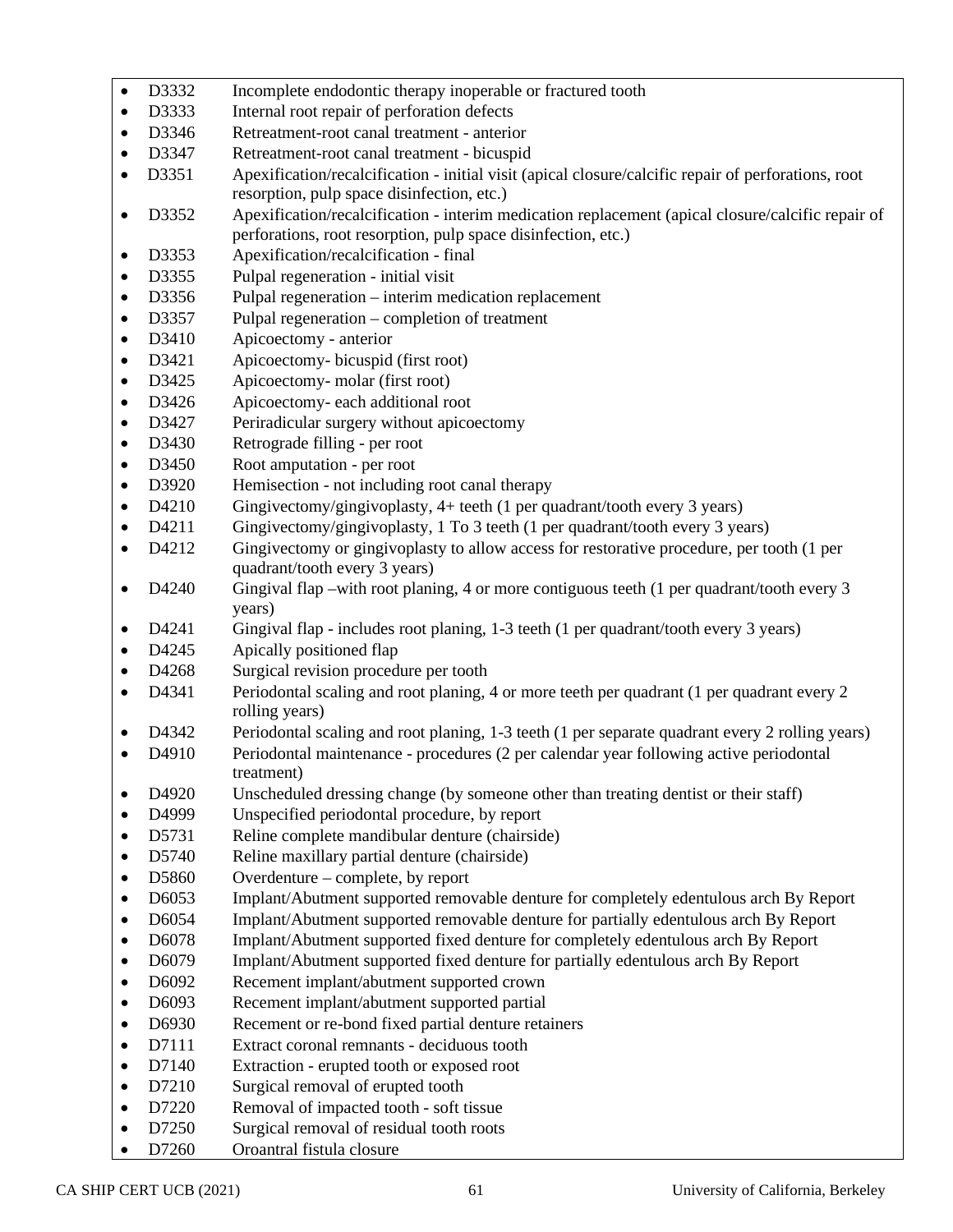- D3332 Incomplete endodontic therapy inoperable or fractured tooth
- D3333 Internal root repair of perforation defects
- D3346 Retreatment-root canal treatment - anterior
- D3347 Retreatment-root canal treatment - bicuspid
- D3351 Apexification/recalcification - initial visit (apical closure/calcific repair of perforations, root resorption, pulp space disinfection, etc.)
- D3352 Apexification/recalcification - interim medication replacement (apical closure/calcific repair of perforations, root resorption, pulp space disinfection, etc.)
- D3353 Apexification/recalcification - final
- D3355 Pulpal regeneration - initial visit
- D3356 Pulpal regeneration – interim medication replacement
- D3357 Pulpal regeneration – completion of treatment
- D3410 Apicoectomy - anterior
- D3421 Apicoectomy- bicuspid (first root)
- D3425 Apicoectomy- molar (first root)
- D3426 Apicoectomy- each additional root
- D3427 Periradicular surgery without apicoectomy
- D3430 Retrograde filling - per root
- D3450 Root amputation - per root
- D3920 Hemisection - not including root canal therapy
- D4210 Gingivectomy/gingivoplasty, 4+ teeth (1 per quadrant/tooth every 3 years)
- D4211 Gingivectomy/gingivoplasty, 1 To 3 teeth (1 per quadrant/tooth every 3 years)
- D4212 Gingivectomy or gingivoplasty to allow access for restorative procedure, per tooth (1 per quadrant/tooth every 3 years)
- D4240 Gingival flap –with root planing, 4 or more contiguous teeth (1 per quadrant/tooth every 3 years)
- D4241 Gingival flap - includes root planing, 1-3 teeth (1 per quadrant/tooth every 3 years)
- D4245 Apically positioned flap
- D4268 Surgical revision procedure per tooth
- D4341 Periodontal scaling and root planing, 4 or more teeth per quadrant (1 per quadrant every 2 rolling years)
- D4342 Periodontal scaling and root planing, 1-3 teeth (1 per separate quadrant every 2 rolling years)
- D4910 Periodontal maintenance - procedures (2 per calendar year following active periodontal treatment)
- D4920 Unscheduled dressing change (by someone other than treating dentist or their staff)
- D4999 Unspecified periodontal procedure, by report
- D5731 Reline complete mandibular denture (chairside)
- D5740 Reline maxillary partial denture (chairside)
- D5860 Overdenture – complete, by report
- D6053 Implant/Abutment supported removable denture for completely edentulous arch By Report
- D6054 Implant/Abutment supported removable denture for partially edentulous arch By Report
- D6078 Implant/Abutment supported fixed denture for completely edentulous arch By Report
- D6079 Implant/Abutment supported fixed denture for partially edentulous arch By Report
- D6092 Recement implant/abutment supported crown
- D6093 Recement implant/abutment supported partial
- D6930 Recement or re-bond fixed partial denture retainers
- D7111 Extract coronal remnants - deciduous tooth
- D7140 Extraction - erupted tooth or exposed root
- D7210 Surgical removal of erupted tooth
- D7220 Removal of impacted tooth - soft tissue
- D7250 Surgical removal of residual tooth roots
- D7260 Oroantral fistula closure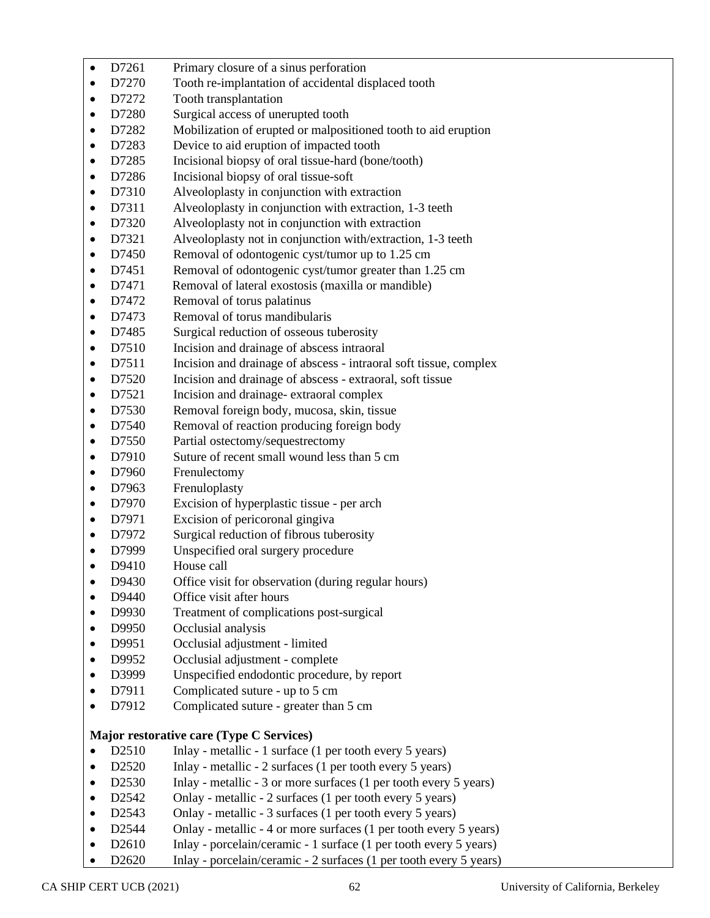- D7261 Primary closure of a sinus perforation
- D7270 Tooth re-implantation of accidental displaced tooth
- D7272 Tooth transplantation
- D7280 Surgical access of unerupted tooth
- D7282 Mobilization of erupted or malpositioned tooth to aid eruption
- D7283 Device to aid eruption of impacted tooth
- D7285 Incisional biopsy of oral tissue-hard (bone/tooth)
- D7286 Incisional biopsy of oral tissue-soft
- D7310 Alveoloplasty in conjunction with extraction
- D7311 Alveoloplasty in conjunction with extraction, 1-3 teeth
- D7320 Alveoloplasty not in conjunction with extraction
- D7321 Alveoloplasty not in conjunction with/extraction, 1-3 teeth
- D7450 Removal of odontogenic cyst/tumor up to 1.25 cm
- D7451 Removal of odontogenic cyst/tumor greater than 1.25 cm
- D7471 Removal of lateral exostosis (maxilla or mandible)
- D7472 Removal of torus palatinus
- D7473 Removal of torus mandibularis
- D7485 Surgical reduction of osseous tuberosity
- D7510 Incision and drainage of abscess intraoral
- D7511 Incision and drainage of abscess - intraoral soft tissue, complex
- D7520 Incision and drainage of abscess - extraoral, soft tissue
- D7521 Incision and drainage- extraoral complex
- D7530 Removal foreign body, mucosa, skin, tissue
- D7540 Removal of reaction producing foreign body
- D7550 Partial ostectomy/sequestrectomy
- D7910 Suture of recent small wound less than 5 cm
- D7960 Frenulectomy
- D7963 Frenuloplasty
- D7970 Excision of hyperplastic tissue - per arch
- D7971 Excision of pericoronal gingiva
- D7972 Surgical reduction of fibrous tuberosity
- D7999 Unspecified oral surgery procedure
- D9410 House call
- D9430 Office visit for observation (during regular hours)
- D9440 Office visit after hours
- D9930 Treatment of complications post-surgical
- D9950 Occlusial analysis
- D9951 Occlusial adjustment - limited
- D9952 Occlusial adjustment - complete
- D3999 Unspecified endodontic procedure, by report
- D7911 Complicated suture - up to 5 cm
- D7912 Complicated suture - greater than 5 cm

**Major restorative care (Type C Services)**

- D2510 Inlay - metallic - 1 surface (1 per tooth every 5 years)
- D2520 Inlay - metallic - 2 surfaces (1 per tooth every 5 years)
- D2530 Inlay - metallic - 3 or more surfaces (1 per tooth every 5 years)
- D2542 Onlay - metallic - 2 surfaces (1 per tooth every 5 years)
- D2543 Onlay - metallic - 3 surfaces (1 per tooth every 5 years)
- D2544 Onlay - metallic - 4 or more surfaces (1 per tooth every 5 years)
- D2610 Inlay - porcelain/ceramic - 1 surface (1 per tooth every 5 years)
- D2620 Inlay - porcelain/ceramic - 2 surfaces (1 per tooth every 5 years)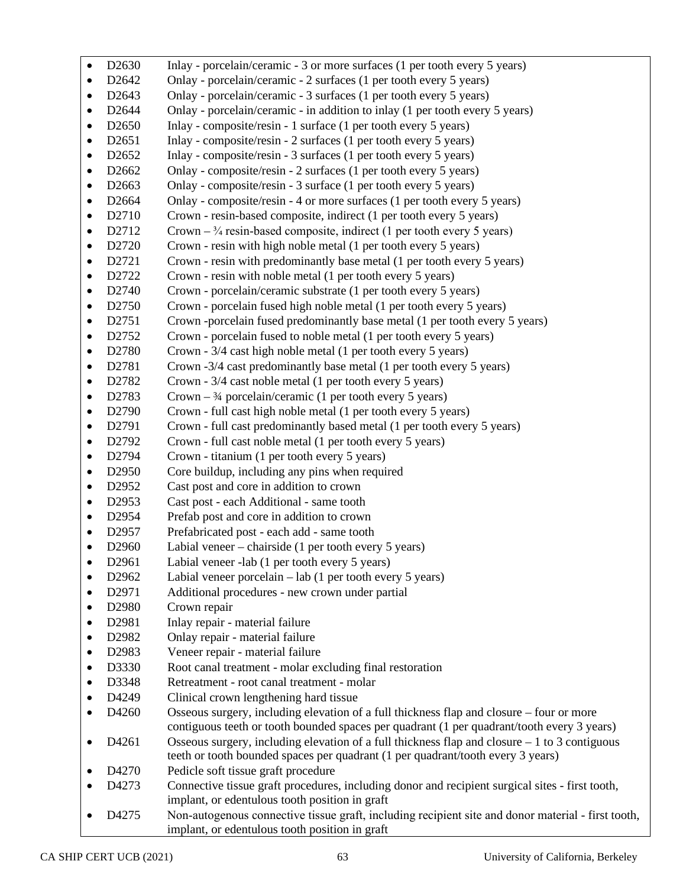- D2630 Inlay - porcelain/ceramic - 3 or more surfaces (1 per tooth every 5 years)
- D2642 Onlay - porcelain/ceramic - 2 surfaces (1 per tooth every 5 years)
- D2643 Onlay - porcelain/ceramic - 3 surfaces (1 per tooth every 5 years)
- D2644 Onlay - porcelain/ceramic - in addition to inlay (1 per tooth every 5 years)
- D2650 Inlay - composite/resin - 1 surface (1 per tooth every 5 years)
- D2651 Inlay - composite/resin - 2 surfaces (1 per tooth every 5 years)
- D2652 Inlay - composite/resin - 3 surfaces (1 per tooth every 5 years)
- D2662 Onlay - composite/resin - 2 surfaces (1 per tooth every 5 years)
- D2663 Onlay - composite/resin - 3 surface (1 per tooth every 5 years)
- D2664 Onlay - composite/resin - 4 or more surfaces (1 per tooth every 5 years)
- D2710 Crown - resin-based composite, indirect (1 per tooth every 5 years)
- D2712 Crown – ¾ resin-based composite, indirect (1 per tooth every 5 years)
- D2720 Crown - resin with high noble metal (1 per tooth every 5 years)
- D2721 Crown - resin with predominantly base metal (1 per tooth every 5 years)
- D2722 Crown - resin with noble metal (1 per tooth every 5 years)
- D2740 Crown - porcelain/ceramic substrate (1 per tooth every 5 years)
- D2750 Crown - porcelain fused high noble metal (1 per tooth every 5 years)
- D2751 Crown -porcelain fused predominantly base metal (1 per tooth every 5 years)
- D2752 Crown - porcelain fused to noble metal (1 per tooth every 5 years)
- D2780 Crown - 3/4 cast high noble metal (1 per tooth every 5 years)
- D2781 Crown -3/4 cast predominantly base metal (1 per tooth every 5 years)
- D2782 Crown - 3/4 cast noble metal (1 per tooth every 5 years)
- D2783 Crown – ¾ porcelain/ceramic (1 per tooth every 5 years)
- D2790 Crown - full cast high noble metal (1 per tooth every 5 years)
- D2791 Crown - full cast predominantly based metal (1 per tooth every 5 years)
- D2792 Crown - full cast noble metal (1 per tooth every 5 years)
- D2794 Crown - titanium (1 per tooth every 5 years)
- D2950 Core buildup, including any pins when required
- D2952 Cast post and core in addition to crown
- D2953 Cast post - each Additional - same tooth
- D2954 Prefab post and core in addition to crown
- D2957 Prefabricated post - each add - same tooth
- D2960 Labial veneer – chairside (1 per tooth every 5 years)
- D2961 Labial veneer -lab (1 per tooth every 5 years)
- D2962 Labial veneer porcelain – lab (1 per tooth every 5 years)
- D2971 Additional procedures - new crown under partial
- D2980 Crown repair
- D2981 Inlay repair - material failure
- D2982 Onlay repair - material failure
- D2983 Veneer repair - material failure
- D3330 Root canal treatment - molar excluding final restoration
- D3348 Retreatment - root canal treatment - molar
- D4249 Clinical crown lengthening hard tissue
- D4260 Osseous surgery, including elevation of a full thickness flap and closure – four or more contiguous teeth or tooth bounded spaces per quadrant (1 per quadrant/tooth every 3 years)
- D4261 Osseous surgery, including elevation of a full thickness flap and closure – 1 to 3 contiguous teeth or tooth bounded spaces per quadrant (1 per quadrant/tooth every 3 years)
- D4270 Pedicle soft tissue graft procedure
- D4273 Connective tissue graft procedures, including donor and recipient surgical sites - first tooth, implant, or edentulous tooth position in graft
- D4275 Non-autogenous connective tissue graft, including recipient site and donor material - first tooth, implant, or edentulous tooth position in graft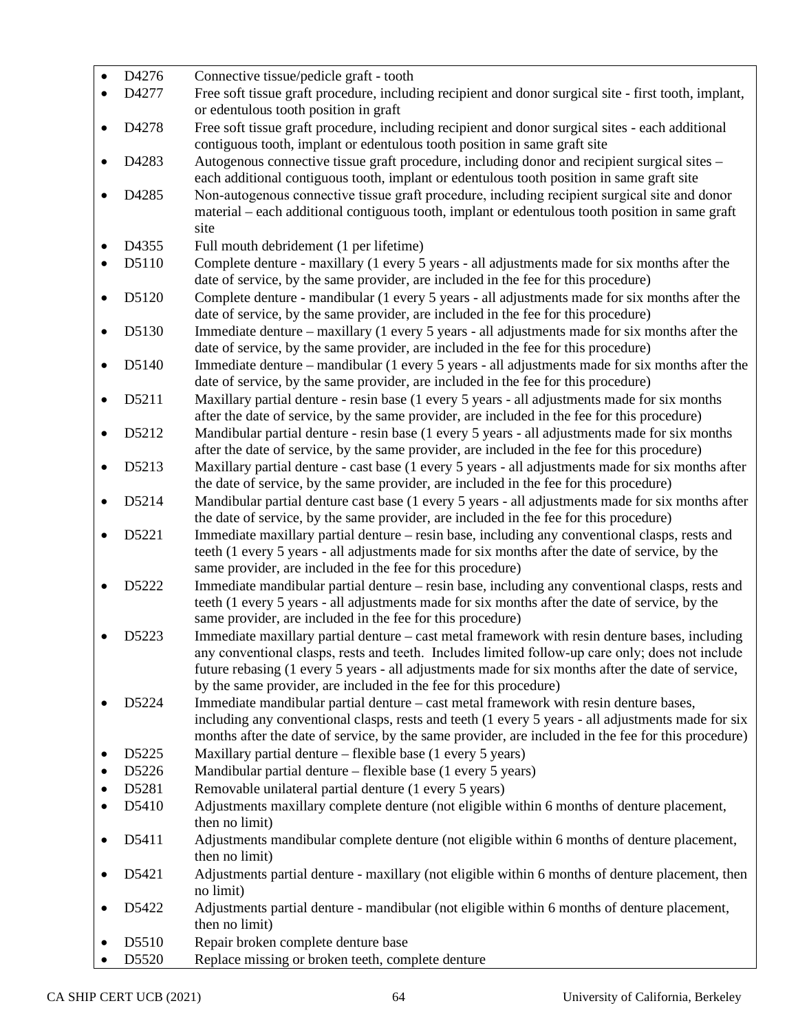- D4276 Connective tissue/pedicle graft - tooth
- D4277 Free soft tissue graft procedure, including recipient and donor surgical site - first tooth, implant, or edentulous tooth position in graft
- D4278 Free soft tissue graft procedure, including recipient and donor surgical sites - each additional contiguous tooth, implant or edentulous tooth position in same graft site
- D4283 Autogenous connective tissue graft procedure, including donor and recipient surgical sites – each additional contiguous tooth, implant or edentulous tooth position in same graft site
- D4285 Non-autogenous connective tissue graft procedure, including recipient surgical site and donor material – each additional contiguous tooth, implant or edentulous tooth position in same graft site
- D4355 Full mouth debridement (1 per lifetime)
- D5110 Complete denture - maxillary (1 every 5 years - all adjustments made for six months after the date of service, by the same provider, are included in the fee for this procedure)
- D5120 Complete denture - mandibular (1 every 5 years - all adjustments made for six months after the date of service, by the same provider, are included in the fee for this procedure)
- D5130 Immediate denture – maxillary (1 every 5 years - all adjustments made for six months after the date of service, by the same provider, are included in the fee for this procedure)
- D5140 Immediate denture – mandibular (1 every 5 years - all adjustments made for six months after the date of service, by the same provider, are included in the fee for this procedure)
- D5211 Maxillary partial denture - resin base (1 every 5 years - all adjustments made for six months after the date of service, by the same provider, are included in the fee for this procedure)
- D5212 Mandibular partial denture - resin base (1 every 5 years - all adjustments made for six months after the date of service, by the same provider, are included in the fee for this procedure)
- D5213 Maxillary partial denture - cast base (1 every 5 years - all adjustments made for six months after the date of service, by the same provider, are included in the fee for this procedure)
- D5214 Mandibular partial denture cast base (1 every 5 years - all adjustments made for six months after the date of service, by the same provider, are included in the fee for this procedure)
- D5221 Immediate maxillary partial denture – resin base, including any conventional clasps, rests and teeth (1 every 5 years - all adjustments made for six months after the date of service, by the same provider, are included in the fee for this procedure)
- D5222 Immediate mandibular partial denture – resin base, including any conventional clasps, rests and teeth (1 every 5 years - all adjustments made for six months after the date of service, by the same provider, are included in the fee for this procedure)
- D5223 Immediate maxillary partial denture – cast metal framework with resin denture bases, including any conventional clasps, rests and teeth. Includes limited follow-up care only; does not include future rebasing (1 every 5 years - all adjustments made for six months after the date of service, by the same provider, are included in the fee for this procedure)
- D5224 Immediate mandibular partial denture – cast metal framework with resin denture bases, including any conventional clasps, rests and teeth (1 every 5 years - all adjustments made for six months after the date of service, by the same provider, are included in the fee for this procedure)
- D5225 Maxillary partial denture – flexible base (1 every 5 years)
- D5226 Mandibular partial denture – flexible base (1 every 5 years)
- D5281 Removable unilateral partial denture (1 every 5 years)
- D5410 Adjustments maxillary complete denture (not eligible within 6 months of denture placement, then no limit)
- D5411 Adjustments mandibular complete denture (not eligible within 6 months of denture placement, then no limit)
- D5421 Adjustments partial denture - maxillary (not eligible within 6 months of denture placement, then no limit)
- D5422 Adjustments partial denture - mandibular (not eligible within 6 months of denture placement, then no limit)
- D5510 Repair broken complete denture base
- D5520 Replace missing or broken teeth, complete denture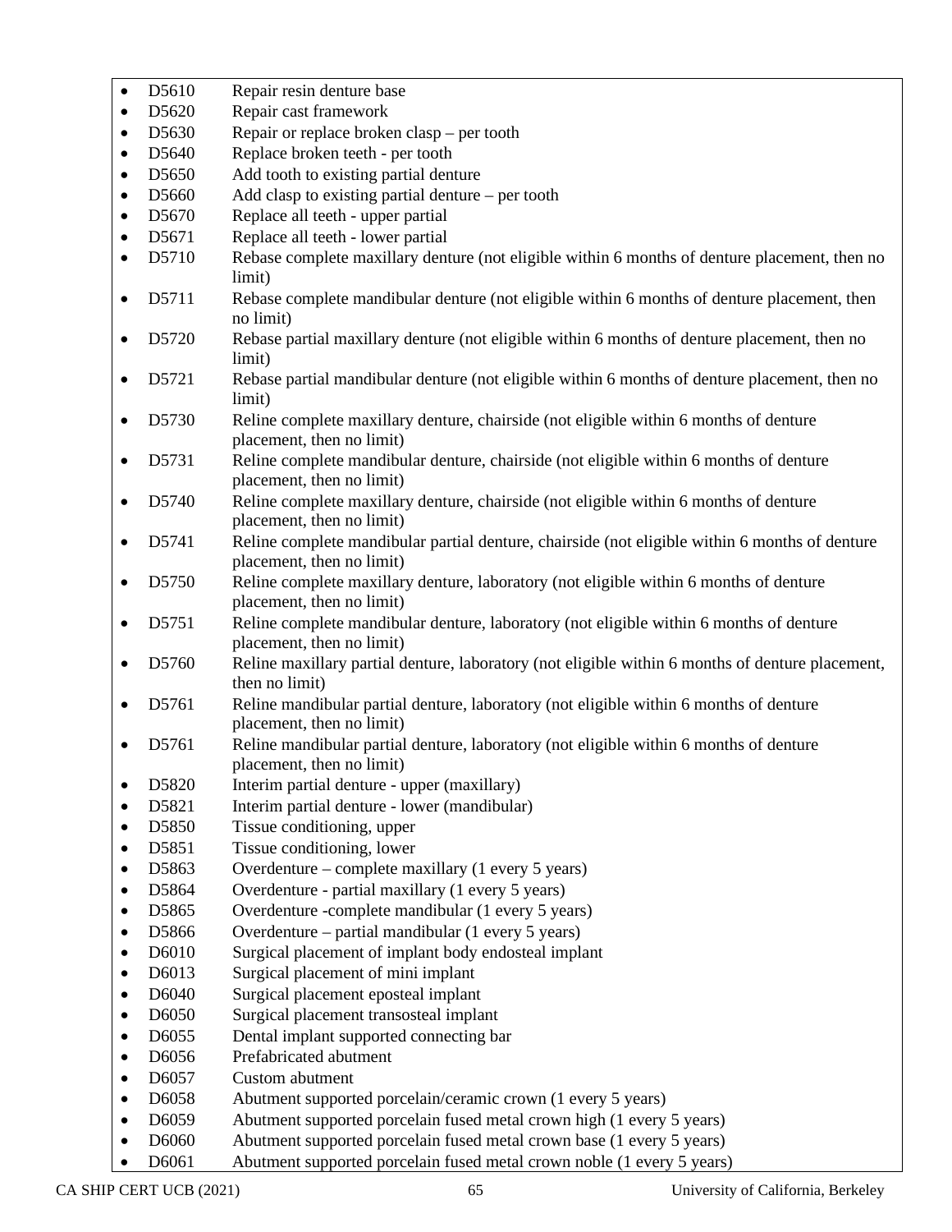- D5610 Repair resin denture base
- D5620 Repair cast framework
- D5630 Repair or replace broken clasp – per tooth
- D5640 Replace broken teeth - per tooth
- D5650 Add tooth to existing partial denture
- D5660 Add clasp to existing partial denture – per tooth
- D5670 Replace all teeth - upper partial
- D5671 Replace all teeth - lower partial
- D5710 Rebase complete maxillary denture (not eligible within 6 months of denture placement, then no limit)
- D5711 Rebase complete mandibular denture (not eligible within 6 months of denture placement, then no limit)
- D5720 Rebase partial maxillary denture (not eligible within 6 months of denture placement, then no limit)
- D5721 Rebase partial mandibular denture (not eligible within 6 months of denture placement, then no limit)
- D5730 Reline complete maxillary denture, chairside (not eligible within 6 months of denture placement, then no limit)
- D5731 Reline complete mandibular denture, chairside (not eligible within 6 months of denture placement, then no limit)
- D5740 Reline complete maxillary denture, chairside (not eligible within 6 months of denture placement, then no limit)
- D5741 Reline complete mandibular partial denture, chairside (not eligible within 6 months of denture placement, then no limit)
- D5750 Reline complete maxillary denture, laboratory (not eligible within 6 months of denture placement, then no limit)
- D5751 Reline complete mandibular denture, laboratory (not eligible within 6 months of denture placement, then no limit)
- D5760 Reline maxillary partial denture, laboratory (not eligible within 6 months of denture placement, then no limit)
- D5761 Reline mandibular partial denture, laboratory (not eligible within 6 months of denture placement, then no limit)
- D5761 Reline mandibular partial denture, laboratory (not eligible within 6 months of denture placement, then no limit)
- D5820 Interim partial denture - upper (maxillary)
- D5821 Interim partial denture - lower (mandibular)
- D5850 Tissue conditioning, upper
- D5851 Tissue conditioning, lower
- D5863 Overdenture – complete maxillary (1 every 5 years)
- D5864 Overdenture - partial maxillary (1 every 5 years)
- D5865 Overdenture -complete mandibular (1 every 5 years)
- D5866 Overdenture – partial mandibular (1 every 5 years)
- D6010 Surgical placement of implant body endosteal implant
- D6013 Surgical placement of mini implant
- D6040 Surgical placement eposteal implant
- D6050 Surgical placement transosteal implant
- D6055 Dental implant supported connecting bar
- D6056 Prefabricated abutment
- D6057 Custom abutment
- D6058 Abutment supported porcelain/ceramic crown (1 every 5 years)
- D6059 Abutment supported porcelain fused metal crown high (1 every 5 years)
- D6060 Abutment supported porcelain fused metal crown base (1 every 5 years)
- D6061 Abutment supported porcelain fused metal crown noble (1 every 5 years)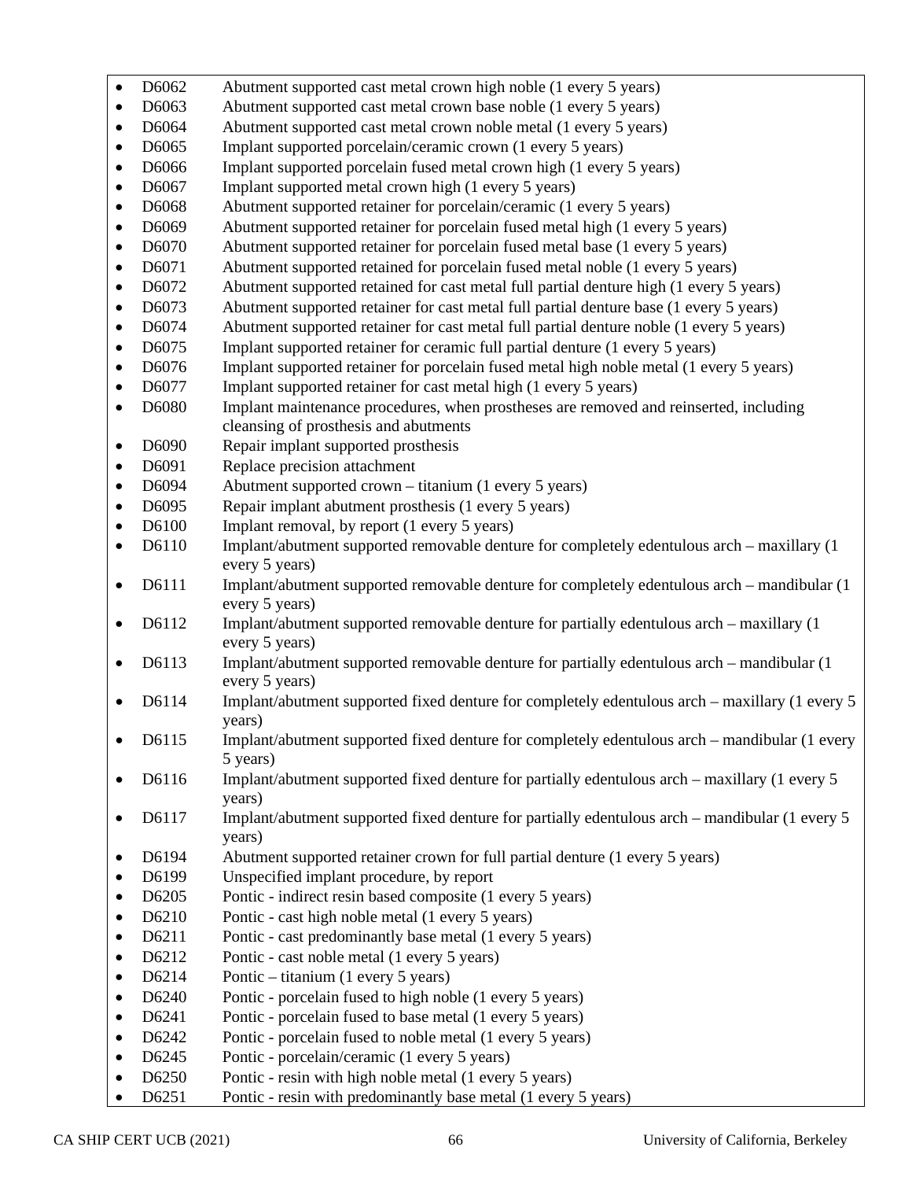- D6062 Abutment supported cast metal crown high noble (1 every 5 years)
- D6063 Abutment supported cast metal crown base noble (1 every 5 years)
- D6064 Abutment supported cast metal crown noble metal (1 every 5 years)
- D6065 Implant supported porcelain/ceramic crown (1 every 5 years)
- D6066 Implant supported porcelain fused metal crown high (1 every 5 years)
- D6067 Implant supported metal crown high (1 every 5 years)
- D6068 Abutment supported retainer for porcelain/ceramic (1 every 5 years)
- D6069 Abutment supported retainer for porcelain fused metal high (1 every 5 years)
- D6070 Abutment supported retainer for porcelain fused metal base (1 every 5 years)
- D6071 Abutment supported retained for porcelain fused metal noble (1 every 5 years)
- D6072 Abutment supported retained for cast metal full partial denture high (1 every 5 years)
- D6073 Abutment supported retainer for cast metal full partial denture base (1 every 5 years)
- D6074 Abutment supported retainer for cast metal full partial denture noble (1 every 5 years)
- D6075 Implant supported retainer for ceramic full partial denture (1 every 5 years)
- D6076 Implant supported retainer for porcelain fused metal high noble metal (1 every 5 years)
- D6077 Implant supported retainer for cast metal high (1 every 5 years)
- D6080 Implant maintenance procedures, when prostheses are removed and reinserted, including cleansing of prosthesis and abutments
- D6090 Repair implant supported prosthesis
- D6091 Replace precision attachment
- D6094 Abutment supported crown – titanium (1 every 5 years)
- D6095 Repair implant abutment prosthesis (1 every 5 years)
- D6100 Implant removal, by report (1 every 5 years)
- D6110 Implant/abutment supported removable denture for completely edentulous arch – maxillary (1 every 5 years)
- D6111 Implant/abutment supported removable denture for completely edentulous arch – mandibular (1 every 5 years)
- D6112 Implant/abutment supported removable denture for partially edentulous arch – maxillary (1 every 5 years)
- D6113 Implant/abutment supported removable denture for partially edentulous arch – mandibular (1 every 5 years)
- D6114 Implant/abutment supported fixed denture for completely edentulous arch – maxillary (1 every 5 years)
- D6115 Implant/abutment supported fixed denture for completely edentulous arch – mandibular (1 every 5 years)
- D6116 Implant/abutment supported fixed denture for partially edentulous arch – maxillary (1 every 5 years)
- D6117 Implant/abutment supported fixed denture for partially edentulous arch – mandibular (1 every 5 years)
- D6194 Abutment supported retainer crown for full partial denture (1 every 5 years)
- D6199 Unspecified implant procedure, by report
- D6205 Pontic - indirect resin based composite (1 every 5 years)
- D6210 Pontic - cast high noble metal (1 every 5 years)
- D6211 Pontic - cast predominantly base metal (1 every 5 years)
- D6212 Pontic - cast noble metal (1 every 5 years)
- D6214 Pontic – titanium (1 every 5 years)
- D6240 Pontic - porcelain fused to high noble (1 every 5 years)
- D6241 Pontic - porcelain fused to base metal (1 every 5 years)
- D6242 Pontic - porcelain fused to noble metal (1 every 5 years)
- D6245 Pontic - porcelain/ceramic (1 every 5 years)
- D6250 Pontic - resin with high noble metal (1 every 5 years)
- D6251 Pontic - resin with predominantly base metal (1 every 5 years)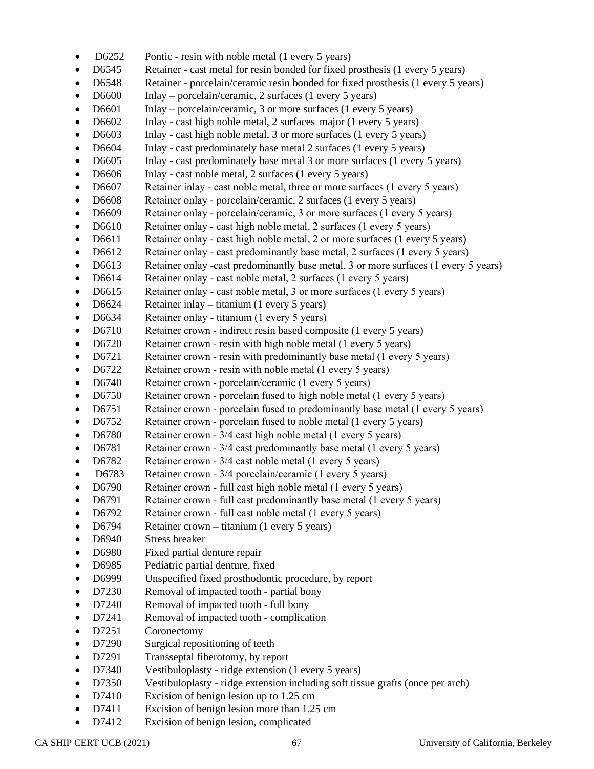- D6252 Pontic - resin with noble metal (1 every 5 years)
- D6545 Retainer - cast metal for resin bonded for fixed prosthesis (1 every 5 years)
- D6548 Retainer - porcelain/ceramic resin bonded for fixed prosthesis (1 every 5 years)
- D6600 Inlay – porcelain/ceramic, 2 surfaces (1 every 5 years)
- D6601 Inlay – porcelain/ceramic, 3 or more surfaces (1 every 5 years)
- D6602 Inlay - cast high noble metal, 2 surfaces major (1 every 5 years)
- D6603 Inlay - cast high noble metal, 3 or more surfaces (1 every 5 years)
- D6604 Inlay - cast predominately base metal 2 surfaces (1 every 5 years)
- D6605 Inlay - cast predominately base metal 3 or more surfaces (1 every 5 years)
- D6606 Inlay - cast noble metal, 2 surfaces (1 every 5 years)
- D6607 Retainer inlay - cast noble metal, three or more surfaces (1 every 5 years)
- D6608 Retainer onlay - porcelain/ceramic, 2 surfaces (1 every 5 years)
- D6609 Retainer onlay - porcelain/ceramic, 3 or more surfaces (1 every 5 years)
- D6610 Retainer onlay - cast high noble metal, 2 surfaces (1 every 5 years)
- D6611 Retainer onlay - cast high noble metal, 2 or more surfaces (1 every 5 years)
- D6612 Retainer onlay - cast predominantly base metal, 2 surfaces (1 every 5 years)
- D6613 Retainer onlay -cast predominantly base metal, 3 or more surfaces (1 every 5 years)
- D6614 Retainer onlay - cast noble metal, 2 surfaces (1 every 5 years)
- D6615 Retainer onlay - cast noble metal, 3 or more surfaces (1 every 5 years)
- D6624 Retainer inlay – titanium (1 every 5 years)
- D6634 Retainer onlay - titanium (1 every 5 years)
- D6710 Retainer crown - indirect resin based composite (1 every 5 years)
- D6720 Retainer crown - resin with high noble metal (1 every 5 years)
- D6721 Retainer crown - resin with predominantly base metal (1 every 5 years)
- D6722 Retainer crown - resin with noble metal (1 every 5 years)
- D6740 Retainer crown - porcelain/ceramic (1 every 5 years)
- D6750 Retainer crown - porcelain fused to high noble metal (1 every 5 years)
- D6751 Retainer crown - porcelain fused to predominantly base metal (1 every 5 years)
- D6752 Retainer crown - porcelain fused to noble metal (1 every 5 years)
- D6780 Retainer crown - 3/4 cast high noble metal (1 every 5 years)
- D6781 Retainer crown - 3/4 cast predominantly base metal (1 every 5 years)
- D6782 Retainer crown - 3/4 cast noble metal (1 every 5 years)
- D6783 Retainer crown - 3/4 porcelain/ceramic (1 every 5 years)
- D6790 Retainer crown - full cast high noble metal (1 every 5 years)
- D6791 Retainer crown - full cast predominantly base metal (1 every 5 years)
- D6792 Retainer crown - full cast noble metal (1 every 5 years)
- D6794 Retainer crown – titanium (1 every 5 years)
- D6940 Stress breaker
- D6980 Fixed partial denture repair
- D6985 Pediatric partial denture, fixed
- D6999 Unspecified fixed prosthodontic procedure, by report
- D7230 Removal of impacted tooth - partial bony
- D7240 Removal of impacted tooth - full bony
- D7241 Removal of impacted tooth - complication
- D7251 Coronectomy
- D7290 Surgical repositioning of teeth
- D7291 Transseptal fiberotomy, by report
- D7340 Vestibuloplasty - ridge extension (1 every 5 years)
- D7350 Vestibuloplasty - ridge extension including soft tissue grafts (once per arch)
- D7410 Excision of benign lesion up to 1.25 cm
- D7411 Excision of benign lesion more than 1.25 cm
- D7412 Excision of benign lesion, complicated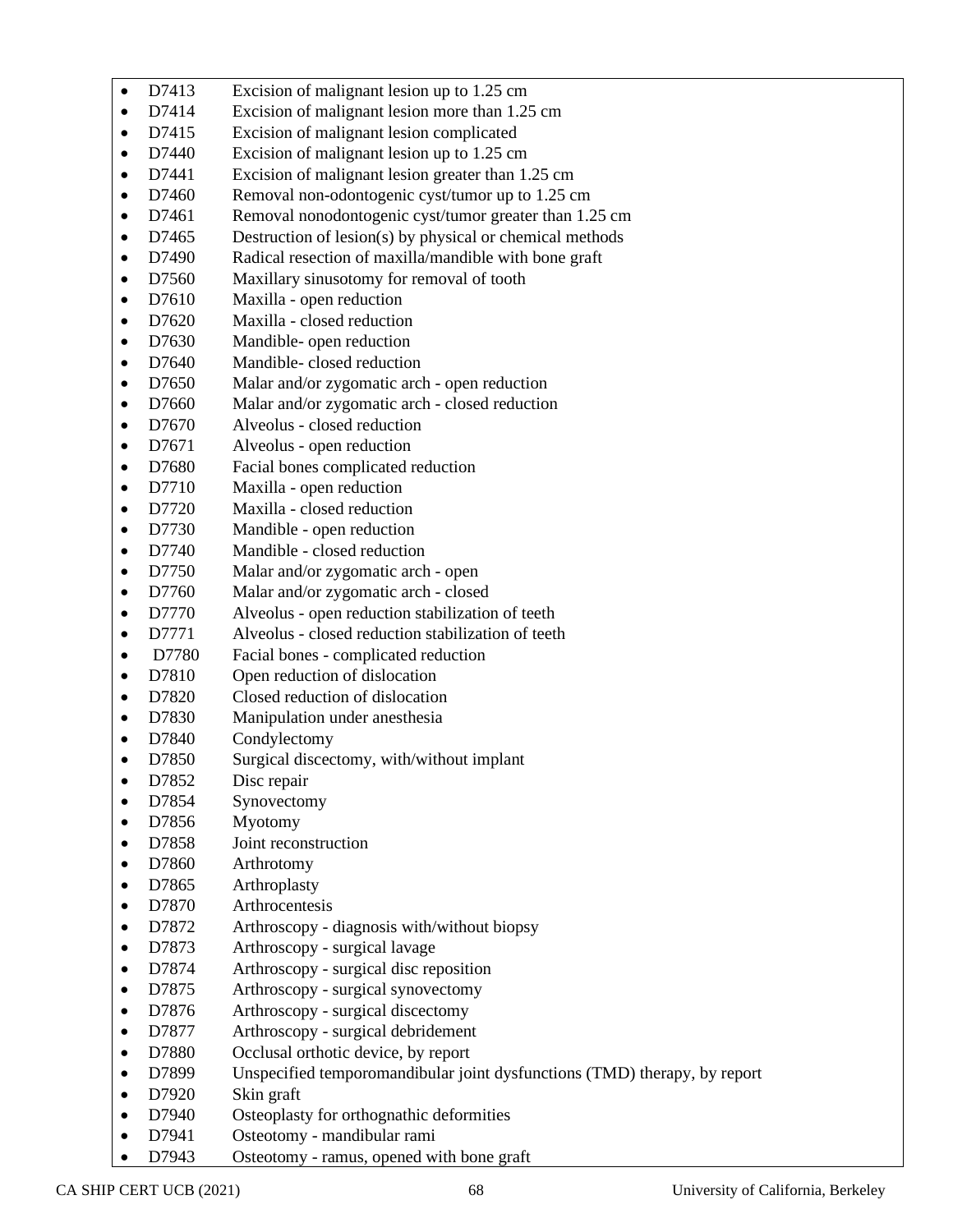- D7413 Excision of malignant lesion up to 1.25 cm
- D7414 Excision of malignant lesion more than 1.25 cm
- D7415 Excision of malignant lesion complicated
- D7440 Excision of malignant lesion up to 1.25 cm
- D7441 Excision of malignant lesion greater than 1.25 cm
- D7460 Removal non-odontogenic cyst/tumor up to 1.25 cm
- D7461 Removal nonodontogenic cyst/tumor greater than 1.25 cm
- D7465 Destruction of lesion(s) by physical or chemical methods
- D7490 Radical resection of maxilla/mandible with bone graft
- D7560 Maxillary sinusotomy for removal of tooth
- D7610 Maxilla - open reduction
- D7620 Maxilla - closed reduction
- D7630 Mandible- open reduction
- D7640 Mandible- closed reduction
- D7650 Malar and/or zygomatic arch - open reduction
- D7660 Malar and/or zygomatic arch - closed reduction
- D7670 Alveolus - closed reduction
- D7671 Alveolus - open reduction
- D7680 Facial bones complicated reduction
- D7710 Maxilla - open reduction
- D7720 Maxilla - closed reduction
- D7730 Mandible - open reduction
- D7740 Mandible - closed reduction
- D7750 Malar and/or zygomatic arch - open
- D7760 Malar and/or zygomatic arch - closed
- D7770 Alveolus - open reduction stabilization of teeth
- D7771 Alveolus - closed reduction stabilization of teeth
- D7780 Facial bones - complicated reduction
- D7810 Open reduction of dislocation
- D7820 Closed reduction of dislocation
- D7830 Manipulation under anesthesia
- D7840 Condylectomy
- D7850 Surgical discectomy, with/without implant
- D7852 Disc repair
- D7854 Synovectomy
- D7856 Myotomy
- D7858 Joint reconstruction
- D7860 Arthrotomy
- D7865 Arthroplasty
- D7870 Arthrocentesis
- D7872 Arthroscopy - diagnosis with/without biopsy
- D7873 Arthroscopy - surgical lavage
- D7874 Arthroscopy - surgical disc reposition
- D7875 Arthroscopy - surgical synovectomy
- D7876 Arthroscopy - surgical discectomy
- D7877 Arthroscopy - surgical debridement
- D7880 Occlusal orthotic device, by report
- D7899 Unspecified temporomandibular joint dysfunctions (TMD) therapy, by report
- D7920 Skin graft
- D7940 Osteoplasty for orthognathic deformities
- D7941 Osteotomy - mandibular rami
- D7943 Osteotomy - ramus, opened with bone graft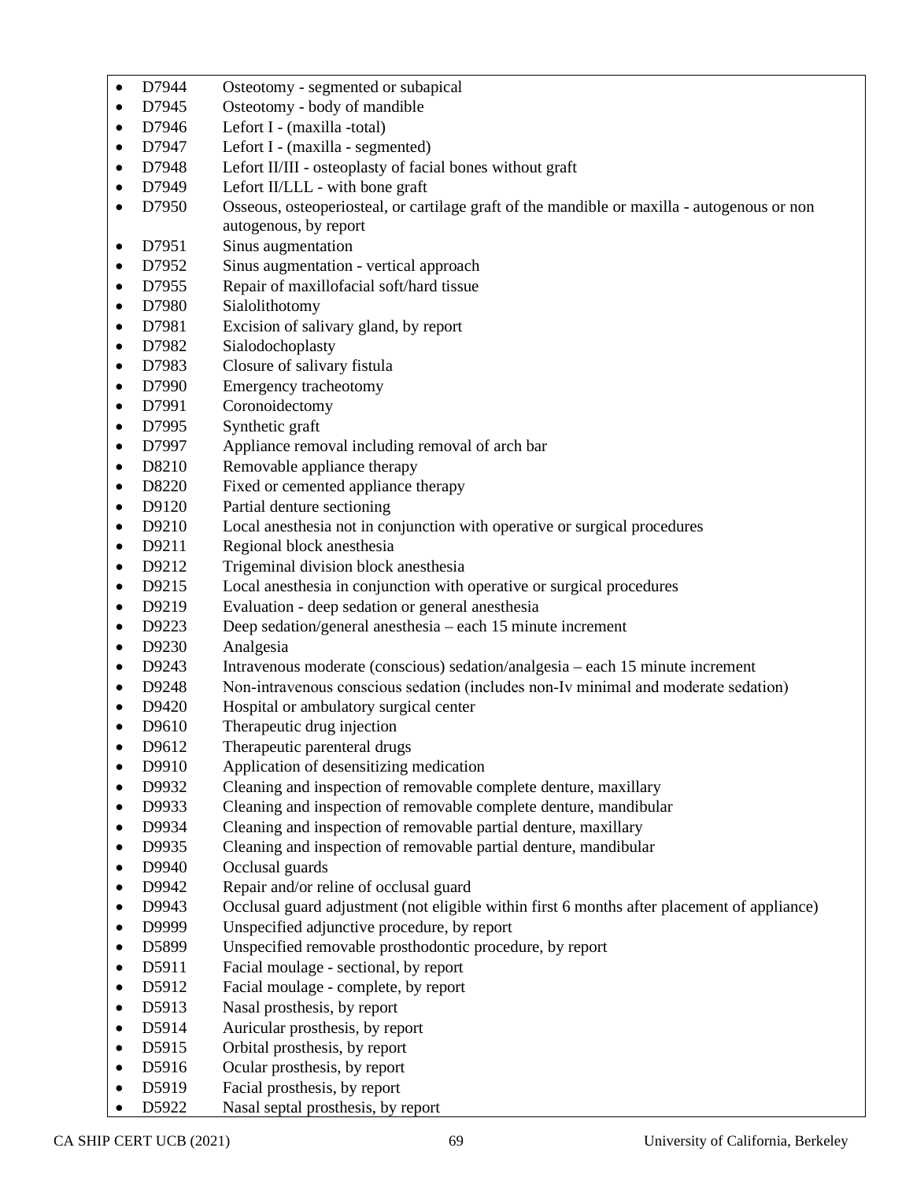- D7944 Osteotomy - segmented or subapical
- D7945 Osteotomy - body of mandible
- D7946 Lefort I - (maxilla -total)
- D7947 Lefort I - (maxilla - segmented)
- D7948 Lefort II/III - osteoplasty of facial bones without graft
- D7949 Lefort II/LLL - with bone graft
- D7950 Osseous, osteoperiosteal, or cartilage graft of the mandible or maxilla - autogenous or non autogenous, by report
- D7951 Sinus augmentation
- D7952 Sinus augmentation - vertical approach
- D7955 Repair of maxillofacial soft/hard tissue
- D7980 Sialolithotomy
- D7981 Excision of salivary gland, by report
- D7982 Sialodochoplasty
- D7983 Closure of salivary fistula
- D7990 Emergency tracheotomy
- D7991 Coronoidectomy
- D7995 Synthetic graft
- D7997 Appliance removal including removal of arch bar
- D8210 Removable appliance therapy
- D8220 Fixed or cemented appliance therapy
- D9120 Partial denture sectioning
- D9210 Local anesthesia not in conjunction with operative or surgical procedures
- D9211 Regional block anesthesia
- D9212 Trigeminal division block anesthesia
- D9215 Local anesthesia in conjunction with operative or surgical procedures
- D9219 Evaluation - deep sedation or general anesthesia
- D9223 Deep sedation/general anesthesia – each 15 minute increment
- D9230 Analgesia
- D9243 Intravenous moderate (conscious) sedation/analgesia – each 15 minute increment
- D9248 Non-intravenous conscious sedation (includes non-Iv minimal and moderate sedation)
- D9420 Hospital or ambulatory surgical center
- D9610 Therapeutic drug injection
- D9612 Therapeutic parenteral drugs
- D9910 Application of desensitizing medication
- D9932 Cleaning and inspection of removable complete denture, maxillary
- D9933 Cleaning and inspection of removable complete denture, mandibular
- D9934 Cleaning and inspection of removable partial denture, maxillary
- D9935 Cleaning and inspection of removable partial denture, mandibular
- D9940 Occlusal guards
- D9942 Repair and/or reline of occlusal guard
- D9943 Occlusal guard adjustment (not eligible within first 6 months after placement of appliance)
- D9999 Unspecified adjunctive procedure, by report
- D5899 Unspecified removable prosthodontic procedure, by report
- D5911 Facial moulage - sectional, by report
- D5912 Facial moulage - complete, by report
- D5913 Nasal prosthesis, by report
- D5914 Auricular prosthesis, by report
- D5915 Orbital prosthesis, by report
- D5916 Ocular prosthesis, by report
- D5919 Facial prosthesis, by report
- D5922 Nasal septal prosthesis, by report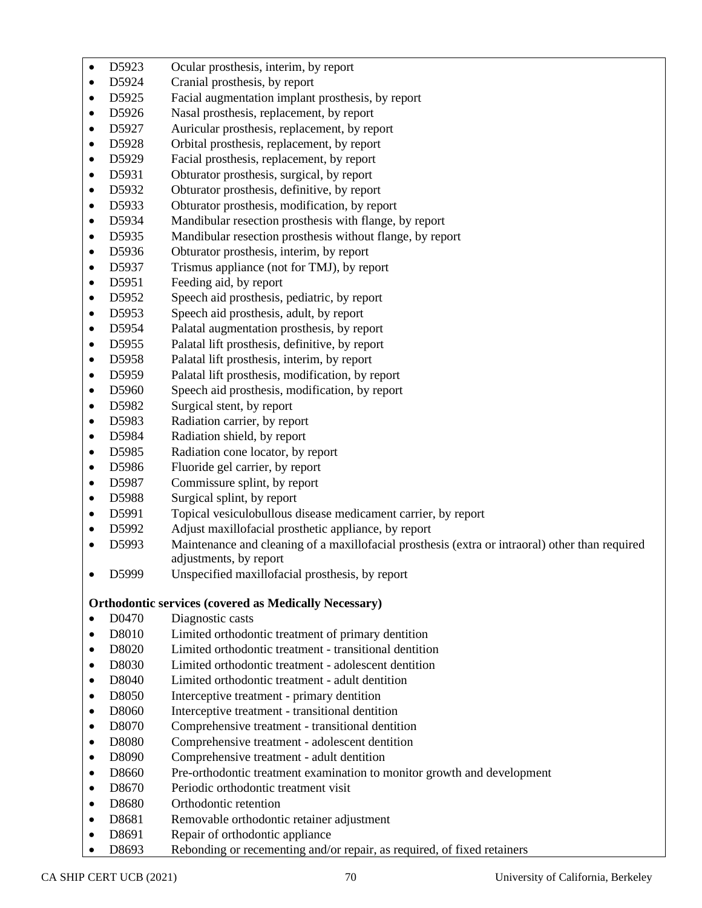- D5923 Ocular prosthesis, interim, by report
- D5924 Cranial prosthesis, by report
- D5925 Facial augmentation implant prosthesis, by report
- D5926 Nasal prosthesis, replacement, by report
- D5927 Auricular prosthesis, replacement, by report
- D5928 Orbital prosthesis, replacement, by report
- D5929 Facial prosthesis, replacement, by report
- D5931 Obturator prosthesis, surgical, by report
- D5932 Obturator prosthesis, definitive, by report
- D5933 Obturator prosthesis, modification, by report
- D5934 Mandibular resection prosthesis with flange, by report
- D5935 Mandibular resection prosthesis without flange, by report
- D5936 Obturator prosthesis, interim, by report
- D5937 Trismus appliance (not for TMJ), by report
- D5951 Feeding aid, by report
- D5952 Speech aid prosthesis, pediatric, by report
- D5953 Speech aid prosthesis, adult, by report
- D5954 Palatal augmentation prosthesis, by report
- D5955 Palatal lift prosthesis, definitive, by report
- D5958 Palatal lift prosthesis, interim, by report
- D5959 Palatal lift prosthesis, modification, by report
- D5960 Speech aid prosthesis, modification, by report
- D5982 Surgical stent, by report
- D5983 Radiation carrier, by report
- D5984 Radiation shield, by report
- D5985 Radiation cone locator, by report
- D5986 Fluoride gel carrier, by report
- D5987 Commissure splint, by report
- D5988 Surgical splint, by report
- D5991 Topical vesiculobullous disease medicament carrier, by report
- D5992 Adjust maxillofacial prosthetic appliance, by report
- D5993 Maintenance and cleaning of a maxillofacial prosthesis (extra or intraoral) other than required adjustments, by report
- D5999 Unspecified maxillofacial prosthesis, by report

**Orthodontic services (covered as Medically Necessary)**

- D0470 Diagnostic casts
- D8010 Limited orthodontic treatment of primary dentition
- D8020 Limited orthodontic treatment - transitional dentition
- D8030 Limited orthodontic treatment - adolescent dentition
- D8040 Limited orthodontic treatment - adult dentition
- D8050 Interceptive treatment - primary dentition
- D8060 Interceptive treatment - transitional dentition
- D8070 Comprehensive treatment - transitional dentition
- D8080 Comprehensive treatment - adolescent dentition
- D8090 Comprehensive treatment - adult dentition
- D8660 Pre-orthodontic treatment examination to monitor growth and development
- D8670 Periodic orthodontic treatment visit
- D8680 Orthodontic retention
- D8681 Removable orthodontic retainer adjustment
- D8691 Repair of orthodontic appliance
- D8693 Rebonding or recementing and/or repair, as required, of fixed retainers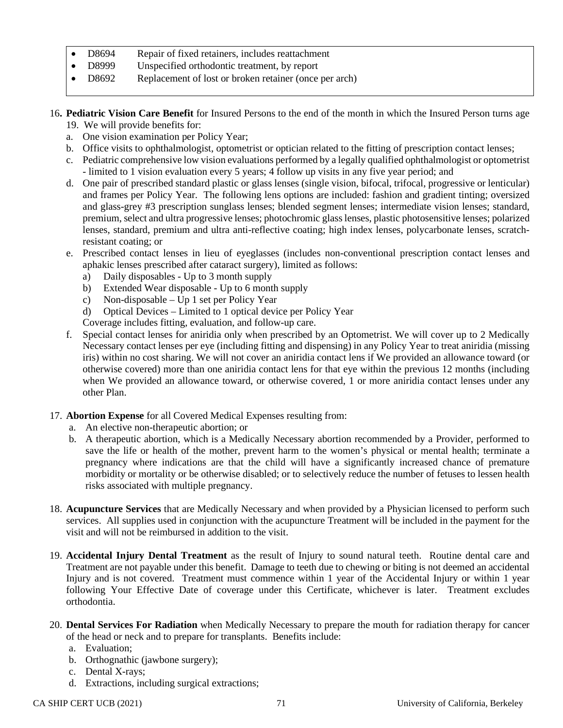- D8694 Repair of fixed retainers, includes reattachment
- D8999 Unspecified orthodontic treatment, by report
- D8692 Replacement of lost or broken retainer (once per arch)

16. **Pediatric Vision Care Benefit** for Insured Persons to the end of the month in which the Insured Person turns age 19. We will provide benefits for:
    a. One vision examination per Policy Year;
    b. Office visits to ophthalmologist, optometrist or optician related to the fitting of prescription contact lenses;
    c. Pediatric comprehensive low vision evaluations performed by a legally qualified ophthalmologist or optometrist - limited to 1 vision evaluation every 5 years; 4 follow up visits in any five year period; and
    d. One pair of prescribed standard plastic or glass lenses (single vision, bifocal, trifocal, progressive or lenticular) and frames per Policy Year. The following lens options are included: fashion and gradient tinting; oversized and glass-grey #3 prescription sunglass lenses; blended segment lenses; intermediate vision lenses; standard, premium, select and ultra progressive lenses; photochromic glass lenses, plastic photosensitive lenses; polarized lenses, standard, premium and ultra anti-reflective coating; high index lenses, polycarbonate lenses, scratch-resistant coating; or
    e. Prescribed contact lenses in lieu of eyeglasses (includes non-conventional prescription contact lenses and aphakic lenses prescribed after cataract surgery), limited as follows:
        a) Daily disposables - Up to 3 month supply
        b) Extended Wear disposable - Up to 6 month supply
        c) Non-disposable – Up 1 set per Policy Year
        d) Optical Devices – Limited to 1 optical device per Policy Year

        Coverage includes fitting, evaluation, and follow-up care.
    f. Special contact lenses for aniridia only when prescribed by an Optometrist. We will cover up to 2 Medically Necessary contact lenses per eye (including fitting and dispensing) in any Policy Year to treat aniridia (missing iris) within no cost sharing. We will not cover an aniridia contact lens if We provided an allowance toward (or otherwise covered) more than one aniridia contact lens for that eye within the previous 12 months (including when We provided an allowance toward, or otherwise covered, 1 or more aniridia contact lenses under any other Plan.

17. **Abortion Expense** for all Covered Medical Expenses resulting from:
    a. An elective non-therapeutic abortion; or
    b. A therapeutic abortion, which is a Medically Necessary abortion recommended by a Provider, performed to save the life or health of the mother, prevent harm to the women's physical or mental health; terminate a pregnancy where indications are that the child will have a significantly increased chance of premature morbidity or mortality or be otherwise disabled; or to selectively reduce the number of fetuses to lessen health risks associated with multiple pregnancy.

18. **Acupuncture Services** that are Medically Necessary and when provided by a Physician licensed to perform such services. All supplies used in conjunction with the acupuncture Treatment will be included in the payment for the visit and will not be reimbursed in addition to the visit.

19. **Accidental Injury Dental Treatment** as the result of Injury to sound natural teeth. Routine dental care and Treatment are not payable under this benefit. Damage to teeth due to chewing or biting is not deemed an accidental Injury and is not covered. Treatment must commence within 1 year of the Accidental Injury or within 1 year following Your Effective Date of coverage under this Certificate, whichever is later. Treatment excludes orthodontia.

20. **Dental Services For Radiation** when Medically Necessary to prepare the mouth for radiation therapy for cancer of the head or neck and to prepare for transplants. Benefits include:
    a. Evaluation;
    b. Orthognathic (jawbone surgery);
    c. Dental X-rays;
    d. Extractions, including surgical extractions;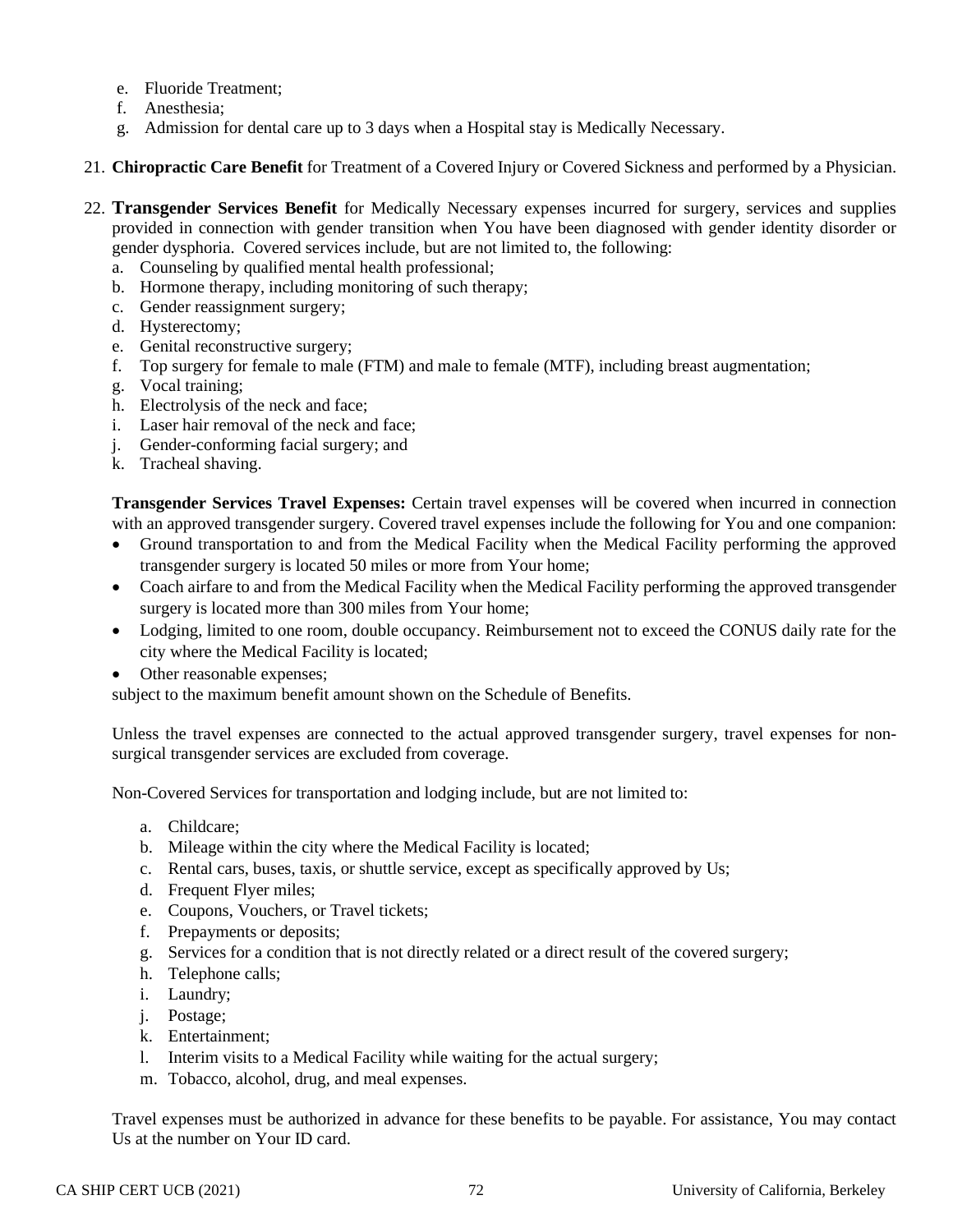e. Fluoride Treatment;
f. Anesthesia;
g. Admission for dental care up to 3 days when a Hospital stay is Medically Necessary.

21. **Chiropractic Care Benefit** for Treatment of a Covered Injury or Covered Sickness and performed by a Physician.

22. **Transgender Services Benefit** for Medically Necessary expenses incurred for surgery, services and supplies provided in connection with gender transition when You have been diagnosed with gender identity disorder or gender dysphoria. Covered services include, but are not limited to, the following:
    a. Counseling by qualified mental health professional;
    b. Hormone therapy, including monitoring of such therapy;
    c. Gender reassignment surgery;
    d. Hysterectomy;
    e. Genital reconstructive surgery;
    f. Top surgery for female to male (FTM) and male to female (MTF), including breast augmentation;
    g. Vocal training;
    h. Electrolysis of the neck and face;
    i. Laser hair removal of the neck and face;
    j. Gender-conforming facial surgery; and
    k. Tracheal shaving.

    **Transgender Services Travel Expenses:** Certain travel expenses will be covered when incurred in connection with an approved transgender surgery. Covered travel expenses include the following for You and one companion:
    - Ground transportation to and from the Medical Facility when the Medical Facility performing the approved transgender surgery is located 50 miles or more from Your home;
    - Coach airfare to and from the Medical Facility when the Medical Facility performing the approved transgender surgery is located more than 300 miles from Your home;
    - Lodging, limited to one room, double occupancy. Reimbursement not to exceed the CONUS daily rate for the city where the Medical Facility is located;
    - Other reasonable expenses;

    subject to the maximum benefit amount shown on the Schedule of Benefits.

    Unless the travel expenses are connected to the actual approved transgender surgery, travel expenses for non-surgical transgender services are excluded from coverage.

    Non-Covered Services for transportation and lodging include, but are not limited to:

    a. Childcare;
    b. Mileage within the city where the Medical Facility is located;
    c. Rental cars, buses, taxis, or shuttle service, except as specifically approved by Us;
    d. Frequent Flyer miles;
    e. Coupons, Vouchers, or Travel tickets;
    f. Prepayments or deposits;
    g. Services for a condition that is not directly related or a direct result of the covered surgery;
    h. Telephone calls;
    i. Laundry;
    j. Postage;
    k. Entertainment;
    l. Interim visits to a Medical Facility while waiting for the actual surgery;
    m. Tobacco, alcohol, drug, and meal expenses.

    Travel expenses must be authorized in advance for these benefits to be payable. For assistance, You may contact Us at the number on Your ID card.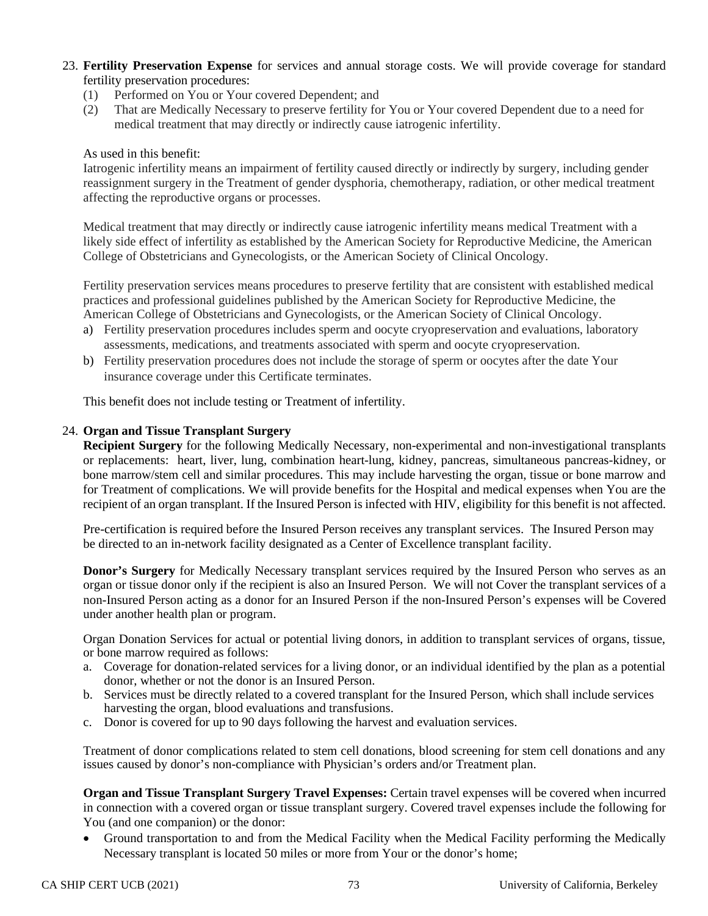23. **Fertility Preservation Expense** for services and annual storage costs. We will provide coverage for standard fertility preservation procedures:
    (1) Performed on You or Your covered Dependent; and
    (2) That are Medically Necessary to preserve fertility for You or Your covered Dependent due to a need for medical treatment that may directly or indirectly cause iatrogenic infertility.

    As used in this benefit:
    Iatrogenic infertility means an impairment of fertility caused directly or indirectly by surgery, including gender reassignment surgery in the Treatment of gender dysphoria, chemotherapy, radiation, or other medical treatment affecting the reproductive organs or processes.

    Medical treatment that may directly or indirectly cause iatrogenic infertility means medical Treatment with a likely side effect of infertility as established by the American Society for Reproductive Medicine, the American College of Obstetricians and Gynecologists, or the American Society of Clinical Oncology.

    Fertility preservation services means procedures to preserve fertility that are consistent with established medical practices and professional guidelines published by the American Society for Reproductive Medicine, the American College of Obstetricians and Gynecologists, or the American Society of Clinical Oncology.
    a) Fertility preservation procedures includes sperm and oocyte cryopreservation and evaluations, laboratory assessments, medications, and treatments associated with sperm and oocyte cryopreservation.
    b) Fertility preservation procedures does not include the storage of sperm or oocytes after the date Your insurance coverage under this Certificate terminates.

    This benefit does not include testing or Treatment of infertility.

24. **Organ and Tissue Transplant Surgery**
    **Recipient Surgery** for the following Medically Necessary, non-experimental and non-investigational transplants or replacements: heart, liver, lung, combination heart-lung, kidney, pancreas, simultaneous pancreas-kidney, or bone marrow/stem cell and similar procedures. This may include harvesting the organ, tissue or bone marrow and for Treatment of complications. We will provide benefits for the Hospital and medical expenses when You are the recipient of an organ transplant. If the Insured Person is infected with HIV, eligibility for this benefit is not affected.

    Pre-certification is required before the Insured Person receives any transplant services. The Insured Person may be directed to an in-network facility designated as a Center of Excellence transplant facility.

    **Donor's Surgery** for Medically Necessary transplant services required by the Insured Person who serves as an organ or tissue donor only if the recipient is also an Insured Person. We will not Cover the transplant services of a non-Insured Person acting as a donor for an Insured Person if the non-Insured Person's expenses will be Covered under another health plan or program.

    Organ Donation Services for actual or potential living donors, in addition to transplant services of organs, tissue, or bone marrow required as follows:
    a. Coverage for donation-related services for a living donor, or an individual identified by the plan as a potential donor, whether or not the donor is an Insured Person.
    b. Services must be directly related to a covered transplant for the Insured Person, which shall include services harvesting the organ, blood evaluations and transfusions.
    c. Donor is covered for up to 90 days following the harvest and evaluation services.

    Treatment of donor complications related to stem cell donations, blood screening for stem cell donations and any issues caused by donor's non-compliance with Physician's orders and/or Treatment plan.

    **Organ and Tissue Transplant Surgery Travel Expenses:** Certain travel expenses will be covered when incurred in connection with a covered organ or tissue transplant surgery. Covered travel expenses include the following for You (and one companion) or the donor:
    - Ground transportation to and from the Medical Facility when the Medical Facility performing the Medically Necessary transplant is located 50 miles or more from Your or the donor's home;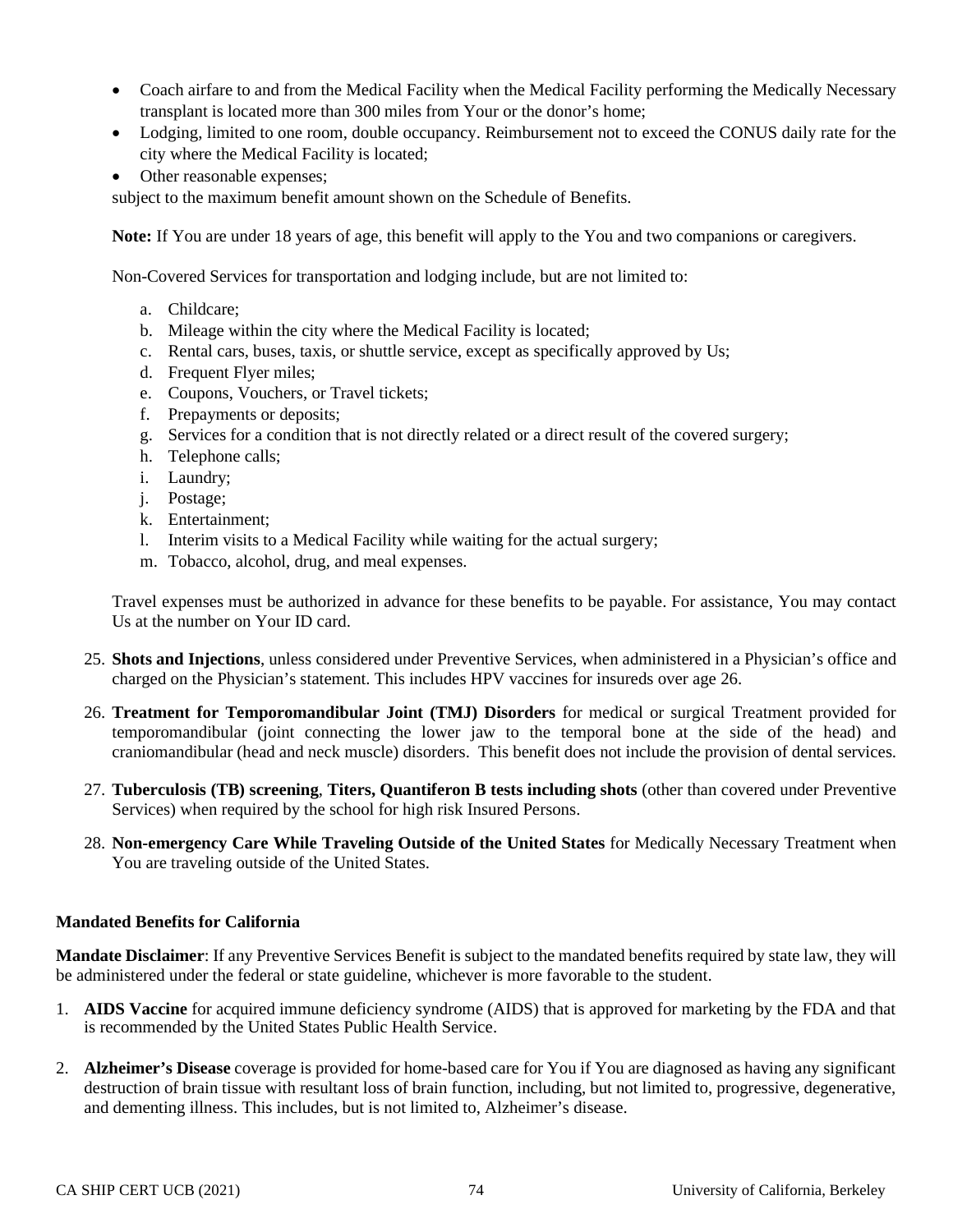- Coach airfare to and from the Medical Facility when the Medical Facility performing the Medically Necessary transplant is located more than 300 miles from Your or the donor's home;
- Lodging, limited to one room, double occupancy. Reimbursement not to exceed the CONUS daily rate for the city where the Medical Facility is located;
- Other reasonable expenses;

subject to the maximum benefit amount shown on the Schedule of Benefits.

**Note:** If You are under 18 years of age, this benefit will apply to the You and two companions or caregivers.

Non-Covered Services for transportation and lodging include, but are not limited to:

a. Childcare;
b. Mileage within the city where the Medical Facility is located;
c. Rental cars, buses, taxis, or shuttle service, except as specifically approved by Us;
d. Frequent Flyer miles;
e. Coupons, Vouchers, or Travel tickets;
f. Prepayments or deposits;
g. Services for a condition that is not directly related or a direct result of the covered surgery;
h. Telephone calls;
i. Laundry;
j. Postage;
k. Entertainment;
l. Interim visits to a Medical Facility while waiting for the actual surgery;
m. Tobacco, alcohol, drug, and meal expenses.

Travel expenses must be authorized in advance for these benefits to be payable. For assistance, You may contact Us at the number on Your ID card.

25. **Shots and Injections**, unless considered under Preventive Services, when administered in a Physician's office and charged on the Physician's statement. This includes HPV vaccines for insureds over age 26.

26. **Treatment for Temporomandibular Joint (TMJ) Disorders** for medical or surgical Treatment provided for temporomandibular (joint connecting the lower jaw to the temporal bone at the side of the head) and craniomandibular (head and neck muscle) disorders. This benefit does not include the provision of dental services.

27. **Tuberculosis (TB) screening**, **Titers, Quantiferon B tests including shots** (other than covered under Preventive Services) when required by the school for high risk Insured Persons.

28. **Non-emergency Care While Traveling Outside of the United States** for Medically Necessary Treatment when You are traveling outside of the United States.

**Mandated Benefits for California**

**Mandate Disclaimer**: If any Preventive Services Benefit is subject to the mandated benefits required by state law, they will be administered under the federal or state guideline, whichever is more favorable to the student.

1. **AIDS Vaccine** for acquired immune deficiency syndrome (AIDS) that is approved for marketing by the FDA and that is recommended by the United States Public Health Service.

2. **Alzheimer's Disease** coverage is provided for home-based care for You if You are diagnosed as having any significant destruction of brain tissue with resultant loss of brain function, including, but not limited to, progressive, degenerative, and dementing illness. This includes, but is not limited to, Alzheimer's disease.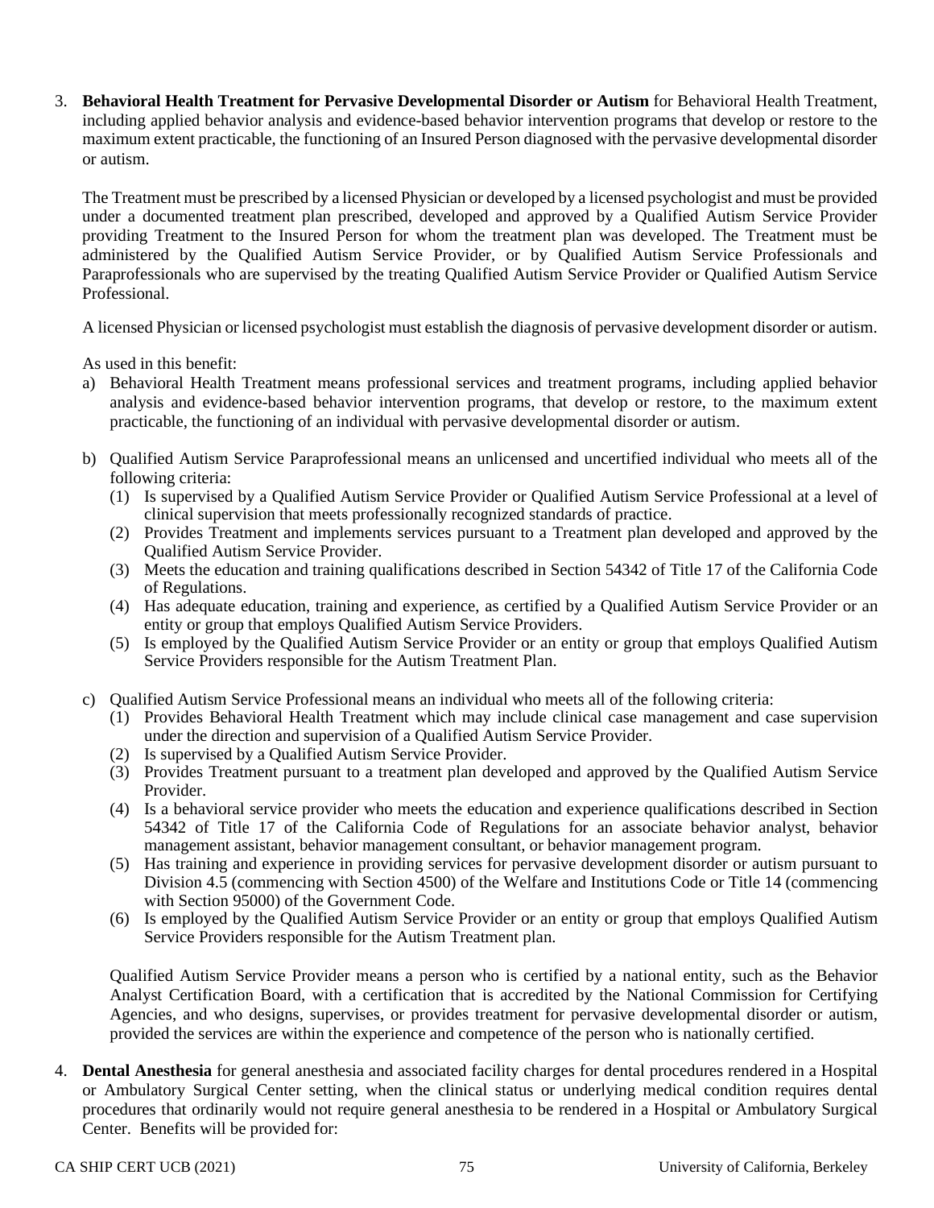3. **Behavioral Health Treatment for Pervasive Developmental Disorder or Autism** for Behavioral Health Treatment, including applied behavior analysis and evidence-based behavior intervention programs that develop or restore to the maximum extent practicable, the functioning of an Insured Person diagnosed with the pervasive developmental disorder or autism.

   The Treatment must be prescribed by a licensed Physician or developed by a licensed psychologist and must be provided under a documented treatment plan prescribed, developed and approved by a Qualified Autism Service Provider providing Treatment to the Insured Person for whom the treatment plan was developed. The Treatment must be administered by the Qualified Autism Service Provider, or by Qualified Autism Service Professionals and Paraprofessionals who are supervised by the treating Qualified Autism Service Provider or Qualified Autism Service Professional.

   A licensed Physician or licensed psychologist must establish the diagnosis of pervasive development disorder or autism.

   As used in this benefit:

   a) Behavioral Health Treatment means professional services and treatment programs, including applied behavior analysis and evidence-based behavior intervention programs, that develop or restore, to the maximum extent practicable, the functioning of an individual with pervasive developmental disorder or autism.

   b) Qualified Autism Service Paraprofessional means an unlicensed and uncertified individual who meets all of the following criteria:
      (1) Is supervised by a Qualified Autism Service Provider or Qualified Autism Service Professional at a level of clinical supervision that meets professionally recognized standards of practice.
      (2) Provides Treatment and implements services pursuant to a Treatment plan developed and approved by the Qualified Autism Service Provider.
      (3) Meets the education and training qualifications described in Section 54342 of Title 17 of the California Code of Regulations.
      (4) Has adequate education, training and experience, as certified by a Qualified Autism Service Provider or an entity or group that employs Qualified Autism Service Providers.
      (5) Is employed by the Qualified Autism Service Provider or an entity or group that employs Qualified Autism Service Providers responsible for the Autism Treatment Plan.

   c) Qualified Autism Service Professional means an individual who meets all of the following criteria:
      (1) Provides Behavioral Health Treatment which may include clinical case management and case supervision under the direction and supervision of a Qualified Autism Service Provider.
      (2) Is supervised by a Qualified Autism Service Provider.
      (3) Provides Treatment pursuant to a treatment plan developed and approved by the Qualified Autism Service Provider.
      (4) Is a behavioral service provider who meets the education and experience qualifications described in Section 54342 of Title 17 of the California Code of Regulations for an associate behavior analyst, behavior management assistant, behavior management consultant, or behavior management program.
      (5) Has training and experience in providing services for pervasive development disorder or autism pursuant to Division 4.5 (commencing with Section 4500) of the Welfare and Institutions Code or Title 14 (commencing with Section 95000) of the Government Code.
      (6) Is employed by the Qualified Autism Service Provider or an entity or group that employs Qualified Autism Service Providers responsible for the Autism Treatment plan.

   Qualified Autism Service Provider means a person who is certified by a national entity, such as the Behavior Analyst Certification Board, with a certification that is accredited by the National Commission for Certifying Agencies, and who designs, supervises, or provides treatment for pervasive developmental disorder or autism, provided the services are within the experience and competence of the person who is nationally certified.

4. **Dental Anesthesia** for general anesthesia and associated facility charges for dental procedures rendered in a Hospital or Ambulatory Surgical Center setting, when the clinical status or underlying medical condition requires dental procedures that ordinarily would not require general anesthesia to be rendered in a Hospital or Ambulatory Surgical Center. Benefits will be provided for: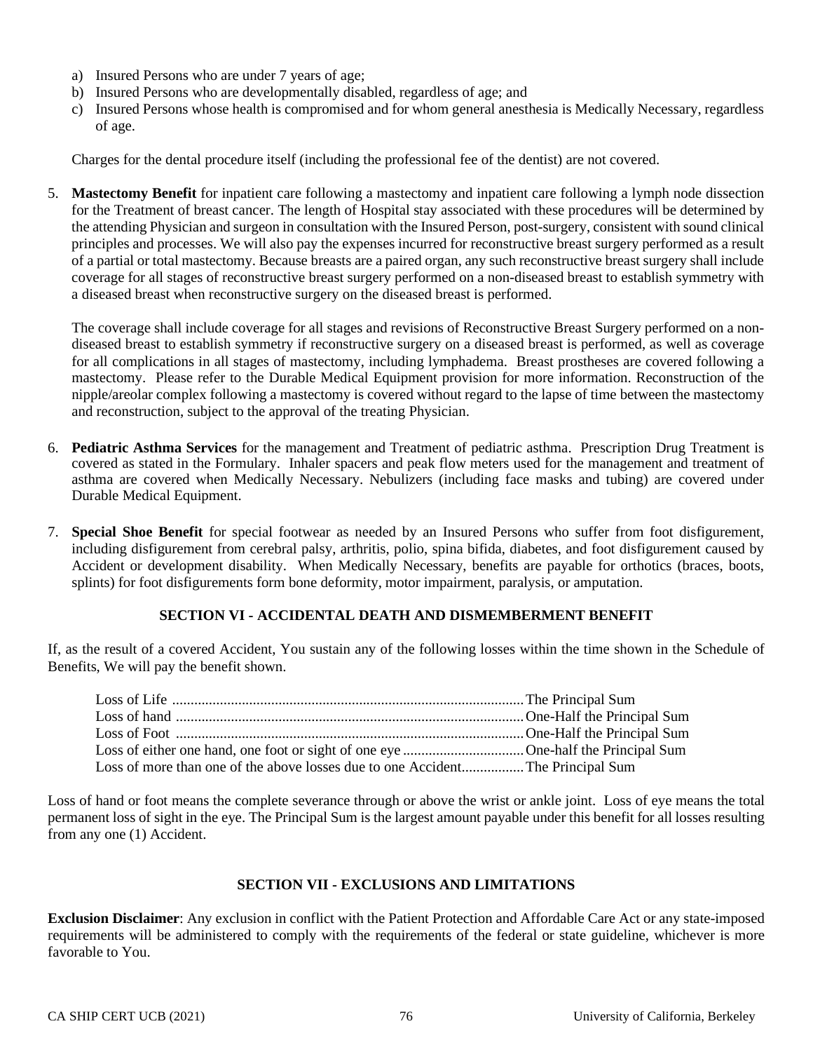a) Insured Persons who are under 7 years of age;
b) Insured Persons who are developmentally disabled, regardless of age; and
c) Insured Persons whose health is compromised and for whom general anesthesia is Medically Necessary, regardless of age.

Charges for the dental procedure itself (including the professional fee of the dentist) are not covered.

5. **Mastectomy Benefit** for inpatient care following a mastectomy and inpatient care following a lymph node dissection for the Treatment of breast cancer. The length of Hospital stay associated with these procedures will be determined by the attending Physician and surgeon in consultation with the Insured Person, post-surgery, consistent with sound clinical principles and processes. We will also pay the expenses incurred for reconstructive breast surgery performed as a result of a partial or total mastectomy. Because breasts are a paired organ, any such reconstructive breast surgery shall include coverage for all stages of reconstructive breast surgery performed on a non-diseased breast to establish symmetry with a diseased breast when reconstructive surgery on the diseased breast is performed.

   The coverage shall include coverage for all stages and revisions of Reconstructive Breast Surgery performed on a non-diseased breast to establish symmetry if reconstructive surgery on a diseased breast is performed, as well as coverage for all complications in all stages of mastectomy, including lymphadema. Breast prostheses are covered following a mastectomy. Please refer to the Durable Medical Equipment provision for more information. Reconstruction of the nipple/areolar complex following a mastectomy is covered without regard to the lapse of time between the mastectomy and reconstruction, subject to the approval of the treating Physician.

6. **Pediatric Asthma Services** for the management and Treatment of pediatric asthma. Prescription Drug Treatment is covered as stated in the Formulary. Inhaler spacers and peak flow meters used for the management and treatment of asthma are covered when Medically Necessary. Nebulizers (including face masks and tubing) are covered under Durable Medical Equipment.

7. **Special Shoe Benefit** for special footwear as needed by an Insured Persons who suffer from foot disfigurement, including disfigurement from cerebral palsy, arthritis, polio, spina bifida, diabetes, and foot disfigurement caused by Accident or development disability. When Medically Necessary, benefits are payable for orthotics (braces, boots, splints) for foot disfigurements form bone deformity, motor impairment, paralysis, or amputation.

## SECTION VI - ACCIDENTAL DEATH AND DISMEMBERMENT BENEFIT

If, as the result of a covered Accident, You sustain any of the following losses within the time shown in the Schedule of Benefits, We will pay the benefit shown.

| Loss | Benefit |
|---|---|
| Loss of Life | The Principal Sum |
| Loss of hand | One-Half the Principal Sum |
| Loss of Foot | One-Half the Principal Sum |
| Loss of either one hand, one foot or sight of one eye | One-half the Principal Sum |
| Loss of more than one of the above losses due to one Accident | The Principal Sum |

Loss of hand or foot means the complete severance through or above the wrist or ankle joint. Loss of eye means the total permanent loss of sight in the eye. The Principal Sum is the largest amount payable under this benefit for all losses resulting from any one (1) Accident.

## SECTION VII - EXCLUSIONS AND LIMITATIONS

**Exclusion Disclaimer**: Any exclusion in conflict with the Patient Protection and Affordable Care Act or any state-imposed requirements will be administered to comply with the requirements of the federal or state guideline, whichever is more favorable to You.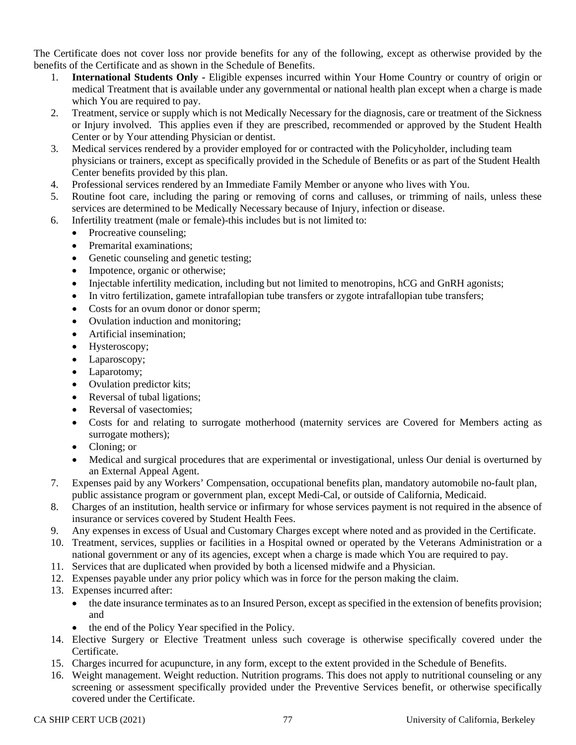The Certificate does not cover loss nor provide benefits for any of the following, except as otherwise provided by the benefits of the Certificate and as shown in the Schedule of Benefits.

1. **International Students Only -** Eligible expenses incurred within Your Home Country or country of origin or medical Treatment that is available under any governmental or national health plan except when a charge is made which You are required to pay.
2. Treatment, service or supply which is not Medically Necessary for the diagnosis, care or treatment of the Sickness or Injury involved. This applies even if they are prescribed, recommended or approved by the Student Health Center or by Your attending Physician or dentist.
3. Medical services rendered by a provider employed for or contracted with the Policyholder, including team physicians or trainers, except as specifically provided in the Schedule of Benefits or as part of the Student Health Center benefits provided by this plan.
4. Professional services rendered by an Immediate Family Member or anyone who lives with You.
5. Routine foot care, including the paring or removing of corns and calluses, or trimming of nails, unless these services are determined to be Medically Necessary because of Injury, infection or disease.
6. Infertility treatment (male or female)-this includes but is not limited to:
   - Procreative counseling;
   - Premarital examinations;
   - Genetic counseling and genetic testing;
   - Impotence, organic or otherwise;
   - Injectable infertility medication, including but not limited to menotropins, hCG and GnRH agonists;
   - In vitro fertilization, gamete intrafallopian tube transfers or zygote intrafallopian tube transfers;
   - Costs for an ovum donor or donor sperm;
   - Ovulation induction and monitoring;
   - Artificial insemination;
   - Hysteroscopy;
   - Laparoscopy;
   - Laparotomy;
   - Ovulation predictor kits;
   - Reversal of tubal ligations;
   - Reversal of vasectomies;
   - Costs for and relating to surrogate motherhood (maternity services are Covered for Members acting as surrogate mothers);
   - Cloning; or
   - Medical and surgical procedures that are experimental or investigational, unless Our denial is overturned by an External Appeal Agent.
7. Expenses paid by any Workers' Compensation, occupational benefits plan, mandatory automobile no-fault plan, public assistance program or government plan, except Medi-Cal, or outside of California, Medicaid.
8. Charges of an institution, health service or infirmary for whose services payment is not required in the absence of insurance or services covered by Student Health Fees.
9. Any expenses in excess of Usual and Customary Charges except where noted and as provided in the Certificate.
10. Treatment, services, supplies or facilities in a Hospital owned or operated by the Veterans Administration or a national government or any of its agencies, except when a charge is made which You are required to pay.
11. Services that are duplicated when provided by both a licensed midwife and a Physician.
12. Expenses payable under any prior policy which was in force for the person making the claim.
13. Expenses incurred after:
    - the date insurance terminates as to an Insured Person, except as specified in the extension of benefits provision; and
    - the end of the Policy Year specified in the Policy.
14. Elective Surgery or Elective Treatment unless such coverage is otherwise specifically covered under the Certificate.
15. Charges incurred for acupuncture, in any form, except to the extent provided in the Schedule of Benefits.
16. Weight management. Weight reduction. Nutrition programs. This does not apply to nutritional counseling or any screening or assessment specifically provided under the Preventive Services benefit, or otherwise specifically covered under the Certificate.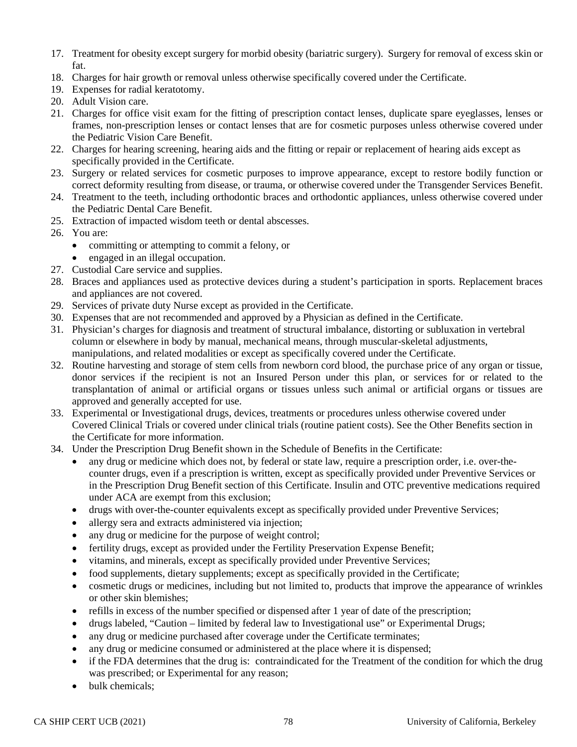17. Treatment for obesity except surgery for morbid obesity (bariatric surgery). Surgery for removal of excess skin or fat.
18. Charges for hair growth or removal unless otherwise specifically covered under the Certificate.
19. Expenses for radial keratotomy.
20. Adult Vision care.
21. Charges for office visit exam for the fitting of prescription contact lenses, duplicate spare eyeglasses, lenses or frames, non-prescription lenses or contact lenses that are for cosmetic purposes unless otherwise covered under the Pediatric Vision Care Benefit.
22. Charges for hearing screening, hearing aids and the fitting or repair or replacement of hearing aids except as specifically provided in the Certificate.
23. Surgery or related services for cosmetic purposes to improve appearance, except to restore bodily function or correct deformity resulting from disease, or trauma, or otherwise covered under the Transgender Services Benefit.
24. Treatment to the teeth, including orthodontic braces and orthodontic appliances, unless otherwise covered under the Pediatric Dental Care Benefit.
25. Extraction of impacted wisdom teeth or dental abscesses.
26. You are:
    - committing or attempting to commit a felony, or
    - engaged in an illegal occupation.
27. Custodial Care service and supplies.
28. Braces and appliances used as protective devices during a student's participation in sports. Replacement braces and appliances are not covered.
29. Services of private duty Nurse except as provided in the Certificate.
30. Expenses that are not recommended and approved by a Physician as defined in the Certificate.
31. Physician's charges for diagnosis and treatment of structural imbalance, distorting or subluxation in vertebral column or elsewhere in body by manual, mechanical means, through muscular-skeletal adjustments, manipulations, and related modalities or except as specifically covered under the Certificate.
32. Routine harvesting and storage of stem cells from newborn cord blood, the purchase price of any organ or tissue, donor services if the recipient is not an Insured Person under this plan, or services for or related to the transplantation of animal or artificial organs or tissues unless such animal or artificial organs or tissues are approved and generally accepted for use.
33. Experimental or Investigational drugs, devices, treatments or procedures unless otherwise covered under Covered Clinical Trials or covered under clinical trials (routine patient costs). See the Other Benefits section in the Certificate for more information.
34. Under the Prescription Drug Benefit shown in the Schedule of Benefits in the Certificate:
    - any drug or medicine which does not, by federal or state law, require a prescription order, i.e. over-the-counter drugs, even if a prescription is written, except as specifically provided under Preventive Services or in the Prescription Drug Benefit section of this Certificate. Insulin and OTC preventive medications required under ACA are exempt from this exclusion;
    - drugs with over-the-counter equivalents except as specifically provided under Preventive Services;
    - allergy sera and extracts administered via injection;
    - any drug or medicine for the purpose of weight control;
    - fertility drugs, except as provided under the Fertility Preservation Expense Benefit;
    - vitamins, and minerals, except as specifically provided under Preventive Services;
    - food supplements, dietary supplements; except as specifically provided in the Certificate;
    - cosmetic drugs or medicines, including but not limited to, products that improve the appearance of wrinkles or other skin blemishes;
    - refills in excess of the number specified or dispensed after 1 year of date of the prescription;
    - drugs labeled, "Caution – limited by federal law to Investigational use" or Experimental Drugs;
    - any drug or medicine purchased after coverage under the Certificate terminates;
    - any drug or medicine consumed or administered at the place where it is dispensed;
    - if the FDA determines that the drug is: contraindicated for the Treatment of the condition for which the drug was prescribed; or Experimental for any reason;
    - bulk chemicals;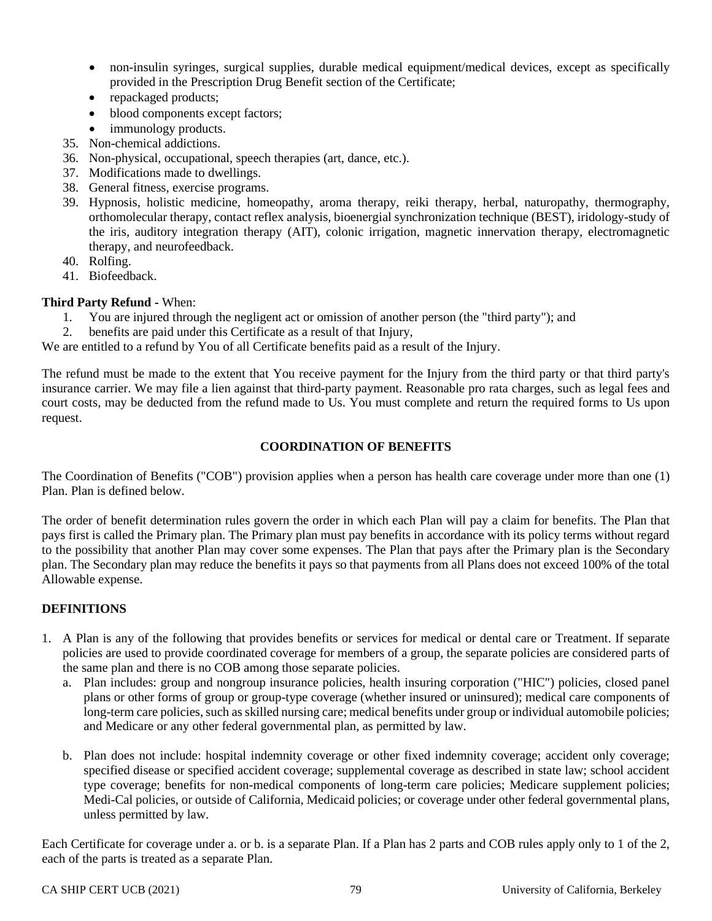- non-insulin syringes, surgical supplies, durable medical equipment/medical devices, except as specifically provided in the Prescription Drug Benefit section of the Certificate;
- repackaged products;
- blood components except factors;
- immunology products.

35. Non-chemical addictions.
36. Non-physical, occupational, speech therapies (art, dance, etc.).
37. Modifications made to dwellings.
38. General fitness, exercise programs.
39. Hypnosis, holistic medicine, homeopathy, aroma therapy, reiki therapy, herbal, naturopathy, thermography, orthomolecular therapy, contact reflex analysis, bioenergial synchronization technique (BEST), iridology-study of the iris, auditory integration therapy (AIT), colonic irrigation, magnetic innervation therapy, electromagnetic therapy, and neurofeedback.
40. Rolfing.
41. Biofeedback.

**Third Party Refund -** When:

1. You are injured through the negligent act or omission of another person (the "third party"); and
2. benefits are paid under this Certificate as a result of that Injury,

We are entitled to a refund by You of all Certificate benefits paid as a result of the Injury.

The refund must be made to the extent that You receive payment for the Injury from the third party or that third party's insurance carrier. We may file a lien against that third-party payment. Reasonable pro rata charges, such as legal fees and court costs, may be deducted from the refund made to Us. You must complete and return the required forms to Us upon request.

## COORDINATION OF BENEFITS

The Coordination of Benefits ("COB") provision applies when a person has health care coverage under more than one (1) Plan. Plan is defined below.

The order of benefit determination rules govern the order in which each Plan will pay a claim for benefits. The Plan that pays first is called the Primary plan. The Primary plan must pay benefits in accordance with its policy terms without regard to the possibility that another Plan may cover some expenses. The Plan that pays after the Primary plan is the Secondary plan. The Secondary plan may reduce the benefits it pays so that payments from all Plans does not exceed 100% of the total Allowable expense.

### DEFINITIONS

1. A Plan is any of the following that provides benefits or services for medical or dental care or Treatment. If separate policies are used to provide coordinated coverage for members of a group, the separate policies are considered parts of the same plan and there is no COB among those separate policies.
   a. Plan includes: group and nongroup insurance policies, health insuring corporation ("HIC") policies, closed panel plans or other forms of group or group-type coverage (whether insured or uninsured); medical care components of long-term care policies, such as skilled nursing care; medical benefits under group or individual automobile policies; and Medicare or any other federal governmental plan, as permitted by law.

   b. Plan does not include: hospital indemnity coverage or other fixed indemnity coverage; accident only coverage; specified disease or specified accident coverage; supplemental coverage as described in state law; school accident type coverage; benefits for non-medical components of long-term care policies; Medicare supplement policies; Medi-Cal policies, or outside of California, Medicaid policies; or coverage under other federal governmental plans, unless permitted by law.

Each Certificate for coverage under a. or b. is a separate Plan. If a Plan has 2 parts and COB rules apply only to 1 of the 2, each of the parts is treated as a separate Plan.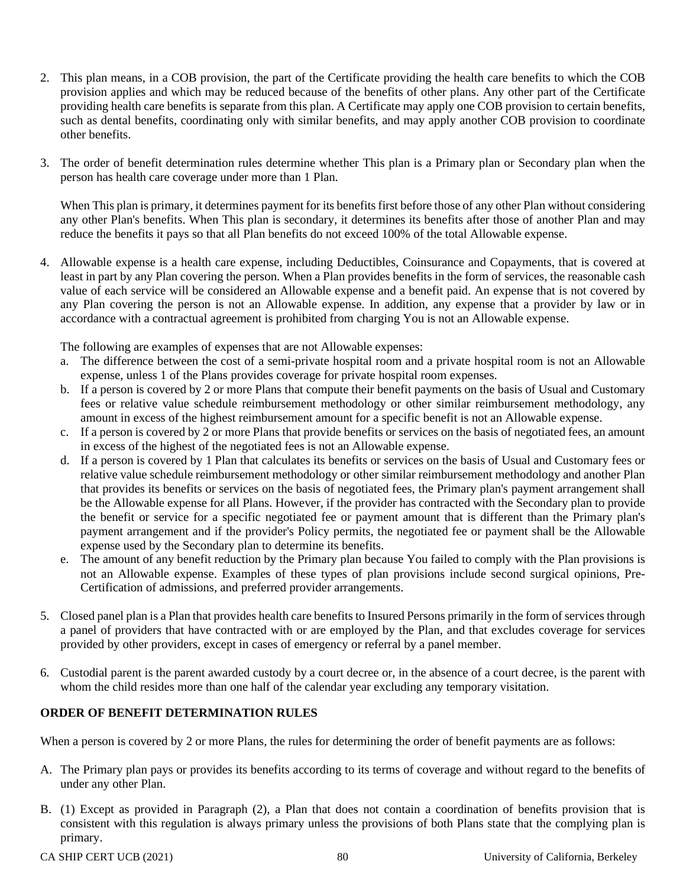2. This plan means, in a COB provision, the part of the Certificate providing the health care benefits to which the COB provision applies and which may be reduced because of the benefits of other plans. Any other part of the Certificate providing health care benefits is separate from this plan. A Certificate may apply one COB provision to certain benefits, such as dental benefits, coordinating only with similar benefits, and may apply another COB provision to coordinate other benefits.

3. The order of benefit determination rules determine whether This plan is a Primary plan or Secondary plan when the person has health care coverage under more than 1 Plan.

   When This plan is primary, it determines payment for its benefits first before those of any other Plan without considering any other Plan's benefits. When This plan is secondary, it determines its benefits after those of another Plan and may reduce the benefits it pays so that all Plan benefits do not exceed 100% of the total Allowable expense.

4. Allowable expense is a health care expense, including Deductibles, Coinsurance and Copayments, that is covered at least in part by any Plan covering the person. When a Plan provides benefits in the form of services, the reasonable cash value of each service will be considered an Allowable expense and a benefit paid. An expense that is not covered by any Plan covering the person is not an Allowable expense. In addition, any expense that a provider by law or in accordance with a contractual agreement is prohibited from charging You is not an Allowable expense.

   The following are examples of expenses that are not Allowable expenses:

   a. The difference between the cost of a semi-private hospital room and a private hospital room is not an Allowable expense, unless 1 of the Plans provides coverage for private hospital room expenses.
   b. If a person is covered by 2 or more Plans that compute their benefit payments on the basis of Usual and Customary fees or relative value schedule reimbursement methodology or other similar reimbursement methodology, any amount in excess of the highest reimbursement amount for a specific benefit is not an Allowable expense.
   c. If a person is covered by 2 or more Plans that provide benefits or services on the basis of negotiated fees, an amount in excess of the highest of the negotiated fees is not an Allowable expense.
   d. If a person is covered by 1 Plan that calculates its benefits or services on the basis of Usual and Customary fees or relative value schedule reimbursement methodology or other similar reimbursement methodology and another Plan that provides its benefits or services on the basis of negotiated fees, the Primary plan's payment arrangement shall be the Allowable expense for all Plans. However, if the provider has contracted with the Secondary plan to provide the benefit or service for a specific negotiated fee or payment amount that is different than the Primary plan's payment arrangement and if the provider's Policy permits, the negotiated fee or payment shall be the Allowable expense used by the Secondary plan to determine its benefits.
   e. The amount of any benefit reduction by the Primary plan because You failed to comply with the Plan provisions is not an Allowable expense. Examples of these types of plan provisions include second surgical opinions, Pre-Certification of admissions, and preferred provider arrangements.

5. Closed panel plan is a Plan that provides health care benefits to Insured Persons primarily in the form of services through a panel of providers that have contracted with or are employed by the Plan, and that excludes coverage for services provided by other providers, except in cases of emergency or referral by a panel member.

6. Custodial parent is the parent awarded custody by a court decree or, in the absence of a court decree, is the parent with whom the child resides more than one half of the calendar year excluding any temporary visitation.

**ORDER OF BENEFIT DETERMINATION RULES**

When a person is covered by 2 or more Plans, the rules for determining the order of benefit payments are as follows:

A. The Primary plan pays or provides its benefits according to its terms of coverage and without regard to the benefits of under any other Plan.

B. (1) Except as provided in Paragraph (2), a Plan that does not contain a coordination of benefits provision that is consistent with this regulation is always primary unless the provisions of both Plans state that the complying plan is primary.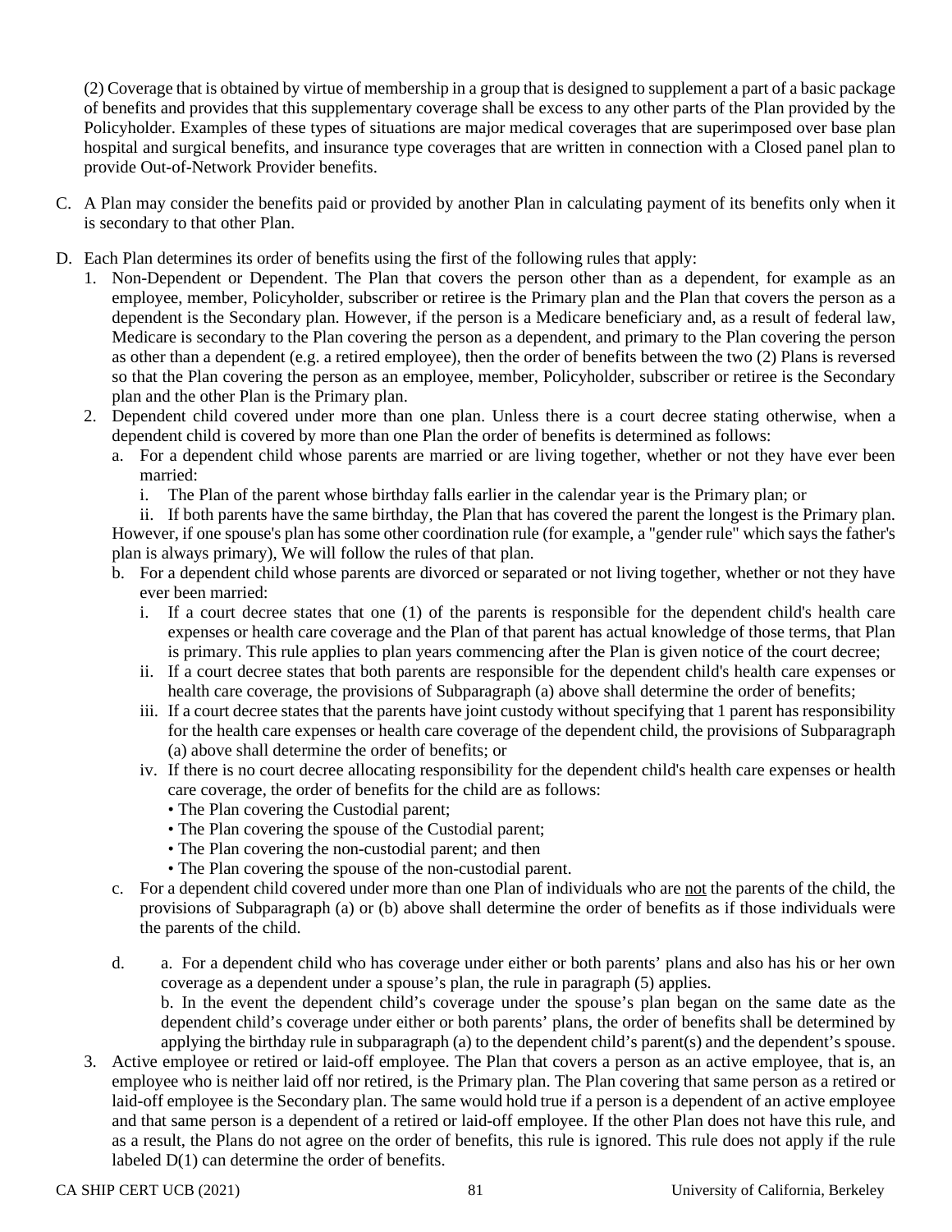(2) Coverage that is obtained by virtue of membership in a group that is designed to supplement a part of a basic package of benefits and provides that this supplementary coverage shall be excess to any other parts of the Plan provided by the Policyholder. Examples of these types of situations are major medical coverages that are superimposed over base plan hospital and surgical benefits, and insurance type coverages that are written in connection with a Closed panel plan to provide Out-of-Network Provider benefits.

C. A Plan may consider the benefits paid or provided by another Plan in calculating payment of its benefits only when it is secondary to that other Plan.

D. Each Plan determines its order of benefits using the first of the following rules that apply:

1. Non-Dependent or Dependent. The Plan that covers the person other than as a dependent, for example as an employee, member, Policyholder, subscriber or retiree is the Primary plan and the Plan that covers the person as a dependent is the Secondary plan. However, if the person is a Medicare beneficiary and, as a result of federal law, Medicare is secondary to the Plan covering the person as a dependent, and primary to the Plan covering the person as other than a dependent (e.g. a retired employee), then the order of benefits between the two (2) Plans is reversed so that the Plan covering the person as an employee, member, Policyholder, subscriber or retiree is the Secondary plan and the other Plan is the Primary plan.
2. Dependent child covered under more than one plan. Unless there is a court decree stating otherwise, when a dependent child is covered by more than one Plan the order of benefits is determined as follows:
   a. For a dependent child whose parents are married or are living together, whether or not they have ever been married:
      i. The Plan of the parent whose birthday falls earlier in the calendar year is the Primary plan; or
      ii. If both parents have the same birthday, the Plan that has covered the parent the longest is the Primary plan.

   However, if one spouse's plan has some other coordination rule (for example, a "gender rule" which says the father's plan is always primary), We will follow the rules of that plan.

   b. For a dependent child whose parents are divorced or separated or not living together, whether or not they have ever been married:
      i. If a court decree states that one (1) of the parents is responsible for the dependent child's health care expenses or health care coverage and the Plan of that parent has actual knowledge of those terms, that Plan is primary. This rule applies to plan years commencing after the Plan is given notice of the court decree;
      ii. If a court decree states that both parents are responsible for the dependent child's health care expenses or health care coverage, the provisions of Subparagraph (a) above shall determine the order of benefits;
      iii. If a court decree states that the parents have joint custody without specifying that 1 parent has responsibility for the health care expenses or health care coverage of the dependent child, the provisions of Subparagraph (a) above shall determine the order of benefits; or
      iv. If there is no court decree allocating responsibility for the dependent child's health care expenses or health care coverage, the order of benefits for the child are as follows:
         - The Plan covering the Custodial parent;
         - The Plan covering the spouse of the Custodial parent;
         - The Plan covering the non-custodial parent; and then
         - The Plan covering the spouse of the non-custodial parent.

   c. For a dependent child covered under more than one Plan of individuals who are not the parents of the child, the provisions of Subparagraph (a) or (b) above shall determine the order of benefits as if those individuals were the parents of the child.

   d. a. For a dependent child who has coverage under either or both parents' plans and also has his or her own coverage as a dependent under a spouse's plan, the rule in paragraph (5) applies.
      b. In the event the dependent child's coverage under the spouse's plan began on the same date as the dependent child's coverage under either or both parents' plans, the order of benefits shall be determined by applying the birthday rule in subparagraph (a) to the dependent child's parent(s) and the dependent's spouse.
3. Active employee or retired or laid-off employee. The Plan that covers a person as an active employee, that is, an employee who is neither laid off nor retired, is the Primary plan. The Plan covering that same person as a retired or laid-off employee is the Secondary plan. The same would hold true if a person is a dependent of an active employee and that same person is a dependent of a retired or laid-off employee. If the other Plan does not have this rule, and as a result, the Plans do not agree on the order of benefits, this rule is ignored. This rule does not apply if the rule labeled D(1) can determine the order of benefits.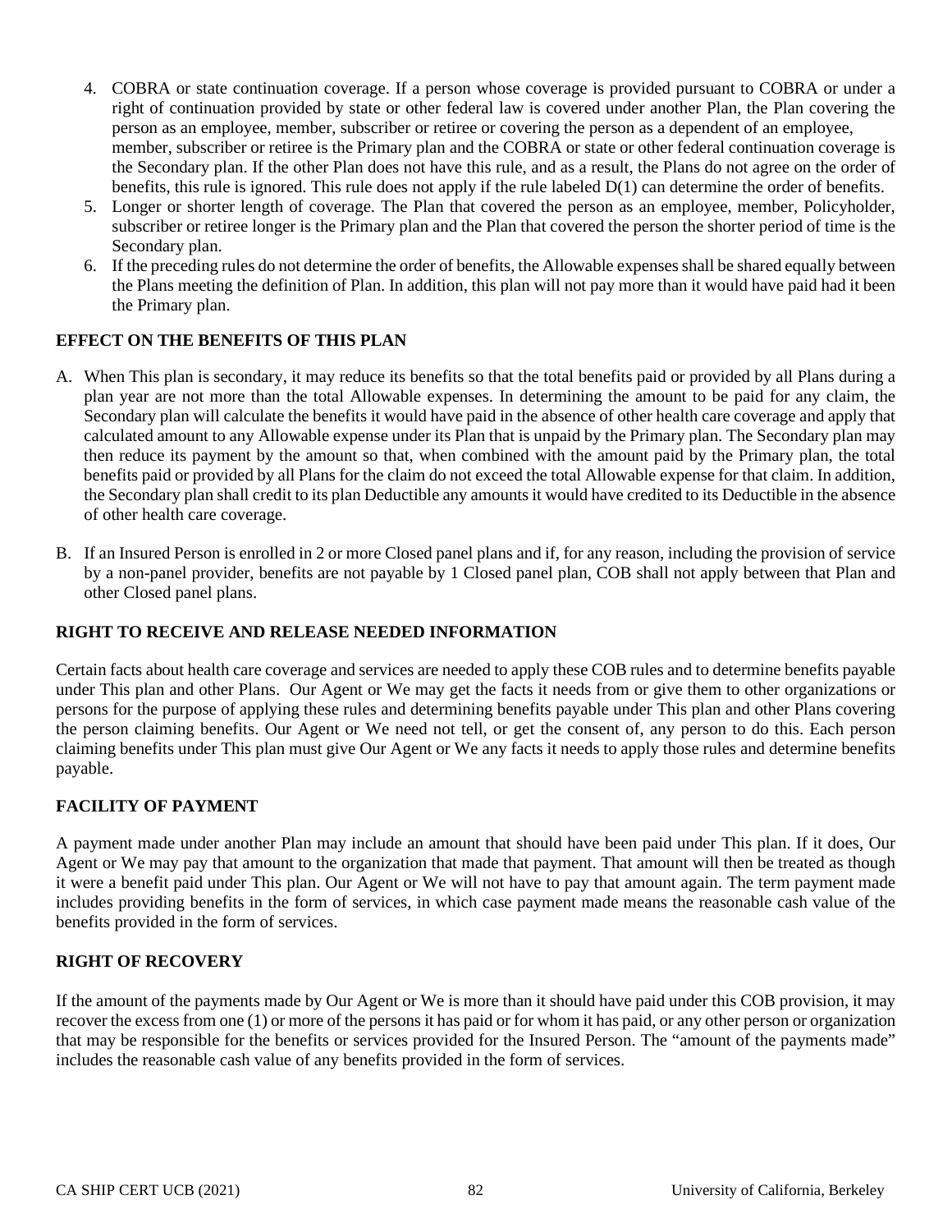4. COBRA or state continuation coverage. If a person whose coverage is provided pursuant to COBRA or under a right of continuation provided by state or other federal law is covered under another Plan, the Plan covering the person as an employee, member, subscriber or retiree or covering the person as a dependent of an employee, member, subscriber or retiree is the Primary plan and the COBRA or state or other federal continuation coverage is the Secondary plan. If the other Plan does not have this rule, and as a result, the Plans do not agree on the order of benefits, this rule is ignored. This rule does not apply if the rule labeled D(1) can determine the order of benefits.
5. Longer or shorter length of coverage. The Plan that covered the person as an employee, member, Policyholder, subscriber or retiree longer is the Primary plan and the Plan that covered the person the shorter period of time is the Secondary plan.
6. If the preceding rules do not determine the order of benefits, the Allowable expenses shall be shared equally between the Plans meeting the definition of Plan. In addition, this plan will not pay more than it would have paid had it been the Primary plan.

**EFFECT ON THE BENEFITS OF THIS PLAN**

A. When This plan is secondary, it may reduce its benefits so that the total benefits paid or provided by all Plans during a plan year are not more than the total Allowable expenses. In determining the amount to be paid for any claim, the Secondary plan will calculate the benefits it would have paid in the absence of other health care coverage and apply that calculated amount to any Allowable expense under its Plan that is unpaid by the Primary plan. The Secondary plan may then reduce its payment by the amount so that, when combined with the amount paid by the Primary plan, the total benefits paid or provided by all Plans for the claim do not exceed the total Allowable expense for that claim. In addition, the Secondary plan shall credit to its plan Deductible any amounts it would have credited to its Deductible in the absence of other health care coverage.

B. If an Insured Person is enrolled in 2 or more Closed panel plans and if, for any reason, including the provision of service by a non-panel provider, benefits are not payable by 1 Closed panel plan, COB shall not apply between that Plan and other Closed panel plans.

**RIGHT TO RECEIVE AND RELEASE NEEDED INFORMATION**

Certain facts about health care coverage and services are needed to apply these COB rules and to determine benefits payable under This plan and other Plans. Our Agent or We may get the facts it needs from or give them to other organizations or persons for the purpose of applying these rules and determining benefits payable under This plan and other Plans covering the person claiming benefits. Our Agent or We need not tell, or get the consent of, any person to do this. Each person claiming benefits under This plan must give Our Agent or We any facts it needs to apply those rules and determine benefits payable.

**FACILITY OF PAYMENT**

A payment made under another Plan may include an amount that should have been paid under This plan. If it does, Our Agent or We may pay that amount to the organization that made that payment. That amount will then be treated as though it were a benefit paid under This plan. Our Agent or We will not have to pay that amount again. The term payment made includes providing benefits in the form of services, in which case payment made means the reasonable cash value of the benefits provided in the form of services.

**RIGHT OF RECOVERY**

If the amount of the payments made by Our Agent or We is more than it should have paid under this COB provision, it may recover the excess from one (1) or more of the persons it has paid or for whom it has paid, or any other person or organization that may be responsible for the benefits or services provided for the Insured Person. The "amount of the payments made" includes the reasonable cash value of any benefits provided in the form of services.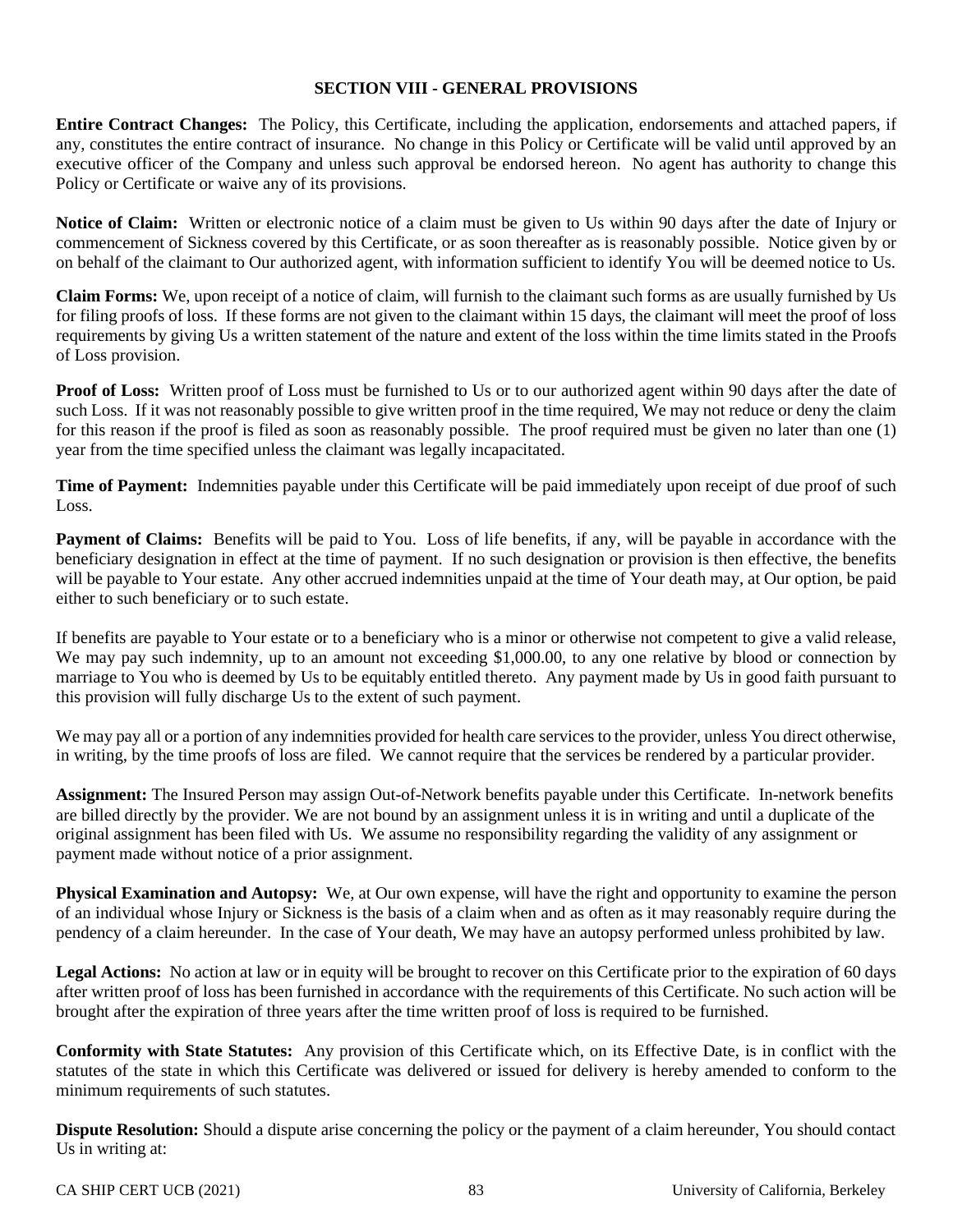## SECTION VIII - GENERAL PROVISIONS

**Entire Contract Changes:** The Policy, this Certificate, including the application, endorsements and attached papers, if any, constitutes the entire contract of insurance. No change in this Policy or Certificate will be valid until approved by an executive officer of the Company and unless such approval be endorsed hereon. No agent has authority to change this Policy or Certificate or waive any of its provisions.

**Notice of Claim:** Written or electronic notice of a claim must be given to Us within 90 days after the date of Injury or commencement of Sickness covered by this Certificate, or as soon thereafter as is reasonably possible. Notice given by or on behalf of the claimant to Our authorized agent, with information sufficient to identify You will be deemed notice to Us.

**Claim Forms:** We, upon receipt of a notice of claim, will furnish to the claimant such forms as are usually furnished by Us for filing proofs of loss. If these forms are not given to the claimant within 15 days, the claimant will meet the proof of loss requirements by giving Us a written statement of the nature and extent of the loss within the time limits stated in the Proofs of Loss provision.

**Proof of Loss:** Written proof of Loss must be furnished to Us or to our authorized agent within 90 days after the date of such Loss. If it was not reasonably possible to give written proof in the time required, We may not reduce or deny the claim for this reason if the proof is filed as soon as reasonably possible. The proof required must be given no later than one (1) year from the time specified unless the claimant was legally incapacitated.

**Time of Payment:** Indemnities payable under this Certificate will be paid immediately upon receipt of due proof of such Loss.

**Payment of Claims:** Benefits will be paid to You. Loss of life benefits, if any, will be payable in accordance with the beneficiary designation in effect at the time of payment. If no such designation or provision is then effective, the benefits will be payable to Your estate. Any other accrued indemnities unpaid at the time of Your death may, at Our option, be paid either to such beneficiary or to such estate.

If benefits are payable to Your estate or to a beneficiary who is a minor or otherwise not competent to give a valid release, We may pay such indemnity, up to an amount not exceeding $1,000.00, to any one relative by blood or connection by marriage to You who is deemed by Us to be equitably entitled thereto. Any payment made by Us in good faith pursuant to this provision will fully discharge Us to the extent of such payment.

We may pay all or a portion of any indemnities provided for health care services to the provider, unless You direct otherwise, in writing, by the time proofs of loss are filed. We cannot require that the services be rendered by a particular provider.

**Assignment:** The Insured Person may assign Out-of-Network benefits payable under this Certificate. In-network benefits are billed directly by the provider. We are not bound by an assignment unless it is in writing and until a duplicate of the original assignment has been filed with Us. We assume no responsibility regarding the validity of any assignment or payment made without notice of a prior assignment.

**Physical Examination and Autopsy:** We, at Our own expense, will have the right and opportunity to examine the person of an individual whose Injury or Sickness is the basis of a claim when and as often as it may reasonably require during the pendency of a claim hereunder. In the case of Your death, We may have an autopsy performed unless prohibited by law.

**Legal Actions:** No action at law or in equity will be brought to recover on this Certificate prior to the expiration of 60 days after written proof of loss has been furnished in accordance with the requirements of this Certificate. No such action will be brought after the expiration of three years after the time written proof of loss is required to be furnished.

**Conformity with State Statutes:** Any provision of this Certificate which, on its Effective Date, is in conflict with the statutes of the state in which this Certificate was delivered or issued for delivery is hereby amended to conform to the minimum requirements of such statutes.

**Dispute Resolution:** Should a dispute arise concerning the policy or the payment of a claim hereunder, You should contact Us in writing at: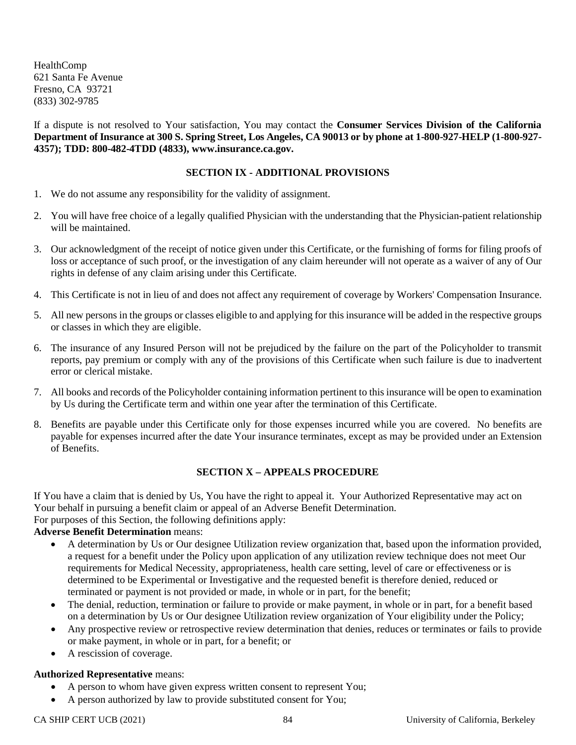HealthComp
621 Santa Fe Avenue
Fresno, CA 93721
(833) 302-9785

If a dispute is not resolved to Your satisfaction, You may contact the **Consumer Services Division of the California Department of Insurance at 300 S. Spring Street, Los Angeles, CA 90013 or by phone at 1-800-927-HELP (1-800-927-4357); TDD: 800-482-4TDD (4833), www.insurance.ca.gov.**

## SECTION IX - ADDITIONAL PROVISIONS

1. We do not assume any responsibility for the validity of assignment.
2. You will have free choice of a legally qualified Physician with the understanding that the Physician-patient relationship will be maintained.
3. Our acknowledgment of the receipt of notice given under this Certificate, or the furnishing of forms for filing proofs of loss or acceptance of such proof, or the investigation of any claim hereunder will not operate as a waiver of any of Our rights in defense of any claim arising under this Certificate.
4. This Certificate is not in lieu of and does not affect any requirement of coverage by Workers' Compensation Insurance.
5. All new persons in the groups or classes eligible to and applying for this insurance will be added in the respective groups or classes in which they are eligible.
6. The insurance of any Insured Person will not be prejudiced by the failure on the part of the Policyholder to transmit reports, pay premium or comply with any of the provisions of this Certificate when such failure is due to inadvertent error or clerical mistake.
7. All books and records of the Policyholder containing information pertinent to this insurance will be open to examination by Us during the Certificate term and within one year after the termination of this Certificate.
8. Benefits are payable under this Certificate only for those expenses incurred while you are covered. No benefits are payable for expenses incurred after the date Your insurance terminates, except as may be provided under an Extension of Benefits.

## SECTION X – APPEALS PROCEDURE

If You have a claim that is denied by Us, You have the right to appeal it. Your Authorized Representative may act on Your behalf in pursuing a benefit claim or appeal of an Adverse Benefit Determination.
For purposes of this Section, the following definitions apply:

**Adverse Benefit Determination** means:

- A determination by Us or Our designee Utilization review organization that, based upon the information provided, a request for a benefit under the Policy upon application of any utilization review technique does not meet Our requirements for Medical Necessity, appropriateness, health care setting, level of care or effectiveness or is determined to be Experimental or Investigative and the requested benefit is therefore denied, reduced or terminated or payment is not provided or made, in whole or in part, for the benefit;
- The denial, reduction, termination or failure to provide or make payment, in whole or in part, for a benefit based on a determination by Us or Our designee Utilization review organization of Your eligibility under the Policy;
- Any prospective review or retrospective review determination that denies, reduces or terminates or fails to provide or make payment, in whole or in part, for a benefit; or
- A rescission of coverage.

**Authorized Representative** means:

- A person to whom have given express written consent to represent You;
- A person authorized by law to provide substituted consent for You;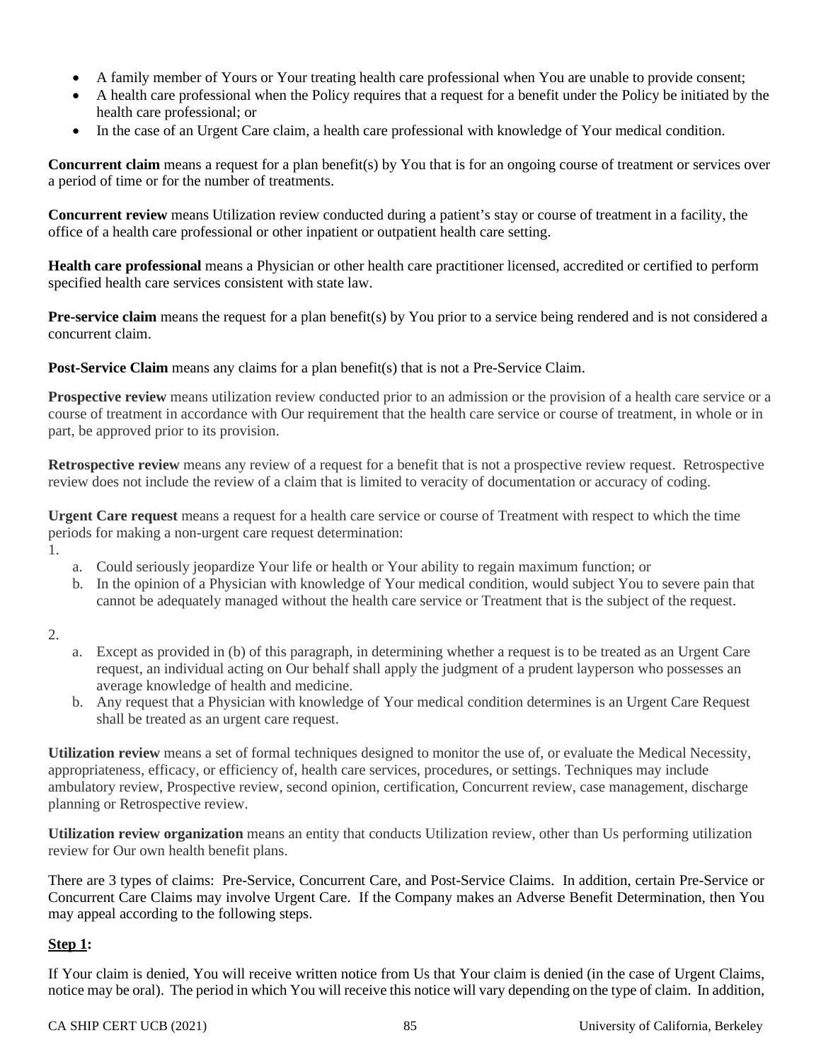- A family member of Yours or Your treating health care professional when You are unable to provide consent;
- A health care professional when the Policy requires that a request for a benefit under the Policy be initiated by the health care professional; or
- In the case of an Urgent Care claim, a health care professional with knowledge of Your medical condition.

**Concurrent claim** means a request for a plan benefit(s) by You that is for an ongoing course of treatment or services over a period of time or for the number of treatments.

**Concurrent review** means Utilization review conducted during a patient's stay or course of treatment in a facility, the office of a health care professional or other inpatient or outpatient health care setting.

**Health care professional** means a Physician or other health care practitioner licensed, accredited or certified to perform specified health care services consistent with state law.

**Pre-service claim** means the request for a plan benefit(s) by You prior to a service being rendered and is not considered a concurrent claim.

**Post-Service Claim** means any claims for a plan benefit(s) that is not a Pre-Service Claim.

**Prospective review** means utilization review conducted prior to an admission or the provision of a health care service or a course of treatment in accordance with Our requirement that the health care service or course of treatment, in whole or in part, be approved prior to its provision.

**Retrospective review** means any review of a request for a benefit that is not a prospective review request. Retrospective review does not include the review of a claim that is limited to veracity of documentation or accuracy of coding.

**Urgent Care request** means a request for a health care service or course of Treatment with respect to which the time periods for making a non-urgent care request determination:

1.
    a. Could seriously jeopardize Your life or health or Your ability to regain maximum function; or
    b. In the opinion of a Physician with knowledge of Your medical condition, would subject You to severe pain that cannot be adequately managed without the health care service or Treatment that is the subject of the request.

2.
    a. Except as provided in (b) of this paragraph, in determining whether a request is to be treated as an Urgent Care request, an individual acting on Our behalf shall apply the judgment of a prudent layperson who possesses an average knowledge of health and medicine.
    b. Any request that a Physician with knowledge of Your medical condition determines is an Urgent Care Request shall be treated as an urgent care request.

**Utilization review** means a set of formal techniques designed to monitor the use of, or evaluate the Medical Necessity, appropriateness, efficacy, or efficiency of, health care services, procedures, or settings. Techniques may include ambulatory review, Prospective review, second opinion, certification, Concurrent review, case management, discharge planning or Retrospective review.

**Utilization review organization** means an entity that conducts Utilization review, other than Us performing utilization review for Our own health benefit plans.

There are 3 types of claims: Pre-Service, Concurrent Care, and Post-Service Claims. In addition, certain Pre-Service or Concurrent Care Claims may involve Urgent Care. If the Company makes an Adverse Benefit Determination, then You may appeal according to the following steps.

**Step 1:**

If Your claim is denied, You will receive written notice from Us that Your claim is denied (in the case of Urgent Claims, notice may be oral). The period in which You will receive this notice will vary depending on the type of claim. In addition,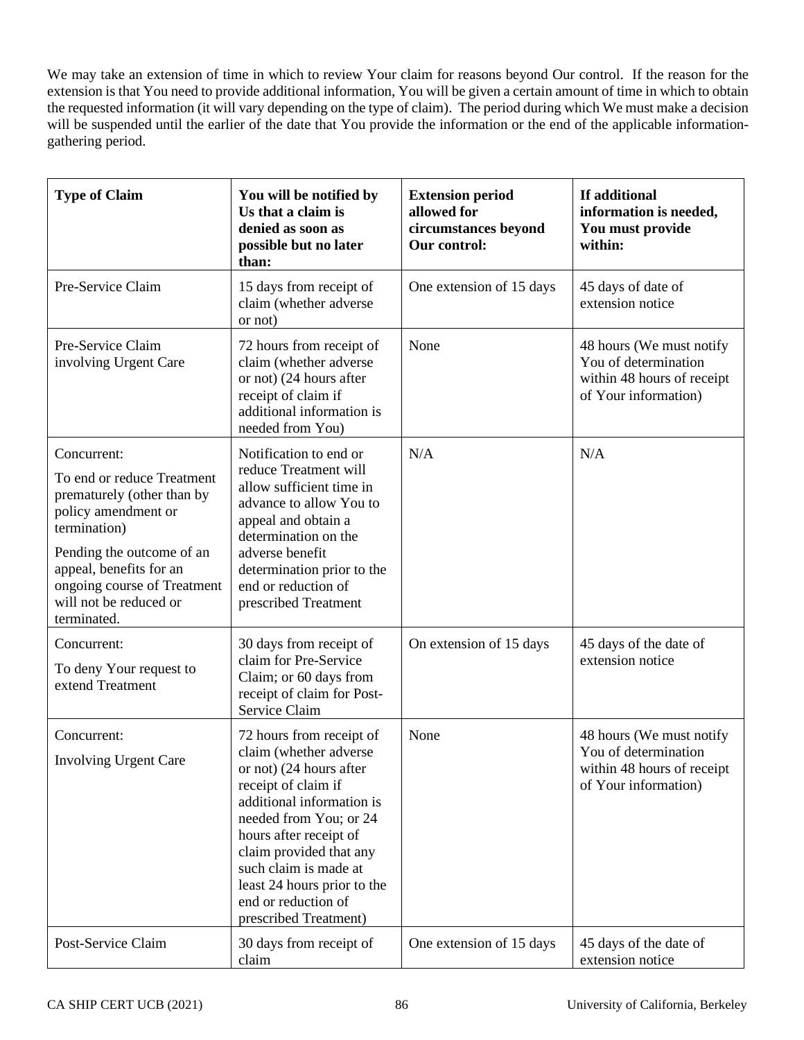We may take an extension of time in which to review Your claim for reasons beyond Our control. If the reason for the extension is that You need to provide additional information, You will be given a certain amount of time in which to obtain the requested information (it will vary depending on the type of claim). The period during which We must make a decision will be suspended until the earlier of the date that You provide the information or the end of the applicable information-gathering period.

| **Type of Claim** | **You will be notified by Us that a claim is denied as soon as possible but no later than:** | **Extension period allowed for circumstances beyond Our control:** | **If additional information is needed, You must provide within:** |
|---|---|---|---|
| Pre-Service Claim | 15 days from receipt of claim (whether adverse or not) | One extension of 15 days | 45 days of date of extension notice |
| Pre-Service Claim involving Urgent Care | 72 hours from receipt of claim (whether adverse or not) (24 hours after receipt of claim if additional information is needed from You) | None | 48 hours (We must notify You of determination within 48 hours of receipt of Your information) |
| Concurrent: To end or reduce Treatment prematurely (other than by policy amendment or termination) Pending the outcome of an appeal, benefits for an ongoing course of Treatment will not be reduced or terminated. | Notification to end or reduce Treatment will allow sufficient time in advance to allow You to appeal and obtain a determination on the adverse benefit determination prior to the end or reduction of prescribed Treatment | N/A | N/A |
| Concurrent: To deny Your request to extend Treatment | 30 days from receipt of claim for Pre-Service Claim; or 60 days from receipt of claim for Post-Service Claim | On extension of 15 days | 45 days of the date of extension notice |
| Concurrent: Involving Urgent Care | 72 hours from receipt of claim (whether adverse or not) (24 hours after receipt of claim if additional information is needed from You; or 24 hours after receipt of claim provided that any such claim is made at least 24 hours prior to the end or reduction of prescribed Treatment) | None | 48 hours (We must notify You of determination within 48 hours of receipt of Your information) |
| Post-Service Claim | 30 days from receipt of claim | One extension of 15 days | 45 days of the date of extension notice |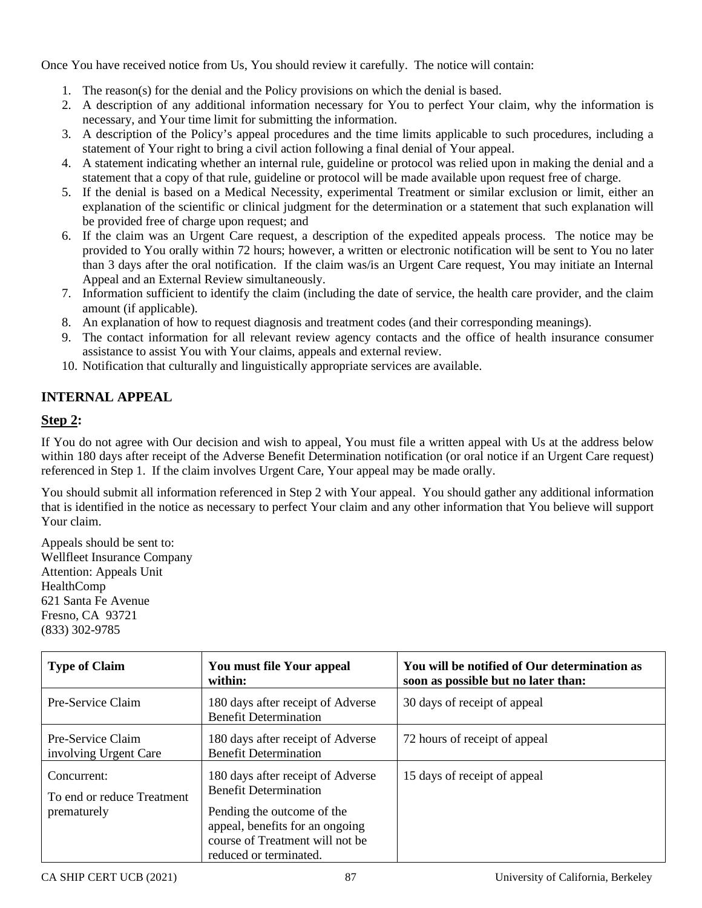Once You have received notice from Us, You should review it carefully. The notice will contain:

1. The reason(s) for the denial and the Policy provisions on which the denial is based.
2. A description of any additional information necessary for You to perfect Your claim, why the information is necessary, and Your time limit for submitting the information.
3. A description of the Policy's appeal procedures and the time limits applicable to such procedures, including a statement of Your right to bring a civil action following a final denial of Your appeal.
4. A statement indicating whether an internal rule, guideline or protocol was relied upon in making the denial and a statement that a copy of that rule, guideline or protocol will be made available upon request free of charge.
5. If the denial is based on a Medical Necessity, experimental Treatment or similar exclusion or limit, either an explanation of the scientific or clinical judgment for the determination or a statement that such explanation will be provided free of charge upon request; and
6. If the claim was an Urgent Care request, a description of the expedited appeals process. The notice may be provided to You orally within 72 hours; however, a written or electronic notification will be sent to You no later than 3 days after the oral notification. If the claim was/is an Urgent Care request, You may initiate an Internal Appeal and an External Review simultaneously.
7. Information sufficient to identify the claim (including the date of service, the health care provider, and the claim amount (if applicable).
8. An explanation of how to request diagnosis and treatment codes (and their corresponding meanings).
9. The contact information for all relevant review agency contacts and the office of health insurance consumer assistance to assist You with Your claims, appeals and external review.
10. Notification that culturally and linguistically appropriate services are available.

## INTERNAL APPEAL

### Step 2:

If You do not agree with Our decision and wish to appeal, You must file a written appeal with Us at the address below within 180 days after receipt of the Adverse Benefit Determination notification (or oral notice if an Urgent Care request) referenced in Step 1. If the claim involves Urgent Care, Your appeal may be made orally.

You should submit all information referenced in Step 2 with Your appeal. You should gather any additional information that is identified in the notice as necessary to perfect Your claim and any other information that You believe will support Your claim.

Appeals should be sent to:
Wellfleet Insurance Company
Attention: Appeals Unit
HealthComp
621 Santa Fe Avenue
Fresno, CA 93721
(833) 302-9785

| Type of Claim | You must file Your appeal within: | You will be notified of Our determination as soon as possible but no later than: |
|---|---|---|
| Pre-Service Claim | 180 days after receipt of Adverse Benefit Determination | 30 days of receipt of appeal |
| Pre-Service Claim involving Urgent Care | 180 days after receipt of Adverse Benefit Determination | 72 hours of receipt of appeal |
| Concurrent: To end or reduce Treatment prematurely | 180 days after receipt of Adverse Benefit Determination<br>Pending the outcome of the appeal, benefits for an ongoing course of Treatment will not be reduced or terminated. | 15 days of receipt of appeal |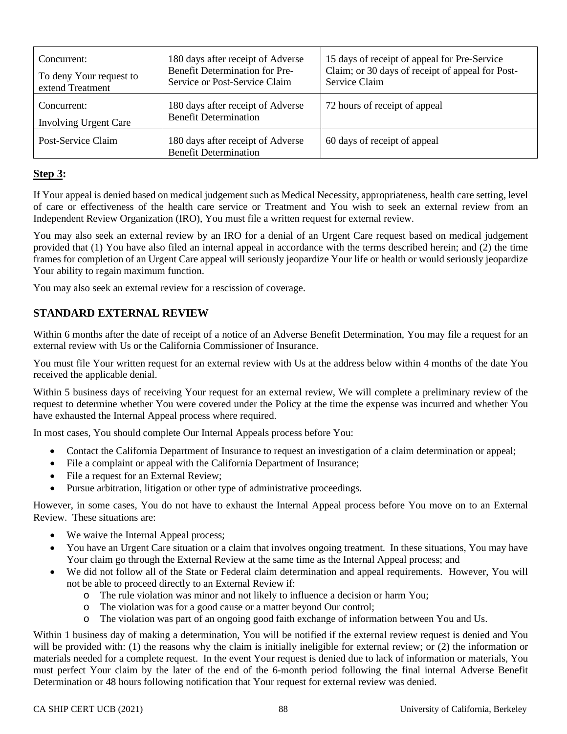| Concurrent:<br>To deny Your request to extend Treatment | 180 days after receipt of Adverse Benefit Determination for Pre-Service or Post-Service Claim | 15 days of receipt of appeal for Pre-Service Claim; or 30 days of receipt of appeal for Post-Service Claim |
|---|---|---|
| Concurrent:<br>Involving Urgent Care | 180 days after receipt of Adverse Benefit Determination | 72 hours of receipt of appeal |
| Post-Service Claim | 180 days after receipt of Adverse Benefit Determination | 60 days of receipt of appeal |

**Step 3:**

If Your appeal is denied based on medical judgement such as Medical Necessity, appropriateness, health care setting, level of care or effectiveness of the health care service or Treatment and You wish to seek an external review from an Independent Review Organization (IRO), You must file a written request for external review.

You may also seek an external review by an IRO for a denial of an Urgent Care request based on medical judgement provided that (1) You have also filed an internal appeal in accordance with the terms described herein; and (2) the time frames for completion of an Urgent Care appeal will seriously jeopardize Your life or health or would seriously jeopardize Your ability to regain maximum function.

You may also seek an external review for a rescission of coverage.

## STANDARD EXTERNAL REVIEW

Within 6 months after the date of receipt of a notice of an Adverse Benefit Determination, You may file a request for an external review with Us or the California Commissioner of Insurance.

You must file Your written request for an external review with Us at the address below within 4 months of the date You received the applicable denial.

Within 5 business days of receiving Your request for an external review, We will complete a preliminary review of the request to determine whether You were covered under the Policy at the time the expense was incurred and whether You have exhausted the Internal Appeal process where required.

In most cases, You should complete Our Internal Appeals process before You:

- Contact the California Department of Insurance to request an investigation of a claim determination or appeal;
- File a complaint or appeal with the California Department of Insurance;
- File a request for an External Review;
- Pursue arbitration, litigation or other type of administrative proceedings.

However, in some cases, You do not have to exhaust the Internal Appeal process before You move on to an External Review. These situations are:

- We waive the Internal Appeal process;
- You have an Urgent Care situation or a claim that involves ongoing treatment. In these situations, You may have Your claim go through the External Review at the same time as the Internal Appeal process; and
- We did not follow all of the State or Federal claim determination and appeal requirements. However, You will not be able to proceed directly to an External Review if:
  - The rule violation was minor and not likely to influence a decision or harm You;
  - The violation was for a good cause or a matter beyond Our control;
  - The violation was part of an ongoing good faith exchange of information between You and Us.

Within 1 business day of making a determination, You will be notified if the external review request is denied and You will be provided with: (1) the reasons why the claim is initially ineligible for external review; or (2) the information or materials needed for a complete request. In the event Your request is denied due to lack of information or materials, You must perfect Your claim by the later of the end of the 6-month period following the final internal Adverse Benefit Determination or 48 hours following notification that Your request for external review was denied.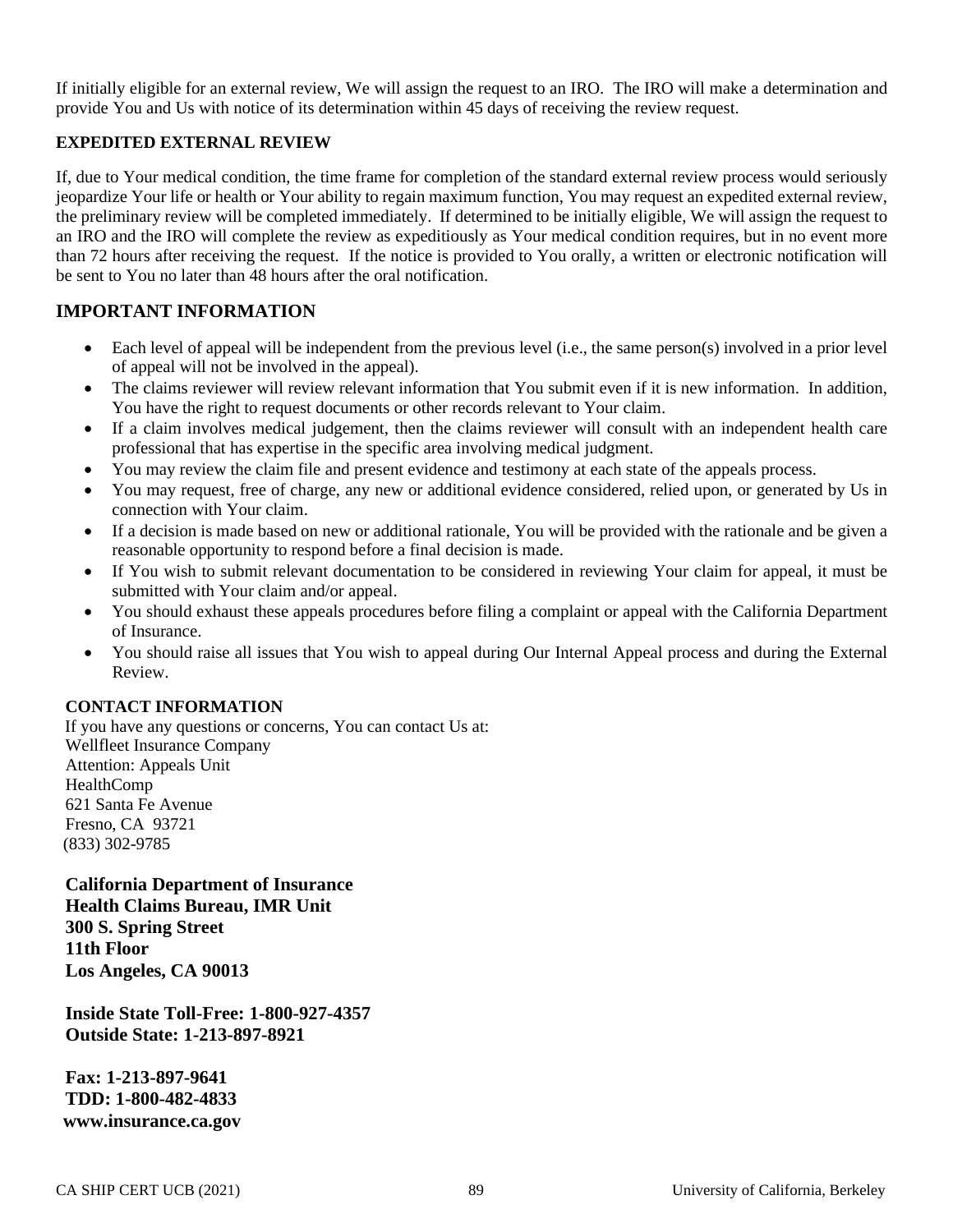If initially eligible for an external review, We will assign the request to an IRO. The IRO will make a determination and provide You and Us with notice of its determination within 45 days of receiving the review request.

### EXPEDITED EXTERNAL REVIEW

If, due to Your medical condition, the time frame for completion of the standard external review process would seriously jeopardize Your life or health or Your ability to regain maximum function, You may request an expedited external review, the preliminary review will be completed immediately. If determined to be initially eligible, We will assign the request to an IRO and the IRO will complete the review as expeditiously as Your medical condition requires, but in no event more than 72 hours after receiving the request. If the notice is provided to You orally, a written or electronic notification will be sent to You no later than 48 hours after the oral notification.

## IMPORTANT INFORMATION

- Each level of appeal will be independent from the previous level (i.e., the same person(s) involved in a prior level of appeal will not be involved in the appeal).
- The claims reviewer will review relevant information that You submit even if it is new information. In addition, You have the right to request documents or other records relevant to Your claim.
- If a claim involves medical judgement, then the claims reviewer will consult with an independent health care professional that has expertise in the specific area involving medical judgment.
- You may review the claim file and present evidence and testimony at each state of the appeals process.
- You may request, free of charge, any new or additional evidence considered, relied upon, or generated by Us in connection with Your claim.
- If a decision is made based on new or additional rationale, You will be provided with the rationale and be given a reasonable opportunity to respond before a final decision is made.
- If You wish to submit relevant documentation to be considered in reviewing Your claim for appeal, it must be submitted with Your claim and/or appeal.
- You should exhaust these appeals procedures before filing a complaint or appeal with the California Department of Insurance.
- You should raise all issues that You wish to appeal during Our Internal Appeal process and during the External Review.

### CONTACT INFORMATION

If you have any questions or concerns, You can contact Us at:
Wellfleet Insurance Company
Attention: Appeals Unit
HealthComp
621 Santa Fe Avenue
Fresno, CA 93721
(833) 302-9785

**California Department of Insurance**
**Health Claims Bureau, IMR Unit**
**300 S. Spring Street**
**11th Floor**
**Los Angeles, CA 90013**

**Inside State Toll-Free: 1-800-927-4357**
**Outside State: 1-213-897-8921**

**Fax: 1-213-897-9641**
**TDD: 1-800-482-4833**
**www.insurance.ca.gov**